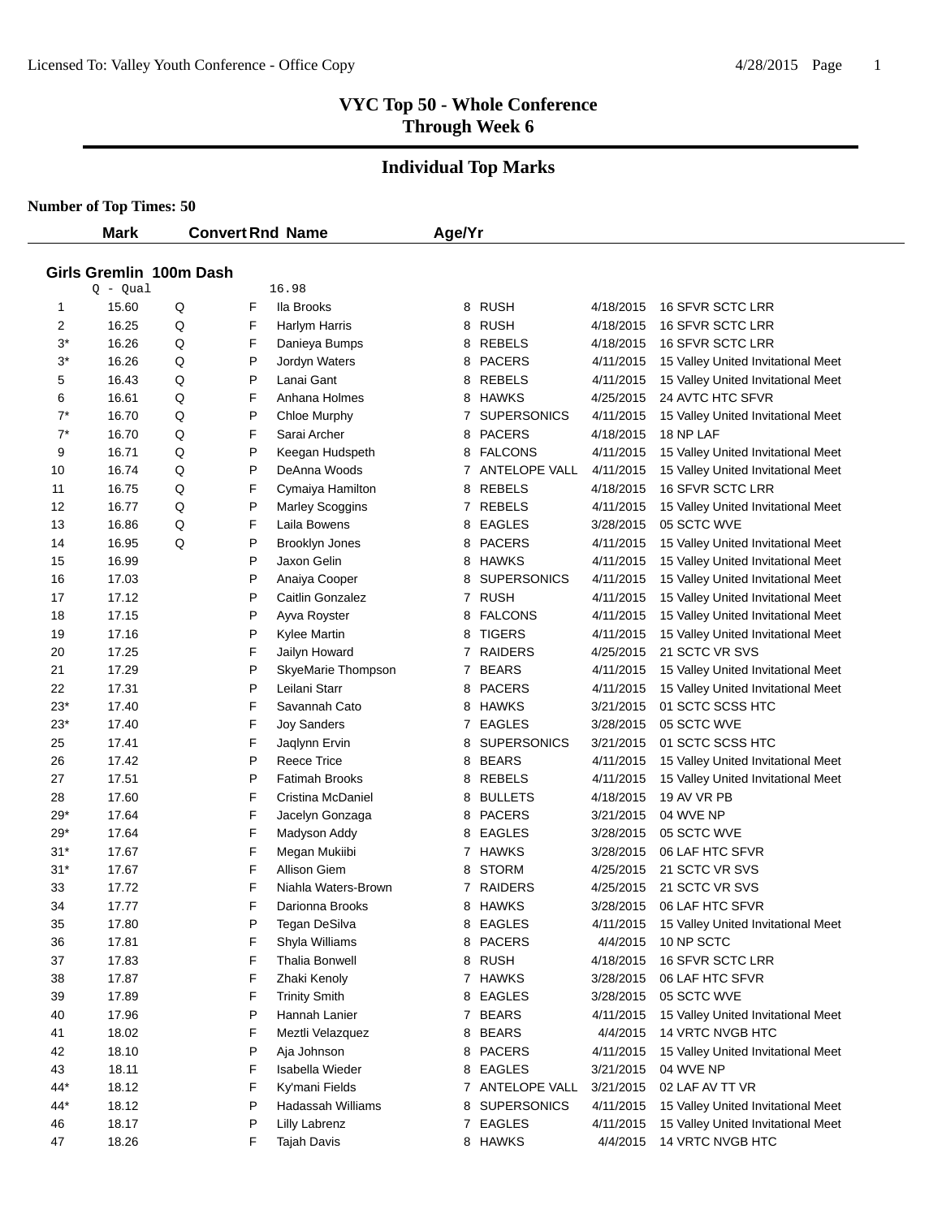# VYC Top 50 - Whole Conference
## Through Week 6

## Individual Top Marks

**Number of Top Times: 50**

### Girls Gremlin 100m Dash

Q - Qual 16.98

| | Mark | Convert | Rnd | Name | Age/Yr | Team | Date | Meet |
|---|---|---|---|---|---|---|---|---|
| 1 | 15.60 | Q | F | Ila Brooks | 8 | RUSH | 4/18/2015 | 16 SFVR SCTC LRR |
| 2 | 16.25 | Q | F | Harlym Harris | 8 | RUSH | 4/18/2015 | 16 SFVR SCTC LRR |
| 3* | 16.26 | Q | F | Danieya Bumps | 8 | REBELS | 4/18/2015 | 16 SFVR SCTC LRR |
| 3* | 16.26 | Q | P | Jordyn Waters | 8 | PACERS | 4/11/2015 | 15 Valley United Invitational Meet |
| 5 | 16.43 | Q | P | Lanai Gant | 8 | REBELS | 4/11/2015 | 15 Valley United Invitational Meet |
| 6 | 16.61 | Q | F | Anhana Holmes | 8 | HAWKS | 4/25/2015 | 24 AVTC HTC SFVR |
| 7* | 16.70 | Q | P | Chloe Murphy | 7 | SUPERSONICS | 4/11/2015 | 15 Valley United Invitational Meet |
| 7* | 16.70 | Q | F | Sarai Archer | 8 | PACERS | 4/18/2015 | 18 NP LAF |
| 9 | 16.71 | Q | P | Keegan Hudspeth | 8 | FALCONS | 4/11/2015 | 15 Valley United Invitational Meet |
| 10 | 16.74 | Q | P | DeAnna Woods | 7 | ANTELOPE VALL | 4/11/2015 | 15 Valley United Invitational Meet |
| 11 | 16.75 | Q | F | Cymaiya Hamilton | 8 | REBELS | 4/18/2015 | 16 SFVR SCTC LRR |
| 12 | 16.77 | Q | P | Marley Scoggins | 7 | REBELS | 4/11/2015 | 15 Valley United Invitational Meet |
| 13 | 16.86 | Q | F | Laila Bowens | 8 | EAGLES | 3/28/2015 | 05 SCTC WVE |
| 14 | 16.95 | Q | P | Brooklyn Jones | 8 | PACERS | 4/11/2015 | 15 Valley United Invitational Meet |
| 15 | 16.99 | | P | Jaxon Gelin | 8 | HAWKS | 4/11/2015 | 15 Valley United Invitational Meet |
| 16 | 17.03 | | P | Anaiya Cooper | 8 | SUPERSONICS | 4/11/2015 | 15 Valley United Invitational Meet |
| 17 | 17.12 | | P | Caitlin Gonzalez | 7 | RUSH | 4/11/2015 | 15 Valley United Invitational Meet |
| 18 | 17.15 | | P | Ayva Royster | 8 | FALCONS | 4/11/2015 | 15 Valley United Invitational Meet |
| 19 | 17.16 | | P | Kylee Martin | 8 | TIGERS | 4/11/2015 | 15 Valley United Invitational Meet |
| 20 | 17.25 | | F | Jailyn Howard | 7 | RAIDERS | 4/25/2015 | 21 SCTC VR SVS |
| 21 | 17.29 | | P | SkyeMarie Thompson | 7 | BEARS | 4/11/2015 | 15 Valley United Invitational Meet |
| 22 | 17.31 | | P | Leilani Starr | 8 | PACERS | 4/11/2015 | 15 Valley United Invitational Meet |
| 23* | 17.40 | | F | Savannah Cato | 8 | HAWKS | 3/21/2015 | 01 SCTC SCSS HTC |
| 23* | 17.40 | | F | Joy Sanders | 7 | EAGLES | 3/28/2015 | 05 SCTC WVE |
| 25 | 17.41 | | F | Jaqlynn Ervin | 8 | SUPERSONICS | 3/21/2015 | 01 SCTC SCSS HTC |
| 26 | 17.42 | | P | Reece Trice | 8 | BEARS | 4/11/2015 | 15 Valley United Invitational Meet |
| 27 | 17.51 | | P | Fatimah Brooks | 8 | REBELS | 4/11/2015 | 15 Valley United Invitational Meet |
| 28 | 17.60 | | F | Cristina McDaniel | 8 | BULLETS | 4/18/2015 | 19 AV VR PB |
| 29* | 17.64 | | F | Jacelyn Gonzaga | 8 | PACERS | 3/21/2015 | 04 WVE NP |
| 29* | 17.64 | | F | Madyson Addy | 8 | EAGLES | 3/28/2015 | 05 SCTC WVE |
| 31* | 17.67 | | F | Megan Mukiibi | 7 | HAWKS | 3/28/2015 | 06 LAF HTC SFVR |
| 31* | 17.67 | | F | Allison Giem | 8 | STORM | 4/25/2015 | 21 SCTC VR SVS |
| 33 | 17.72 | | F | Niahla Waters-Brown | 7 | RAIDERS | 4/25/2015 | 21 SCTC VR SVS |
| 34 | 17.77 | | F | Darionna Brooks | 8 | HAWKS | 3/28/2015 | 06 LAF HTC SFVR |
| 35 | 17.80 | | P | Tegan DeSilva | 8 | EAGLES | 4/11/2015 | 15 Valley United Invitational Meet |
| 36 | 17.81 | | F | Shyla Williams | 8 | PACERS | 4/4/2015 | 10 NP SCTC |
| 37 | 17.83 | | F | Thalia Bonwell | 8 | RUSH | 4/18/2015 | 16 SFVR SCTC LRR |
| 38 | 17.87 | | F | Zhaki Kenoly | 7 | HAWKS | 3/28/2015 | 06 LAF HTC SFVR |
| 39 | 17.89 | | F | Trinity Smith | 8 | EAGLES | 3/28/2015 | 05 SCTC WVE |
| 40 | 17.96 | | P | Hannah Lanier | 7 | BEARS | 4/11/2015 | 15 Valley United Invitational Meet |
| 41 | 18.02 | | F | Meztli Velazquez | 8 | BEARS | 4/4/2015 | 14 VRTC NVGB HTC |
| 42 | 18.10 | | P | Aja Johnson | 8 | PACERS | 4/11/2015 | 15 Valley United Invitational Meet |
| 43 | 18.11 | | F | Isabella Wieder | 8 | EAGLES | 3/21/2015 | 04 WVE NP |
| 44* | 18.12 | | F | Ky'mani Fields | 7 | ANTELOPE VALL | 3/21/2015 | 02 LAF AV TT VR |
| 44* | 18.12 | | P | Hadassah Williams | 8 | SUPERSONICS | 4/11/2015 | 15 Valley United Invitational Meet |
| 46 | 18.17 | | P | Lilly Labrenz | 7 | EAGLES | 4/11/2015 | 15 Valley United Invitational Meet |
| 47 | 18.26 | | F | Tajah Davis | 8 | HAWKS | 4/4/2015 | 14 VRTC NVGB HTC |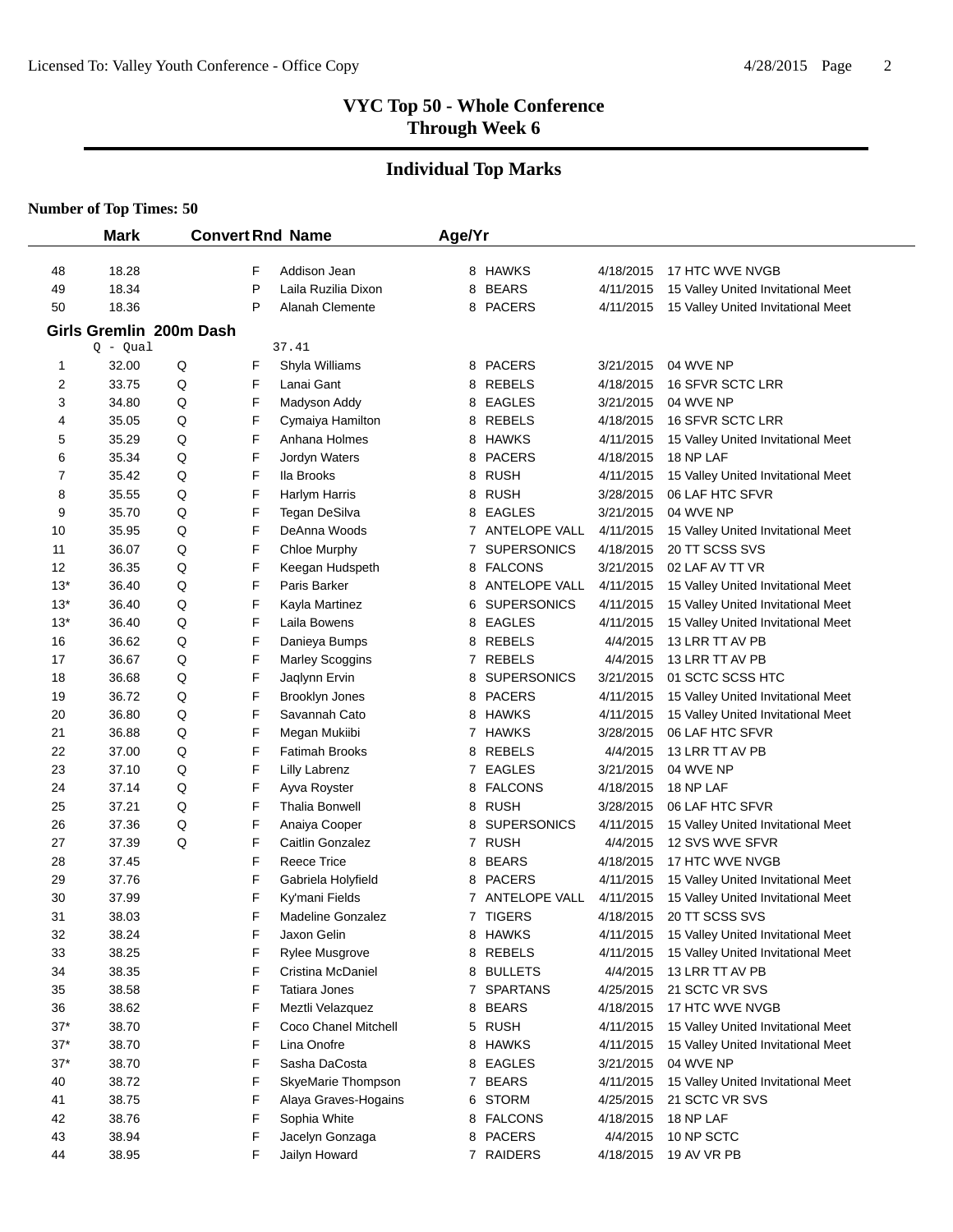## VYC Top 50 - Whole Conference
### Through Week 6

## Individual Top Marks

**Number of Top Times: 50**

| | Mark | Convert | Rnd | Name | Age/Yr | Team | Date | Meet |
|---|---|---|---|---|---|---|---|---|
| 48 | 18.28 | | F | Addison Jean | 8 | HAWKS | 4/18/2015 | 17 HTC WVE NVGB |
| 49 | 18.34 | | P | Laila Ruzilia Dixon | 8 | BEARS | 4/11/2015 | 15 Valley United Invitational Meet |
| 50 | 18.36 | | P | Alanah Clemente | 8 | PACERS | 4/11/2015 | 15 Valley United Invitational Meet |

**Girls Gremlin 200m Dash**

Q - Qual 37.41

| | Mark | Convert | Rnd | Name | Age/Yr | Team | Date | Meet |
|---|---|---|---|---|---|---|---|---|
| 1 | 32.00 | Q | F | Shyla Williams | 8 | PACERS | 3/21/2015 | 04 WVE NP |
| 2 | 33.75 | Q | F | Lanai Gant | 8 | REBELS | 4/18/2015 | 16 SFVR SCTC LRR |
| 3 | 34.80 | Q | F | Madyson Addy | 8 | EAGLES | 3/21/2015 | 04 WVE NP |
| 4 | 35.05 | Q | F | Cymaiya Hamilton | 8 | REBELS | 4/18/2015 | 16 SFVR SCTC LRR |
| 5 | 35.29 | Q | F | Anhana Holmes | 8 | HAWKS | 4/11/2015 | 15 Valley United Invitational Meet |
| 6 | 35.34 | Q | F | Jordyn Waters | 8 | PACERS | 4/18/2015 | 18 NP LAF |
| 7 | 35.42 | Q | F | Ila Brooks | 8 | RUSH | 4/11/2015 | 15 Valley United Invitational Meet |
| 8 | 35.55 | Q | F | Harlym Harris | 8 | RUSH | 3/28/2015 | 06 LAF HTC SFVR |
| 9 | 35.70 | Q | F | Tegan DeSilva | 8 | EAGLES | 3/21/2015 | 04 WVE NP |
| 10 | 35.95 | Q | F | DeAnna Woods | 7 | ANTELOPE VALL | 4/11/2015 | 15 Valley United Invitational Meet |
| 11 | 36.07 | Q | F | Chloe Murphy | 7 | SUPERSONICS | 4/18/2015 | 20 TT SCSS SVS |
| 12 | 36.35 | Q | F | Keegan Hudspeth | 8 | FALCONS | 3/21/2015 | 02 LAF AV TT VR |
| 13* | 36.40 | Q | F | Paris Barker | 8 | ANTELOPE VALL | 4/11/2015 | 15 Valley United Invitational Meet |
| 13* | 36.40 | Q | F | Kayla Martinez | 6 | SUPERSONICS | 4/11/2015 | 15 Valley United Invitational Meet |
| 13* | 36.40 | Q | F | Laila Bowens | 8 | EAGLES | 4/11/2015 | 15 Valley United Invitational Meet |
| 16 | 36.62 | Q | F | Danieya Bumps | 8 | REBELS | 4/4/2015 | 13 LRR TT AV PB |
| 17 | 36.67 | Q | F | Marley Scoggins | 7 | REBELS | 4/4/2015 | 13 LRR TT AV PB |
| 18 | 36.68 | Q | F | Jaqlynn Ervin | 8 | SUPERSONICS | 3/21/2015 | 01 SCTC SCSS HTC |
| 19 | 36.72 | Q | F | Brooklyn Jones | 8 | PACERS | 4/11/2015 | 15 Valley United Invitational Meet |
| 20 | 36.80 | Q | F | Savannah Cato | 8 | HAWKS | 4/11/2015 | 15 Valley United Invitational Meet |
| 21 | 36.88 | Q | F | Megan Mukiibi | 7 | HAWKS | 3/28/2015 | 06 LAF HTC SFVR |
| 22 | 37.00 | Q | F | Fatimah Brooks | 8 | REBELS | 4/4/2015 | 13 LRR TT AV PB |
| 23 | 37.10 | Q | F | Lilly Labrenz | 7 | EAGLES | 3/21/2015 | 04 WVE NP |
| 24 | 37.14 | Q | F | Ayva Royster | 8 | FALCONS | 4/18/2015 | 18 NP LAF |
| 25 | 37.21 | Q | F | Thalia Bonwell | 8 | RUSH | 3/28/2015 | 06 LAF HTC SFVR |
| 26 | 37.36 | Q | F | Anaiya Cooper | 8 | SUPERSONICS | 4/11/2015 | 15 Valley United Invitational Meet |
| 27 | 37.39 | Q | F | Caitlin Gonzalez | 7 | RUSH | 4/4/2015 | 12 SVS WVE SFVR |
| 28 | 37.45 | | F | Reece Trice | 8 | BEARS | 4/18/2015 | 17 HTC WVE NVGB |
| 29 | 37.76 | | F | Gabriela Holyfield | 8 | PACERS | 4/11/2015 | 15 Valley United Invitational Meet |
| 30 | 37.99 | | F | Ky'mani Fields | 7 | ANTELOPE VALL | 4/11/2015 | 15 Valley United Invitational Meet |
| 31 | 38.03 | | F | Madeline Gonzalez | 7 | TIGERS | 4/18/2015 | 20 TT SCSS SVS |
| 32 | 38.24 | | F | Jaxon Gelin | 8 | HAWKS | 4/11/2015 | 15 Valley United Invitational Meet |
| 33 | 38.25 | | F | Rylee Musgrove | 8 | REBELS | 4/11/2015 | 15 Valley United Invitational Meet |
| 34 | 38.35 | | F | Cristina McDaniel | 8 | BULLETS | 4/4/2015 | 13 LRR TT AV PB |
| 35 | 38.58 | | F | Tatiara Jones | 7 | SPARTANS | 4/25/2015 | 21 SCTC VR SVS |
| 36 | 38.62 | | F | Meztli Velazquez | 8 | BEARS | 4/18/2015 | 17 HTC WVE NVGB |
| 37* | 38.70 | | F | Coco Chanel Mitchell | 5 | RUSH | 4/11/2015 | 15 Valley United Invitational Meet |
| 37* | 38.70 | | F | Lina Onofre | 8 | HAWKS | 4/11/2015 | 15 Valley United Invitational Meet |
| 37* | 38.70 | | F | Sasha DaCosta | 8 | EAGLES | 3/21/2015 | 04 WVE NP |
| 40 | 38.72 | | F | SkyeMarie Thompson | 7 | BEARS | 4/11/2015 | 15 Valley United Invitational Meet |
| 41 | 38.75 | | F | Alaya Graves-Hogains | 6 | STORM | 4/25/2015 | 21 SCTC VR SVS |
| 42 | 38.76 | | F | Sophia White | 8 | FALCONS | 4/18/2015 | 18 NP LAF |
| 43 | 38.94 | | F | Jacelyn Gonzaga | 8 | PACERS | 4/4/2015 | 10 NP SCTC |
| 44 | 38.95 | | F | Jailyn Howard | 7 | RAIDERS | 4/18/2015 | 19 AV VR PB |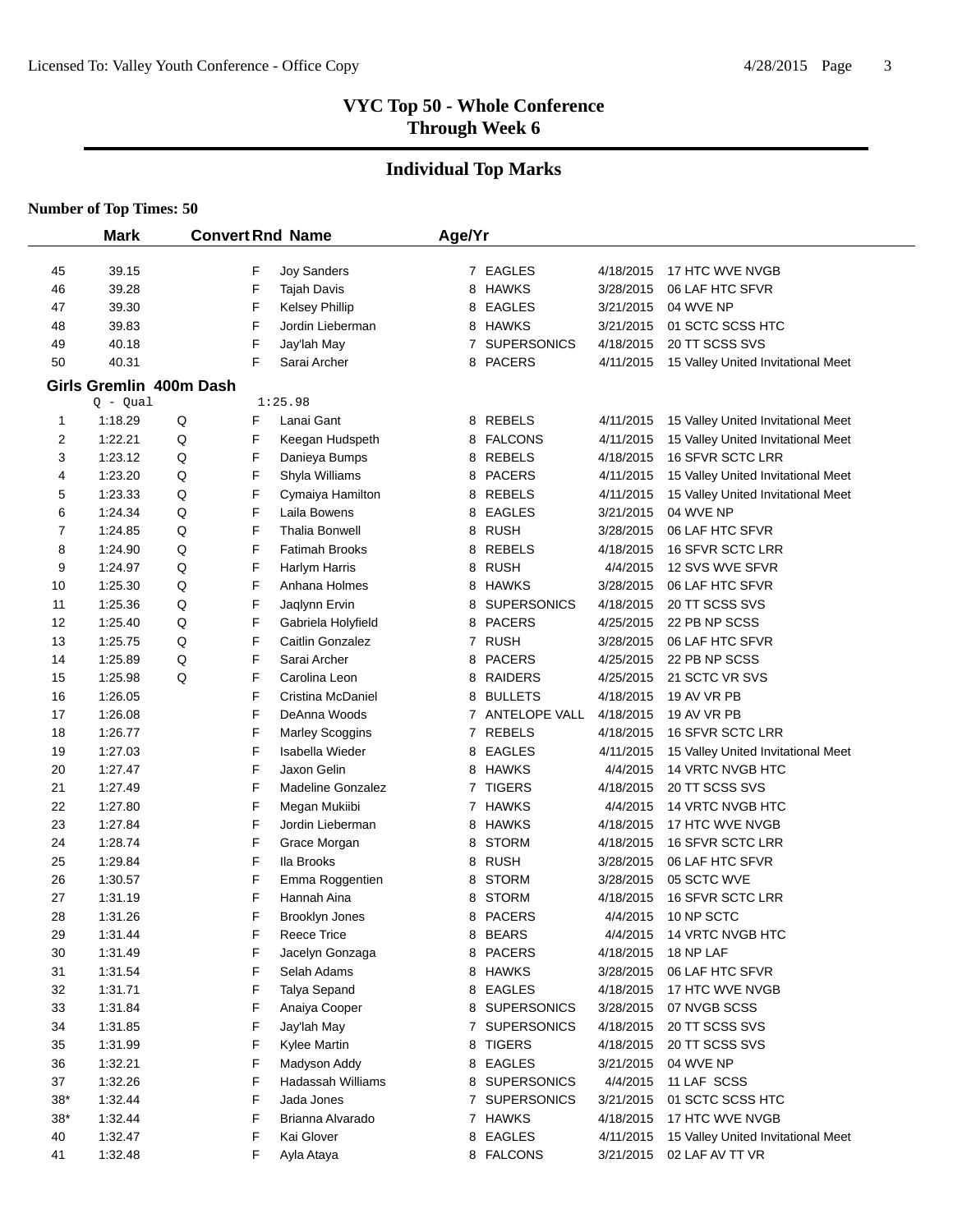# VYC Top 50 - Whole Conference
## Through Week 6

## Individual Top Marks

**Number of Top Times: 50**

| | Mark | Convert | Rnd | Name | Age/Yr | Team | Date | Meet |
|---|---|---|---|---|---|---|---|---|
| 45 | 39.15 | | F | Joy Sanders | 7 | EAGLES | 4/18/2015 | 17 HTC WVE NVGB |
| 46 | 39.28 | | F | Tajah Davis | 8 | HAWKS | 3/28/2015 | 06 LAF HTC SFVR |
| 47 | 39.30 | | F | Kelsey Phillip | 8 | EAGLES | 3/21/2015 | 04 WVE NP |
| 48 | 39.83 | | F | Jordin Lieberman | 8 | HAWKS | 3/21/2015 | 01 SCTC SCSS HTC |
| 49 | 40.18 | | F | Jay'lah May | 7 | SUPERSONICS | 4/18/2015 | 20 TT SCSS SVS |
| 50 | 40.31 | | F | Sarai Archer | 8 | PACERS | 4/11/2015 | 15 Valley United Invitational Meet |

**Girls Gremlin 400m Dash**

Q - Qual 1:25.98

| | Mark | Convert | Rnd | Name | Age/Yr | Team | Date | Meet |
|---|---|---|---|---|---|---|---|---|
| 1 | 1:18.29 | Q | F | Lanai Gant | 8 | REBELS | 4/11/2015 | 15 Valley United Invitational Meet |
| 2 | 1:22.21 | Q | F | Keegan Hudspeth | 8 | FALCONS | 4/11/2015 | 15 Valley United Invitational Meet |
| 3 | 1:23.12 | Q | F | Danieya Bumps | 8 | REBELS | 4/18/2015 | 16 SFVR SCTC LRR |
| 4 | 1:23.20 | Q | F | Shyla Williams | 8 | PACERS | 4/11/2015 | 15 Valley United Invitational Meet |
| 5 | 1:23.33 | Q | F | Cymaiya Hamilton | 8 | REBELS | 4/11/2015 | 15 Valley United Invitational Meet |
| 6 | 1:24.34 | Q | F | Laila Bowens | 8 | EAGLES | 3/21/2015 | 04 WVE NP |
| 7 | 1:24.85 | Q | F | Thalia Bonwell | 8 | RUSH | 3/28/2015 | 06 LAF HTC SFVR |
| 8 | 1:24.90 | Q | F | Fatimah Brooks | 8 | REBELS | 4/18/2015 | 16 SFVR SCTC LRR |
| 9 | 1:24.97 | Q | F | Harlym Harris | 8 | RUSH | 4/4/2015 | 12 SVS WVE SFVR |
| 10 | 1:25.30 | Q | F | Anhana Holmes | 8 | HAWKS | 3/28/2015 | 06 LAF HTC SFVR |
| 11 | 1:25.36 | Q | F | Jaqlynn Ervin | 8 | SUPERSONICS | 4/18/2015 | 20 TT SCSS SVS |
| 12 | 1:25.40 | Q | F | Gabriela Holyfield | 8 | PACERS | 4/25/2015 | 22 PB NP SCSS |
| 13 | 1:25.75 | Q | F | Caitlin Gonzalez | 7 | RUSH | 3/28/2015 | 06 LAF HTC SFVR |
| 14 | 1:25.89 | Q | F | Sarai Archer | 8 | PACERS | 4/25/2015 | 22 PB NP SCSS |
| 15 | 1:25.98 | Q | F | Carolina Leon | 8 | RAIDERS | 4/25/2015 | 21 SCTC VR SVS |
| 16 | 1:26.05 | | F | Cristina McDaniel | 8 | BULLETS | 4/18/2015 | 19 AV VR PB |
| 17 | 1:26.08 | | F | DeAnna Woods | 7 | ANTELOPE VALL | 4/18/2015 | 19 AV VR PB |
| 18 | 1:26.77 | | F | Marley Scoggins | 7 | REBELS | 4/18/2015 | 16 SFVR SCTC LRR |
| 19 | 1:27.03 | | F | Isabella Wieder | 8 | EAGLES | 4/11/2015 | 15 Valley United Invitational Meet |
| 20 | 1:27.47 | | F | Jaxon Gelin | 8 | HAWKS | 4/4/2015 | 14 VRTC NVGB HTC |
| 21 | 1:27.49 | | F | Madeline Gonzalez | 7 | TIGERS | 4/18/2015 | 20 TT SCSS SVS |
| 22 | 1:27.80 | | F | Megan Mukiibi | 7 | HAWKS | 4/4/2015 | 14 VRTC NVGB HTC |
| 23 | 1:27.84 | | F | Jordin Lieberman | 8 | HAWKS | 4/18/2015 | 17 HTC WVE NVGB |
| 24 | 1:28.74 | | F | Grace Morgan | 8 | STORM | 4/18/2015 | 16 SFVR SCTC LRR |
| 25 | 1:29.84 | | F | Ila Brooks | 8 | RUSH | 3/28/2015 | 06 LAF HTC SFVR |
| 26 | 1:30.57 | | F | Emma Roggentien | 8 | STORM | 3/28/2015 | 05 SCTC WVE |
| 27 | 1:31.19 | | F | Hannah Aina | 8 | STORM | 4/18/2015 | 16 SFVR SCTC LRR |
| 28 | 1:31.26 | | F | Brooklyn Jones | 8 | PACERS | 4/4/2015 | 10 NP SCTC |
| 29 | 1:31.44 | | F | Reece Trice | 8 | BEARS | 4/4/2015 | 14 VRTC NVGB HTC |
| 30 | 1:31.49 | | F | Jacelyn Gonzaga | 8 | PACERS | 4/18/2015 | 18 NP LAF |
| 31 | 1:31.54 | | F | Selah Adams | 8 | HAWKS | 3/28/2015 | 06 LAF HTC SFVR |
| 32 | 1:31.71 | | F | Talya Sepand | 8 | EAGLES | 4/18/2015 | 17 HTC WVE NVGB |
| 33 | 1:31.84 | | F | Anaiya Cooper | 8 | SUPERSONICS | 3/28/2015 | 07 NVGB SCSS |
| 34 | 1:31.85 | | F | Jay'lah May | 7 | SUPERSONICS | 4/18/2015 | 20 TT SCSS SVS |
| 35 | 1:31.99 | | F | Kylee Martin | 8 | TIGERS | 4/18/2015 | 20 TT SCSS SVS |
| 36 | 1:32.21 | | F | Madyson Addy | 8 | EAGLES | 3/21/2015 | 04 WVE NP |
| 37 | 1:32.26 | | F | Hadassah Williams | 8 | SUPERSONICS | 4/4/2015 | 11 LAF SCSS |
| 38* | 1:32.44 | | F | Jada Jones | 7 | SUPERSONICS | 3/21/2015 | 01 SCTC SCSS HTC |
| 38* | 1:32.44 | | F | Brianna Alvarado | 7 | HAWKS | 4/18/2015 | 17 HTC WVE NVGB |
| 40 | 1:32.47 | | F | Kai Glover | 8 | EAGLES | 4/11/2015 | 15 Valley United Invitational Meet |
| 41 | 1:32.48 | | F | Ayla Ataya | 8 | FALCONS | 3/21/2015 | 02 LAF AV TT VR |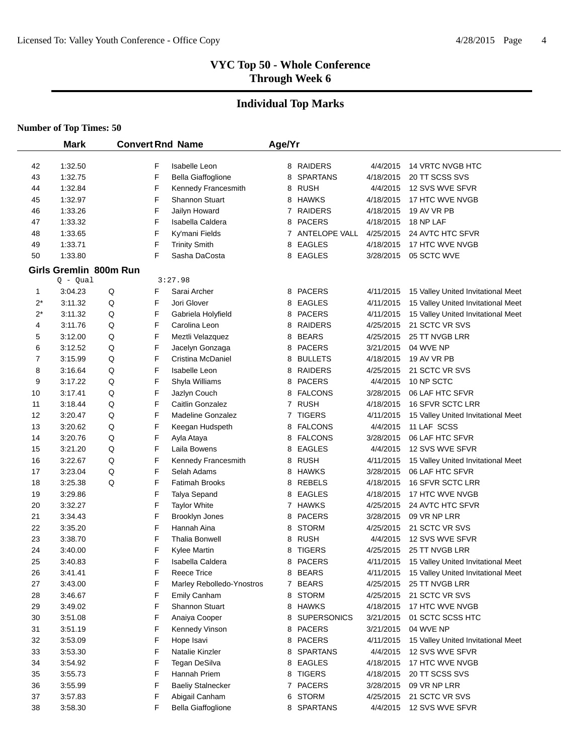# VYC Top 50 - Whole Conference
## Through Week 6

## Individual Top Marks

**Number of Top Times: 50**

| | Mark | Convert | Rnd | Name | Age/Yr | | | |
|---|---|---|---|---|---|---|---|---|
| 42 | 1:32.50 | | F | Isabelle Leon | 8 | RAIDERS | 4/4/2015 | 14 VRTC NVGB HTC |
| 43 | 1:32.75 | | F | Bella Giaffoglione | 8 | SPARTANS | 4/18/2015 | 20 TT SCSS SVS |
| 44 | 1:32.84 | | F | Kennedy Francesmith | 8 | RUSH | 4/4/2015 | 12 SVS WVE SFVR |
| 45 | 1:32.97 | | F | Shannon Stuart | 8 | HAWKS | 4/18/2015 | 17 HTC WVE NVGB |
| 46 | 1:33.26 | | F | Jailyn Howard | 7 | RAIDERS | 4/18/2015 | 19 AV VR PB |
| 47 | 1:33.32 | | F | Isabella Caldera | 8 | PACERS | 4/18/2015 | 18 NP LAF |
| 48 | 1:33.65 | | F | Ky'mani Fields | 7 | ANTELOPE VALL | 4/25/2015 | 24 AVTC HTC SFVR |
| 49 | 1:33.71 | | F | Trinity Smith | 8 | EAGLES | 4/18/2015 | 17 HTC WVE NVGB |
| 50 | 1:33.80 | | F | Sasha DaCosta | 8 | EAGLES | 3/28/2015 | 05 SCTC WVE |

### Girls Gremlin 800m Run

Q - Qual 3:27.98

| | Mark | Convert | Rnd | Name | Age/Yr | | | |
|---|---|---|---|---|---|---|---|---|
| 1 | 3:04.23 | Q | F | Sarai Archer | 8 | PACERS | 4/11/2015 | 15 Valley United Invitational Meet |
| 2* | 3:11.32 | Q | F | Jori Glover | 8 | EAGLES | 4/11/2015 | 15 Valley United Invitational Meet |
| 2* | 3:11.32 | Q | F | Gabriela Holyfield | 8 | PACERS | 4/11/2015 | 15 Valley United Invitational Meet |
| 4 | 3:11.76 | Q | F | Carolina Leon | 8 | RAIDERS | 4/25/2015 | 21 SCTC VR SVS |
| 5 | 3:12.00 | Q | F | Meztli Velazquez | 8 | BEARS | 4/25/2015 | 25 TT NVGB LRR |
| 6 | 3:12.52 | Q | F | Jacelyn Gonzaga | 8 | PACERS | 3/21/2015 | 04 WVE NP |
| 7 | 3:15.99 | Q | F | Cristina McDaniel | 8 | BULLETS | 4/18/2015 | 19 AV VR PB |
| 8 | 3:16.64 | Q | F | Isabelle Leon | 8 | RAIDERS | 4/25/2015 | 21 SCTC VR SVS |
| 9 | 3:17.22 | Q | F | Shyla Williams | 8 | PACERS | 4/4/2015 | 10 NP SCTC |
| 10 | 3:17.41 | Q | F | Jazlyn Couch | 8 | FALCONS | 3/28/2015 | 06 LAF HTC SFVR |
| 11 | 3:18.44 | Q | F | Caitlin Gonzalez | 7 | RUSH | 4/18/2015 | 16 SFVR SCTC LRR |
| 12 | 3:20.47 | Q | F | Madeline Gonzalez | 7 | TIGERS | 4/11/2015 | 15 Valley United Invitational Meet |
| 13 | 3:20.62 | Q | F | Keegan Hudspeth | 8 | FALCONS | 4/4/2015 | 11 LAF SCSS |
| 14 | 3:20.76 | Q | F | Ayla Ataya | 8 | FALCONS | 3/28/2015 | 06 LAF HTC SFVR |
| 15 | 3:21.20 | Q | F | Laila Bowens | 8 | EAGLES | 4/4/2015 | 12 SVS WVE SFVR |
| 16 | 3:22.67 | Q | F | Kennedy Francesmith | 8 | RUSH | 4/11/2015 | 15 Valley United Invitational Meet |
| 17 | 3:23.04 | Q | F | Selah Adams | 8 | HAWKS | 3/28/2015 | 06 LAF HTC SFVR |
| 18 | 3:25.38 | Q | F | Fatimah Brooks | 8 | REBELS | 4/18/2015 | 16 SFVR SCTC LRR |
| 19 | 3:29.86 | | F | Talya Sepand | 8 | EAGLES | 4/18/2015 | 17 HTC WVE NVGB |
| 20 | 3:32.27 | | F | Taylor White | 7 | HAWKS | 4/25/2015 | 24 AVTC HTC SFVR |
| 21 | 3:34.43 | | F | Brooklyn Jones | 8 | PACERS | 3/28/2015 | 09 VR NP LRR |
| 22 | 3:35.20 | | F | Hannah Aina | 8 | STORM | 4/25/2015 | 21 SCTC VR SVS |
| 23 | 3:38.70 | | F | Thalia Bonwell | 8 | RUSH | 4/4/2015 | 12 SVS WVE SFVR |
| 24 | 3:40.00 | | F | Kylee Martin | 8 | TIGERS | 4/25/2015 | 25 TT NVGB LRR |
| 25 | 3:40.83 | | F | Isabella Caldera | 8 | PACERS | 4/11/2015 | 15 Valley United Invitational Meet |
| 26 | 3:41.41 | | F | Reece Trice | 8 | BEARS | 4/11/2015 | 15 Valley United Invitational Meet |
| 27 | 3:43.00 | | F | Marley Rebolledo-Ynostros | 7 | BEARS | 4/25/2015 | 25 TT NVGB LRR |
| 28 | 3:46.67 | | F | Emily Canham | 8 | STORM | 4/25/2015 | 21 SCTC VR SVS |
| 29 | 3:49.02 | | F | Shannon Stuart | 8 | HAWKS | 4/18/2015 | 17 HTC WVE NVGB |
| 30 | 3:51.08 | | F | Anaiya Cooper | 8 | SUPERSONICS | 3/21/2015 | 01 SCTC SCSS HTC |
| 31 | 3:51.19 | | F | Kennedy Vinson | 8 | PACERS | 3/21/2015 | 04 WVE NP |
| 32 | 3:53.09 | | F | Hope Isavi | 8 | PACERS | 4/11/2015 | 15 Valley United Invitational Meet |
| 33 | 3:53.30 | | F | Natalie Kinzler | 8 | SPARTANS | 4/4/2015 | 12 SVS WVE SFVR |
| 34 | 3:54.92 | | F | Tegan DeSilva | 8 | EAGLES | 4/18/2015 | 17 HTC WVE NVGB |
| 35 | 3:55.73 | | F | Hannah Priem | 8 | TIGERS | 4/18/2015 | 20 TT SCSS SVS |
| 36 | 3:55.99 | | F | Baeliy Stalnecker | 7 | PACERS | 3/28/2015 | 09 VR NP LRR |
| 37 | 3:57.83 | | F | Abigail Canham | 6 | STORM | 4/25/2015 | 21 SCTC VR SVS |
| 38 | 3:58.30 | | F | Bella Giaffoglione | 8 | SPARTANS | 4/4/2015 | 12 SVS WVE SFVR |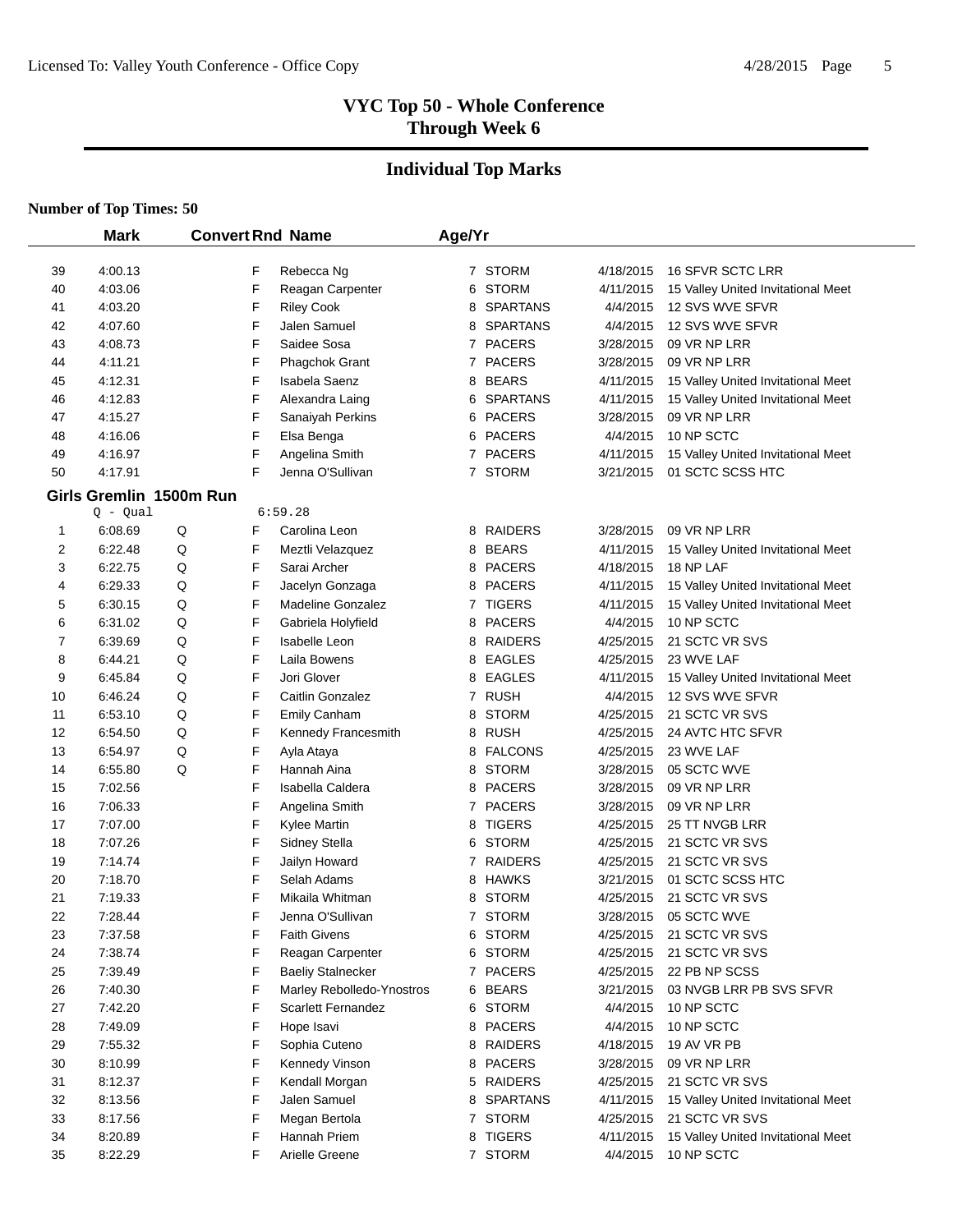# VYC Top 50 - Whole Conference
## Through Week 6

## Individual Top Marks

**Number of Top Times: 50**

| | Mark | Convert | Rnd | Name | Age/Yr | Team | Date | Meet |
|---|---|---|---|---|---|---|---|---|
| 39 | 4:00.13 | | F | Rebecca Ng | 7 | STORM | 4/18/2015 | 16 SFVR SCTC LRR |
| 40 | 4:03.06 | | F | Reagan Carpenter | 6 | STORM | 4/11/2015 | 15 Valley United Invitational Meet |
| 41 | 4:03.20 | | F | Riley Cook | 8 | SPARTANS | 4/4/2015 | 12 SVS WVE SFVR |
| 42 | 4:07.60 | | F | Jalen Samuel | 8 | SPARTANS | 4/4/2015 | 12 SVS WVE SFVR |
| 43 | 4:08.73 | | F | Saidee Sosa | 7 | PACERS | 3/28/2015 | 09 VR NP LRR |
| 44 | 4:11.21 | | F | Phagchok Grant | 7 | PACERS | 3/28/2015 | 09 VR NP LRR |
| 45 | 4:12.31 | | F | Isabela Saenz | 8 | BEARS | 4/11/2015 | 15 Valley United Invitational Meet |
| 46 | 4:12.83 | | F | Alexandra Laing | 6 | SPARTANS | 4/11/2015 | 15 Valley United Invitational Meet |
| 47 | 4:15.27 | | F | Sanaiyah Perkins | 6 | PACERS | 3/28/2015 | 09 VR NP LRR |
| 48 | 4:16.06 | | F | Elsa Benga | 6 | PACERS | 4/4/2015 | 10 NP SCTC |
| 49 | 4:16.97 | | F | Angelina Smith | 7 | PACERS | 4/11/2015 | 15 Valley United Invitational Meet |
| 50 | 4:17.91 | | F | Jenna O'Sullivan | 7 | STORM | 3/21/2015 | 01 SCTC SCSS HTC |

### Girls Gremlin 1500m Run

Q - Qual 6:59.28

| | Mark | Convert | Rnd | Name | Age/Yr | Team | Date | Meet |
|---|---|---|---|---|---|---|---|---|
| 1 | 6:08.69 | Q | F | Carolina Leon | 8 | RAIDERS | 3/28/2015 | 09 VR NP LRR |
| 2 | 6:22.48 | Q | F | Meztli Velazquez | 8 | BEARS | 4/11/2015 | 15 Valley United Invitational Meet |
| 3 | 6:22.75 | Q | F | Sarai Archer | 8 | PACERS | 4/18/2015 | 18 NP LAF |
| 4 | 6:29.33 | Q | F | Jacelyn Gonzaga | 8 | PACERS | 4/11/2015 | 15 Valley United Invitational Meet |
| 5 | 6:30.15 | Q | F | Madeline Gonzalez | 7 | TIGERS | 4/11/2015 | 15 Valley United Invitational Meet |
| 6 | 6:31.02 | Q | F | Gabriela Holyfield | 8 | PACERS | 4/4/2015 | 10 NP SCTC |
| 7 | 6:39.69 | Q | F | Isabelle Leon | 8 | RAIDERS | 4/25/2015 | 21 SCTC VR SVS |
| 8 | 6:44.21 | Q | F | Laila Bowens | 8 | EAGLES | 4/25/2015 | 23 WVE LAF |
| 9 | 6:45.84 | Q | F | Jori Glover | 8 | EAGLES | 4/11/2015 | 15 Valley United Invitational Meet |
| 10 | 6:46.24 | Q | F | Caitlin Gonzalez | 7 | RUSH | 4/4/2015 | 12 SVS WVE SFVR |
| 11 | 6:53.10 | Q | F | Emily Canham | 8 | STORM | 4/25/2015 | 21 SCTC VR SVS |
| 12 | 6:54.50 | Q | F | Kennedy Francesmith | 8 | RUSH | 4/25/2015 | 24 AVTC HTC SFVR |
| 13 | 6:54.97 | Q | F | Ayla Ataya | 8 | FALCONS | 4/25/2015 | 23 WVE LAF |
| 14 | 6:55.80 | Q | F | Hannah Aina | 8 | STORM | 3/28/2015 | 05 SCTC WVE |
| 15 | 7:02.56 | | F | Isabella Caldera | 8 | PACERS | 3/28/2015 | 09 VR NP LRR |
| 16 | 7:06.33 | | F | Angelina Smith | 7 | PACERS | 3/28/2015 | 09 VR NP LRR |
| 17 | 7:07.00 | | F | Kylee Martin | 8 | TIGERS | 4/25/2015 | 25 TT NVGB LRR |
| 18 | 7:07.26 | | F | Sidney Stella | 6 | STORM | 4/25/2015 | 21 SCTC VR SVS |
| 19 | 7:14.74 | | F | Jailyn Howard | 7 | RAIDERS | 4/25/2015 | 21 SCTC VR SVS |
| 20 | 7:18.70 | | F | Selah Adams | 8 | HAWKS | 3/21/2015 | 01 SCTC SCSS HTC |
| 21 | 7:19.33 | | F | Mikaila Whitman | 8 | STORM | 4/25/2015 | 21 SCTC VR SVS |
| 22 | 7:28.44 | | F | Jenna O'Sullivan | 7 | STORM | 3/28/2015 | 05 SCTC WVE |
| 23 | 7:37.58 | | F | Faith Givens | 6 | STORM | 4/25/2015 | 21 SCTC VR SVS |
| 24 | 7:38.74 | | F | Reagan Carpenter | 6 | STORM | 4/25/2015 | 21 SCTC VR SVS |
| 25 | 7:39.49 | | F | Baeliy Stalnecker | 7 | PACERS | 4/25/2015 | 22 PB NP SCSS |
| 26 | 7:40.30 | | F | Marley Rebolledo-Ynostros | 6 | BEARS | 3/21/2015 | 03 NVGB LRR PB SVS SFVR |
| 27 | 7:42.20 | | F | Scarlett Fernandez | 6 | STORM | 4/4/2015 | 10 NP SCTC |
| 28 | 7:49.09 | | F | Hope Isavi | 8 | PACERS | 4/4/2015 | 10 NP SCTC |
| 29 | 7:55.32 | | F | Sophia Cuteno | 8 | RAIDERS | 4/18/2015 | 19 AV VR PB |
| 30 | 8:10.99 | | F | Kennedy Vinson | 8 | PACERS | 3/28/2015 | 09 VR NP LRR |
| 31 | 8:12.37 | | F | Kendall Morgan | 5 | RAIDERS | 4/25/2015 | 21 SCTC VR SVS |
| 32 | 8:13.56 | | F | Jalen Samuel | 8 | SPARTANS | 4/11/2015 | 15 Valley United Invitational Meet |
| 33 | 8:17.56 | | F | Megan Bertola | 7 | STORM | 4/25/2015 | 21 SCTC VR SVS |
| 34 | 8:20.89 | | F | Hannah Priem | 8 | TIGERS | 4/11/2015 | 15 Valley United Invitational Meet |
| 35 | 8:22.29 | | F | Arielle Greene | 7 | STORM | 4/4/2015 | 10 NP SCTC |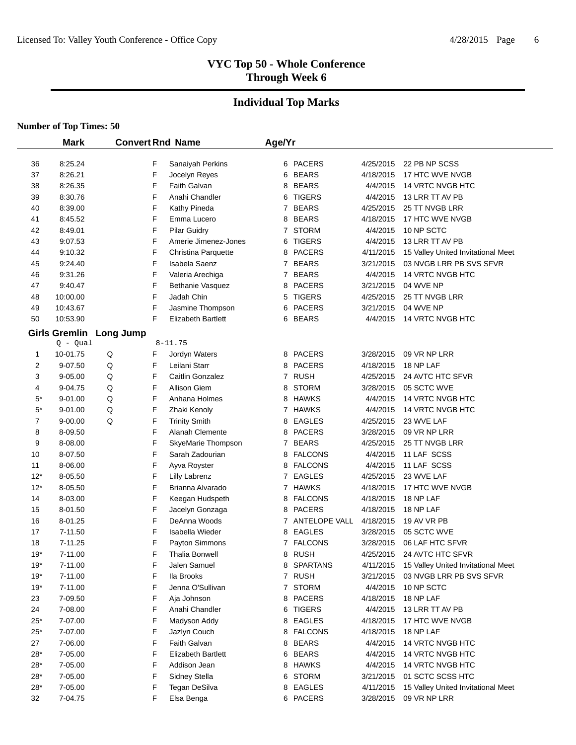## VYC Top 50 - Whole Conference
## Through Week 6

## Individual Top Marks

**Number of Top Times: 50**

| | Mark | Convert | Rnd | Name | Age/Yr | Team | Date | Meet |
|---|---|---|---|---|---|---|---|---|
| 36 | 8:25.24 | | F | Sanaiyah Perkins | 6 | PACERS | 4/25/2015 | 22 PB NP SCSS |
| 37 | 8:26.21 | | F | Jocelyn Reyes | 6 | BEARS | 4/18/2015 | 17 HTC WVE NVGB |
| 38 | 8:26.35 | | F | Faith Galvan | 8 | BEARS | 4/4/2015 | 14 VRTC NVGB HTC |
| 39 | 8:30.76 | | F | Anahi Chandler | 6 | TIGERS | 4/4/2015 | 13 LRR TT AV PB |
| 40 | 8:39.00 | | F | Kathy Pineda | 7 | BEARS | 4/25/2015 | 25 TT NVGB LRR |
| 41 | 8:45.52 | | F | Emma Lucero | 8 | BEARS | 4/18/2015 | 17 HTC WVE NVGB |
| 42 | 8:49.01 | | F | Pilar Guidry | 7 | STORM | 4/4/2015 | 10 NP SCTC |
| 43 | 9:07.53 | | F | Amerie Jimenez-Jones | 6 | TIGERS | 4/4/2015 | 13 LRR TT AV PB |
| 44 | 9:10.32 | | F | Christina Parquette | 8 | PACERS | 4/11/2015 | 15 Valley United Invitational Meet |
| 45 | 9:24.40 | | F | Isabela Saenz | 7 | BEARS | 3/21/2015 | 03 NVGB LRR PB SVS SFVR |
| 46 | 9:31.26 | | F | Valeria Arechiga | 7 | BEARS | 4/4/2015 | 14 VRTC NVGB HTC |
| 47 | 9:40.47 | | F | Bethanie Vasquez | 8 | PACERS | 3/21/2015 | 04 WVE NP |
| 48 | 10:00.00 | | F | Jadah Chin | 5 | TIGERS | 4/25/2015 | 25 TT NVGB LRR |
| 49 | 10:43.67 | | F | Jasmine Thompson | 6 | PACERS | 3/21/2015 | 04 WVE NP |
| 50 | 10:53.90 | | F | Elizabeth Bartlett | 6 | BEARS | 4/4/2015 | 14 VRTC NVGB HTC |

### Girls Gremlin Long Jump

Q - Qual 8-11.75

| | Mark | Convert | Rnd | Name | Age/Yr | Team | Date | Meet |
|---|---|---|---|---|---|---|---|---|
| 1 | 10-01.75 | Q | F | Jordyn Waters | 8 | PACERS | 3/28/2015 | 09 VR NP LRR |
| 2 | 9-07.50 | Q | F | Leilani Starr | 8 | PACERS | 4/18/2015 | 18 NP LAF |
| 3 | 9-05.00 | Q | F | Caitlin Gonzalez | 7 | RUSH | 4/25/2015 | 24 AVTC HTC SFVR |
| 4 | 9-04.75 | Q | F | Allison Giem | 8 | STORM | 3/28/2015 | 05 SCTC WVE |
| 5* | 9-01.00 | Q | F | Anhana Holmes | 8 | HAWKS | 4/4/2015 | 14 VRTC NVGB HTC |
| 5* | 9-01.00 | Q | F | Zhaki Kenoly | 7 | HAWKS | 4/4/2015 | 14 VRTC NVGB HTC |
| 7 | 9-00.00 | Q | F | Trinity Smith | 8 | EAGLES | 4/25/2015 | 23 WVE LAF |
| 8 | 8-09.50 | | F | Alanah Clemente | 8 | PACERS | 3/28/2015 | 09 VR NP LRR |
| 9 | 8-08.00 | | F | SkyeMarie Thompson | 7 | BEARS | 4/25/2015 | 25 TT NVGB LRR |
| 10 | 8-07.50 | | F | Sarah Zadourian | 8 | FALCONS | 4/4/2015 | 11 LAF SCSS |
| 11 | 8-06.00 | | F | Ayva Royster | 8 | FALCONS | 4/4/2015 | 11 LAF SCSS |
| 12* | 8-05.50 | | F | Lilly Labrenz | 7 | EAGLES | 4/25/2015 | 23 WVE LAF |
| 12* | 8-05.50 | | F | Brianna Alvarado | 7 | HAWKS | 4/18/2015 | 17 HTC WVE NVGB |
| 14 | 8-03.00 | | F | Keegan Hudspeth | 8 | FALCONS | 4/18/2015 | 18 NP LAF |
| 15 | 8-01.50 | | F | Jacelyn Gonzaga | 8 | PACERS | 4/18/2015 | 18 NP LAF |
| 16 | 8-01.25 | | F | DeAnna Woods | 7 | ANTELOPE VALL | 4/18/2015 | 19 AV VR PB |
| 17 | 7-11.50 | | F | Isabella Wieder | 8 | EAGLES | 3/28/2015 | 05 SCTC WVE |
| 18 | 7-11.25 | | F | Payton Simmons | 7 | FALCONS | 3/28/2015 | 06 LAF HTC SFVR |
| 19* | 7-11.00 | | F | Thalia Bonwell | 8 | RUSH | 4/25/2015 | 24 AVTC HTC SFVR |
| 19* | 7-11.00 | | F | Jalen Samuel | 8 | SPARTANS | 4/11/2015 | 15 Valley United Invitational Meet |
| 19* | 7-11.00 | | F | Ila Brooks | 7 | RUSH | 3/21/2015 | 03 NVGB LRR PB SVS SFVR |
| 19* | 7-11.00 | | F | Jenna O'Sullivan | 7 | STORM | 4/4/2015 | 10 NP SCTC |
| 23 | 7-09.50 | | F | Aja Johnson | 8 | PACERS | 4/18/2015 | 18 NP LAF |
| 24 | 7-08.00 | | F | Anahi Chandler | 6 | TIGERS | 4/4/2015 | 13 LRR TT AV PB |
| 25* | 7-07.00 | | F | Madyson Addy | 8 | EAGLES | 4/18/2015 | 17 HTC WVE NVGB |
| 25* | 7-07.00 | | F | Jazlyn Couch | 8 | FALCONS | 4/18/2015 | 18 NP LAF |
| 27 | 7-06.00 | | F | Faith Galvan | 8 | BEARS | 4/4/2015 | 14 VRTC NVGB HTC |
| 28* | 7-05.00 | | F | Elizabeth Bartlett | 6 | BEARS | 4/4/2015 | 14 VRTC NVGB HTC |
| 28* | 7-05.00 | | F | Addison Jean | 8 | HAWKS | 4/4/2015 | 14 VRTC NVGB HTC |
| 28* | 7-05.00 | | F | Sidney Stella | 6 | STORM | 3/21/2015 | 01 SCTC SCSS HTC |
| 28* | 7-05.00 | | F | Tegan DeSilva | 8 | EAGLES | 4/11/2015 | 15 Valley United Invitational Meet |
| 32 | 7-04.75 | | F | Elsa Benga | 6 | PACERS | 3/28/2015 | 09 VR NP LRR |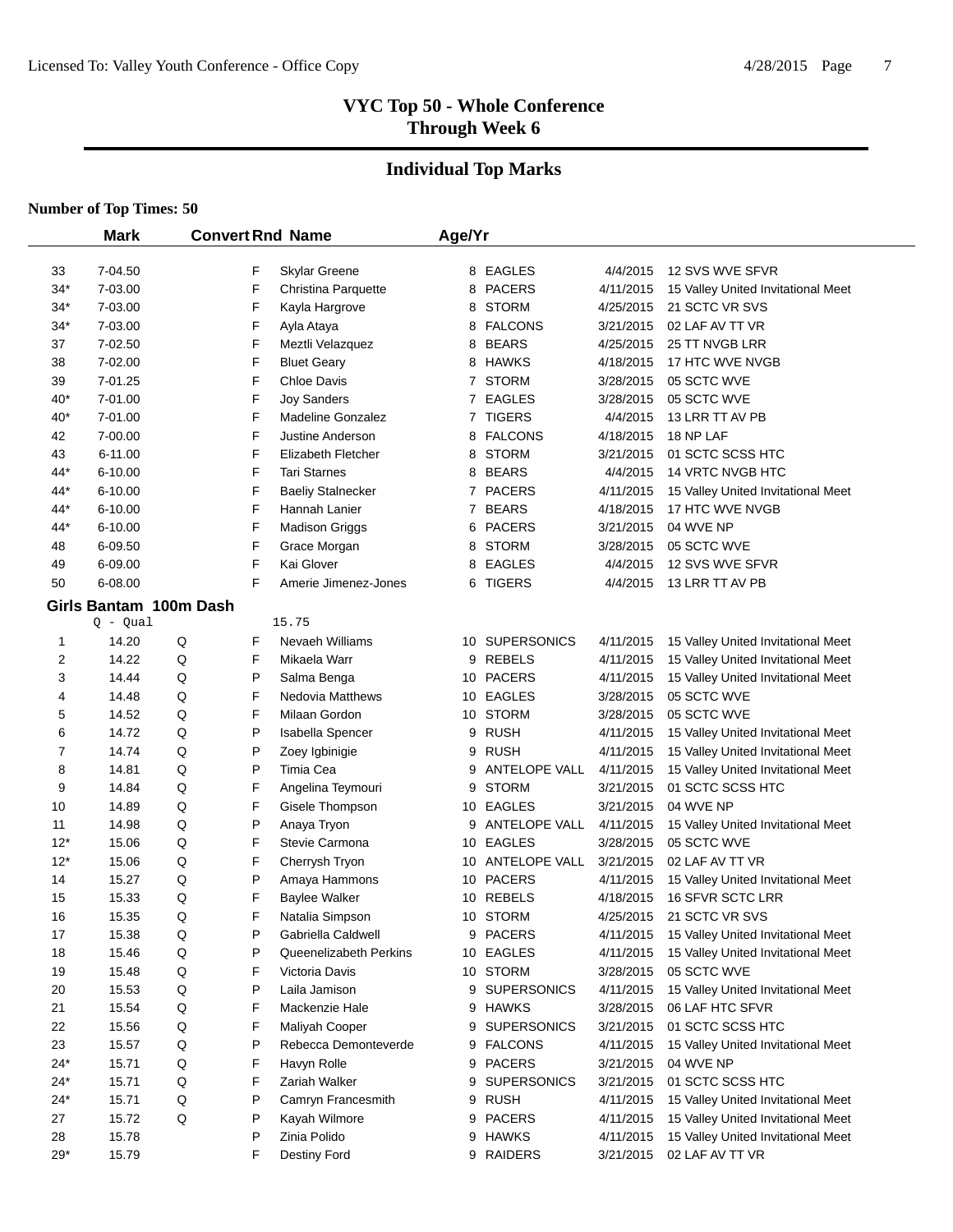# VYC Top 50 - Whole Conference
## Through Week 6

## Individual Top Marks

**Number of Top Times: 50**

| | Mark | Convert | Rnd | Name | Age/Yr | | | |
|---|---|---|---|---|---|---|---|---|
| 33 | 7-04.50 | | F | Skylar Greene | 8 | EAGLES | 4/4/2015 | 12 SVS WVE SFVR |
| 34* | 7-03.00 | | F | Christina Parquette | 8 | PACERS | 4/11/2015 | 15 Valley United Invitational Meet |
| 34* | 7-03.00 | | F | Kayla Hargrove | 8 | STORM | 4/25/2015 | 21 SCTC VR SVS |
| 34* | 7-03.00 | | F | Ayla Ataya | 8 | FALCONS | 3/21/2015 | 02 LAF AV TT VR |
| 37 | 7-02.50 | | F | Meztli Velazquez | 8 | BEARS | 4/25/2015 | 25 TT NVGB LRR |
| 38 | 7-02.00 | | F | Bluet Geary | 8 | HAWKS | 4/18/2015 | 17 HTC WVE NVGB |
| 39 | 7-01.25 | | F | Chloe Davis | 7 | STORM | 3/28/2015 | 05 SCTC WVE |
| 40* | 7-01.00 | | F | Joy Sanders | 7 | EAGLES | 3/28/2015 | 05 SCTC WVE |
| 40* | 7-01.00 | | F | Madeline Gonzalez | 7 | TIGERS | 4/4/2015 | 13 LRR TT AV PB |
| 42 | 7-00.00 | | F | Justine Anderson | 8 | FALCONS | 4/18/2015 | 18 NP LAF |
| 43 | 6-11.00 | | F | Elizabeth Fletcher | 8 | STORM | 3/21/2015 | 01 SCTC SCSS HTC |
| 44* | 6-10.00 | | F | Tari Starnes | 8 | BEARS | 4/4/2015 | 14 VRTC NVGB HTC |
| 44* | 6-10.00 | | F | Baeliy Stalnecker | 7 | PACERS | 4/11/2015 | 15 Valley United Invitational Meet |
| 44* | 6-10.00 | | F | Hannah Lanier | 7 | BEARS | 4/18/2015 | 17 HTC WVE NVGB |
| 44* | 6-10.00 | | F | Madison Griggs | 6 | PACERS | 3/21/2015 | 04 WVE NP |
| 48 | 6-09.50 | | F | Grace Morgan | 8 | STORM | 3/28/2015 | 05 SCTC WVE |
| 49 | 6-09.00 | | F | Kai Glover | 8 | EAGLES | 4/4/2015 | 12 SVS WVE SFVR |
| 50 | 6-08.00 | | F | Amerie Jimenez-Jones | 6 | TIGERS | 4/4/2015 | 13 LRR TT AV PB |

**Girls Bantam 100m Dash**

Q - Qual 15.75

| | Mark | Convert | Rnd | Name | Age/Yr | | | |
|---|---|---|---|---|---|---|---|---|
| 1 | 14.20 | Q | F | Nevaeh Williams | 10 | SUPERSONICS | 4/11/2015 | 15 Valley United Invitational Meet |
| 2 | 14.22 | Q | F | Mikaela Warr | 9 | REBELS | 4/11/2015 | 15 Valley United Invitational Meet |
| 3 | 14.44 | Q | P | Salma Benga | 10 | PACERS | 4/11/2015 | 15 Valley United Invitational Meet |
| 4 | 14.48 | Q | F | Nedovia Matthews | 10 | EAGLES | 3/28/2015 | 05 SCTC WVE |
| 5 | 14.52 | Q | F | Milaan Gordon | 10 | STORM | 3/28/2015 | 05 SCTC WVE |
| 6 | 14.72 | Q | P | Isabella Spencer | 9 | RUSH | 4/11/2015 | 15 Valley United Invitational Meet |
| 7 | 14.74 | Q | P | Zoey Igbinigie | 9 | RUSH | 4/11/2015 | 15 Valley United Invitational Meet |
| 8 | 14.81 | Q | P | Timia Cea | 9 | ANTELOPE VALL | 4/11/2015 | 15 Valley United Invitational Meet |
| 9 | 14.84 | Q | F | Angelina Teymouri | 9 | STORM | 3/21/2015 | 01 SCTC SCSS HTC |
| 10 | 14.89 | Q | F | Gisele Thompson | 10 | EAGLES | 3/21/2015 | 04 WVE NP |
| 11 | 14.98 | Q | P | Anaya Tryon | 9 | ANTELOPE VALL | 4/11/2015 | 15 Valley United Invitational Meet |
| 12* | 15.06 | Q | F | Stevie Carmona | 10 | EAGLES | 3/28/2015 | 05 SCTC WVE |
| 12* | 15.06 | Q | F | Cherrysh Tryon | 10 | ANTELOPE VALL | 3/21/2015 | 02 LAF AV TT VR |
| 14 | 15.27 | Q | P | Amaya Hammons | 10 | PACERS | 4/11/2015 | 15 Valley United Invitational Meet |
| 15 | 15.33 | Q | F | Baylee Walker | 10 | REBELS | 4/18/2015 | 16 SFVR SCTC LRR |
| 16 | 15.35 | Q | F | Natalia Simpson | 10 | STORM | 4/25/2015 | 21 SCTC VR SVS |
| 17 | 15.38 | Q | P | Gabriella Caldwell | 9 | PACERS | 4/11/2015 | 15 Valley United Invitational Meet |
| 18 | 15.46 | Q | P | Queenelizabeth Perkins | 10 | EAGLES | 4/11/2015 | 15 Valley United Invitational Meet |
| 19 | 15.48 | Q | F | Victoria Davis | 10 | STORM | 3/28/2015 | 05 SCTC WVE |
| 20 | 15.53 | Q | P | Laila Jamison | 9 | SUPERSONICS | 4/11/2015 | 15 Valley United Invitational Meet |
| 21 | 15.54 | Q | F | Mackenzie Hale | 9 | HAWKS | 3/28/2015 | 06 LAF HTC SFVR |
| 22 | 15.56 | Q | F | Maliyah Cooper | 9 | SUPERSONICS | 3/21/2015 | 01 SCTC SCSS HTC |
| 23 | 15.57 | Q | P | Rebecca Demonteverde | 9 | FALCONS | 4/11/2015 | 15 Valley United Invitational Meet |
| 24* | 15.71 | Q | F | Havyn Rolle | 9 | PACERS | 3/21/2015 | 04 WVE NP |
| 24* | 15.71 | Q | F | Zariah Walker | 9 | SUPERSONICS | 3/21/2015 | 01 SCTC SCSS HTC |
| 24* | 15.71 | Q | P | Camryn Francesmith | 9 | RUSH | 4/11/2015 | 15 Valley United Invitational Meet |
| 27 | 15.72 | Q | P | Kayah Wilmore | 9 | PACERS | 4/11/2015 | 15 Valley United Invitational Meet |
| 28 | 15.78 | | P | Zinia Polido | 9 | HAWKS | 4/11/2015 | 15 Valley United Invitational Meet |
| 29* | 15.79 | | F | Destiny Ford | 9 | RAIDERS | 3/21/2015 | 02 LAF AV TT VR |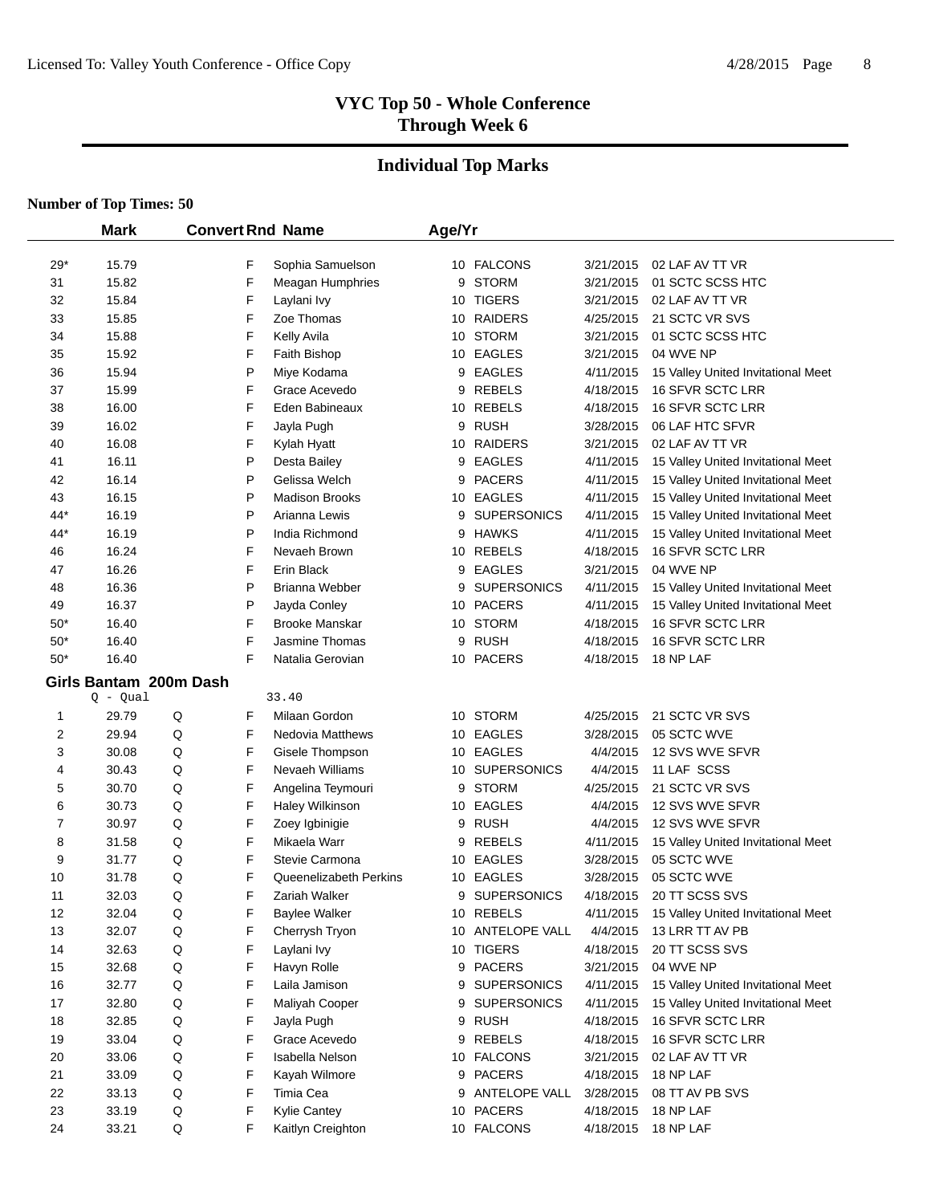## VYC Top 50 - Whole Conference
## Through Week 6

### Individual Top Marks

**Number of Top Times: 50**

| | Mark | Convert | Rnd | Name | Age/Yr | Team | Date | Meet |
|---|---|---|---|---|---|---|---|---|
| 29* | 15.79 | | F | Sophia Samuelson | 10 | FALCONS | 3/21/2015 | 02 LAF AV TT VR |
| 31 | 15.82 | | F | Meagan Humphries | 9 | STORM | 3/21/2015 | 01 SCTC SCSS HTC |
| 32 | 15.84 | | F | Laylani Ivy | 10 | TIGERS | 3/21/2015 | 02 LAF AV TT VR |
| 33 | 15.85 | | F | Zoe Thomas | 10 | RAIDERS | 4/25/2015 | 21 SCTC VR SVS |
| 34 | 15.88 | | F | Kelly Avila | 10 | STORM | 3/21/2015 | 01 SCTC SCSS HTC |
| 35 | 15.92 | | F | Faith Bishop | 10 | EAGLES | 3/21/2015 | 04 WVE NP |
| 36 | 15.94 | | P | Miye Kodama | 9 | EAGLES | 4/11/2015 | 15 Valley United Invitational Meet |
| 37 | 15.99 | | F | Grace Acevedo | 9 | REBELS | 4/18/2015 | 16 SFVR SCTC LRR |
| 38 | 16.00 | | F | Eden Babineaux | 10 | REBELS | 4/18/2015 | 16 SFVR SCTC LRR |
| 39 | 16.02 | | F | Jayla Pugh | 9 | RUSH | 3/28/2015 | 06 LAF HTC SFVR |
| 40 | 16.08 | | F | Kylah Hyatt | 10 | RAIDERS | 3/21/2015 | 02 LAF AV TT VR |
| 41 | 16.11 | | P | Desta Bailey | 9 | EAGLES | 4/11/2015 | 15 Valley United Invitational Meet |
| 42 | 16.14 | | P | Gelissa Welch | 9 | PACERS | 4/11/2015 | 15 Valley United Invitational Meet |
| 43 | 16.15 | | P | Madison Brooks | 10 | EAGLES | 4/11/2015 | 15 Valley United Invitational Meet |
| 44* | 16.19 | | P | Arianna Lewis | 9 | SUPERSONICS | 4/11/2015 | 15 Valley United Invitational Meet |
| 44* | 16.19 | | P | India Richmond | 9 | HAWKS | 4/11/2015 | 15 Valley United Invitational Meet |
| 46 | 16.24 | | F | Nevaeh Brown | 10 | REBELS | 4/18/2015 | 16 SFVR SCTC LRR |
| 47 | 16.26 | | F | Erin Black | 9 | EAGLES | 3/21/2015 | 04 WVE NP |
| 48 | 16.36 | | P | Brianna Webber | 9 | SUPERSONICS | 4/11/2015 | 15 Valley United Invitational Meet |
| 49 | 16.37 | | P | Jayda Conley | 10 | PACERS | 4/11/2015 | 15 Valley United Invitational Meet |
| 50* | 16.40 | | F | Brooke Manskar | 10 | STORM | 4/18/2015 | 16 SFVR SCTC LRR |
| 50* | 16.40 | | F | Jasmine Thomas | 9 | RUSH | 4/18/2015 | 16 SFVR SCTC LRR |
| 50* | 16.40 | | F | Natalia Gerovian | 10 | PACERS | 4/18/2015 | 18 NP LAF |

**Girls Bantam 200m Dash**

Q - Qual 33.40

| | Mark | Convert | Rnd | Name | Age/Yr | Team | Date | Meet |
|---|---|---|---|---|---|---|---|---|
| 1 | 29.79 | Q | F | Milaan Gordon | 10 | STORM | 4/25/2015 | 21 SCTC VR SVS |
| 2 | 29.94 | Q | F | Nedovia Matthews | 10 | EAGLES | 3/28/2015 | 05 SCTC WVE |
| 3 | 30.08 | Q | F | Gisele Thompson | 10 | EAGLES | 4/4/2015 | 12 SVS WVE SFVR |
| 4 | 30.43 | Q | F | Nevaeh Williams | 10 | SUPERSONICS | 4/4/2015 | 11 LAF SCSS |
| 5 | 30.70 | Q | F | Angelina Teymouri | 9 | STORM | 4/25/2015 | 21 SCTC VR SVS |
| 6 | 30.73 | Q | F | Haley Wilkinson | 10 | EAGLES | 4/4/2015 | 12 SVS WVE SFVR |
| 7 | 30.97 | Q | F | Zoey Igbinigie | 9 | RUSH | 4/4/2015 | 12 SVS WVE SFVR |
| 8 | 31.58 | Q | F | Mikaela Warr | 9 | REBELS | 4/11/2015 | 15 Valley United Invitational Meet |
| 9 | 31.77 | Q | F | Stevie Carmona | 10 | EAGLES | 3/28/2015 | 05 SCTC WVE |
| 10 | 31.78 | Q | F | Queenelizabeth Perkins | 10 | EAGLES | 3/28/2015 | 05 SCTC WVE |
| 11 | 32.03 | Q | F | Zariah Walker | 9 | SUPERSONICS | 4/18/2015 | 20 TT SCSS SVS |
| 12 | 32.04 | Q | F | Baylee Walker | 10 | REBELS | 4/11/2015 | 15 Valley United Invitational Meet |
| 13 | 32.07 | Q | F | Cherrysh Tryon | 10 | ANTELOPE VALL | 4/4/2015 | 13 LRR TT AV PB |
| 14 | 32.63 | Q | F | Laylani Ivy | 10 | TIGERS | 4/18/2015 | 20 TT SCSS SVS |
| 15 | 32.68 | Q | F | Havyn Rolle | 9 | PACERS | 3/21/2015 | 04 WVE NP |
| 16 | 32.77 | Q | F | Laila Jamison | 9 | SUPERSONICS | 4/11/2015 | 15 Valley United Invitational Meet |
| 17 | 32.80 | Q | F | Maliyah Cooper | 9 | SUPERSONICS | 4/11/2015 | 15 Valley United Invitational Meet |
| 18 | 32.85 | Q | F | Jayla Pugh | 9 | RUSH | 4/18/2015 | 16 SFVR SCTC LRR |
| 19 | 33.04 | Q | F | Grace Acevedo | 9 | REBELS | 4/18/2015 | 16 SFVR SCTC LRR |
| 20 | 33.06 | Q | F | Isabella Nelson | 10 | FALCONS | 3/21/2015 | 02 LAF AV TT VR |
| 21 | 33.09 | Q | F | Kayah Wilmore | 9 | PACERS | 4/18/2015 | 18 NP LAF |
| 22 | 33.13 | Q | F | Timia Cea | 9 | ANTELOPE VALL | 3/28/2015 | 08 TT AV PB SVS |
| 23 | 33.19 | Q | F | Kylie Cantey | 10 | PACERS | 4/18/2015 | 18 NP LAF |
| 24 | 33.21 | Q | F | Kaitlyn Creighton | 10 | FALCONS | 4/18/2015 | 18 NP LAF |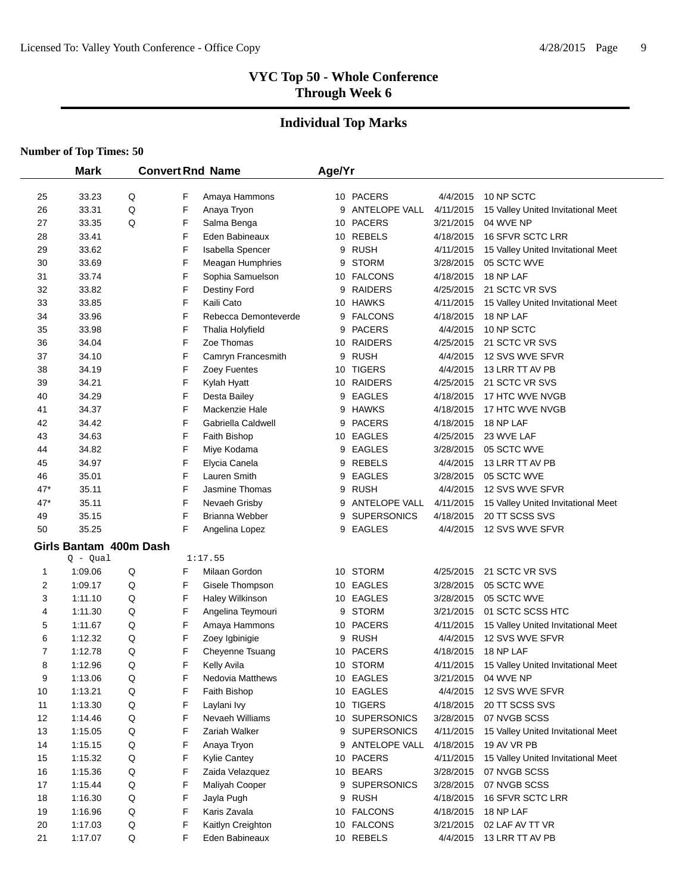Licensed To: Valley Youth Conference - Office Copy

# VYC Top 50 - Whole Conference
## Through Week 6

## Individual Top Marks

**Number of Top Times: 50**

| | Mark | Convert | Rnd | Name | Age/Yr | | Date | Meet |
|---|---|---|---|---|---|---|---|---|
| 25 | 33.23 | Q | F | Amaya Hammons | 10 | PACERS | 4/4/2015 | 10 NP SCTC |
| 26 | 33.31 | Q | F | Anaya Tryon | 9 | ANTELOPE VALL | 4/11/2015 | 15 Valley United Invitational Meet |
| 27 | 33.35 | Q | F | Salma Benga | 10 | PACERS | 3/21/2015 | 04 WVE NP |
| 28 | 33.41 | | F | Eden Babineaux | 10 | REBELS | 4/18/2015 | 16 SFVR SCTC LRR |
| 29 | 33.62 | | F | Isabella Spencer | 9 | RUSH | 4/11/2015 | 15 Valley United Invitational Meet |
| 30 | 33.69 | | F | Meagan Humphries | 9 | STORM | 3/28/2015 | 05 SCTC WVE |
| 31 | 33.74 | | F | Sophia Samuelson | 10 | FALCONS | 4/18/2015 | 18 NP LAF |
| 32 | 33.82 | | F | Destiny Ford | 9 | RAIDERS | 4/25/2015 | 21 SCTC VR SVS |
| 33 | 33.85 | | F | Kaili Cato | 10 | HAWKS | 4/11/2015 | 15 Valley United Invitational Meet |
| 34 | 33.96 | | F | Rebecca Demonteverde | 9 | FALCONS | 4/18/2015 | 18 NP LAF |
| 35 | 33.98 | | F | Thalia Holyfield | 9 | PACERS | 4/4/2015 | 10 NP SCTC |
| 36 | 34.04 | | F | Zoe Thomas | 10 | RAIDERS | 4/25/2015 | 21 SCTC VR SVS |
| 37 | 34.10 | | F | Camryn Francesmith | 9 | RUSH | 4/4/2015 | 12 SVS WVE SFVR |
| 38 | 34.19 | | F | Zoey Fuentes | 10 | TIGERS | 4/4/2015 | 13 LRR TT AV PB |
| 39 | 34.21 | | F | Kylah Hyatt | 10 | RAIDERS | 4/25/2015 | 21 SCTC VR SVS |
| 40 | 34.29 | | F | Desta Bailey | 9 | EAGLES | 4/18/2015 | 17 HTC WVE NVGB |
| 41 | 34.37 | | F | Mackenzie Hale | 9 | HAWKS | 4/18/2015 | 17 HTC WVE NVGB |
| 42 | 34.42 | | F | Gabriella Caldwell | 9 | PACERS | 4/18/2015 | 18 NP LAF |
| 43 | 34.63 | | F | Faith Bishop | 10 | EAGLES | 4/25/2015 | 23 WVE LAF |
| 44 | 34.82 | | F | Miye Kodama | 9 | EAGLES | 3/28/2015 | 05 SCTC WVE |
| 45 | 34.97 | | F | Elycia Canela | 9 | REBELS | 4/4/2015 | 13 LRR TT AV PB |
| 46 | 35.01 | | F | Lauren Smith | 9 | EAGLES | 3/28/2015 | 05 SCTC WVE |
| 47* | 35.11 | | F | Jasmine Thomas | 9 | RUSH | 4/4/2015 | 12 SVS WVE SFVR |
| 47* | 35.11 | | F | Nevaeh Grisby | 9 | ANTELOPE VALL | 4/11/2015 | 15 Valley United Invitational Meet |
| 49 | 35.15 | | F | Brianna Webber | 9 | SUPERSONICS | 4/18/2015 | 20 TT SCSS SVS |
| 50 | 35.25 | | F | Angelina Lopez | 9 | EAGLES | 4/4/2015 | 12 SVS WVE SFVR |

**Girls Bantam 400m Dash**

Q - Qual 1:17.55

| | Mark | Convert | Rnd | Name | Age/Yr | | Date | Meet |
|---|---|---|---|---|---|---|---|---|
| 1 | 1:09.06 | Q | F | Milaan Gordon | 10 | STORM | 4/25/2015 | 21 SCTC VR SVS |
| 2 | 1:09.17 | Q | F | Gisele Thompson | 10 | EAGLES | 3/28/2015 | 05 SCTC WVE |
| 3 | 1:11.10 | Q | F | Haley Wilkinson | 10 | EAGLES | 3/28/2015 | 05 SCTC WVE |
| 4 | 1:11.30 | Q | F | Angelina Teymouri | 9 | STORM | 3/21/2015 | 01 SCTC SCSS HTC |
| 5 | 1:11.67 | Q | F | Amaya Hammons | 10 | PACERS | 4/11/2015 | 15 Valley United Invitational Meet |
| 6 | 1:12.32 | Q | F | Zoey Igbinigie | 9 | RUSH | 4/4/2015 | 12 SVS WVE SFVR |
| 7 | 1:12.78 | Q | F | Cheyenne Tsuang | 10 | PACERS | 4/18/2015 | 18 NP LAF |
| 8 | 1:12.96 | Q | F | Kelly Avila | 10 | STORM | 4/11/2015 | 15 Valley United Invitational Meet |
| 9 | 1:13.06 | Q | F | Nedovia Matthews | 10 | EAGLES | 3/21/2015 | 04 WVE NP |
| 10 | 1:13.21 | Q | F | Faith Bishop | 10 | EAGLES | 4/4/2015 | 12 SVS WVE SFVR |
| 11 | 1:13.30 | Q | F | Laylani Ivy | 10 | TIGERS | 4/18/2015 | 20 TT SCSS SVS |
| 12 | 1:14.46 | Q | F | Nevaeh Williams | 10 | SUPERSONICS | 3/28/2015 | 07 NVGB SCSS |
| 13 | 1:15.05 | Q | F | Zariah Walker | 9 | SUPERSONICS | 4/11/2015 | 15 Valley United Invitational Meet |
| 14 | 1:15.15 | Q | F | Anaya Tryon | 9 | ANTELOPE VALL | 4/18/2015 | 19 AV VR PB |
| 15 | 1:15.32 | Q | F | Kylie Cantey | 10 | PACERS | 4/11/2015 | 15 Valley United Invitational Meet |
| 16 | 1:15.36 | Q | F | Zaida Velazquez | 10 | BEARS | 3/28/2015 | 07 NVGB SCSS |
| 17 | 1:15.44 | Q | F | Maliyah Cooper | 9 | SUPERSONICS | 3/28/2015 | 07 NVGB SCSS |
| 18 | 1:16.30 | Q | F | Jayla Pugh | 9 | RUSH | 4/18/2015 | 16 SFVR SCTC LRR |
| 19 | 1:16.96 | Q | F | Karis Zavala | 10 | FALCONS | 4/18/2015 | 18 NP LAF |
| 20 | 1:17.03 | Q | F | Kaitlyn Creighton | 10 | FALCONS | 3/21/2015 | 02 LAF AV TT VR |
| 21 | 1:17.07 | Q | F | Eden Babineaux | 10 | REBELS | 4/4/2015 | 13 LRR TT AV PB |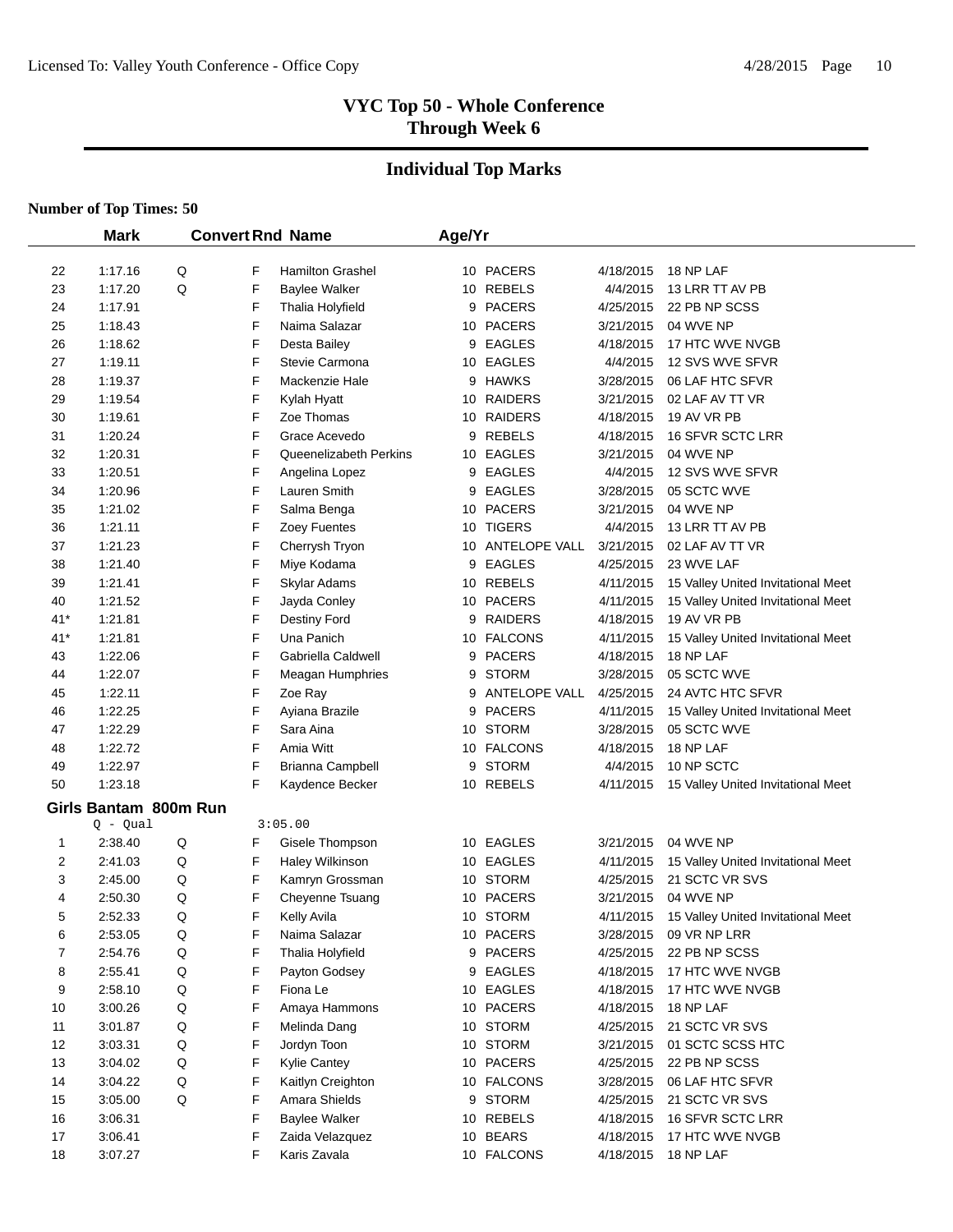# VYC Top 50 - Whole Conference
## Through Week 6

## Individual Top Marks

**Number of Top Times: 50**

| | Mark | Convert | Rnd | Name | Age/Yr | | | |
|---|---|---|---|---|---|---|---|---|
| 22 | 1:17.16 | Q | F | Hamilton Grashel | 10 | PACERS | 4/18/2015 | 18 NP LAF |
| 23 | 1:17.20 | Q | F | Baylee Walker | 10 | REBELS | 4/4/2015 | 13 LRR TT AV PB |
| 24 | 1:17.91 | | F | Thalia Holyfield | 9 | PACERS | 4/25/2015 | 22 PB NP SCSS |
| 25 | 1:18.43 | | F | Naima Salazar | 10 | PACERS | 3/21/2015 | 04 WVE NP |
| 26 | 1:18.62 | | F | Desta Bailey | 9 | EAGLES | 4/18/2015 | 17 HTC WVE NVGB |
| 27 | 1:19.11 | | F | Stevie Carmona | 10 | EAGLES | 4/4/2015 | 12 SVS WVE SFVR |
| 28 | 1:19.37 | | F | Mackenzie Hale | 9 | HAWKS | 3/28/2015 | 06 LAF HTC SFVR |
| 29 | 1:19.54 | | F | Kylah Hyatt | 10 | RAIDERS | 3/21/2015 | 02 LAF AV TT VR |
| 30 | 1:19.61 | | F | Zoe Thomas | 10 | RAIDERS | 4/18/2015 | 19 AV VR PB |
| 31 | 1:20.24 | | F | Grace Acevedo | 9 | REBELS | 4/18/2015 | 16 SFVR SCTC LRR |
| 32 | 1:20.31 | | F | Queenelizabeth Perkins | 10 | EAGLES | 3/21/2015 | 04 WVE NP |
| 33 | 1:20.51 | | F | Angelina Lopez | 9 | EAGLES | 4/4/2015 | 12 SVS WVE SFVR |
| 34 | 1:20.96 | | F | Lauren Smith | 9 | EAGLES | 3/28/2015 | 05 SCTC WVE |
| 35 | 1:21.02 | | F | Salma Benga | 10 | PACERS | 3/21/2015 | 04 WVE NP |
| 36 | 1:21.11 | | F | Zoey Fuentes | 10 | TIGERS | 4/4/2015 | 13 LRR TT AV PB |
| 37 | 1:21.23 | | F | Cherrysh Tryon | 10 | ANTELOPE VALL | 3/21/2015 | 02 LAF AV TT VR |
| 38 | 1:21.40 | | F | Miye Kodama | 9 | EAGLES | 4/25/2015 | 23 WVE LAF |
| 39 | 1:21.41 | | F | Skylar Adams | 10 | REBELS | 4/11/2015 | 15 Valley United Invitational Meet |
| 40 | 1:21.52 | | F | Jayda Conley | 10 | PACERS | 4/11/2015 | 15 Valley United Invitational Meet |
| 41* | 1:21.81 | | F | Destiny Ford | 9 | RAIDERS | 4/18/2015 | 19 AV VR PB |
| 41* | 1:21.81 | | F | Una Panich | 10 | FALCONS | 4/11/2015 | 15 Valley United Invitational Meet |
| 43 | 1:22.06 | | F | Gabriella Caldwell | 9 | PACERS | 4/18/2015 | 18 NP LAF |
| 44 | 1:22.07 | | F | Meagan Humphries | 9 | STORM | 3/28/2015 | 05 SCTC WVE |
| 45 | 1:22.11 | | F | Zoe Ray | 9 | ANTELOPE VALL | 4/25/2015 | 24 AVTC HTC SFVR |
| 46 | 1:22.25 | | F | Ayiana Brazile | 9 | PACERS | 4/11/2015 | 15 Valley United Invitational Meet |
| 47 | 1:22.29 | | F | Sara Aina | 10 | STORM | 3/28/2015 | 05 SCTC WVE |
| 48 | 1:22.72 | | F | Amia Witt | 10 | FALCONS | 4/18/2015 | 18 NP LAF |
| 49 | 1:22.97 | | F | Brianna Campbell | 9 | STORM | 4/4/2015 | 10 NP SCTC |
| 50 | 1:23.18 | | F | Kaydence Becker | 10 | REBELS | 4/11/2015 | 15 Valley United Invitational Meet |

### Girls Bantam 800m Run

Q - Qual 3:05.00

| | Mark | Convert | Rnd | Name | Age/Yr | | | |
|---|---|---|---|---|---|---|---|---|
| 1 | 2:38.40 | Q | F | Gisele Thompson | 10 | EAGLES | 3/21/2015 | 04 WVE NP |
| 2 | 2:41.03 | Q | F | Haley Wilkinson | 10 | EAGLES | 4/11/2015 | 15 Valley United Invitational Meet |
| 3 | 2:45.00 | Q | F | Kamryn Grossman | 10 | STORM | 4/25/2015 | 21 SCTC VR SVS |
| 4 | 2:50.30 | Q | F | Cheyenne Tsuang | 10 | PACERS | 3/21/2015 | 04 WVE NP |
| 5 | 2:52.33 | Q | F | Kelly Avila | 10 | STORM | 4/11/2015 | 15 Valley United Invitational Meet |
| 6 | 2:53.05 | Q | F | Naima Salazar | 10 | PACERS | 3/28/2015 | 09 VR NP LRR |
| 7 | 2:54.76 | Q | F | Thalia Holyfield | 9 | PACERS | 4/25/2015 | 22 PB NP SCSS |
| 8 | 2:55.41 | Q | F | Payton Godsey | 9 | EAGLES | 4/18/2015 | 17 HTC WVE NVGB |
| 9 | 2:58.10 | Q | F | Fiona Le | 10 | EAGLES | 4/18/2015 | 17 HTC WVE NVGB |
| 10 | 3:00.26 | Q | F | Amaya Hammons | 10 | PACERS | 4/18/2015 | 18 NP LAF |
| 11 | 3:01.87 | Q | F | Melinda Dang | 10 | STORM | 4/25/2015 | 21 SCTC VR SVS |
| 12 | 3:03.31 | Q | F | Jordyn Toon | 10 | STORM | 3/21/2015 | 01 SCTC SCSS HTC |
| 13 | 3:04.02 | Q | F | Kylie Cantey | 10 | PACERS | 4/25/2015 | 22 PB NP SCSS |
| 14 | 3:04.22 | Q | F | Kaitlyn Creighton | 10 | FALCONS | 3/28/2015 | 06 LAF HTC SFVR |
| 15 | 3:05.00 | Q | F | Amara Shields | 9 | STORM | 4/25/2015 | 21 SCTC VR SVS |
| 16 | 3:06.31 | | F | Baylee Walker | 10 | REBELS | 4/18/2015 | 16 SFVR SCTC LRR |
| 17 | 3:06.41 | | F | Zaida Velazquez | 10 | BEARS | 4/18/2015 | 17 HTC WVE NVGB |
| 18 | 3:07.27 | | F | Karis Zavala | 10 | FALCONS | 4/18/2015 | 18 NP LAF |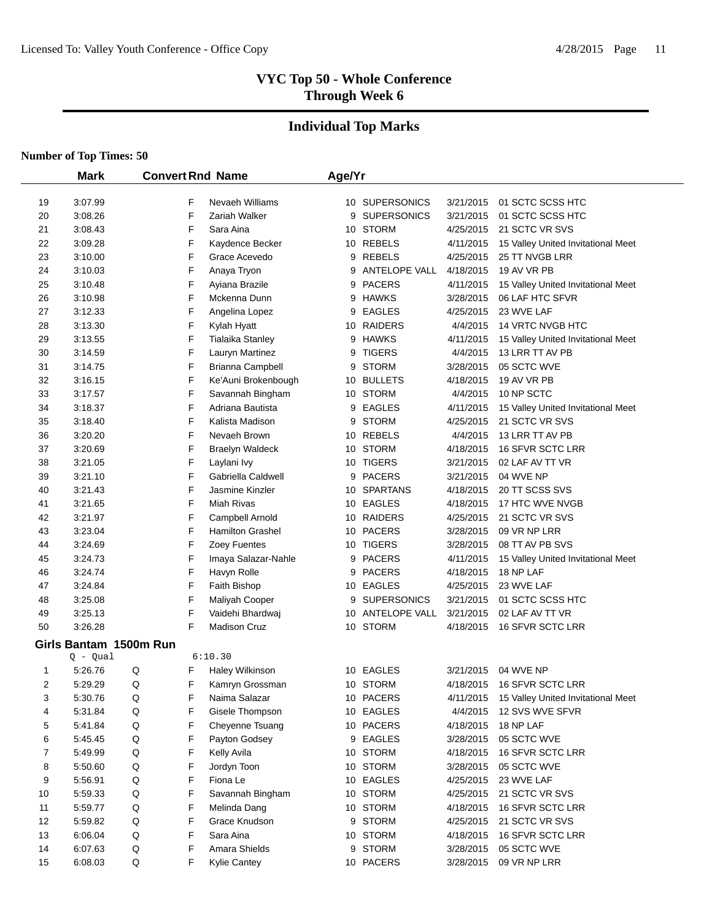## VYC Top 50 - Whole Conference
## Through Week 6

## Individual Top Marks

**Number of Top Times: 50**

| | Mark | Convert | Rnd | Name | Age/Yr | Team | Date | Meet |
|---|---|---|---|---|---|---|---|---|
| 19 | 3:07.99 | | F | Nevaeh Williams | 10 | SUPERSONICS | 3/21/2015 | 01 SCTC SCSS HTC |
| 20 | 3:08.26 | | F | Zariah Walker | 9 | SUPERSONICS | 3/21/2015 | 01 SCTC SCSS HTC |
| 21 | 3:08.43 | | F | Sara Aina | 10 | STORM | 4/25/2015 | 21 SCTC VR SVS |
| 22 | 3:09.28 | | F | Kaydence Becker | 10 | REBELS | 4/11/2015 | 15 Valley United Invitational Meet |
| 23 | 3:10.00 | | F | Grace Acevedo | 9 | REBELS | 4/25/2015 | 25 TT NVGB LRR |
| 24 | 3:10.03 | | F | Anaya Tryon | 9 | ANTELOPE VALL | 4/18/2015 | 19 AV VR PB |
| 25 | 3:10.48 | | F | Ayiana Brazile | 9 | PACERS | 4/11/2015 | 15 Valley United Invitational Meet |
| 26 | 3:10.98 | | F | Mckenna Dunn | 9 | HAWKS | 3/28/2015 | 06 LAF HTC SFVR |
| 27 | 3:12.33 | | F | Angelina Lopez | 9 | EAGLES | 4/25/2015 | 23 WVE LAF |
| 28 | 3:13.30 | | F | Kylah Hyatt | 10 | RAIDERS | 4/4/2015 | 14 VRTC NVGB HTC |
| 29 | 3:13.55 | | F | Tialaika Stanley | 9 | HAWKS | 4/11/2015 | 15 Valley United Invitational Meet |
| 30 | 3:14.59 | | F | Lauryn Martinez | 9 | TIGERS | 4/4/2015 | 13 LRR TT AV PB |
| 31 | 3:14.75 | | F | Brianna Campbell | 9 | STORM | 3/28/2015 | 05 SCTC WVE |
| 32 | 3:16.15 | | F | Ke'Auni Brokenbough | 10 | BULLETS | 4/18/2015 | 19 AV VR PB |
| 33 | 3:17.57 | | F | Savannah Bingham | 10 | STORM | 4/4/2015 | 10 NP SCTC |
| 34 | 3:18.37 | | F | Adriana Bautista | 9 | EAGLES | 4/11/2015 | 15 Valley United Invitational Meet |
| 35 | 3:18.40 | | F | Kalista Madison | 9 | STORM | 4/25/2015 | 21 SCTC VR SVS |
| 36 | 3:20.20 | | F | Nevaeh Brown | 10 | REBELS | 4/4/2015 | 13 LRR TT AV PB |
| 37 | 3:20.69 | | F | Braelyn Waldeck | 10 | STORM | 4/18/2015 | 16 SFVR SCTC LRR |
| 38 | 3:21.05 | | F | Laylani Ivy | 10 | TIGERS | 3/21/2015 | 02 LAF AV TT VR |
| 39 | 3:21.10 | | F | Gabriella Caldwell | 9 | PACERS | 3/21/2015 | 04 WVE NP |
| 40 | 3:21.43 | | F | Jasmine Kinzler | 10 | SPARTANS | 4/18/2015 | 20 TT SCSS SVS |
| 41 | 3:21.65 | | F | Miah Rivas | 10 | EAGLES | 4/18/2015 | 17 HTC WVE NVGB |
| 42 | 3:21.97 | | F | Campbell Arnold | 10 | RAIDERS | 4/25/2015 | 21 SCTC VR SVS |
| 43 | 3:23.04 | | F | Hamilton Grashel | 10 | PACERS | 3/28/2015 | 09 VR NP LRR |
| 44 | 3:24.69 | | F | Zoey Fuentes | 10 | TIGERS | 3/28/2015 | 08 TT AV PB SVS |
| 45 | 3:24.73 | | F | Imaya Salazar-Nahle | 9 | PACERS | 4/11/2015 | 15 Valley United Invitational Meet |
| 46 | 3:24.74 | | F | Havyn Rolle | 9 | PACERS | 4/18/2015 | 18 NP LAF |
| 47 | 3:24.84 | | F | Faith Bishop | 10 | EAGLES | 4/25/2015 | 23 WVE LAF |
| 48 | 3:25.08 | | F | Maliyah Cooper | 9 | SUPERSONICS | 3/21/2015 | 01 SCTC SCSS HTC |
| 49 | 3:25.13 | | F | Vaidehi Bhardwaj | 10 | ANTELOPE VALL | 3/21/2015 | 02 LAF AV TT VR |
| 50 | 3:26.28 | | F | Madison Cruz | 10 | STORM | 4/18/2015 | 16 SFVR SCTC LRR |

### Girls Bantam 1500m Run

Q - Qual 6:10.30

| | Mark | Convert | Rnd | Name | Age/Yr | Team | Date | Meet |
|---|---|---|---|---|---|---|---|---|
| 1 | 5:26.76 | Q | F | Haley Wilkinson | 10 | EAGLES | 3/21/2015 | 04 WVE NP |
| 2 | 5:29.29 | Q | F | Kamryn Grossman | 10 | STORM | 4/18/2015 | 16 SFVR SCTC LRR |
| 3 | 5:30.76 | Q | F | Naima Salazar | 10 | PACERS | 4/11/2015 | 15 Valley United Invitational Meet |
| 4 | 5:31.84 | Q | F | Gisele Thompson | 10 | EAGLES | 4/4/2015 | 12 SVS WVE SFVR |
| 5 | 5:41.84 | Q | F | Cheyenne Tsuang | 10 | PACERS | 4/18/2015 | 18 NP LAF |
| 6 | 5:45.45 | Q | F | Payton Godsey | 9 | EAGLES | 3/28/2015 | 05 SCTC WVE |
| 7 | 5:49.99 | Q | F | Kelly Avila | 10 | STORM | 4/18/2015 | 16 SFVR SCTC LRR |
| 8 | 5:50.60 | Q | F | Jordyn Toon | 10 | STORM | 3/28/2015 | 05 SCTC WVE |
| 9 | 5:56.91 | Q | F | Fiona Le | 10 | EAGLES | 4/25/2015 | 23 WVE LAF |
| 10 | 5:59.33 | Q | F | Savannah Bingham | 10 | STORM | 4/25/2015 | 21 SCTC VR SVS |
| 11 | 5:59.77 | Q | F | Melinda Dang | 10 | STORM | 4/18/2015 | 16 SFVR SCTC LRR |
| 12 | 5:59.82 | Q | F | Grace Knudson | 9 | STORM | 4/25/2015 | 21 SCTC VR SVS |
| 13 | 6:06.04 | Q | F | Sara Aina | 10 | STORM | 4/18/2015 | 16 SFVR SCTC LRR |
| 14 | 6:07.63 | Q | F | Amara Shields | 9 | STORM | 3/28/2015 | 05 SCTC WVE |
| 15 | 6:08.03 | Q | F | Kylie Cantey | 10 | PACERS | 3/28/2015 | 09 VR NP LRR |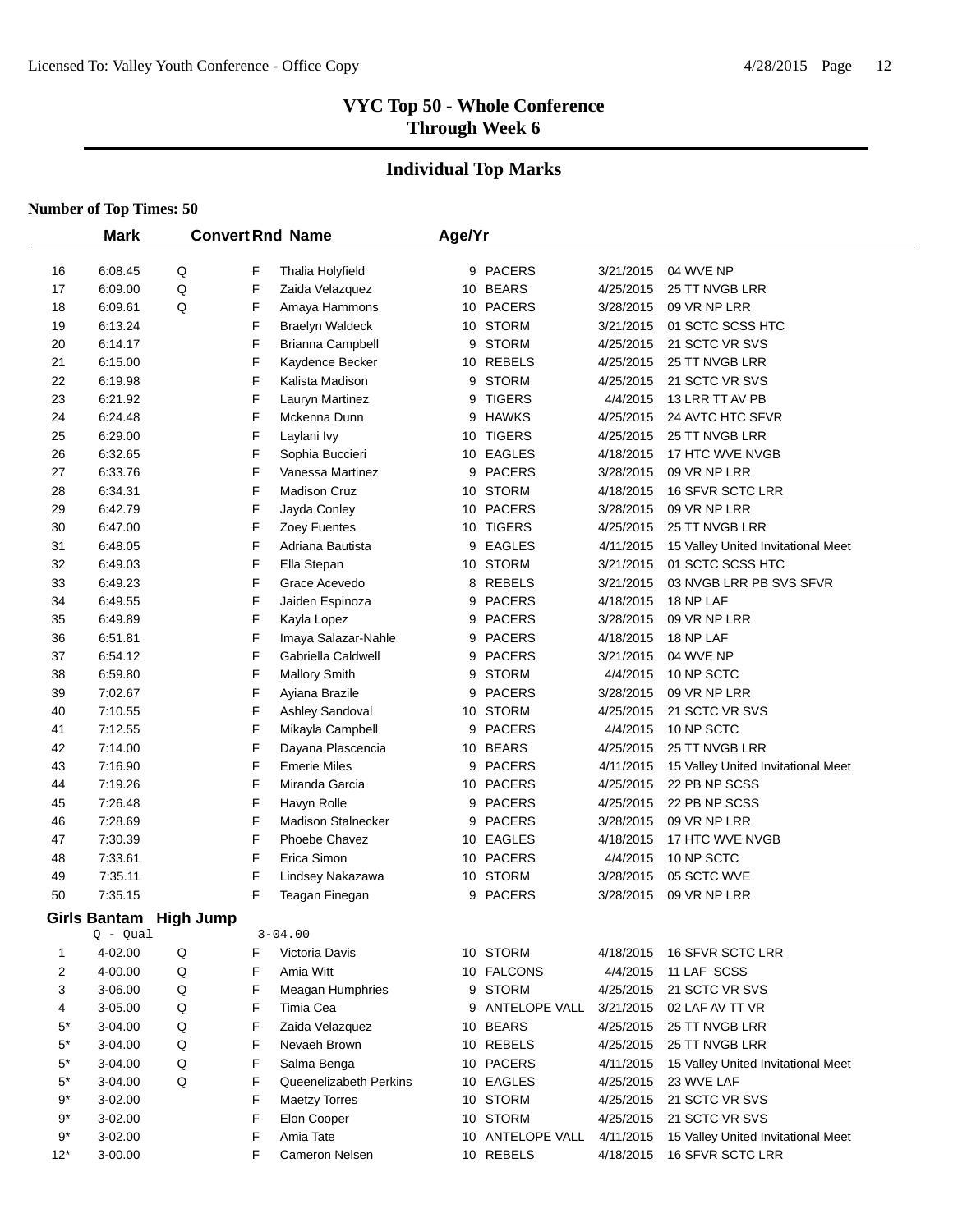# VYC Top 50 - Whole Conference
## Through Week 6

## Individual Top Marks

**Number of Top Times: 50**

| | Mark | Convert | Rnd | Name | Age/Yr | Team | Date | Meet |
|---|---|---|---|---|---|---|---|---|
| 16 | 6:08.45 | Q | F | Thalia Holyfield | 9 | PACERS | 3/21/2015 | 04 WVE NP |
| 17 | 6:09.00 | Q | F | Zaida Velazquez | 10 | BEARS | 4/25/2015 | 25 TT NVGB LRR |
| 18 | 6:09.61 | Q | F | Amaya Hammons | 10 | PACERS | 3/28/2015 | 09 VR NP LRR |
| 19 | 6:13.24 | | F | Braelyn Waldeck | 10 | STORM | 3/21/2015 | 01 SCTC SCSS HTC |
| 20 | 6:14.17 | | F | Brianna Campbell | 9 | STORM | 4/25/2015 | 21 SCTC VR SVS |
| 21 | 6:15.00 | | F | Kaydence Becker | 10 | REBELS | 4/25/2015 | 25 TT NVGB LRR |
| 22 | 6:19.98 | | F | Kalista Madison | 9 | STORM | 4/25/2015 | 21 SCTC VR SVS |
| 23 | 6:21.92 | | F | Lauryn Martinez | 9 | TIGERS | 4/4/2015 | 13 LRR TT AV PB |
| 24 | 6:24.48 | | F | Mckenna Dunn | 9 | HAWKS | 4/25/2015 | 24 AVTC HTC SFVR |
| 25 | 6:29.00 | | F | Laylani Ivy | 10 | TIGERS | 4/25/2015 | 25 TT NVGB LRR |
| 26 | 6:32.65 | | F | Sophia Buccieri | 10 | EAGLES | 4/18/2015 | 17 HTC WVE NVGB |
| 27 | 6:33.76 | | F | Vanessa Martinez | 9 | PACERS | 3/28/2015 | 09 VR NP LRR |
| 28 | 6:34.31 | | F | Madison Cruz | 10 | STORM | 4/18/2015 | 16 SFVR SCTC LRR |
| 29 | 6:42.79 | | F | Jayda Conley | 10 | PACERS | 3/28/2015 | 09 VR NP LRR |
| 30 | 6:47.00 | | F | Zoey Fuentes | 10 | TIGERS | 4/25/2015 | 25 TT NVGB LRR |
| 31 | 6:48.05 | | F | Adriana Bautista | 9 | EAGLES | 4/11/2015 | 15 Valley United Invitational Meet |
| 32 | 6:49.03 | | F | Ella Stepan | 10 | STORM | 3/21/2015 | 01 SCTC SCSS HTC |
| 33 | 6:49.23 | | F | Grace Acevedo | 8 | REBELS | 3/21/2015 | 03 NVGB LRR PB SVS SFVR |
| 34 | 6:49.55 | | F | Jaiden Espinoza | 9 | PACERS | 4/18/2015 | 18 NP LAF |
| 35 | 6:49.89 | | F | Kayla Lopez | 9 | PACERS | 3/28/2015 | 09 VR NP LRR |
| 36 | 6:51.81 | | F | Imaya Salazar-Nahle | 9 | PACERS | 4/18/2015 | 18 NP LAF |
| 37 | 6:54.12 | | F | Gabriella Caldwell | 9 | PACERS | 3/21/2015 | 04 WVE NP |
| 38 | 6:59.80 | | F | Mallory Smith | 9 | STORM | 4/4/2015 | 10 NP SCTC |
| 39 | 7:02.67 | | F | Ayiana Brazile | 9 | PACERS | 3/28/2015 | 09 VR NP LRR |
| 40 | 7:10.55 | | F | Ashley Sandoval | 10 | STORM | 4/25/2015 | 21 SCTC VR SVS |
| 41 | 7:12.55 | | F | Mikayla Campbell | 9 | PACERS | 4/4/2015 | 10 NP SCTC |
| 42 | 7:14.00 | | F | Dayana Plascencia | 10 | BEARS | 4/25/2015 | 25 TT NVGB LRR |
| 43 | 7:16.90 | | F | Emerie Miles | 9 | PACERS | 4/11/2015 | 15 Valley United Invitational Meet |
| 44 | 7:19.26 | | F | Miranda Garcia | 10 | PACERS | 4/25/2015 | 22 PB NP SCSS |
| 45 | 7:26.48 | | F | Havyn Rolle | 9 | PACERS | 4/25/2015 | 22 PB NP SCSS |
| 46 | 7:28.69 | | F | Madison Stalnecker | 9 | PACERS | 3/28/2015 | 09 VR NP LRR |
| 47 | 7:30.39 | | F | Phoebe Chavez | 10 | EAGLES | 4/18/2015 | 17 HTC WVE NVGB |
| 48 | 7:33.61 | | F | Erica Simon | 10 | PACERS | 4/4/2015 | 10 NP SCTC |
| 49 | 7:35.11 | | F | Lindsey Nakazawa | 10 | STORM | 3/28/2015 | 05 SCTC WVE |
| 50 | 7:35.15 | | F | Teagan Finegan | 9 | PACERS | 3/28/2015 | 09 VR NP LRR |

### Girls Bantam High Jump

Q - Qual 3-04.00

| | Mark | Convert | Rnd | Name | Age/Yr | Team | Date | Meet |
|---|---|---|---|---|---|---|---|---|
| 1 | 4-02.00 | Q | F | Victoria Davis | 10 | STORM | 4/18/2015 | 16 SFVR SCTC LRR |
| 2 | 4-00.00 | Q | F | Amia Witt | 10 | FALCONS | 4/4/2015 | 11 LAF SCSS |
| 3 | 3-06.00 | Q | F | Meagan Humphries | 9 | STORM | 4/25/2015 | 21 SCTC VR SVS |
| 4 | 3-05.00 | Q | F | Timia Cea | 9 | ANTELOPE VALL | 3/21/2015 | 02 LAF AV TT VR |
| 5* | 3-04.00 | Q | F | Zaida Velazquez | 10 | BEARS | 4/25/2015 | 25 TT NVGB LRR |
| 5* | 3-04.00 | Q | F | Nevaeh Brown | 10 | REBELS | 4/25/2015 | 25 TT NVGB LRR |
| 5* | 3-04.00 | Q | F | Salma Benga | 10 | PACERS | 4/11/2015 | 15 Valley United Invitational Meet |
| 5* | 3-04.00 | Q | F | Queenelizabeth Perkins | 10 | EAGLES | 4/25/2015 | 23 WVE LAF |
| 9* | 3-02.00 | | F | Maetzy Torres | 10 | STORM | 4/25/2015 | 21 SCTC VR SVS |
| 9* | 3-02.00 | | F | Elon Cooper | 10 | STORM | 4/25/2015 | 21 SCTC VR SVS |
| 9* | 3-02.00 | | F | Amia Tate | 10 | ANTELOPE VALL | 4/11/2015 | 15 Valley United Invitational Meet |
| 12* | 3-00.00 | | F | Cameron Nelsen | 10 | REBELS | 4/18/2015 | 16 SFVR SCTC LRR |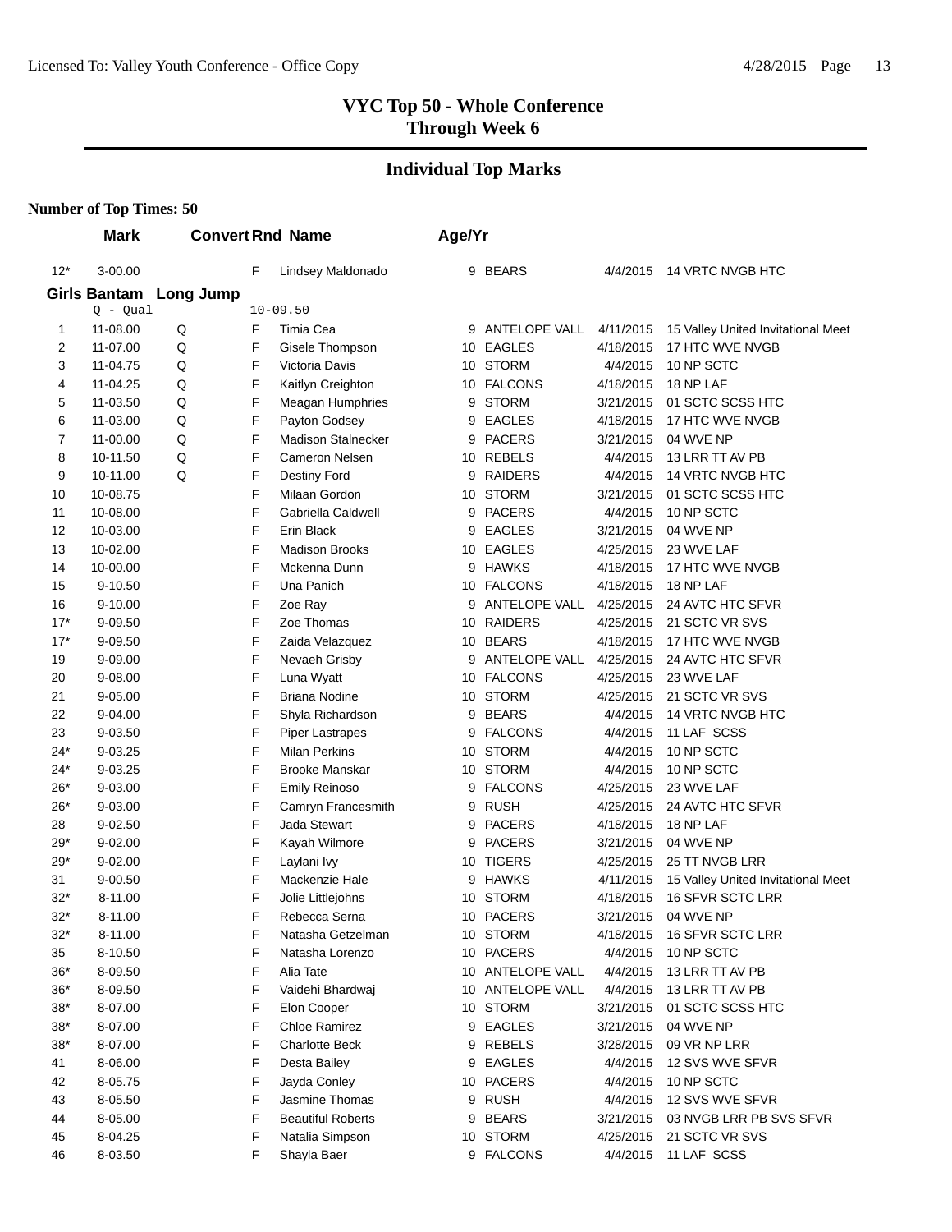## VYC Top 50 - Whole Conference
## Through Week 6

### Individual Top Marks

**Number of Top Times: 50**

| | Mark | Convert | Rnd | Name | Age/Yr | | | |
|---|---|---|---|---|---|---|---|---|
| 12* | 3-00.00 | | F | Lindsey Maldonado | 9 | BEARS | 4/4/2015 | 14 VRTC NVGB HTC |

**Girls Bantam Long Jump**

Q - Qual 10-09.50

| | Mark | Convert | Rnd | Name | Age/Yr | | | |
|---|---|---|---|---|---|---|---|---|
| 1 | 11-08.00 | Q | F | Timia Cea | 9 | ANTELOPE VALL | 4/11/2015 | 15 Valley United Invitational Meet |
| 2 | 11-07.00 | Q | F | Gisele Thompson | 10 | EAGLES | 4/18/2015 | 17 HTC WVE NVGB |
| 3 | 11-04.75 | Q | F | Victoria Davis | 10 | STORM | 4/4/2015 | 10 NP SCTC |
| 4 | 11-04.25 | Q | F | Kaitlyn Creighton | 10 | FALCONS | 4/18/2015 | 18 NP LAF |
| 5 | 11-03.50 | Q | F | Meagan Humphries | 9 | STORM | 3/21/2015 | 01 SCTC SCSS HTC |
| 6 | 11-03.00 | Q | F | Payton Godsey | 9 | EAGLES | 4/18/2015 | 17 HTC WVE NVGB |
| 7 | 11-00.00 | Q | F | Madison Stalnecker | 9 | PACERS | 3/21/2015 | 04 WVE NP |
| 8 | 10-11.50 | Q | F | Cameron Nelsen | 10 | REBELS | 4/4/2015 | 13 LRR TT AV PB |
| 9 | 10-11.00 | Q | F | Destiny Ford | 9 | RAIDERS | 4/4/2015 | 14 VRTC NVGB HTC |
| 10 | 10-08.75 | | F | Milaan Gordon | 10 | STORM | 3/21/2015 | 01 SCTC SCSS HTC |
| 11 | 10-08.00 | | F | Gabriella Caldwell | 9 | PACERS | 4/4/2015 | 10 NP SCTC |
| 12 | 10-03.00 | | F | Erin Black | 9 | EAGLES | 3/21/2015 | 04 WVE NP |
| 13 | 10-02.00 | | F | Madison Brooks | 10 | EAGLES | 4/25/2015 | 23 WVE LAF |
| 14 | 10-00.00 | | F | Mckenna Dunn | 9 | HAWKS | 4/18/2015 | 17 HTC WVE NVGB |
| 15 | 9-10.50 | | F | Una Panich | 10 | FALCONS | 4/18/2015 | 18 NP LAF |
| 16 | 9-10.00 | | F | Zoe Ray | 9 | ANTELOPE VALL | 4/25/2015 | 24 AVTC HTC SFVR |
| 17* | 9-09.50 | | F | Zoe Thomas | 10 | RAIDERS | 4/25/2015 | 21 SCTC VR SVS |
| 17* | 9-09.50 | | F | Zaida Velazquez | 10 | BEARS | 4/18/2015 | 17 HTC WVE NVGB |
| 19 | 9-09.00 | | F | Nevaeh Grisby | 9 | ANTELOPE VALL | 4/25/2015 | 24 AVTC HTC SFVR |
| 20 | 9-08.00 | | F | Luna Wyatt | 10 | FALCONS | 4/25/2015 | 23 WVE LAF |
| 21 | 9-05.00 | | F | Briana Nodine | 10 | STORM | 4/25/2015 | 21 SCTC VR SVS |
| 22 | 9-04.00 | | F | Shyla Richardson | 9 | BEARS | 4/4/2015 | 14 VRTC NVGB HTC |
| 23 | 9-03.50 | | F | Piper Lastrapes | 9 | FALCONS | 4/4/2015 | 11 LAF SCSS |
| 24* | 9-03.25 | | F | Milan Perkins | 10 | STORM | 4/4/2015 | 10 NP SCTC |
| 24* | 9-03.25 | | F | Brooke Manskar | 10 | STORM | 4/4/2015 | 10 NP SCTC |
| 26* | 9-03.00 | | F | Emily Reinoso | 9 | FALCONS | 4/25/2015 | 23 WVE LAF |
| 26* | 9-03.00 | | F | Camryn Francesmith | 9 | RUSH | 4/25/2015 | 24 AVTC HTC SFVR |
| 28 | 9-02.50 | | F | Jada Stewart | 9 | PACERS | 4/18/2015 | 18 NP LAF |
| 29* | 9-02.00 | | F | Kayah Wilmore | 9 | PACERS | 3/21/2015 | 04 WVE NP |
| 29* | 9-02.00 | | F | Laylani Ivy | 10 | TIGERS | 4/25/2015 | 25 TT NVGB LRR |
| 31 | 9-00.50 | | F | Mackenzie Hale | 9 | HAWKS | 4/11/2015 | 15 Valley United Invitational Meet |
| 32* | 8-11.00 | | F | Jolie Littlejohns | 10 | STORM | 4/18/2015 | 16 SFVR SCTC LRR |
| 32* | 8-11.00 | | F | Rebecca Serna | 10 | PACERS | 3/21/2015 | 04 WVE NP |
| 32* | 8-11.00 | | F | Natasha Getzelman | 10 | STORM | 4/18/2015 | 16 SFVR SCTC LRR |
| 35 | 8-10.50 | | F | Natasha Lorenzo | 10 | PACERS | 4/4/2015 | 10 NP SCTC |
| 36* | 8-09.50 | | F | Alia Tate | 10 | ANTELOPE VALL | 4/4/2015 | 13 LRR TT AV PB |
| 36* | 8-09.50 | | F | Vaidehi Bhardwaj | 10 | ANTELOPE VALL | 4/4/2015 | 13 LRR TT AV PB |
| 38* | 8-07.00 | | F | Elon Cooper | 10 | STORM | 3/21/2015 | 01 SCTC SCSS HTC |
| 38* | 8-07.00 | | F | Chloe Ramirez | 9 | EAGLES | 3/21/2015 | 04 WVE NP |
| 38* | 8-07.00 | | F | Charlotte Beck | 9 | REBELS | 3/28/2015 | 09 VR NP LRR |
| 41 | 8-06.00 | | F | Desta Bailey | 9 | EAGLES | 4/4/2015 | 12 SVS WVE SFVR |
| 42 | 8-05.75 | | F | Jayda Conley | 10 | PACERS | 4/4/2015 | 10 NP SCTC |
| 43 | 8-05.50 | | F | Jasmine Thomas | 9 | RUSH | 4/4/2015 | 12 SVS WVE SFVR |
| 44 | 8-05.00 | | F | Beautiful Roberts | 9 | BEARS | 3/21/2015 | 03 NVGB LRR PB SVS SFVR |
| 45 | 8-04.25 | | F | Natalia Simpson | 10 | STORM | 4/25/2015 | 21 SCTC VR SVS |
| 46 | 8-03.50 | | F | Shayla Baer | 9 | FALCONS | 4/4/2015 | 11 LAF SCSS |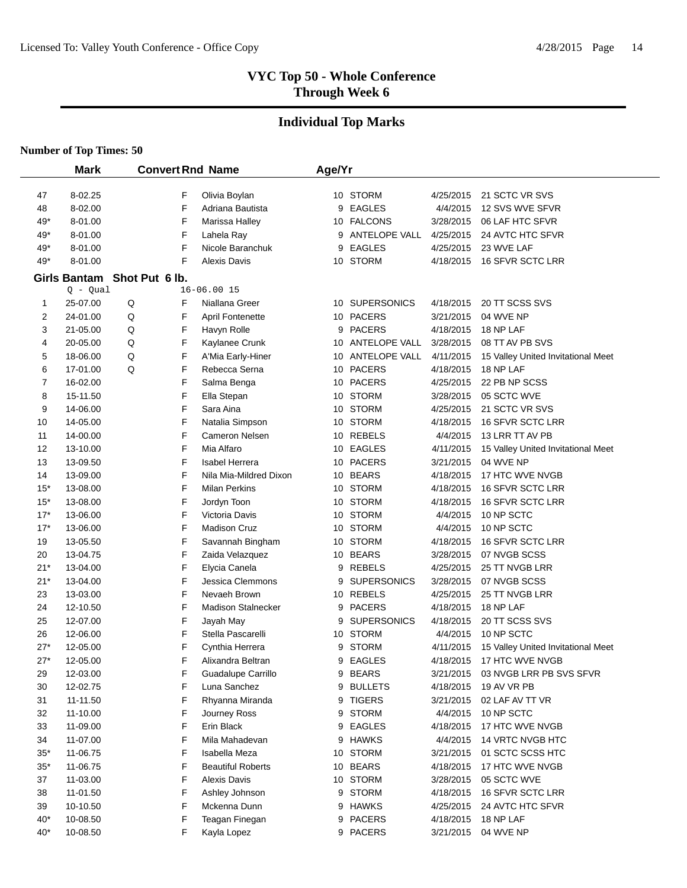# VYC Top 50 - Whole Conference
## Through Week 6

## Individual Top Marks

**Number of Top Times: 50**

| | Mark | Convert | Rnd | Name | Age/Yr | Team | Date | Meet |
|---|---|---|---|---|---|---|---|---|
| 47 | 8-02.25 | | F | Olivia Boylan | 10 | STORM | 4/25/2015 | 21 SCTC VR SVS |
| 48 | 8-02.00 | | F | Adriana Bautista | 9 | EAGLES | 4/4/2015 | 12 SVS WVE SFVR |
| 49* | 8-01.00 | | F | Marissa Halley | 10 | FALCONS | 3/28/2015 | 06 LAF HTC SFVR |
| 49* | 8-01.00 | | F | Lahela Ray | 9 | ANTELOPE VALL | 4/25/2015 | 24 AVTC HTC SFVR |
| 49* | 8-01.00 | | F | Nicole Baranchuk | 9 | EAGLES | 4/25/2015 | 23 WVE LAF |
| 49* | 8-01.00 | | F | Alexis Davis | 10 | STORM | 4/18/2015 | 16 SFVR SCTC LRR |

**Girls Bantam Shot Put 6 lb.**

Q - Qual 16-06.00 15

| | Mark | Convert | Rnd | Name | Age/Yr | Team | Date | Meet |
|---|---|---|---|---|---|---|---|---|
| 1 | 25-07.00 | Q | F | Niallana Greer | 10 | SUPERSONICS | 4/18/2015 | 20 TT SCSS SVS |
| 2 | 24-01.00 | Q | F | April Fontenette | 10 | PACERS | 3/21/2015 | 04 WVE NP |
| 3 | 21-05.00 | Q | F | Havyn Rolle | 9 | PACERS | 4/18/2015 | 18 NP LAF |
| 4 | 20-05.00 | Q | F | Kaylanee Crunk | 10 | ANTELOPE VALL | 3/28/2015 | 08 TT AV PB SVS |
| 5 | 18-06.00 | Q | F | A'Mia Early-Hiner | 10 | ANTELOPE VALL | 4/11/2015 | 15 Valley United Invitational Meet |
| 6 | 17-01.00 | Q | F | Rebecca Serna | 10 | PACERS | 4/18/2015 | 18 NP LAF |
| 7 | 16-02.00 | | F | Salma Benga | 10 | PACERS | 4/25/2015 | 22 PB NP SCSS |
| 8 | 15-11.50 | | F | Ella Stepan | 10 | STORM | 3/28/2015 | 05 SCTC WVE |
| 9 | 14-06.00 | | F | Sara Aina | 10 | STORM | 4/25/2015 | 21 SCTC VR SVS |
| 10 | 14-05.00 | | F | Natalia Simpson | 10 | STORM | 4/18/2015 | 16 SFVR SCTC LRR |
| 11 | 14-00.00 | | F | Cameron Nelsen | 10 | REBELS | 4/4/2015 | 13 LRR TT AV PB |
| 12 | 13-10.00 | | F | Mia Alfaro | 10 | EAGLES | 4/11/2015 | 15 Valley United Invitational Meet |
| 13 | 13-09.50 | | F | Isabel Herrera | 10 | PACERS | 3/21/2015 | 04 WVE NP |
| 14 | 13-09.00 | | F | Nila Mia-Mildred Dixon | 10 | BEARS | 4/18/2015 | 17 HTC WVE NVGB |
| 15* | 13-08.00 | | F | Milan Perkins | 10 | STORM | 4/18/2015 | 16 SFVR SCTC LRR |
| 15* | 13-08.00 | | F | Jordyn Toon | 10 | STORM | 4/18/2015 | 16 SFVR SCTC LRR |
| 17* | 13-06.00 | | F | Victoria Davis | 10 | STORM | 4/4/2015 | 10 NP SCTC |
| 17* | 13-06.00 | | F | Madison Cruz | 10 | STORM | 4/4/2015 | 10 NP SCTC |
| 19 | 13-05.50 | | F | Savannah Bingham | 10 | STORM | 4/18/2015 | 16 SFVR SCTC LRR |
| 20 | 13-04.75 | | F | Zaida Velazquez | 10 | BEARS | 3/28/2015 | 07 NVGB SCSS |
| 21* | 13-04.00 | | F | Elycia Canela | 9 | REBELS | 4/25/2015 | 25 TT NVGB LRR |
| 21* | 13-04.00 | | F | Jessica Clemmons | 9 | SUPERSONICS | 3/28/2015 | 07 NVGB SCSS |
| 23 | 13-03.00 | | F | Nevaeh Brown | 10 | REBELS | 4/25/2015 | 25 TT NVGB LRR |
| 24 | 12-10.50 | | F | Madison Stalnecker | 9 | PACERS | 4/18/2015 | 18 NP LAF |
| 25 | 12-07.00 | | F | Jayah May | 9 | SUPERSONICS | 4/18/2015 | 20 TT SCSS SVS |
| 26 | 12-06.00 | | F | Stella Pascarelli | 10 | STORM | 4/4/2015 | 10 NP SCTC |
| 27* | 12-05.00 | | F | Cynthia Herrera | 9 | STORM | 4/11/2015 | 15 Valley United Invitational Meet |
| 27* | 12-05.00 | | F | Alixandra Beltran | 9 | EAGLES | 4/18/2015 | 17 HTC WVE NVGB |
| 29 | 12-03.00 | | F | Guadalupe Carrillo | 9 | BEARS | 3/21/2015 | 03 NVGB LRR PB SVS SFVR |
| 30 | 12-02.75 | | F | Luna Sanchez | 9 | BULLETS | 4/18/2015 | 19 AV VR PB |
| 31 | 11-11.50 | | F | Rhyanna Miranda | 9 | TIGERS | 3/21/2015 | 02 LAF AV TT VR |
| 32 | 11-10.00 | | F | Journey Ross | 9 | STORM | 4/4/2015 | 10 NP SCTC |
| 33 | 11-09.00 | | F | Erin Black | 9 | EAGLES | 4/18/2015 | 17 HTC WVE NVGB |
| 34 | 11-07.00 | | F | Mila Mahadevan | 9 | HAWKS | 4/4/2015 | 14 VRTC NVGB HTC |
| 35* | 11-06.75 | | F | Isabella Meza | 10 | STORM | 3/21/2015 | 01 SCTC SCSS HTC |
| 35* | 11-06.75 | | F | Beautiful Roberts | 10 | BEARS | 4/18/2015 | 17 HTC WVE NVGB |
| 37 | 11-03.00 | | F | Alexis Davis | 10 | STORM | 3/28/2015 | 05 SCTC WVE |
| 38 | 11-01.50 | | F | Ashley Johnson | 9 | STORM | 4/18/2015 | 16 SFVR SCTC LRR |
| 39 | 10-10.50 | | F | Mckenna Dunn | 9 | HAWKS | 4/25/2015 | 24 AVTC HTC SFVR |
| 40* | 10-08.50 | | F | Teagan Finegan | 9 | PACERS | 4/18/2015 | 18 NP LAF |
| 40* | 10-08.50 | | F | Kayla Lopez | 9 | PACERS | 3/21/2015 | 04 WVE NP |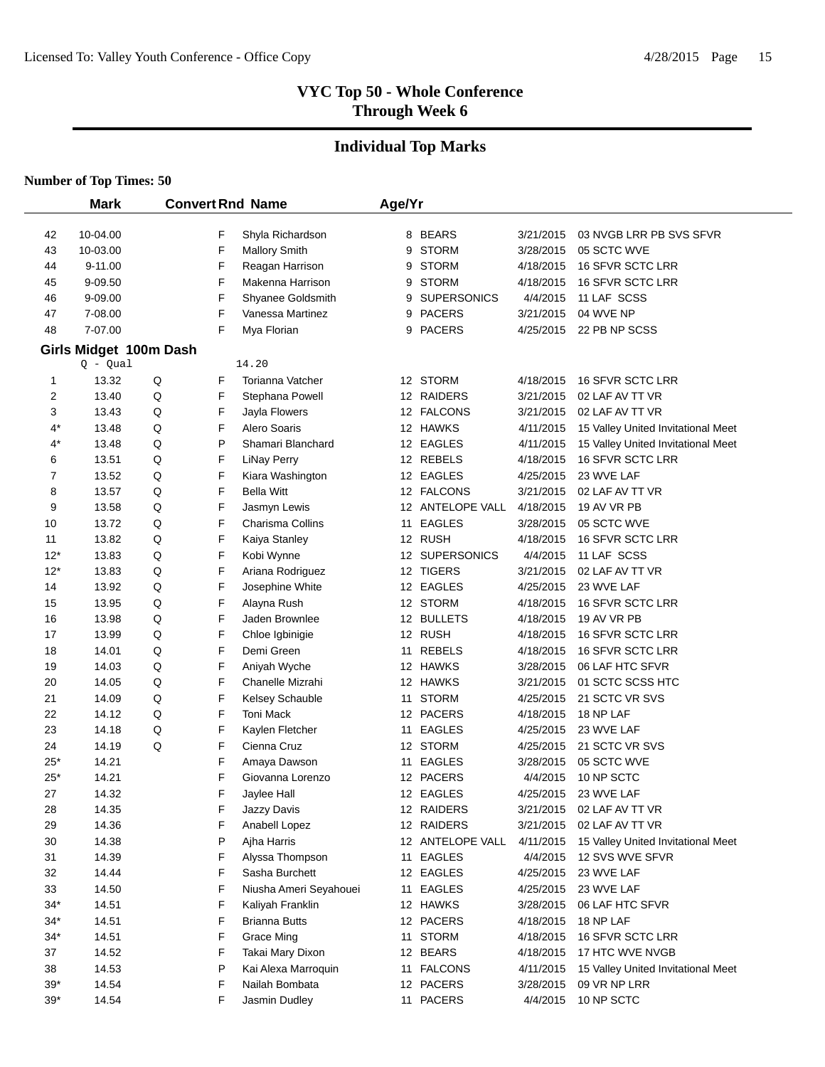# VYC Top 50 - Whole Conference
## Through Week 6

## Individual Top Marks

**Number of Top Times: 50**

| | Mark | Convert | Rnd | Name | Age/Yr | Team | Date | Meet |
|---|---|---|---|---|---|---|---|---|
| 42 | 10-04.00 | | F | Shyla Richardson | 8 | BEARS | 3/21/2015 | 03 NVGB LRR PB SVS SFVR |
| 43 | 10-03.00 | | F | Mallory Smith | 9 | STORM | 3/28/2015 | 05 SCTC WVE |
| 44 | 9-11.00 | | F | Reagan Harrison | 9 | STORM | 4/18/2015 | 16 SFVR SCTC LRR |
| 45 | 9-09.50 | | F | Makenna Harrison | 9 | STORM | 4/18/2015 | 16 SFVR SCTC LRR |
| 46 | 9-09.00 | | F | Shyanee Goldsmith | 9 | SUPERSONICS | 4/4/2015 | 11 LAF SCSS |
| 47 | 7-08.00 | | F | Vanessa Martinez | 9 | PACERS | 3/21/2015 | 04 WVE NP |
| 48 | 7-07.00 | | F | Mya Florian | 9 | PACERS | 4/25/2015 | 22 PB NP SCSS |

### Girls Midget 100m Dash

Q - Qual 14.20

| | Mark | Convert | Rnd | Name | Age/Yr | Team | Date | Meet |
|---|---|---|---|---|---|---|---|---|
| 1 | 13.32 | Q | F | Torianna Vatcher | 12 | STORM | 4/18/2015 | 16 SFVR SCTC LRR |
| 2 | 13.40 | Q | F | Stephana Powell | 12 | RAIDERS | 3/21/2015 | 02 LAF AV TT VR |
| 3 | 13.43 | Q | F | Jayla Flowers | 12 | FALCONS | 3/21/2015 | 02 LAF AV TT VR |
| 4* | 13.48 | Q | F | Alero Soaris | 12 | HAWKS | 4/11/2015 | 15 Valley United Invitational Meet |
| 4* | 13.48 | Q | P | Shamari Blanchard | 12 | EAGLES | 4/11/2015 | 15 Valley United Invitational Meet |
| 6 | 13.51 | Q | F | LiNay Perry | 12 | REBELS | 4/18/2015 | 16 SFVR SCTC LRR |
| 7 | 13.52 | Q | F | Kiara Washington | 12 | EAGLES | 4/25/2015 | 23 WVE LAF |
| 8 | 13.57 | Q | F | Bella Witt | 12 | FALCONS | 3/21/2015 | 02 LAF AV TT VR |
| 9 | 13.58 | Q | F | Jasmyn Lewis | 12 | ANTELOPE VALL | 4/18/2015 | 19 AV VR PB |
| 10 | 13.72 | Q | F | Charisma Collins | 11 | EAGLES | 3/28/2015 | 05 SCTC WVE |
| 11 | 13.82 | Q | F | Kaiya Stanley | 12 | RUSH | 4/18/2015 | 16 SFVR SCTC LRR |
| 12* | 13.83 | Q | F | Kobi Wynne | 12 | SUPERSONICS | 4/4/2015 | 11 LAF SCSS |
| 12* | 13.83 | Q | F | Ariana Rodriguez | 12 | TIGERS | 3/21/2015 | 02 LAF AV TT VR |
| 14 | 13.92 | Q | F | Josephine White | 12 | EAGLES | 4/25/2015 | 23 WVE LAF |
| 15 | 13.95 | Q | F | Alayna Rush | 12 | STORM | 4/18/2015 | 16 SFVR SCTC LRR |
| 16 | 13.98 | Q | F | Jaden Brownlee | 12 | BULLETS | 4/18/2015 | 19 AV VR PB |
| 17 | 13.99 | Q | F | Chloe Igbinigie | 12 | RUSH | 4/18/2015 | 16 SFVR SCTC LRR |
| 18 | 14.01 | Q | F | Demi Green | 11 | REBELS | 4/18/2015 | 16 SFVR SCTC LRR |
| 19 | 14.03 | Q | F | Aniyah Wyche | 12 | HAWKS | 3/28/2015 | 06 LAF HTC SFVR |
| 20 | 14.05 | Q | F | Chanelle Mizrahi | 12 | HAWKS | 3/21/2015 | 01 SCTC SCSS HTC |
| 21 | 14.09 | Q | F | Kelsey Schauble | 11 | STORM | 4/25/2015 | 21 SCTC VR SVS |
| 22 | 14.12 | Q | F | Toni Mack | 12 | PACERS | 4/18/2015 | 18 NP LAF |
| 23 | 14.18 | Q | F | Kaylen Fletcher | 11 | EAGLES | 4/25/2015 | 23 WVE LAF |
| 24 | 14.19 | Q | F | Cienna Cruz | 12 | STORM | 4/25/2015 | 21 SCTC VR SVS |
| 25* | 14.21 | | F | Amaya Dawson | 11 | EAGLES | 3/28/2015 | 05 SCTC WVE |
| 25* | 14.21 | | F | Giovanna Lorenzo | 12 | PACERS | 4/4/2015 | 10 NP SCTC |
| 27 | 14.32 | | F | Jaylee Hall | 12 | EAGLES | 4/25/2015 | 23 WVE LAF |
| 28 | 14.35 | | F | Jazzy Davis | 12 | RAIDERS | 3/21/2015 | 02 LAF AV TT VR |
| 29 | 14.36 | | F | Anabell Lopez | 12 | RAIDERS | 3/21/2015 | 02 LAF AV TT VR |
| 30 | 14.38 | | P | Ajha Harris | 12 | ANTELOPE VALL | 4/11/2015 | 15 Valley United Invitational Meet |
| 31 | 14.39 | | F | Alyssa Thompson | 11 | EAGLES | 4/4/2015 | 12 SVS WVE SFVR |
| 32 | 14.44 | | F | Sasha Burchett | 12 | EAGLES | 4/25/2015 | 23 WVE LAF |
| 33 | 14.50 | | F | Niusha Ameri Seyahouei | 11 | EAGLES | 4/25/2015 | 23 WVE LAF |
| 34* | 14.51 | | F | Kaliyah Franklin | 12 | HAWKS | 3/28/2015 | 06 LAF HTC SFVR |
| 34* | 14.51 | | F | Brianna Butts | 12 | PACERS | 4/18/2015 | 18 NP LAF |
| 34* | 14.51 | | F | Grace Ming | 11 | STORM | 4/18/2015 | 16 SFVR SCTC LRR |
| 37 | 14.52 | | F | Takai Mary Dixon | 12 | BEARS | 4/18/2015 | 17 HTC WVE NVGB |
| 38 | 14.53 | | P | Kai Alexa Marroquin | 11 | FALCONS | 4/11/2015 | 15 Valley United Invitational Meet |
| 39* | 14.54 | | F | Nailah Bombata | 12 | PACERS | 3/28/2015 | 09 VR NP LRR |
| 39* | 14.54 | | F | Jasmin Dudley | 11 | PACERS | 4/4/2015 | 10 NP SCTC |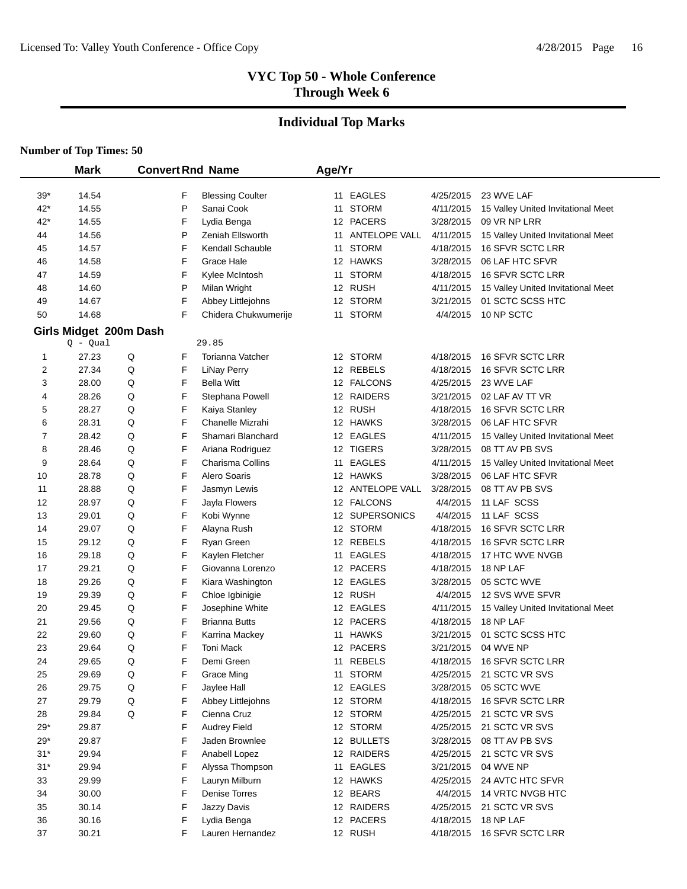## VYC Top 50 - Whole Conference
## Through Week 6

## Individual Top Marks

**Number of Top Times: 50**

| | Mark | Convert | Rnd | Name | Age/Yr | Team | Date | Meet |
|---|---|---|---|---|---|---|---|---|
| 39* | 14.54 | | F | Blessing Coulter | 11 | EAGLES | 4/25/2015 | 23 WVE LAF |
| 42* | 14.55 | | P | Sanai Cook | 11 | STORM | 4/11/2015 | 15 Valley United Invitational Meet |
| 42* | 14.55 | | F | Lydia Benga | 12 | PACERS | 3/28/2015 | 09 VR NP LRR |
| 44 | 14.56 | | P | Zeniah Ellsworth | 11 | ANTELOPE VALL | 4/11/2015 | 15 Valley United Invitational Meet |
| 45 | 14.57 | | F | Kendall Schauble | 11 | STORM | 4/18/2015 | 16 SFVR SCTC LRR |
| 46 | 14.58 | | F | Grace Hale | 12 | HAWKS | 3/28/2015 | 06 LAF HTC SFVR |
| 47 | 14.59 | | F | Kylee McIntosh | 11 | STORM | 4/18/2015 | 16 SFVR SCTC LRR |
| 48 | 14.60 | | P | Milan Wright | 12 | RUSH | 4/11/2015 | 15 Valley United Invitational Meet |
| 49 | 14.67 | | F | Abbey Littlejohns | 12 | STORM | 3/21/2015 | 01 SCTC SCSS HTC |
| 50 | 14.68 | | F | Chidera Chukwumerije | 11 | STORM | 4/4/2015 | 10 NP SCTC |

### Girls Midget 200m Dash

Q - Qual 29.85

| | Mark | Convert | Rnd | Name | Age/Yr | Team | Date | Meet |
|---|---|---|---|---|---|---|---|---|
| 1 | 27.23 | Q | F | Torianna Vatcher | 12 | STORM | 4/18/2015 | 16 SFVR SCTC LRR |
| 2 | 27.34 | Q | F | LiNay Perry | 12 | REBELS | 4/18/2015 | 16 SFVR SCTC LRR |
| 3 | 28.00 | Q | F | Bella Witt | 12 | FALCONS | 4/25/2015 | 23 WVE LAF |
| 4 | 28.26 | Q | F | Stephana Powell | 12 | RAIDERS | 3/21/2015 | 02 LAF AV TT VR |
| 5 | 28.27 | Q | F | Kaiya Stanley | 12 | RUSH | 4/18/2015 | 16 SFVR SCTC LRR |
| 6 | 28.31 | Q | F | Chanelle Mizrahi | 12 | HAWKS | 3/28/2015 | 06 LAF HTC SFVR |
| 7 | 28.42 | Q | F | Shamari Blanchard | 12 | EAGLES | 4/11/2015 | 15 Valley United Invitational Meet |
| 8 | 28.46 | Q | F | Ariana Rodriguez | 12 | TIGERS | 3/28/2015 | 08 TT AV PB SVS |
| 9 | 28.64 | Q | F | Charisma Collins | 11 | EAGLES | 4/11/2015 | 15 Valley United Invitational Meet |
| 10 | 28.78 | Q | F | Alero Soaris | 12 | HAWKS | 3/28/2015 | 06 LAF HTC SFVR |
| 11 | 28.88 | Q | F | Jasmyn Lewis | 12 | ANTELOPE VALL | 3/28/2015 | 08 TT AV PB SVS |
| 12 | 28.97 | Q | F | Jayla Flowers | 12 | FALCONS | 4/4/2015 | 11 LAF SCSS |
| 13 | 29.01 | Q | F | Kobi Wynne | 12 | SUPERSONICS | 4/4/2015 | 11 LAF SCSS |
| 14 | 29.07 | Q | F | Alayna Rush | 12 | STORM | 4/18/2015 | 16 SFVR SCTC LRR |
| 15 | 29.12 | Q | F | Ryan Green | 12 | REBELS | 4/18/2015 | 16 SFVR SCTC LRR |
| 16 | 29.18 | Q | F | Kaylen Fletcher | 11 | EAGLES | 4/18/2015 | 17 HTC WVE NVGB |
| 17 | 29.21 | Q | F | Giovanna Lorenzo | 12 | PACERS | 4/18/2015 | 18 NP LAF |
| 18 | 29.26 | Q | F | Kiara Washington | 12 | EAGLES | 3/28/2015 | 05 SCTC WVE |
| 19 | 29.39 | Q | F | Chloe Igbinigie | 12 | RUSH | 4/4/2015 | 12 SVS WVE SFVR |
| 20 | 29.45 | Q | F | Josephine White | 12 | EAGLES | 4/11/2015 | 15 Valley United Invitational Meet |
| 21 | 29.56 | Q | F | Brianna Butts | 12 | PACERS | 4/18/2015 | 18 NP LAF |
| 22 | 29.60 | Q | F | Karrina Mackey | 11 | HAWKS | 3/21/2015 | 01 SCTC SCSS HTC |
| 23 | 29.64 | Q | F | Toni Mack | 12 | PACERS | 3/21/2015 | 04 WVE NP |
| 24 | 29.65 | Q | F | Demi Green | 11 | REBELS | 4/18/2015 | 16 SFVR SCTC LRR |
| 25 | 29.69 | Q | F | Grace Ming | 11 | STORM | 4/25/2015 | 21 SCTC VR SVS |
| 26 | 29.75 | Q | F | Jaylee Hall | 12 | EAGLES | 3/28/2015 | 05 SCTC WVE |
| 27 | 29.79 | Q | F | Abbey Littlejohns | 12 | STORM | 4/18/2015 | 16 SFVR SCTC LRR |
| 28 | 29.84 | Q | F | Cienna Cruz | 12 | STORM | 4/25/2015 | 21 SCTC VR SVS |
| 29* | 29.87 | | F | Audrey Field | 12 | STORM | 4/25/2015 | 21 SCTC VR SVS |
| 29* | 29.87 | | F | Jaden Brownlee | 12 | BULLETS | 3/28/2015 | 08 TT AV PB SVS |
| 31* | 29.94 | | F | Anabell Lopez | 12 | RAIDERS | 4/25/2015 | 21 SCTC VR SVS |
| 31* | 29.94 | | F | Alyssa Thompson | 11 | EAGLES | 3/21/2015 | 04 WVE NP |
| 33 | 29.99 | | F | Lauryn Milburn | 12 | HAWKS | 4/25/2015 | 24 AVTC HTC SFVR |
| 34 | 30.00 | | F | Denise Torres | 12 | BEARS | 4/4/2015 | 14 VRTC NVGB HTC |
| 35 | 30.14 | | F | Jazzy Davis | 12 | RAIDERS | 4/25/2015 | 21 SCTC VR SVS |
| 36 | 30.16 | | F | Lydia Benga | 12 | PACERS | 4/18/2015 | 18 NP LAF |
| 37 | 30.21 | | F | Lauren Hernandez | 12 | RUSH | 4/18/2015 | 16 SFVR SCTC LRR |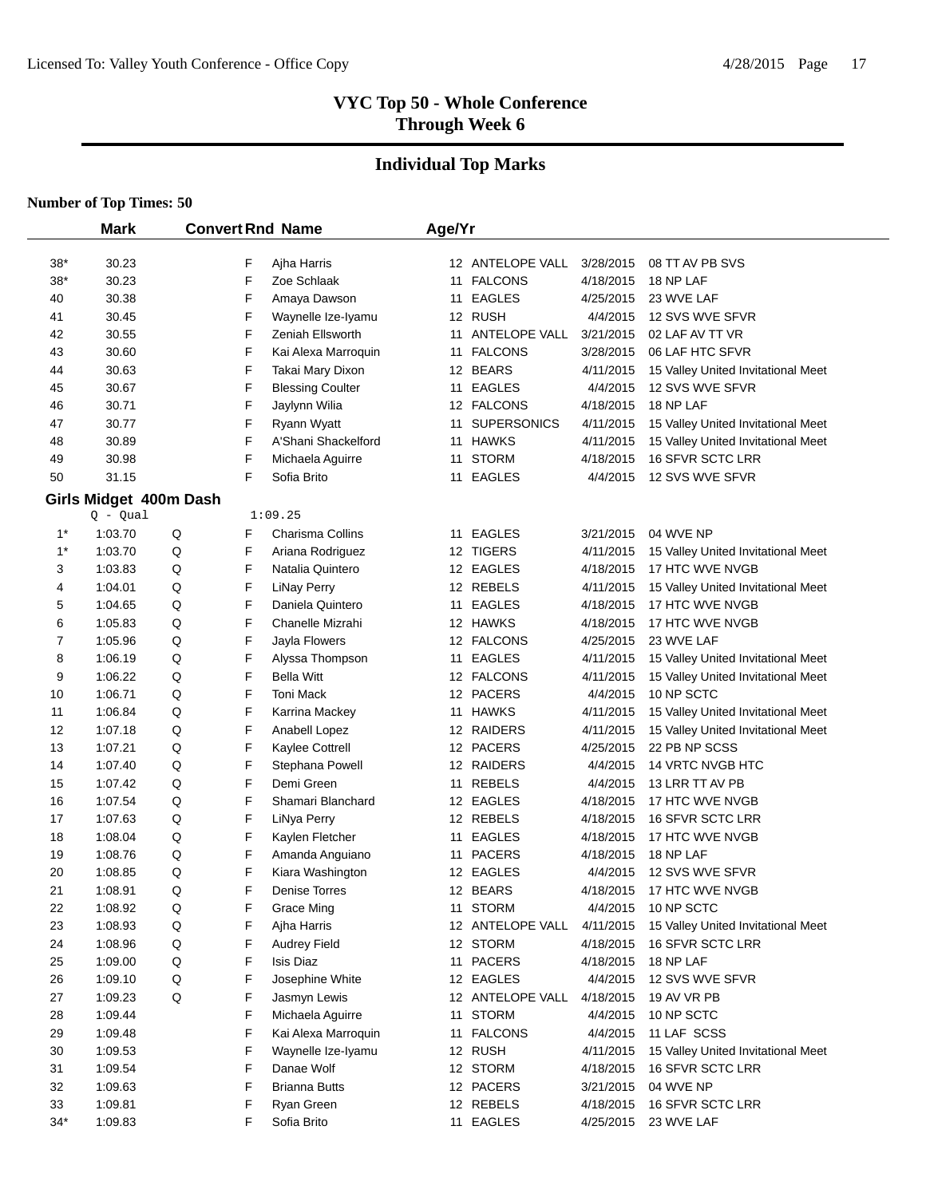# VYC Top 50 - Whole Conference
## Through Week 6

## Individual Top Marks

**Number of Top Times: 50**

| | Mark | Convert | Rnd | Name | Age/Yr | Team | Date | Meet |
|---|---|---|---|---|---|---|---|---|
| 38* | 30.23 | | F | Ajha Harris | 12 | ANTELOPE VALL | 3/28/2015 | 08 TT AV PB SVS |
| 38* | 30.23 | | F | Zoe Schlaak | 11 | FALCONS | 4/18/2015 | 18 NP LAF |
| 40 | 30.38 | | F | Amaya Dawson | 11 | EAGLES | 4/25/2015 | 23 WVE LAF |
| 41 | 30.45 | | F | Waynelle Ize-Iyamu | 12 | RUSH | 4/4/2015 | 12 SVS WVE SFVR |
| 42 | 30.55 | | F | Zeniah Ellsworth | 11 | ANTELOPE VALL | 3/21/2015 | 02 LAF AV TT VR |
| 43 | 30.60 | | F | Kai Alexa Marroquin | 11 | FALCONS | 3/28/2015 | 06 LAF HTC SFVR |
| 44 | 30.63 | | F | Takai Mary Dixon | 12 | BEARS | 4/11/2015 | 15 Valley United Invitational Meet |
| 45 | 30.67 | | F | Blessing Coulter | 11 | EAGLES | 4/4/2015 | 12 SVS WVE SFVR |
| 46 | 30.71 | | F | Jaylynn Wilia | 12 | FALCONS | 4/18/2015 | 18 NP LAF |
| 47 | 30.77 | | F | Ryann Wyatt | 11 | SUPERSONICS | 4/11/2015 | 15 Valley United Invitational Meet |
| 48 | 30.89 | | F | A'Shani Shackelford | 11 | HAWKS | 4/11/2015 | 15 Valley United Invitational Meet |
| 49 | 30.98 | | F | Michaela Aguirre | 11 | STORM | 4/18/2015 | 16 SFVR SCTC LRR |
| 50 | 31.15 | | F | Sofia Brito | 11 | EAGLES | 4/4/2015 | 12 SVS WVE SFVR |

### Girls Midget 400m Dash

Q - Qual 1:09.25

| | Mark | Convert | Rnd | Name | Age/Yr | Team | Date | Meet |
|---|---|---|---|---|---|---|---|---|
| 1* | 1:03.70 | Q | F | Charisma Collins | 11 | EAGLES | 3/21/2015 | 04 WVE NP |
| 1* | 1:03.70 | Q | F | Ariana Rodriguez | 12 | TIGERS | 4/11/2015 | 15 Valley United Invitational Meet |
| 3 | 1:03.83 | Q | F | Natalia Quintero | 12 | EAGLES | 4/18/2015 | 17 HTC WVE NVGB |
| 4 | 1:04.01 | Q | F | LiNay Perry | 12 | REBELS | 4/11/2015 | 15 Valley United Invitational Meet |
| 5 | 1:04.65 | Q | F | Daniela Quintero | 11 | EAGLES | 4/18/2015 | 17 HTC WVE NVGB |
| 6 | 1:05.83 | Q | F | Chanelle Mizrahi | 12 | HAWKS | 4/18/2015 | 17 HTC WVE NVGB |
| 7 | 1:05.96 | Q | F | Jayla Flowers | 12 | FALCONS | 4/25/2015 | 23 WVE LAF |
| 8 | 1:06.19 | Q | F | Alyssa Thompson | 11 | EAGLES | 4/11/2015 | 15 Valley United Invitational Meet |
| 9 | 1:06.22 | Q | F | Bella Witt | 12 | FALCONS | 4/11/2015 | 15 Valley United Invitational Meet |
| 10 | 1:06.71 | Q | F | Toni Mack | 12 | PACERS | 4/4/2015 | 10 NP SCTC |
| 11 | 1:06.84 | Q | F | Karrina Mackey | 11 | HAWKS | 4/11/2015 | 15 Valley United Invitational Meet |
| 12 | 1:07.18 | Q | F | Anabell Lopez | 12 | RAIDERS | 4/11/2015 | 15 Valley United Invitational Meet |
| 13 | 1:07.21 | Q | F | Kaylee Cottrell | 12 | PACERS | 4/25/2015 | 22 PB NP SCSS |
| 14 | 1:07.40 | Q | F | Stephana Powell | 12 | RAIDERS | 4/4/2015 | 14 VRTC NVGB HTC |
| 15 | 1:07.42 | Q | F | Demi Green | 11 | REBELS | 4/4/2015 | 13 LRR TT AV PB |
| 16 | 1:07.54 | Q | F | Shamari Blanchard | 12 | EAGLES | 4/18/2015 | 17 HTC WVE NVGB |
| 17 | 1:07.63 | Q | F | LiNya Perry | 12 | REBELS | 4/18/2015 | 16 SFVR SCTC LRR |
| 18 | 1:08.04 | Q | F | Kaylen Fletcher | 11 | EAGLES | 4/18/2015 | 17 HTC WVE NVGB |
| 19 | 1:08.76 | Q | F | Amanda Anguiano | 11 | PACERS | 4/18/2015 | 18 NP LAF |
| 20 | 1:08.85 | Q | F | Kiara Washington | 12 | EAGLES | 4/4/2015 | 12 SVS WVE SFVR |
| 21 | 1:08.91 | Q | F | Denise Torres | 12 | BEARS | 4/18/2015 | 17 HTC WVE NVGB |
| 22 | 1:08.92 | Q | F | Grace Ming | 11 | STORM | 4/4/2015 | 10 NP SCTC |
| 23 | 1:08.93 | Q | F | Ajha Harris | 12 | ANTELOPE VALL | 4/11/2015 | 15 Valley United Invitational Meet |
| 24 | 1:08.96 | Q | F | Audrey Field | 12 | STORM | 4/18/2015 | 16 SFVR SCTC LRR |
| 25 | 1:09.00 | Q | F | Isis Diaz | 11 | PACERS | 4/18/2015 | 18 NP LAF |
| 26 | 1:09.10 | Q | F | Josephine White | 12 | EAGLES | 4/4/2015 | 12 SVS WVE SFVR |
| 27 | 1:09.23 | Q | F | Jasmyn Lewis | 12 | ANTELOPE VALL | 4/18/2015 | 19 AV VR PB |
| 28 | 1:09.44 | | F | Michaela Aguirre | 11 | STORM | 4/4/2015 | 10 NP SCTC |
| 29 | 1:09.48 | | F | Kai Alexa Marroquin | 11 | FALCONS | 4/4/2015 | 11 LAF SCSS |
| 30 | 1:09.53 | | F | Waynelle Ize-Iyamu | 12 | RUSH | 4/11/2015 | 15 Valley United Invitational Meet |
| 31 | 1:09.54 | | F | Danae Wolf | 12 | STORM | 4/18/2015 | 16 SFVR SCTC LRR |
| 32 | 1:09.63 | | F | Brianna Butts | 12 | PACERS | 3/21/2015 | 04 WVE NP |
| 33 | 1:09.81 | | F | Ryan Green | 12 | REBELS | 4/18/2015 | 16 SFVR SCTC LRR |
| 34* | 1:09.83 | | F | Sofia Brito | 11 | EAGLES | 4/25/2015 | 23 WVE LAF |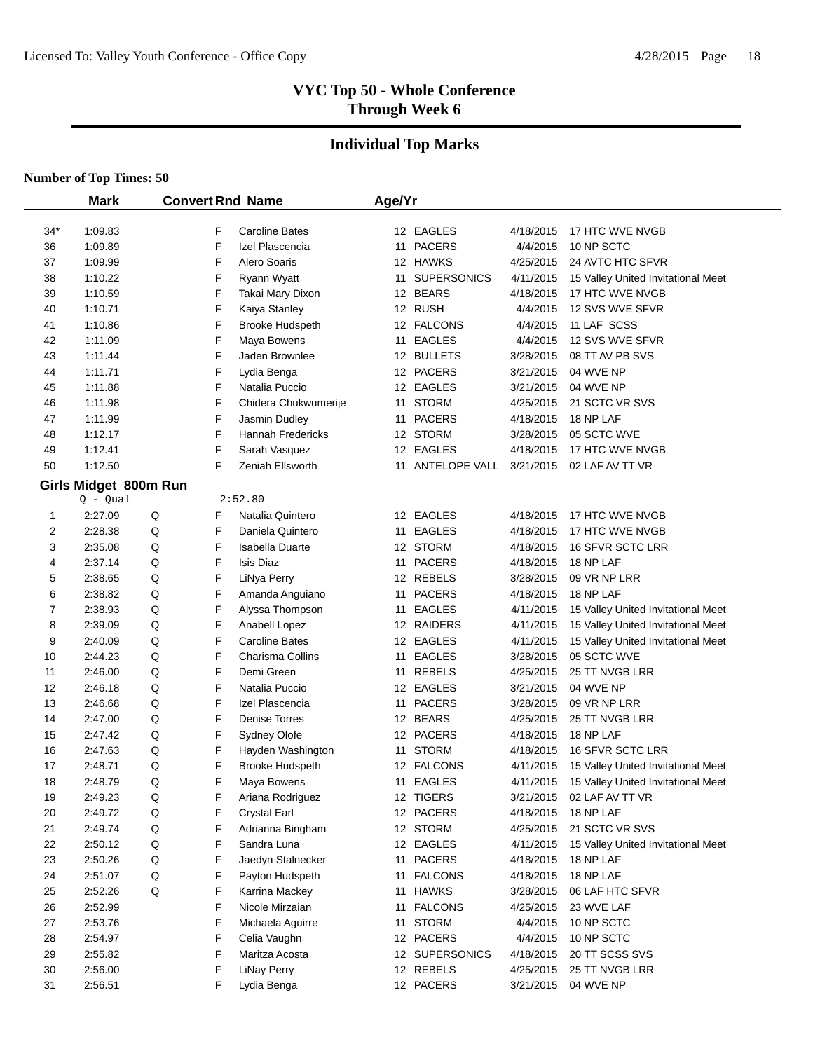## VYC Top 50 - Whole Conference
## Through Week 6

## Individual Top Marks

**Number of Top Times: 50**

| | Mark | Convert | Rnd | Name | Age/Yr | Team | Date | Meet |
|---|---|---|---|---|---|---|---|---|
| 34* | 1:09.83 | | F | Caroline Bates | 12 | EAGLES | 4/18/2015 | 17 HTC WVE NVGB |
| 36 | 1:09.89 | | F | Izel Plascencia | 11 | PACERS | 4/4/2015 | 10 NP SCTC |
| 37 | 1:09.99 | | F | Alero Soaris | 12 | HAWKS | 4/25/2015 | 24 AVTC HTC SFVR |
| 38 | 1:10.22 | | F | Ryann Wyatt | 11 | SUPERSONICS | 4/11/2015 | 15 Valley United Invitational Meet |
| 39 | 1:10.59 | | F | Takai Mary Dixon | 12 | BEARS | 4/18/2015 | 17 HTC WVE NVGB |
| 40 | 1:10.71 | | F | Kaiya Stanley | 12 | RUSH | 4/4/2015 | 12 SVS WVE SFVR |
| 41 | 1:10.86 | | F | Brooke Hudspeth | 12 | FALCONS | 4/4/2015 | 11 LAF SCSS |
| 42 | 1:11.09 | | F | Maya Bowens | 11 | EAGLES | 4/4/2015 | 12 SVS WVE SFVR |
| 43 | 1:11.44 | | F | Jaden Brownlee | 12 | BULLETS | 3/28/2015 | 08 TT AV PB SVS |
| 44 | 1:11.71 | | F | Lydia Benga | 12 | PACERS | 3/21/2015 | 04 WVE NP |
| 45 | 1:11.88 | | F | Natalia Puccio | 12 | EAGLES | 3/21/2015 | 04 WVE NP |
| 46 | 1:11.98 | | F | Chidera Chukwumerije | 11 | STORM | 4/25/2015 | 21 SCTC VR SVS |
| 47 | 1:11.99 | | F | Jasmin Dudley | 11 | PACERS | 4/18/2015 | 18 NP LAF |
| 48 | 1:12.17 | | F | Hannah Fredericks | 12 | STORM | 3/28/2015 | 05 SCTC WVE |
| 49 | 1:12.41 | | F | Sarah Vasquez | 12 | EAGLES | 4/18/2015 | 17 HTC WVE NVGB |
| 50 | 1:12.50 | | F | Zeniah Ellsworth | 11 | ANTELOPE VALL | 3/21/2015 | 02 LAF AV TT VR |

### Girls Midget 800m Run

Q - Qual 2:52.80

| | Mark | Convert | Rnd | Name | Age/Yr | Team | Date | Meet |
|---|---|---|---|---|---|---|---|---|
| 1 | 2:27.09 | Q | F | Natalia Quintero | 12 | EAGLES | 4/18/2015 | 17 HTC WVE NVGB |
| 2 | 2:28.38 | Q | F | Daniela Quintero | 11 | EAGLES | 4/18/2015 | 17 HTC WVE NVGB |
| 3 | 2:35.08 | Q | F | Isabella Duarte | 12 | STORM | 4/18/2015 | 16 SFVR SCTC LRR |
| 4 | 2:37.14 | Q | F | Isis Diaz | 11 | PACERS | 4/18/2015 | 18 NP LAF |
| 5 | 2:38.65 | Q | F | LiNya Perry | 12 | REBELS | 3/28/2015 | 09 VR NP LRR |
| 6 | 2:38.82 | Q | F | Amanda Anguiano | 11 | PACERS | 4/18/2015 | 18 NP LAF |
| 7 | 2:38.93 | Q | F | Alyssa Thompson | 11 | EAGLES | 4/11/2015 | 15 Valley United Invitational Meet |
| 8 | 2:39.09 | Q | F | Anabell Lopez | 12 | RAIDERS | 4/11/2015 | 15 Valley United Invitational Meet |
| 9 | 2:40.09 | Q | F | Caroline Bates | 12 | EAGLES | 4/11/2015 | 15 Valley United Invitational Meet |
| 10 | 2:44.23 | Q | F | Charisma Collins | 11 | EAGLES | 3/28/2015 | 05 SCTC WVE |
| 11 | 2:46.00 | Q | F | Demi Green | 11 | REBELS | 4/25/2015 | 25 TT NVGB LRR |
| 12 | 2:46.18 | Q | F | Natalia Puccio | 12 | EAGLES | 3/21/2015 | 04 WVE NP |
| 13 | 2:46.68 | Q | F | Izel Plascencia | 11 | PACERS | 3/28/2015 | 09 VR NP LRR |
| 14 | 2:47.00 | Q | F | Denise Torres | 12 | BEARS | 4/25/2015 | 25 TT NVGB LRR |
| 15 | 2:47.42 | Q | F | Sydney Olofe | 12 | PACERS | 4/18/2015 | 18 NP LAF |
| 16 | 2:47.63 | Q | F | Hayden Washington | 11 | STORM | 4/18/2015 | 16 SFVR SCTC LRR |
| 17 | 2:48.71 | Q | F | Brooke Hudspeth | 12 | FALCONS | 4/11/2015 | 15 Valley United Invitational Meet |
| 18 | 2:48.79 | Q | F | Maya Bowens | 11 | EAGLES | 4/11/2015 | 15 Valley United Invitational Meet |
| 19 | 2:49.23 | Q | F | Ariana Rodriguez | 12 | TIGERS | 3/21/2015 | 02 LAF AV TT VR |
| 20 | 2:49.72 | Q | F | Crystal Earl | 12 | PACERS | 4/18/2015 | 18 NP LAF |
| 21 | 2:49.74 | Q | F | Adrianna Bingham | 12 | STORM | 4/25/2015 | 21 SCTC VR SVS |
| 22 | 2:50.12 | Q | F | Sandra Luna | 12 | EAGLES | 4/11/2015 | 15 Valley United Invitational Meet |
| 23 | 2:50.26 | Q | F | Jaedyn Stalnecker | 11 | PACERS | 4/18/2015 | 18 NP LAF |
| 24 | 2:51.07 | Q | F | Payton Hudspeth | 11 | FALCONS | 4/18/2015 | 18 NP LAF |
| 25 | 2:52.26 | Q | F | Karrina Mackey | 11 | HAWKS | 3/28/2015 | 06 LAF HTC SFVR |
| 26 | 2:52.99 | | F | Nicole Mirzaian | 11 | FALCONS | 4/25/2015 | 23 WVE LAF |
| 27 | 2:53.76 | | F | Michaela Aguirre | 11 | STORM | 4/4/2015 | 10 NP SCTC |
| 28 | 2:54.97 | | F | Celia Vaughn | 12 | PACERS | 4/4/2015 | 10 NP SCTC |
| 29 | 2:55.82 | | F | Maritza Acosta | 12 | SUPERSONICS | 4/18/2015 | 20 TT SCSS SVS |
| 30 | 2:56.00 | | F | LiNay Perry | 12 | REBELS | 4/25/2015 | 25 TT NVGB LRR |
| 31 | 2:56.51 | | F | Lydia Benga | 12 | PACERS | 3/21/2015 | 04 WVE NP |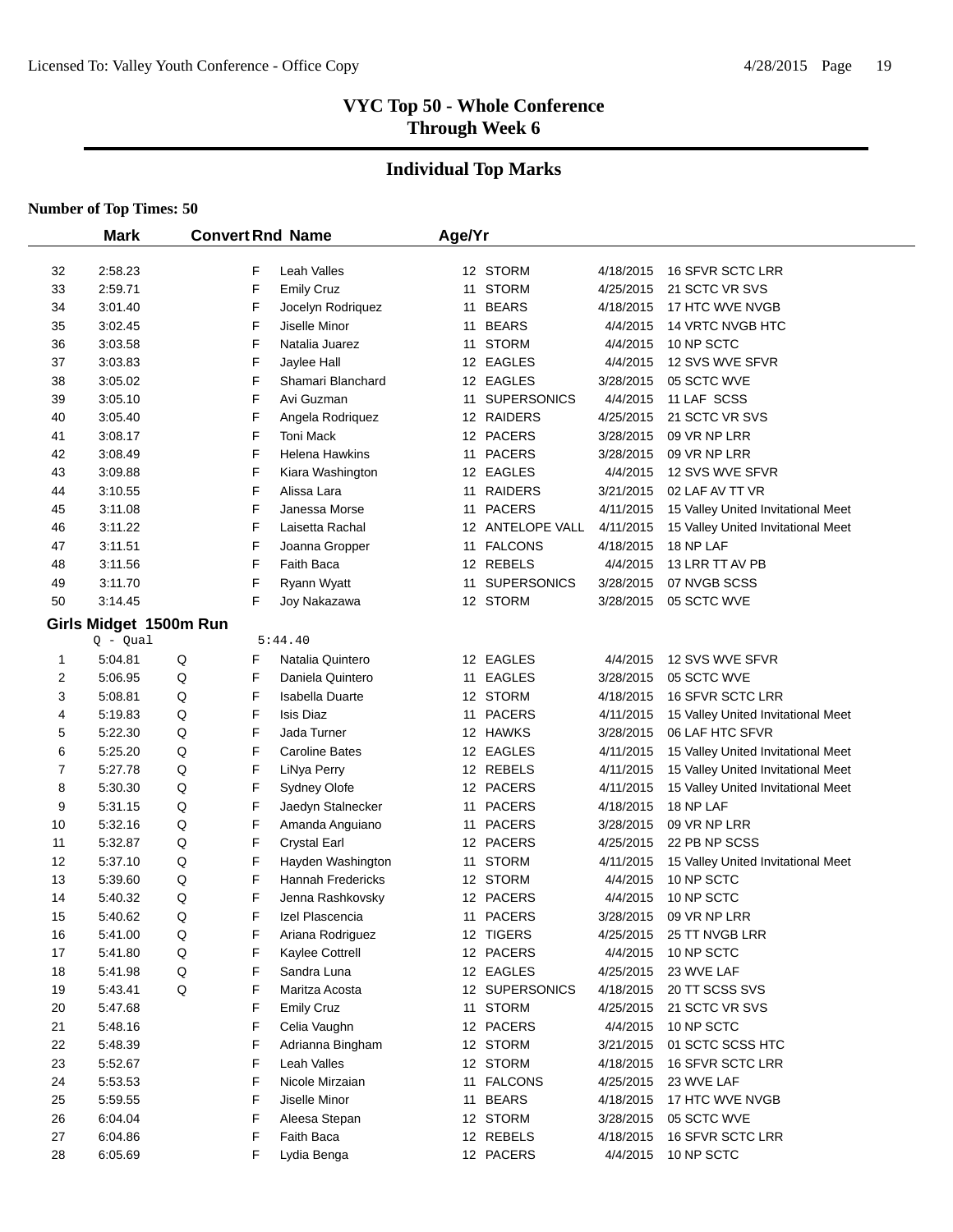# VYC Top 50 - Whole Conference
## Through Week 6

## Individual Top Marks

**Number of Top Times: 50**

| | Mark | Convert | Rnd | Name | Age/Yr | | | |
|---|---|---|---|---|---|---|---|---|
| 32 | 2:58.23 | | F | Leah Valles | 12 | STORM | 4/18/2015 | 16 SFVR SCTC LRR |
| 33 | 2:59.71 | | F | Emily Cruz | 11 | STORM | 4/25/2015 | 21 SCTC VR SVS |
| 34 | 3:01.40 | | F | Jocelyn Rodriquez | 11 | BEARS | 4/18/2015 | 17 HTC WVE NVGB |
| 35 | 3:02.45 | | F | Jiselle Minor | 11 | BEARS | 4/4/2015 | 14 VRTC NVGB HTC |
| 36 | 3:03.58 | | F | Natalia Juarez | 11 | STORM | 4/4/2015 | 10 NP SCTC |
| 37 | 3:03.83 | | F | Jaylee Hall | 12 | EAGLES | 4/4/2015 | 12 SVS WVE SFVR |
| 38 | 3:05.02 | | F | Shamari Blanchard | 12 | EAGLES | 3/28/2015 | 05 SCTC WVE |
| 39 | 3:05.10 | | F | Avi Guzman | 11 | SUPERSONICS | 4/4/2015 | 11 LAF SCSS |
| 40 | 3:05.40 | | F | Angela Rodriquez | 12 | RAIDERS | 4/25/2015 | 21 SCTC VR SVS |
| 41 | 3:08.17 | | F | Toni Mack | 12 | PACERS | 3/28/2015 | 09 VR NP LRR |
| 42 | 3:08.49 | | F | Helena Hawkins | 11 | PACERS | 3/28/2015 | 09 VR NP LRR |
| 43 | 3:09.88 | | F | Kiara Washington | 12 | EAGLES | 4/4/2015 | 12 SVS WVE SFVR |
| 44 | 3:10.55 | | F | Alissa Lara | 11 | RAIDERS | 3/21/2015 | 02 LAF AV TT VR |
| 45 | 3:11.08 | | F | Janessa Morse | 11 | PACERS | 4/11/2015 | 15 Valley United Invitational Meet |
| 46 | 3:11.22 | | F | Laisetta Rachal | 12 | ANTELOPE VALL | 4/11/2015 | 15 Valley United Invitational Meet |
| 47 | 3:11.51 | | F | Joanna Gropper | 11 | FALCONS | 4/18/2015 | 18 NP LAF |
| 48 | 3:11.56 | | F | Faith Baca | 12 | REBELS | 4/4/2015 | 13 LRR TT AV PB |
| 49 | 3:11.70 | | F | Ryann Wyatt | 11 | SUPERSONICS | 3/28/2015 | 07 NVGB SCSS |
| 50 | 3:14.45 | | F | Joy Nakazawa | 12 | STORM | 3/28/2015 | 05 SCTC WVE |

### Girls Midget 1500m Run

Q - Qual 5:44.40

| | Mark | Convert | Rnd | Name | Age/Yr | | | |
|---|---|---|---|---|---|---|---|---|
| 1 | 5:04.81 | Q | F | Natalia Quintero | 12 | EAGLES | 4/4/2015 | 12 SVS WVE SFVR |
| 2 | 5:06.95 | Q | F | Daniela Quintero | 11 | EAGLES | 3/28/2015 | 05 SCTC WVE |
| 3 | 5:08.81 | Q | F | Isabella Duarte | 12 | STORM | 4/18/2015 | 16 SFVR SCTC LRR |
| 4 | 5:19.83 | Q | F | Isis Diaz | 11 | PACERS | 4/11/2015 | 15 Valley United Invitational Meet |
| 5 | 5:22.30 | Q | F | Jada Turner | 12 | HAWKS | 3/28/2015 | 06 LAF HTC SFVR |
| 6 | 5:25.20 | Q | F | Caroline Bates | 12 | EAGLES | 4/11/2015 | 15 Valley United Invitational Meet |
| 7 | 5:27.78 | Q | F | LiNya Perry | 12 | REBELS | 4/11/2015 | 15 Valley United Invitational Meet |
| 8 | 5:30.30 | Q | F | Sydney Olofe | 12 | PACERS | 4/11/2015 | 15 Valley United Invitational Meet |
| 9 | 5:31.15 | Q | F | Jaedyn Stalnecker | 11 | PACERS | 4/18/2015 | 18 NP LAF |
| 10 | 5:32.16 | Q | F | Amanda Anguiano | 11 | PACERS | 3/28/2015 | 09 VR NP LRR |
| 11 | 5:32.87 | Q | F | Crystal Earl | 12 | PACERS | 4/25/2015 | 22 PB NP SCSS |
| 12 | 5:37.10 | Q | F | Hayden Washington | 11 | STORM | 4/11/2015 | 15 Valley United Invitational Meet |
| 13 | 5:39.60 | Q | F | Hannah Fredericks | 12 | STORM | 4/4/2015 | 10 NP SCTC |
| 14 | 5:40.32 | Q | F | Jenna Rashkovsky | 12 | PACERS | 4/4/2015 | 10 NP SCTC |
| 15 | 5:40.62 | Q | F | Izel Plascencia | 11 | PACERS | 3/28/2015 | 09 VR NP LRR |
| 16 | 5:41.00 | Q | F | Ariana Rodriguez | 12 | TIGERS | 4/25/2015 | 25 TT NVGB LRR |
| 17 | 5:41.80 | Q | F | Kaylee Cottrell | 12 | PACERS | 4/4/2015 | 10 NP SCTC |
| 18 | 5:41.98 | Q | F | Sandra Luna | 12 | EAGLES | 4/25/2015 | 23 WVE LAF |
| 19 | 5:43.41 | Q | F | Maritza Acosta | 12 | SUPERSONICS | 4/18/2015 | 20 TT SCSS SVS |
| 20 | 5:47.68 | | F | Emily Cruz | 11 | STORM | 4/25/2015 | 21 SCTC VR SVS |
| 21 | 5:48.16 | | F | Celia Vaughn | 12 | PACERS | 4/4/2015 | 10 NP SCTC |
| 22 | 5:48.39 | | F | Adrianna Bingham | 12 | STORM | 3/21/2015 | 01 SCTC SCSS HTC |
| 23 | 5:52.67 | | F | Leah Valles | 12 | STORM | 4/18/2015 | 16 SFVR SCTC LRR |
| 24 | 5:53.53 | | F | Nicole Mirzaian | 11 | FALCONS | 4/25/2015 | 23 WVE LAF |
| 25 | 5:59.55 | | F | Jiselle Minor | 11 | BEARS | 4/18/2015 | 17 HTC WVE NVGB |
| 26 | 6:04.04 | | F | Aleesa Stepan | 12 | STORM | 3/28/2015 | 05 SCTC WVE |
| 27 | 6:04.86 | | F | Faith Baca | 12 | REBELS | 4/18/2015 | 16 SFVR SCTC LRR |
| 28 | 6:05.69 | | F | Lydia Benga | 12 | PACERS | 4/4/2015 | 10 NP SCTC |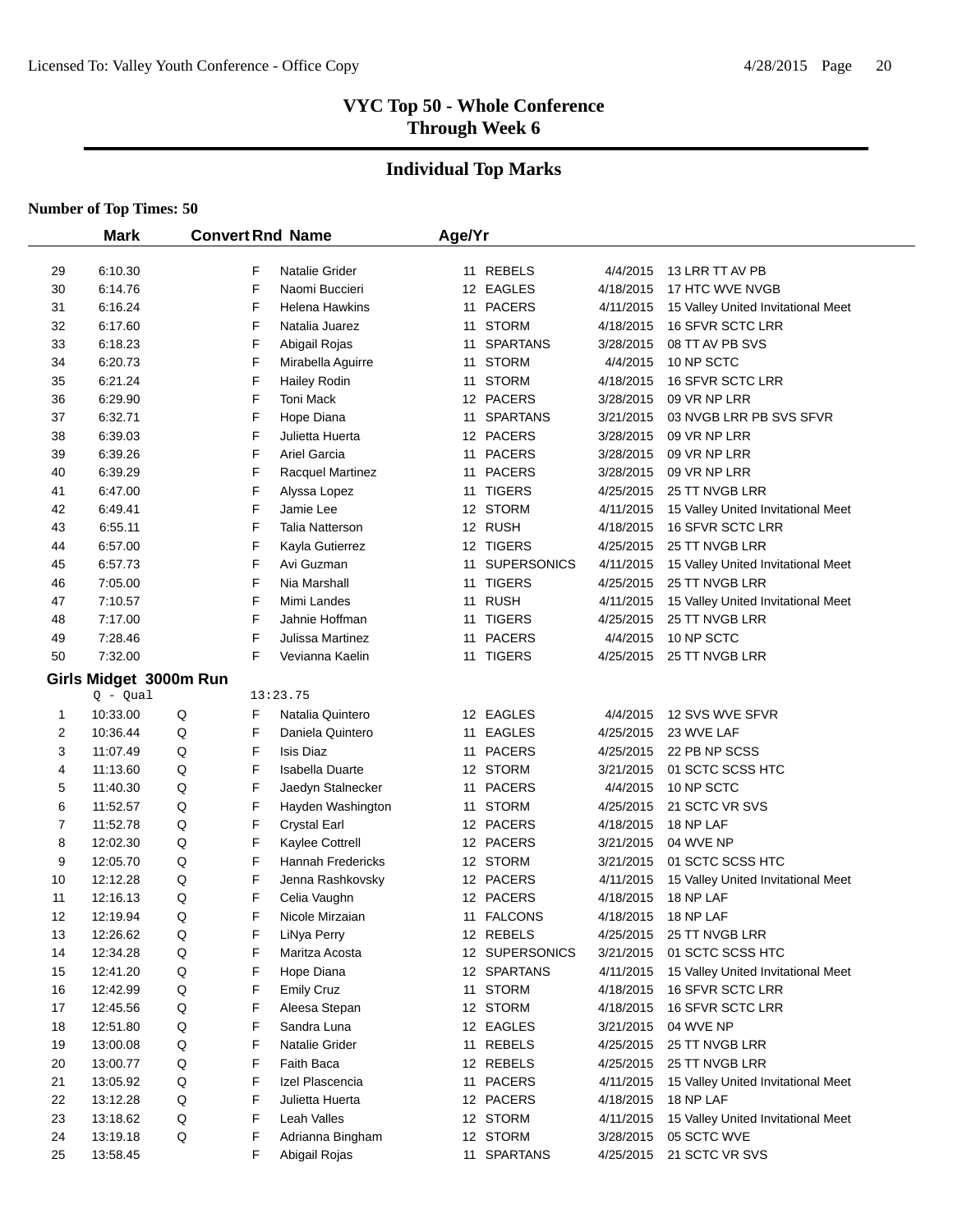# VYC Top 50 - Whole Conference
## Through Week 6

## Individual Top Marks

**Number of Top Times: 50**

| | Mark | Convert | Rnd | Name | Age/Yr | Team | Date | Meet |
|---|---|---|---|---|---|---|---|---|
| 29 | 6:10.30 | | F | Natalie Grider | 11 | REBELS | 4/4/2015 | 13 LRR TT AV PB |
| 30 | 6:14.76 | | F | Naomi Buccieri | 12 | EAGLES | 4/18/2015 | 17 HTC WVE NVGB |
| 31 | 6:16.24 | | F | Helena Hawkins | 11 | PACERS | 4/11/2015 | 15 Valley United Invitational Meet |
| 32 | 6:17.60 | | F | Natalia Juarez | 11 | STORM | 4/18/2015 | 16 SFVR SCTC LRR |
| 33 | 6:18.23 | | F | Abigail Rojas | 11 | SPARTANS | 3/28/2015 | 08 TT AV PB SVS |
| 34 | 6:20.73 | | F | Mirabella Aguirre | 11 | STORM | 4/4/2015 | 10 NP SCTC |
| 35 | 6:21.24 | | F | Hailey Rodin | 11 | STORM | 4/18/2015 | 16 SFVR SCTC LRR |
| 36 | 6:29.90 | | F | Toni Mack | 12 | PACERS | 3/28/2015 | 09 VR NP LRR |
| 37 | 6:32.71 | | F | Hope Diana | 11 | SPARTANS | 3/21/2015 | 03 NVGB LRR PB SVS SFVR |
| 38 | 6:39.03 | | F | Julietta Huerta | 12 | PACERS | 3/28/2015 | 09 VR NP LRR |
| 39 | 6:39.26 | | F | Ariel Garcia | 11 | PACERS | 3/28/2015 | 09 VR NP LRR |
| 40 | 6:39.29 | | F | Racquel Martinez | 11 | PACERS | 3/28/2015 | 09 VR NP LRR |
| 41 | 6:47.00 | | F | Alyssa Lopez | 11 | TIGERS | 4/25/2015 | 25 TT NVGB LRR |
| 42 | 6:49.41 | | F | Jamie Lee | 12 | STORM | 4/11/2015 | 15 Valley United Invitational Meet |
| 43 | 6:55.11 | | F | Talia Natterson | 12 | RUSH | 4/18/2015 | 16 SFVR SCTC LRR |
| 44 | 6:57.00 | | F | Kayla Gutierrez | 12 | TIGERS | 4/25/2015 | 25 TT NVGB LRR |
| 45 | 6:57.73 | | F | Avi Guzman | 11 | SUPERSONICS | 4/11/2015 | 15 Valley United Invitational Meet |
| 46 | 7:05.00 | | F | Nia Marshall | 11 | TIGERS | 4/25/2015 | 25 TT NVGB LRR |
| 47 | 7:10.57 | | F | Mimi Landes | 11 | RUSH | 4/11/2015 | 15 Valley United Invitational Meet |
| 48 | 7:17.00 | | F | Jahnie Hoffman | 11 | TIGERS | 4/25/2015 | 25 TT NVGB LRR |
| 49 | 7:28.46 | | F | Julissa Martinez | 11 | PACERS | 4/4/2015 | 10 NP SCTC |
| 50 | 7:32.00 | | F | Vevianna Kaelin | 11 | TIGERS | 4/25/2015 | 25 TT NVGB LRR |

**Girls Midget 3000m Run**

Q - Qual 13:23.75

| | Mark | Convert | Rnd | Name | Age/Yr | Team | Date | Meet |
|---|---|---|---|---|---|---|---|---|
| 1 | 10:33.00 | Q | F | Natalia Quintero | 12 | EAGLES | 4/4/2015 | 12 SVS WVE SFVR |
| 2 | 10:36.44 | Q | F | Daniela Quintero | 11 | EAGLES | 4/25/2015 | 23 WVE LAF |
| 3 | 11:07.49 | Q | F | Isis Diaz | 11 | PACERS | 4/25/2015 | 22 PB NP SCSS |
| 4 | 11:13.60 | Q | F | Isabella Duarte | 12 | STORM | 3/21/2015 | 01 SCTC SCSS HTC |
| 5 | 11:40.30 | Q | F | Jaedyn Stalnecker | 11 | PACERS | 4/4/2015 | 10 NP SCTC |
| 6 | 11:52.57 | Q | F | Hayden Washington | 11 | STORM | 4/25/2015 | 21 SCTC VR SVS |
| 7 | 11:52.78 | Q | F | Crystal Earl | 12 | PACERS | 4/18/2015 | 18 NP LAF |
| 8 | 12:02.30 | Q | F | Kaylee Cottrell | 12 | PACERS | 3/21/2015 | 04 WVE NP |
| 9 | 12:05.70 | Q | F | Hannah Fredericks | 12 | STORM | 3/21/2015 | 01 SCTC SCSS HTC |
| 10 | 12:12.28 | Q | F | Jenna Rashkovsky | 12 | PACERS | 4/11/2015 | 15 Valley United Invitational Meet |
| 11 | 12:16.13 | Q | F | Celia Vaughn | 12 | PACERS | 4/18/2015 | 18 NP LAF |
| 12 | 12:19.94 | Q | F | Nicole Mirzaian | 11 | FALCONS | 4/18/2015 | 18 NP LAF |
| 13 | 12:26.62 | Q | F | LiNya Perry | 12 | REBELS | 4/25/2015 | 25 TT NVGB LRR |
| 14 | 12:34.28 | Q | F | Maritza Acosta | 12 | SUPERSONICS | 3/21/2015 | 01 SCTC SCSS HTC |
| 15 | 12:41.20 | Q | F | Hope Diana | 12 | SPARTANS | 4/11/2015 | 15 Valley United Invitational Meet |
| 16 | 12:42.99 | Q | F | Emily Cruz | 11 | STORM | 4/18/2015 | 16 SFVR SCTC LRR |
| 17 | 12:45.56 | Q | F | Aleesa Stepan | 12 | STORM | 4/18/2015 | 16 SFVR SCTC LRR |
| 18 | 12:51.80 | Q | F | Sandra Luna | 12 | EAGLES | 3/21/2015 | 04 WVE NP |
| 19 | 13:00.08 | Q | F | Natalie Grider | 11 | REBELS | 4/25/2015 | 25 TT NVGB LRR |
| 20 | 13:00.77 | Q | F | Faith Baca | 12 | REBELS | 4/25/2015 | 25 TT NVGB LRR |
| 21 | 13:05.92 | Q | F | Izel Plascencia | 11 | PACERS | 4/11/2015 | 15 Valley United Invitational Meet |
| 22 | 13:12.28 | Q | F | Julietta Huerta | 12 | PACERS | 4/18/2015 | 18 NP LAF |
| 23 | 13:18.62 | Q | F | Leah Valles | 12 | STORM | 4/11/2015 | 15 Valley United Invitational Meet |
| 24 | 13:19.18 | Q | F | Adrianna Bingham | 12 | STORM | 3/28/2015 | 05 SCTC WVE |
| 25 | 13:58.45 | | F | Abigail Rojas | 11 | SPARTANS | 4/25/2015 | 21 SCTC VR SVS |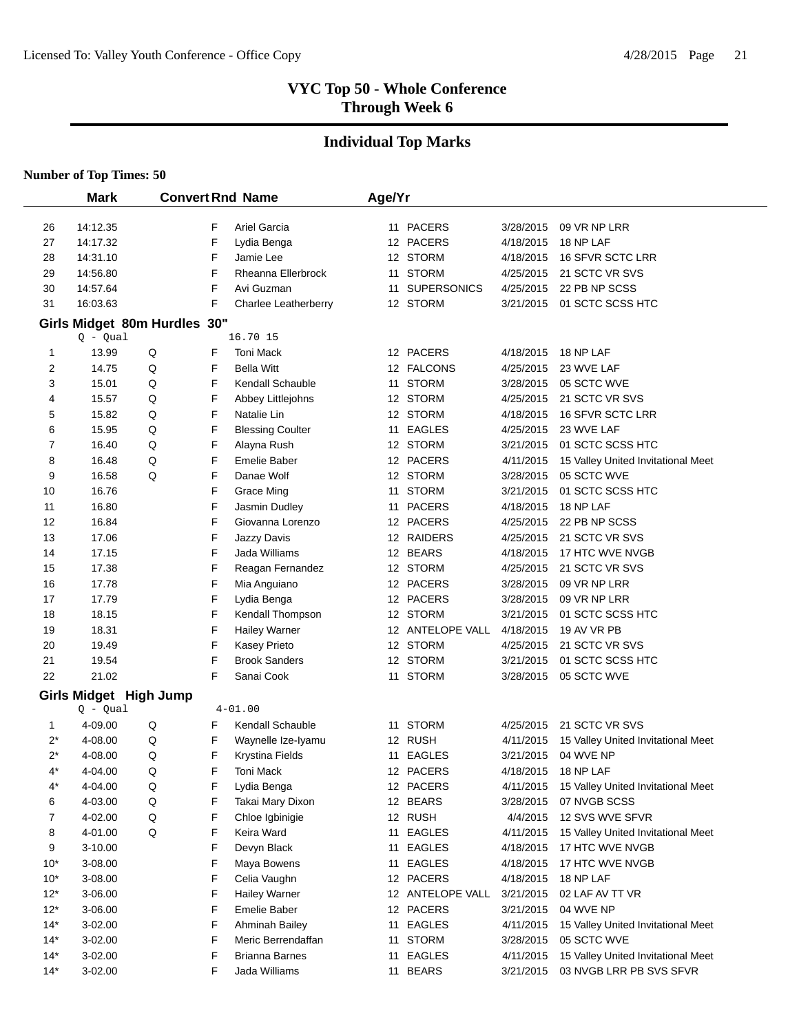# VYC Top 50 - Whole Conference
## Through Week 6

## Individual Top Marks

**Number of Top Times: 50**

| | Mark | Convert | Rnd | Name | Age/Yr | Team | Date | Meet |
|---|---|---|---|---|---|---|---|---|
| 26 | 14:12.35 | | F | Ariel Garcia | 11 | PACERS | 3/28/2015 | 09 VR NP LRR |
| 27 | 14:17.32 | | F | Lydia Benga | 12 | PACERS | 4/18/2015 | 18 NP LAF |
| 28 | 14:31.10 | | F | Jamie Lee | 12 | STORM | 4/18/2015 | 16 SFVR SCTC LRR |
| 29 | 14:56.80 | | F | Rheanna Ellerbrock | 11 | STORM | 4/25/2015 | 21 SCTC VR SVS |
| 30 | 14:57.64 | | F | Avi Guzman | 11 | SUPERSONICS | 4/25/2015 | 22 PB NP SCSS |
| 31 | 16:03.63 | | F | Charlee Leatherberry | 12 | STORM | 3/21/2015 | 01 SCTC SCSS HTC |

### Girls Midget 80m Hurdles 30"

Q - Qual 16.70 15

| | Mark | Convert | Rnd | Name | Age/Yr | Team | Date | Meet |
|---|---|---|---|---|---|---|---|---|
| 1 | 13.99 | Q | F | Toni Mack | 12 | PACERS | 4/18/2015 | 18 NP LAF |
| 2 | 14.75 | Q | F | Bella Witt | 12 | FALCONS | 4/25/2015 | 23 WVE LAF |
| 3 | 15.01 | Q | F | Kendall Schauble | 11 | STORM | 3/28/2015 | 05 SCTC WVE |
| 4 | 15.57 | Q | F | Abbey Littlejohns | 12 | STORM | 4/25/2015 | 21 SCTC VR SVS |
| 5 | 15.82 | Q | F | Natalie Lin | 12 | STORM | 4/18/2015 | 16 SFVR SCTC LRR |
| 6 | 15.95 | Q | F | Blessing Coulter | 11 | EAGLES | 4/25/2015 | 23 WVE LAF |
| 7 | 16.40 | Q | F | Alayna Rush | 12 | STORM | 3/21/2015 | 01 SCTC SCSS HTC |
| 8 | 16.48 | Q | F | Emelie Baber | 12 | PACERS | 4/11/2015 | 15 Valley United Invitational Meet |
| 9 | 16.58 | Q | F | Danae Wolf | 12 | STORM | 3/28/2015 | 05 SCTC WVE |
| 10 | 16.76 | | F | Grace Ming | 11 | STORM | 3/21/2015 | 01 SCTC SCSS HTC |
| 11 | 16.80 | | F | Jasmin Dudley | 11 | PACERS | 4/18/2015 | 18 NP LAF |
| 12 | 16.84 | | F | Giovanna Lorenzo | 12 | PACERS | 4/25/2015 | 22 PB NP SCSS |
| 13 | 17.06 | | F | Jazzy Davis | 12 | RAIDERS | 4/25/2015 | 21 SCTC VR SVS |
| 14 | 17.15 | | F | Jada Williams | 12 | BEARS | 4/18/2015 | 17 HTC WVE NVGB |
| 15 | 17.38 | | F | Reagan Fernandez | 12 | STORM | 4/25/2015 | 21 SCTC VR SVS |
| 16 | 17.78 | | F | Mia Anguiano | 12 | PACERS | 3/28/2015 | 09 VR NP LRR |
| 17 | 17.79 | | F | Lydia Benga | 12 | PACERS | 3/28/2015 | 09 VR NP LRR |
| 18 | 18.15 | | F | Kendall Thompson | 12 | STORM | 3/21/2015 | 01 SCTC SCSS HTC |
| 19 | 18.31 | | F | Hailey Warner | 12 | ANTELOPE VALL | 4/18/2015 | 19 AV VR PB |
| 20 | 19.49 | | F | Kasey Prieto | 12 | STORM | 4/25/2015 | 21 SCTC VR SVS |
| 21 | 19.54 | | F | Brook Sanders | 12 | STORM | 3/21/2015 | 01 SCTC SCSS HTC |
| 22 | 21.02 | | F | Sanai Cook | 11 | STORM | 3/28/2015 | 05 SCTC WVE |

### Girls Midget High Jump

Q - Qual 4-01.00

| | Mark | Convert | Rnd | Name | Age/Yr | Team | Date | Meet |
|---|---|---|---|---|---|---|---|---|
| 1 | 4-09.00 | Q | F | Kendall Schauble | 11 | STORM | 4/25/2015 | 21 SCTC VR SVS |
| 2* | 4-08.00 | Q | F | Waynelle Ize-Iyamu | 12 | RUSH | 4/11/2015 | 15 Valley United Invitational Meet |
| 2* | 4-08.00 | Q | F | Krystina Fields | 11 | EAGLES | 3/21/2015 | 04 WVE NP |
| 4* | 4-04.00 | Q | F | Toni Mack | 12 | PACERS | 4/18/2015 | 18 NP LAF |
| 4* | 4-04.00 | Q | F | Lydia Benga | 12 | PACERS | 4/11/2015 | 15 Valley United Invitational Meet |
| 6 | 4-03.00 | Q | F | Takai Mary Dixon | 12 | BEARS | 3/28/2015 | 07 NVGB SCSS |
| 7 | 4-02.00 | Q | F | Chloe Igbinigie | 12 | RUSH | 4/4/2015 | 12 SVS WVE SFVR |
| 8 | 4-01.00 | Q | F | Keira Ward | 11 | EAGLES | 4/11/2015 | 15 Valley United Invitational Meet |
| 9 | 3-10.00 | | F | Devyn Black | 11 | EAGLES | 4/18/2015 | 17 HTC WVE NVGB |
| 10* | 3-08.00 | | F | Maya Bowens | 11 | EAGLES | 4/18/2015 | 17 HTC WVE NVGB |
| 10* | 3-08.00 | | F | Celia Vaughn | 12 | PACERS | 4/18/2015 | 18 NP LAF |
| 12* | 3-06.00 | | F | Hailey Warner | 12 | ANTELOPE VALL | 3/21/2015 | 02 LAF AV TT VR |
| 12* | 3-06.00 | | F | Emelie Baber | 12 | PACERS | 3/21/2015 | 04 WVE NP |
| 14* | 3-02.00 | | F | Ahminah Bailey | 11 | EAGLES | 4/11/2015 | 15 Valley United Invitational Meet |
| 14* | 3-02.00 | | F | Meric Berrendaffan | 11 | STORM | 3/28/2015 | 05 SCTC WVE |
| 14* | 3-02.00 | | F | Brianna Barnes | 11 | EAGLES | 4/11/2015 | 15 Valley United Invitational Meet |
| 14* | 3-02.00 | | F | Jada Williams | 11 | BEARS | 3/21/2015 | 03 NVGB LRR PB SVS SFVR |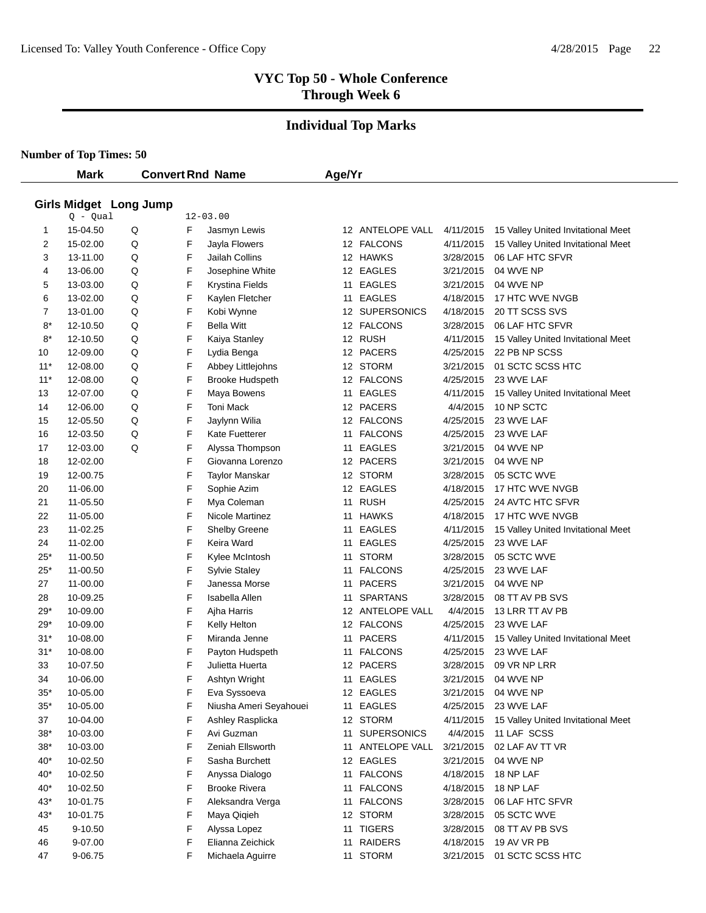# VYC Top 50 - Whole Conference
## Through Week 6

## Individual Top Marks

**Number of Top Times: 50**

### Girls Midget Long Jump

Q - Qual 12-03.00

| | Mark | Convert | Rnd | Name | Age/Yr | Team | Date | Meet |
|---|---|---|---|---|---|---|---|---|
| 1 | 15-04.50 | Q | F | Jasmyn Lewis | 12 | ANTELOPE VALL | 4/11/2015 | 15 Valley United Invitational Meet |
| 2 | 15-02.00 | Q | F | Jayla Flowers | 12 | FALCONS | 4/11/2015 | 15 Valley United Invitational Meet |
| 3 | 13-11.00 | Q | F | Jailah Collins | 12 | HAWKS | 3/28/2015 | 06 LAF HTC SFVR |
| 4 | 13-06.00 | Q | F | Josephine White | 12 | EAGLES | 3/21/2015 | 04 WVE NP |
| 5 | 13-03.00 | Q | F | Krystina Fields | 11 | EAGLES | 3/21/2015 | 04 WVE NP |
| 6 | 13-02.00 | Q | F | Kaylen Fletcher | 11 | EAGLES | 4/18/2015 | 17 HTC WVE NVGB |
| 7 | 13-01.00 | Q | F | Kobi Wynne | 12 | SUPERSONICS | 4/18/2015 | 20 TT SCSS SVS |
| 8* | 12-10.50 | Q | F | Bella Witt | 12 | FALCONS | 3/28/2015 | 06 LAF HTC SFVR |
| 8* | 12-10.50 | Q | F | Kaiya Stanley | 12 | RUSH | 4/11/2015 | 15 Valley United Invitational Meet |
| 10 | 12-09.00 | Q | F | Lydia Benga | 12 | PACERS | 4/25/2015 | 22 PB NP SCSS |
| 11* | 12-08.00 | Q | F | Abbey Littlejohns | 12 | STORM | 3/21/2015 | 01 SCTC SCSS HTC |
| 11* | 12-08.00 | Q | F | Brooke Hudspeth | 12 | FALCONS | 4/25/2015 | 23 WVE LAF |
| 13 | 12-07.00 | Q | F | Maya Bowens | 11 | EAGLES | 4/11/2015 | 15 Valley United Invitational Meet |
| 14 | 12-06.00 | Q | F | Toni Mack | 12 | PACERS | 4/4/2015 | 10 NP SCTC |
| 15 | 12-05.50 | Q | F | Jaylynn Wilia | 12 | FALCONS | 4/25/2015 | 23 WVE LAF |
| 16 | 12-03.50 | Q | F | Kate Fuetterer | 11 | FALCONS | 4/25/2015 | 23 WVE LAF |
| 17 | 12-03.00 | Q | F | Alyssa Thompson | 11 | EAGLES | 3/21/2015 | 04 WVE NP |
| 18 | 12-02.00 | | F | Giovanna Lorenzo | 12 | PACERS | 3/21/2015 | 04 WVE NP |
| 19 | 12-00.75 | | F | Taylor Manskar | 12 | STORM | 3/28/2015 | 05 SCTC WVE |
| 20 | 11-06.00 | | F | Sophie Azim | 12 | EAGLES | 4/18/2015 | 17 HTC WVE NVGB |
| 21 | 11-05.50 | | F | Mya Coleman | 11 | RUSH | 4/25/2015 | 24 AVTC HTC SFVR |
| 22 | 11-05.00 | | F | Nicole Martinez | 11 | HAWKS | 4/18/2015 | 17 HTC WVE NVGB |
| 23 | 11-02.25 | | F | Shelby Greene | 11 | EAGLES | 4/11/2015 | 15 Valley United Invitational Meet |
| 24 | 11-02.00 | | F | Keira Ward | 11 | EAGLES | 4/25/2015 | 23 WVE LAF |
| 25* | 11-00.50 | | F | Kylee McIntosh | 11 | STORM | 3/28/2015 | 05 SCTC WVE |
| 25* | 11-00.50 | | F | Sylvie Staley | 11 | FALCONS | 4/25/2015 | 23 WVE LAF |
| 27 | 11-00.00 | | F | Janessa Morse | 11 | PACERS | 3/21/2015 | 04 WVE NP |
| 28 | 10-09.25 | | F | Isabella Allen | 11 | SPARTANS | 3/28/2015 | 08 TT AV PB SVS |
| 29* | 10-09.00 | | F | Ajha Harris | 12 | ANTELOPE VALL | 4/4/2015 | 13 LRR TT AV PB |
| 29* | 10-09.00 | | F | Kelly Helton | 12 | FALCONS | 4/25/2015 | 23 WVE LAF |
| 31* | 10-08.00 | | F | Miranda Jenne | 11 | PACERS | 4/11/2015 | 15 Valley United Invitational Meet |
| 31* | 10-08.00 | | F | Payton Hudspeth | 11 | FALCONS | 4/25/2015 | 23 WVE LAF |
| 33 | 10-07.50 | | F | Julietta Huerta | 12 | PACERS | 3/28/2015 | 09 VR NP LRR |
| 34 | 10-06.00 | | F | Ashtyn Wright | 11 | EAGLES | 3/21/2015 | 04 WVE NP |
| 35* | 10-05.00 | | F | Eva Syssoeva | 12 | EAGLES | 3/21/2015 | 04 WVE NP |
| 35* | 10-05.00 | | F | Niusha Ameri Seyahouei | 11 | EAGLES | 4/25/2015 | 23 WVE LAF |
| 37 | 10-04.00 | | F | Ashley Rasplicka | 12 | STORM | 4/11/2015 | 15 Valley United Invitational Meet |
| 38* | 10-03.00 | | F | Avi Guzman | 11 | SUPERSONICS | 4/4/2015 | 11 LAF SCSS |
| 38* | 10-03.00 | | F | Zeniah Ellsworth | 11 | ANTELOPE VALL | 3/21/2015 | 02 LAF AV TT VR |
| 40* | 10-02.50 | | F | Sasha Burchett | 12 | EAGLES | 3/21/2015 | 04 WVE NP |
| 40* | 10-02.50 | | F | Anyssa Dialogo | 11 | FALCONS | 4/18/2015 | 18 NP LAF |
| 40* | 10-02.50 | | F | Brooke Rivera | 11 | FALCONS | 4/18/2015 | 18 NP LAF |
| 43* | 10-01.75 | | F | Aleksandra Verga | 11 | FALCONS | 3/28/2015 | 06 LAF HTC SFVR |
| 43* | 10-01.75 | | F | Maya Qiqieh | 12 | STORM | 3/28/2015 | 05 SCTC WVE |
| 45 | 9-10.50 | | F | Alyssa Lopez | 11 | TIGERS | 3/28/2015 | 08 TT AV PB SVS |
| 46 | 9-07.00 | | F | Elianna Zeichick | 11 | RAIDERS | 4/18/2015 | 19 AV VR PB |
| 47 | 9-06.75 | | F | Michaela Aguirre | 11 | STORM | 3/21/2015 | 01 SCTC SCSS HTC |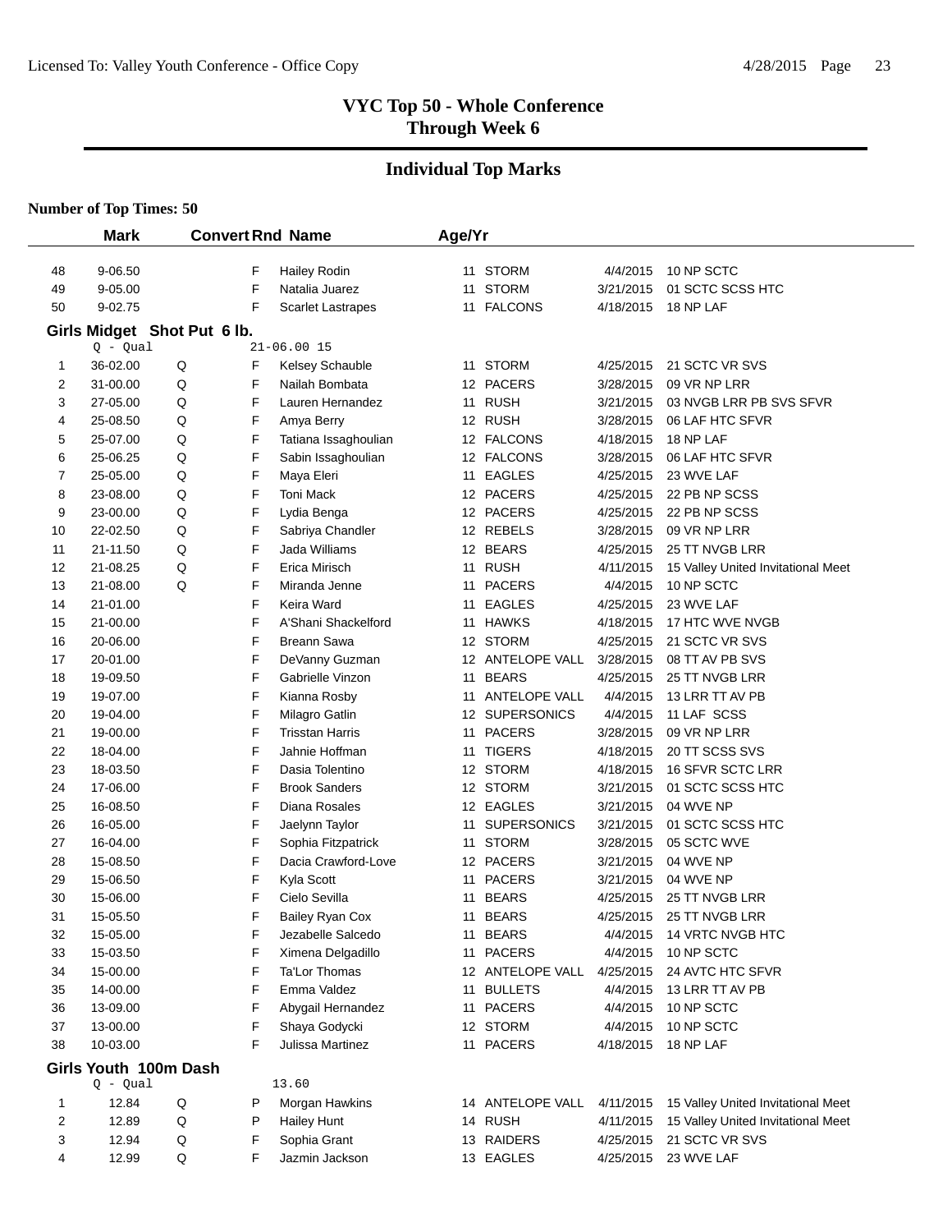## VYC Top 50 - Whole Conference
## Through Week 6

## Individual Top Marks

**Number of Top Times: 50**

| | Mark | Convert | Rnd | Name | Age/Yr | Team | Date | Meet |
|---|---|---|---|---|---|---|---|---|
| 48 | 9-06.50 | | F | Hailey Rodin | 11 | STORM | 4/4/2015 | 10 NP SCTC |
| 49 | 9-05.00 | | F | Natalia Juarez | 11 | STORM | 3/21/2015 | 01 SCTC SCSS HTC |
| 50 | 9-02.75 | | F | Scarlet Lastrapes | 11 | FALCONS | 4/18/2015 | 18 NP LAF |

**Girls Midget Shot Put 6 lb.**

Q - Qual 21-06.00 15

| | Mark | Convert | Rnd | Name | Age/Yr | Team | Date | Meet |
|---|---|---|---|---|---|---|---|---|
| 1 | 36-02.00 | Q | F | Kelsey Schauble | 11 | STORM | 4/25/2015 | 21 SCTC VR SVS |
| 2 | 31-00.00 | Q | F | Nailah Bombata | 12 | PACERS | 3/28/2015 | 09 VR NP LRR |
| 3 | 27-05.00 | Q | F | Lauren Hernandez | 11 | RUSH | 3/21/2015 | 03 NVGB LRR PB SVS SFVR |
| 4 | 25-08.50 | Q | F | Amya Berry | 12 | RUSH | 3/28/2015 | 06 LAF HTC SFVR |
| 5 | 25-07.00 | Q | F | Tatiana Issaghoulian | 12 | FALCONS | 4/18/2015 | 18 NP LAF |
| 6 | 25-06.25 | Q | F | Sabin Issaghoulian | 12 | FALCONS | 3/28/2015 | 06 LAF HTC SFVR |
| 7 | 25-05.00 | Q | F | Maya Eleri | 11 | EAGLES | 4/25/2015 | 23 WVE LAF |
| 8 | 23-08.00 | Q | F | Toni Mack | 12 | PACERS | 4/25/2015 | 22 PB NP SCSS |
| 9 | 23-00.00 | Q | F | Lydia Benga | 12 | PACERS | 4/25/2015 | 22 PB NP SCSS |
| 10 | 22-02.50 | Q | F | Sabriya Chandler | 12 | REBELS | 3/28/2015 | 09 VR NP LRR |
| 11 | 21-11.50 | Q | F | Jada Williams | 12 | BEARS | 4/25/2015 | 25 TT NVGB LRR |
| 12 | 21-08.25 | Q | F | Erica Mirisch | 11 | RUSH | 4/11/2015 | 15 Valley United Invitational Meet |
| 13 | 21-08.00 | Q | F | Miranda Jenne | 11 | PACERS | 4/4/2015 | 10 NP SCTC |
| 14 | 21-01.00 | | F | Keira Ward | 11 | EAGLES | 4/25/2015 | 23 WVE LAF |
| 15 | 21-00.00 | | F | A'Shani Shackelford | 11 | HAWKS | 4/18/2015 | 17 HTC WVE NVGB |
| 16 | 20-06.00 | | F | Breann Sawa | 12 | STORM | 4/25/2015 | 21 SCTC VR SVS |
| 17 | 20-01.00 | | F | DeVanny Guzman | 12 | ANTELOPE VALL | 3/28/2015 | 08 TT AV PB SVS |
| 18 | 19-09.50 | | F | Gabrielle Vinzon | 11 | BEARS | 4/25/2015 | 25 TT NVGB LRR |
| 19 | 19-07.00 | | F | Kianna Rosby | 11 | ANTELOPE VALL | 4/4/2015 | 13 LRR TT AV PB |
| 20 | 19-04.00 | | F | Milagro Gatlin | 12 | SUPERSONICS | 4/4/2015 | 11 LAF SCSS |
| 21 | 19-00.00 | | F | Trisstan Harris | 11 | PACERS | 3/28/2015 | 09 VR NP LRR |
| 22 | 18-04.00 | | F | Jahnie Hoffman | 11 | TIGERS | 4/18/2015 | 20 TT SCSS SVS |
| 23 | 18-03.50 | | F | Dasia Tolentino | 12 | STORM | 4/18/2015 | 16 SFVR SCTC LRR |
| 24 | 17-06.00 | | F | Brook Sanders | 12 | STORM | 3/21/2015 | 01 SCTC SCSS HTC |
| 25 | 16-08.50 | | F | Diana Rosales | 12 | EAGLES | 3/21/2015 | 04 WVE NP |
| 26 | 16-05.00 | | F | Jaelynn Taylor | 11 | SUPERSONICS | 3/21/2015 | 01 SCTC SCSS HTC |
| 27 | 16-04.00 | | F | Sophia Fitzpatrick | 11 | STORM | 3/28/2015 | 05 SCTC WVE |
| 28 | 15-08.50 | | F | Dacia Crawford-Love | 12 | PACERS | 3/21/2015 | 04 WVE NP |
| 29 | 15-06.50 | | F | Kyla Scott | 11 | PACERS | 3/21/2015 | 04 WVE NP |
| 30 | 15-06.00 | | F | Cielo Sevilla | 11 | BEARS | 4/25/2015 | 25 TT NVGB LRR |
| 31 | 15-05.50 | | F | Bailey Ryan Cox | 11 | BEARS | 4/25/2015 | 25 TT NVGB LRR |
| 32 | 15-05.00 | | F | Jezabelle Salcedo | 11 | BEARS | 4/4/2015 | 14 VRTC NVGB HTC |
| 33 | 15-03.50 | | F | Ximena Delgadillo | 11 | PACERS | 4/4/2015 | 10 NP SCTC |
| 34 | 15-00.00 | | F | Ta'Lor Thomas | 12 | ANTELOPE VALL | 4/25/2015 | 24 AVTC HTC SFVR |
| 35 | 14-00.00 | | F | Emma Valdez | 11 | BULLETS | 4/4/2015 | 13 LRR TT AV PB |
| 36 | 13-09.00 | | F | Abygail Hernandez | 11 | PACERS | 4/4/2015 | 10 NP SCTC |
| 37 | 13-00.00 | | F | Shaya Godycki | 12 | STORM | 4/4/2015 | 10 NP SCTC |
| 38 | 10-03.00 | | F | Julissa Martinez | 11 | PACERS | 4/18/2015 | 18 NP LAF |

**Girls Youth 100m Dash**

Q - Qual 13.60

| | Mark | Convert | Rnd | Name | Age/Yr | Team | Date | Meet |
|---|---|---|---|---|---|---|---|---|
| 1 | 12.84 | Q | P | Morgan Hawkins | 14 | ANTELOPE VALL | 4/11/2015 | 15 Valley United Invitational Meet |
| 2 | 12.89 | Q | P | Hailey Hunt | 14 | RUSH | 4/11/2015 | 15 Valley United Invitational Meet |
| 3 | 12.94 | Q | F | Sophia Grant | 13 | RAIDERS | 4/25/2015 | 21 SCTC VR SVS |
| 4 | 12.99 | Q | F | Jazmin Jackson | 13 | EAGLES | 4/25/2015 | 23 WVE LAF |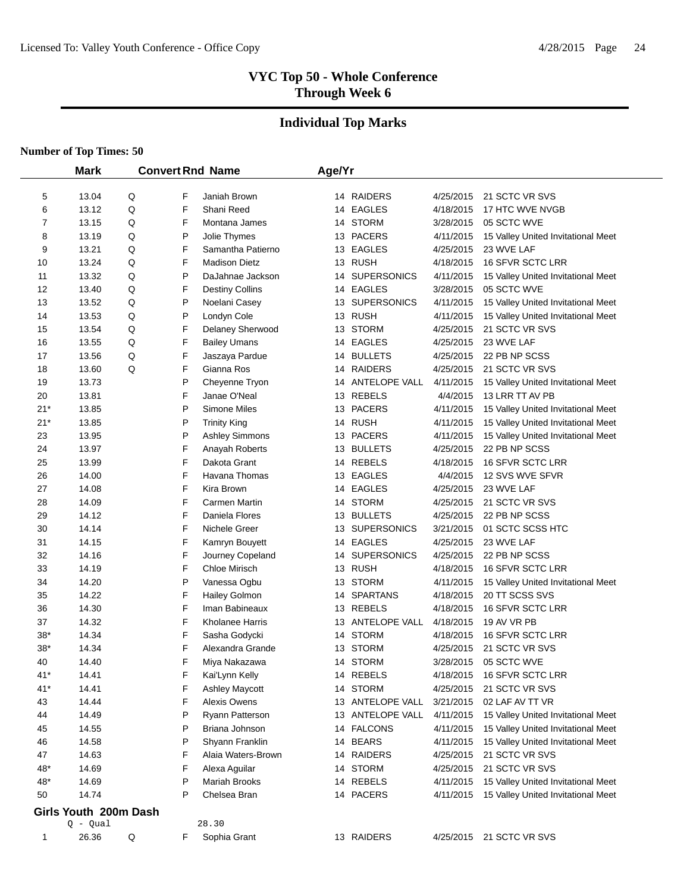## VYC Top 50 - Whole Conference
## Through Week 6

## Individual Top Marks

**Number of Top Times: 50**

| | Mark | Convert | Rnd | Name | Age/Yr | Team | Date | Meet |
|---|---|---|---|---|---|---|---|---|
| 5 | 13.04 | Q | F | Janiah Brown | 14 | RAIDERS | 4/25/2015 | 21 SCTC VR SVS |
| 6 | 13.12 | Q | F | Shani Reed | 14 | EAGLES | 4/18/2015 | 17 HTC WVE NVGB |
| 7 | 13.15 | Q | F | Montana James | 14 | STORM | 3/28/2015 | 05 SCTC WVE |
| 8 | 13.19 | Q | P | Jolie Thymes | 13 | PACERS | 4/11/2015 | 15 Valley United Invitational Meet |
| 9 | 13.21 | Q | F | Samantha Patierno | 13 | EAGLES | 4/25/2015 | 23 WVE LAF |
| 10 | 13.24 | Q | F | Madison Dietz | 13 | RUSH | 4/18/2015 | 16 SFVR SCTC LRR |
| 11 | 13.32 | Q | P | DaJahnae Jackson | 14 | SUPERSONICS | 4/11/2015 | 15 Valley United Invitational Meet |
| 12 | 13.40 | Q | F | Destiny Collins | 14 | EAGLES | 3/28/2015 | 05 SCTC WVE |
| 13 | 13.52 | Q | P | Noelani Casey | 13 | SUPERSONICS | 4/11/2015 | 15 Valley United Invitational Meet |
| 14 | 13.53 | Q | P | Londyn Cole | 13 | RUSH | 4/11/2015 | 15 Valley United Invitational Meet |
| 15 | 13.54 | Q | F | Delaney Sherwood | 13 | STORM | 4/25/2015 | 21 SCTC VR SVS |
| 16 | 13.55 | Q | F | Bailey Umans | 14 | EAGLES | 4/25/2015 | 23 WVE LAF |
| 17 | 13.56 | Q | F | Jaszaya Pardue | 14 | BULLETS | 4/25/2015 | 22 PB NP SCSS |
| 18 | 13.60 | Q | F | Gianna Ros | 14 | RAIDERS | 4/25/2015 | 21 SCTC VR SVS |
| 19 | 13.73 | | P | Cheyenne Tryon | 14 | ANTELOPE VALL | 4/11/2015 | 15 Valley United Invitational Meet |
| 20 | 13.81 | | F | Janae O'Neal | 13 | REBELS | 4/4/2015 | 13 LRR TT AV PB |
| 21* | 13.85 | | P | Simone Miles | 13 | PACERS | 4/11/2015 | 15 Valley United Invitational Meet |
| 21* | 13.85 | | P | Trinity King | 14 | RUSH | 4/11/2015 | 15 Valley United Invitational Meet |
| 23 | 13.95 | | P | Ashley Simmons | 13 | PACERS | 4/11/2015 | 15 Valley United Invitational Meet |
| 24 | 13.97 | | F | Anayah Roberts | 13 | BULLETS | 4/25/2015 | 22 PB NP SCSS |
| 25 | 13.99 | | F | Dakota Grant | 14 | REBELS | 4/18/2015 | 16 SFVR SCTC LRR |
| 26 | 14.00 | | F | Havana Thomas | 13 | EAGLES | 4/4/2015 | 12 SVS WVE SFVR |
| 27 | 14.08 | | F | Kira Brown | 14 | EAGLES | 4/25/2015 | 23 WVE LAF |
| 28 | 14.09 | | F | Carmen Martin | 14 | STORM | 4/25/2015 | 21 SCTC VR SVS |
| 29 | 14.12 | | F | Daniela Flores | 13 | BULLETS | 4/25/2015 | 22 PB NP SCSS |
| 30 | 14.14 | | F | Nichele Greer | 13 | SUPERSONICS | 3/21/2015 | 01 SCTC SCSS HTC |
| 31 | 14.15 | | F | Kamryn Bouyett | 14 | EAGLES | 4/25/2015 | 23 WVE LAF |
| 32 | 14.16 | | F | Journey Copeland | 14 | SUPERSONICS | 4/25/2015 | 22 PB NP SCSS |
| 33 | 14.19 | | F | Chloe Mirisch | 13 | RUSH | 4/18/2015 | 16 SFVR SCTC LRR |
| 34 | 14.20 | | P | Vanessa Ogbu | 13 | STORM | 4/11/2015 | 15 Valley United Invitational Meet |
| 35 | 14.22 | | F | Hailey Golmon | 14 | SPARTANS | 4/18/2015 | 20 TT SCSS SVS |
| 36 | 14.30 | | F | Iman Babineaux | 13 | REBELS | 4/18/2015 | 16 SFVR SCTC LRR |
| 37 | 14.32 | | F | Kholanee Harris | 13 | ANTELOPE VALL | 4/18/2015 | 19 AV VR PB |
| 38* | 14.34 | | F | Sasha Godycki | 14 | STORM | 4/18/2015 | 16 SFVR SCTC LRR |
| 38* | 14.34 | | F | Alexandra Grande | 13 | STORM | 4/25/2015 | 21 SCTC VR SVS |
| 40 | 14.40 | | F | Miya Nakazawa | 14 | STORM | 3/28/2015 | 05 SCTC WVE |
| 41* | 14.41 | | F | Kai'Lynn Kelly | 14 | REBELS | 4/18/2015 | 16 SFVR SCTC LRR |
| 41* | 14.41 | | F | Ashley Maycott | 14 | STORM | 4/25/2015 | 21 SCTC VR SVS |
| 43 | 14.44 | | F | Alexis Owens | 13 | ANTELOPE VALL | 3/21/2015 | 02 LAF AV TT VR |
| 44 | 14.49 | | P | Ryann Patterson | 13 | ANTELOPE VALL | 4/11/2015 | 15 Valley United Invitational Meet |
| 45 | 14.55 | | P | Briana Johnson | 14 | FALCONS | 4/11/2015 | 15 Valley United Invitational Meet |
| 46 | 14.58 | | P | Shyann Franklin | 14 | BEARS | 4/11/2015 | 15 Valley United Invitational Meet |
| 47 | 14.63 | | F | Alaia Waters-Brown | 14 | RAIDERS | 4/25/2015 | 21 SCTC VR SVS |
| 48* | 14.69 | | F | Alexa Aguilar | 14 | STORM | 4/25/2015 | 21 SCTC VR SVS |
| 48* | 14.69 | | P | Mariah Brooks | 14 | REBELS | 4/11/2015 | 15 Valley United Invitational Meet |
| 50 | 14.74 | | P | Chelsea Bran | 14 | PACERS | 4/11/2015 | 15 Valley United Invitational Meet |

### Girls Youth 200m Dash

Q - Qual 28.30

| | Mark | Convert | Rnd | Name | Age/Yr | Team | Date | Meet |
|---|---|---|---|---|---|---|---|---|
| 1 | 26.36 | Q | F | Sophia Grant | 13 | RAIDERS | 4/25/2015 | 21 SCTC VR SVS |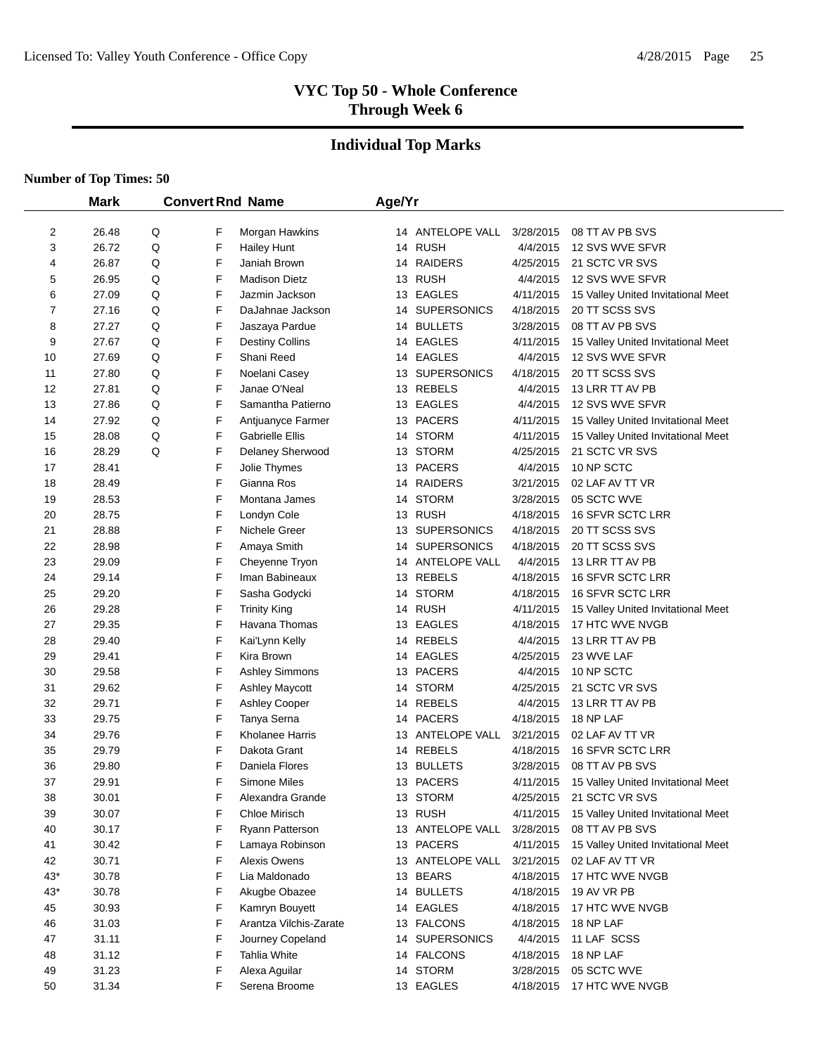## VYC Top 50 - Whole Conference
## Through Week 6

## Individual Top Marks

**Number of Top Times: 50**

| | Mark | Convert | Rnd | Name | Age/Yr | | Date | Meet |
|---|---|---|---|---|---|---|---|---|
| 2 | 26.48 | Q | F | Morgan Hawkins | 14 | ANTELOPE VALL | 3/28/2015 | 08 TT AV PB SVS |
| 3 | 26.72 | Q | F | Hailey Hunt | 14 | RUSH | 4/4/2015 | 12 SVS WVE SFVR |
| 4 | 26.87 | Q | F | Janiah Brown | 14 | RAIDERS | 4/25/2015 | 21 SCTC VR SVS |
| 5 | 26.95 | Q | F | Madison Dietz | 13 | RUSH | 4/4/2015 | 12 SVS WVE SFVR |
| 6 | 27.09 | Q | F | Jazmin Jackson | 13 | EAGLES | 4/11/2015 | 15 Valley United Invitational Meet |
| 7 | 27.16 | Q | F | DaJahnae Jackson | 14 | SUPERSONICS | 4/18/2015 | 20 TT SCSS SVS |
| 8 | 27.27 | Q | F | Jaszaya Pardue | 14 | BULLETS | 3/28/2015 | 08 TT AV PB SVS |
| 9 | 27.67 | Q | F | Destiny Collins | 14 | EAGLES | 4/11/2015 | 15 Valley United Invitational Meet |
| 10 | 27.69 | Q | F | Shani Reed | 14 | EAGLES | 4/4/2015 | 12 SVS WVE SFVR |
| 11 | 27.80 | Q | F | Noelani Casey | 13 | SUPERSONICS | 4/18/2015 | 20 TT SCSS SVS |
| 12 | 27.81 | Q | F | Janae O'Neal | 13 | REBELS | 4/4/2015 | 13 LRR TT AV PB |
| 13 | 27.86 | Q | F | Samantha Patierno | 13 | EAGLES | 4/4/2015 | 12 SVS WVE SFVR |
| 14 | 27.92 | Q | F | Antjuanyce Farmer | 13 | PACERS | 4/11/2015 | 15 Valley United Invitational Meet |
| 15 | 28.08 | Q | F | Gabrielle Ellis | 14 | STORM | 4/11/2015 | 15 Valley United Invitational Meet |
| 16 | 28.29 | Q | F | Delaney Sherwood | 13 | STORM | 4/25/2015 | 21 SCTC VR SVS |
| 17 | 28.41 | | F | Jolie Thymes | 13 | PACERS | 4/4/2015 | 10 NP SCTC |
| 18 | 28.49 | | F | Gianna Ros | 14 | RAIDERS | 3/21/2015 | 02 LAF AV TT VR |
| 19 | 28.53 | | F | Montana James | 14 | STORM | 3/28/2015 | 05 SCTC WVE |
| 20 | 28.75 | | F | Londyn Cole | 13 | RUSH | 4/18/2015 | 16 SFVR SCTC LRR |
| 21 | 28.88 | | F | Nichele Greer | 13 | SUPERSONICS | 4/18/2015 | 20 TT SCSS SVS |
| 22 | 28.98 | | F | Amaya Smith | 14 | SUPERSONICS | 4/18/2015 | 20 TT SCSS SVS |
| 23 | 29.09 | | F | Cheyenne Tryon | 14 | ANTELOPE VALL | 4/4/2015 | 13 LRR TT AV PB |
| 24 | 29.14 | | F | Iman Babineaux | 13 | REBELS | 4/18/2015 | 16 SFVR SCTC LRR |
| 25 | 29.20 | | F | Sasha Godycki | 14 | STORM | 4/18/2015 | 16 SFVR SCTC LRR |
| 26 | 29.28 | | F | Trinity King | 14 | RUSH | 4/11/2015 | 15 Valley United Invitational Meet |
| 27 | 29.35 | | F | Havana Thomas | 13 | EAGLES | 4/18/2015 | 17 HTC WVE NVGB |
| 28 | 29.40 | | F | Kai'Lynn Kelly | 14 | REBELS | 4/4/2015 | 13 LRR TT AV PB |
| 29 | 29.41 | | F | Kira Brown | 14 | EAGLES | 4/25/2015 | 23 WVE LAF |
| 30 | 29.58 | | F | Ashley Simmons | 13 | PACERS | 4/4/2015 | 10 NP SCTC |
| 31 | 29.62 | | F | Ashley Maycott | 14 | STORM | 4/25/2015 | 21 SCTC VR SVS |
| 32 | 29.71 | | F | Ashley Cooper | 14 | REBELS | 4/4/2015 | 13 LRR TT AV PB |
| 33 | 29.75 | | F | Tanya Serna | 14 | PACERS | 4/18/2015 | 18 NP LAF |
| 34 | 29.76 | | F | Kholanee Harris | 13 | ANTELOPE VALL | 3/21/2015 | 02 LAF AV TT VR |
| 35 | 29.79 | | F | Dakota Grant | 14 | REBELS | 4/18/2015 | 16 SFVR SCTC LRR |
| 36 | 29.80 | | F | Daniela Flores | 13 | BULLETS | 3/28/2015 | 08 TT AV PB SVS |
| 37 | 29.91 | | F | Simone Miles | 13 | PACERS | 4/11/2015 | 15 Valley United Invitational Meet |
| 38 | 30.01 | | F | Alexandra Grande | 13 | STORM | 4/25/2015 | 21 SCTC VR SVS |
| 39 | 30.07 | | F | Chloe Mirisch | 13 | RUSH | 4/11/2015 | 15 Valley United Invitational Meet |
| 40 | 30.17 | | F | Ryann Patterson | 13 | ANTELOPE VALL | 3/28/2015 | 08 TT AV PB SVS |
| 41 | 30.42 | | F | Lamaya Robinson | 13 | PACERS | 4/11/2015 | 15 Valley United Invitational Meet |
| 42 | 30.71 | | F | Alexis Owens | 13 | ANTELOPE VALL | 3/21/2015 | 02 LAF AV TT VR |
| 43* | 30.78 | | F | Lia Maldonado | 13 | BEARS | 4/18/2015 | 17 HTC WVE NVGB |
| 43* | 30.78 | | F | Akugbe Obazee | 14 | BULLETS | 4/18/2015 | 19 AV VR PB |
| 45 | 30.93 | | F | Kamryn Bouyett | 14 | EAGLES | 4/18/2015 | 17 HTC WVE NVGB |
| 46 | 31.03 | | F | Arantza Vilchis-Zarate | 13 | FALCONS | 4/18/2015 | 18 NP LAF |
| 47 | 31.11 | | F | Journey Copeland | 14 | SUPERSONICS | 4/4/2015 | 11 LAF SCSS |
| 48 | 31.12 | | F | Tahlia White | 14 | FALCONS | 4/18/2015 | 18 NP LAF |
| 49 | 31.23 | | F | Alexa Aguilar | 14 | STORM | 3/28/2015 | 05 SCTC WVE |
| 50 | 31.34 | | F | Serena Broome | 13 | EAGLES | 4/18/2015 | 17 HTC WVE NVGB |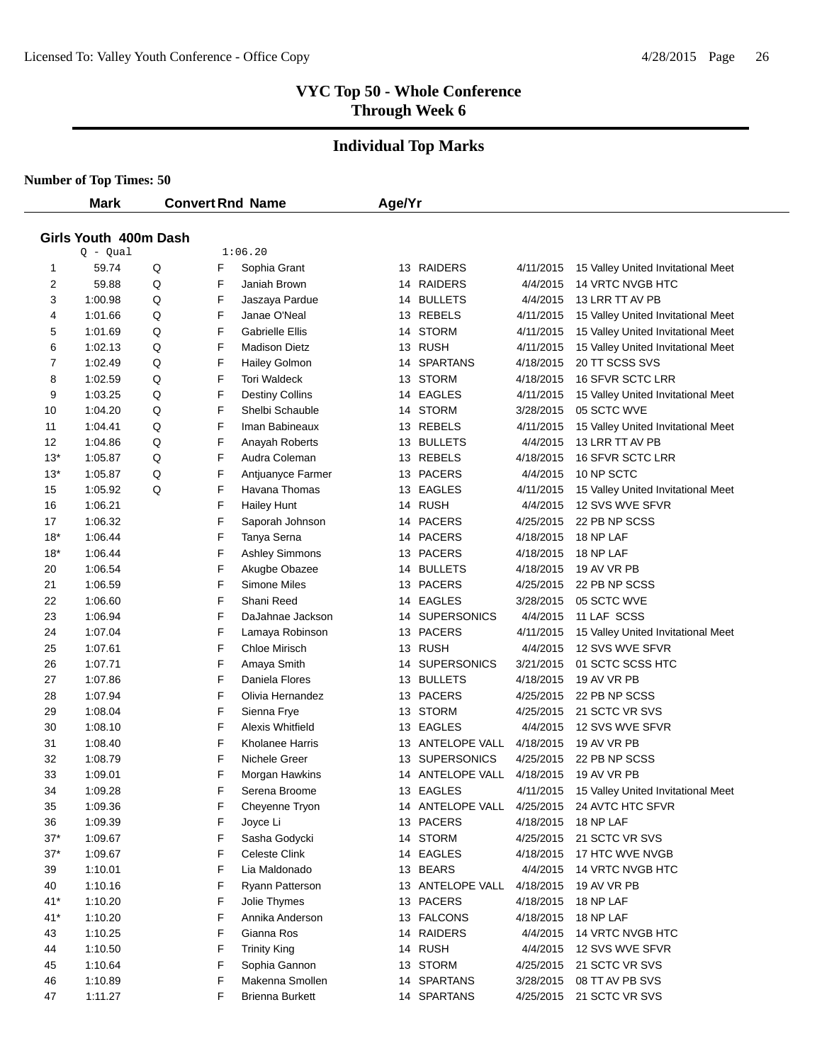# VYC Top 50 - Whole Conference
## Through Week 6

## Individual Top Marks

**Number of Top Times: 50**

### Girls Youth 400m Dash

Q - Qual 1:06.20

| | Mark | Convert | Rnd | Name | Age/Yr | Team | Date | Meet |
|---|---|---|---|---|---|---|---|---|
| 1 | 59.74 | Q | F | Sophia Grant | 13 | RAIDERS | 4/11/2015 | 15 Valley United Invitational Meet |
| 2 | 59.88 | Q | F | Janiah Brown | 14 | RAIDERS | 4/4/2015 | 14 VRTC NVGB HTC |
| 3 | 1:00.98 | Q | F | Jaszaya Pardue | 14 | BULLETS | 4/4/2015 | 13 LRR TT AV PB |
| 4 | 1:01.66 | Q | F | Janae O'Neal | 13 | REBELS | 4/11/2015 | 15 Valley United Invitational Meet |
| 5 | 1:01.69 | Q | F | Gabrielle Ellis | 14 | STORM | 4/11/2015 | 15 Valley United Invitational Meet |
| 6 | 1:02.13 | Q | F | Madison Dietz | 13 | RUSH | 4/11/2015 | 15 Valley United Invitational Meet |
| 7 | 1:02.49 | Q | F | Hailey Golmon | 14 | SPARTANS | 4/18/2015 | 20 TT SCSS SVS |
| 8 | 1:02.59 | Q | F | Tori Waldeck | 13 | STORM | 4/18/2015 | 16 SFVR SCTC LRR |
| 9 | 1:03.25 | Q | F | Destiny Collins | 14 | EAGLES | 4/11/2015 | 15 Valley United Invitational Meet |
| 10 | 1:04.20 | Q | F | Shelbi Schauble | 14 | STORM | 3/28/2015 | 05 SCTC WVE |
| 11 | 1:04.41 | Q | F | Iman Babineaux | 13 | REBELS | 4/11/2015 | 15 Valley United Invitational Meet |
| 12 | 1:04.86 | Q | F | Anayah Roberts | 13 | BULLETS | 4/4/2015 | 13 LRR TT AV PB |
| 13* | 1:05.87 | Q | F | Audra Coleman | 13 | REBELS | 4/18/2015 | 16 SFVR SCTC LRR |
| 13* | 1:05.87 | Q | F | Antjuanyce Farmer | 13 | PACERS | 4/4/2015 | 10 NP SCTC |
| 15 | 1:05.92 | Q | F | Havana Thomas | 13 | EAGLES | 4/11/2015 | 15 Valley United Invitational Meet |
| 16 | 1:06.21 | | F | Hailey Hunt | 14 | RUSH | 4/4/2015 | 12 SVS WVE SFVR |
| 17 | 1:06.32 | | F | Saporah Johnson | 14 | PACERS | 4/25/2015 | 22 PB NP SCSS |
| 18* | 1:06.44 | | F | Tanya Serna | 14 | PACERS | 4/18/2015 | 18 NP LAF |
| 18* | 1:06.44 | | F | Ashley Simmons | 13 | PACERS | 4/18/2015 | 18 NP LAF |
| 20 | 1:06.54 | | F | Akugbe Obazee | 14 | BULLETS | 4/18/2015 | 19 AV VR PB |
| 21 | 1:06.59 | | F | Simone Miles | 13 | PACERS | 4/25/2015 | 22 PB NP SCSS |
| 22 | 1:06.60 | | F | Shani Reed | 14 | EAGLES | 3/28/2015 | 05 SCTC WVE |
| 23 | 1:06.94 | | F | DaJahnae Jackson | 14 | SUPERSONICS | 4/4/2015 | 11 LAF SCSS |
| 24 | 1:07.04 | | F | Lamaya Robinson | 13 | PACERS | 4/11/2015 | 15 Valley United Invitational Meet |
| 25 | 1:07.61 | | F | Chloe Mirisch | 13 | RUSH | 4/4/2015 | 12 SVS WVE SFVR |
| 26 | 1:07.71 | | F | Amaya Smith | 14 | SUPERSONICS | 3/21/2015 | 01 SCTC SCSS HTC |
| 27 | 1:07.86 | | F | Daniela Flores | 13 | BULLETS | 4/18/2015 | 19 AV VR PB |
| 28 | 1:07.94 | | F | Olivia Hernandez | 13 | PACERS | 4/25/2015 | 22 PB NP SCSS |
| 29 | 1:08.04 | | F | Sienna Frye | 13 | STORM | 4/25/2015 | 21 SCTC VR SVS |
| 30 | 1:08.10 | | F | Alexis Whitfield | 13 | EAGLES | 4/4/2015 | 12 SVS WVE SFVR |
| 31 | 1:08.40 | | F | Kholanee Harris | 13 | ANTELOPE VALL | 4/18/2015 | 19 AV VR PB |
| 32 | 1:08.79 | | F | Nichele Greer | 13 | SUPERSONICS | 4/25/2015 | 22 PB NP SCSS |
| 33 | 1:09.01 | | F | Morgan Hawkins | 14 | ANTELOPE VALL | 4/18/2015 | 19 AV VR PB |
| 34 | 1:09.28 | | F | Serena Broome | 13 | EAGLES | 4/11/2015 | 15 Valley United Invitational Meet |
| 35 | 1:09.36 | | F | Cheyenne Tryon | 14 | ANTELOPE VALL | 4/25/2015 | 24 AVTC HTC SFVR |
| 36 | 1:09.39 | | F | Joyce Li | 13 | PACERS | 4/18/2015 | 18 NP LAF |
| 37* | 1:09.67 | | F | Sasha Godycki | 14 | STORM | 4/25/2015 | 21 SCTC VR SVS |
| 37* | 1:09.67 | | F | Celeste Clink | 14 | EAGLES | 4/18/2015 | 17 HTC WVE NVGB |
| 39 | 1:10.01 | | F | Lia Maldonado | 13 | BEARS | 4/4/2015 | 14 VRTC NVGB HTC |
| 40 | 1:10.16 | | F | Ryann Patterson | 13 | ANTELOPE VALL | 4/18/2015 | 19 AV VR PB |
| 41* | 1:10.20 | | F | Jolie Thymes | 13 | PACERS | 4/18/2015 | 18 NP LAF |
| 41* | 1:10.20 | | F | Annika Anderson | 13 | FALCONS | 4/18/2015 | 18 NP LAF |
| 43 | 1:10.25 | | F | Gianna Ros | 14 | RAIDERS | 4/4/2015 | 14 VRTC NVGB HTC |
| 44 | 1:10.50 | | F | Trinity King | 14 | RUSH | 4/4/2015 | 12 SVS WVE SFVR |
| 45 | 1:10.64 | | F | Sophia Gannon | 13 | STORM | 4/25/2015 | 21 SCTC VR SVS |
| 46 | 1:10.89 | | F | Makenna Smollen | 14 | SPARTANS | 3/28/2015 | 08 TT AV PB SVS |
| 47 | 1:11.27 | | F | Brienna Burkett | 14 | SPARTANS | 4/25/2015 | 21 SCTC VR SVS |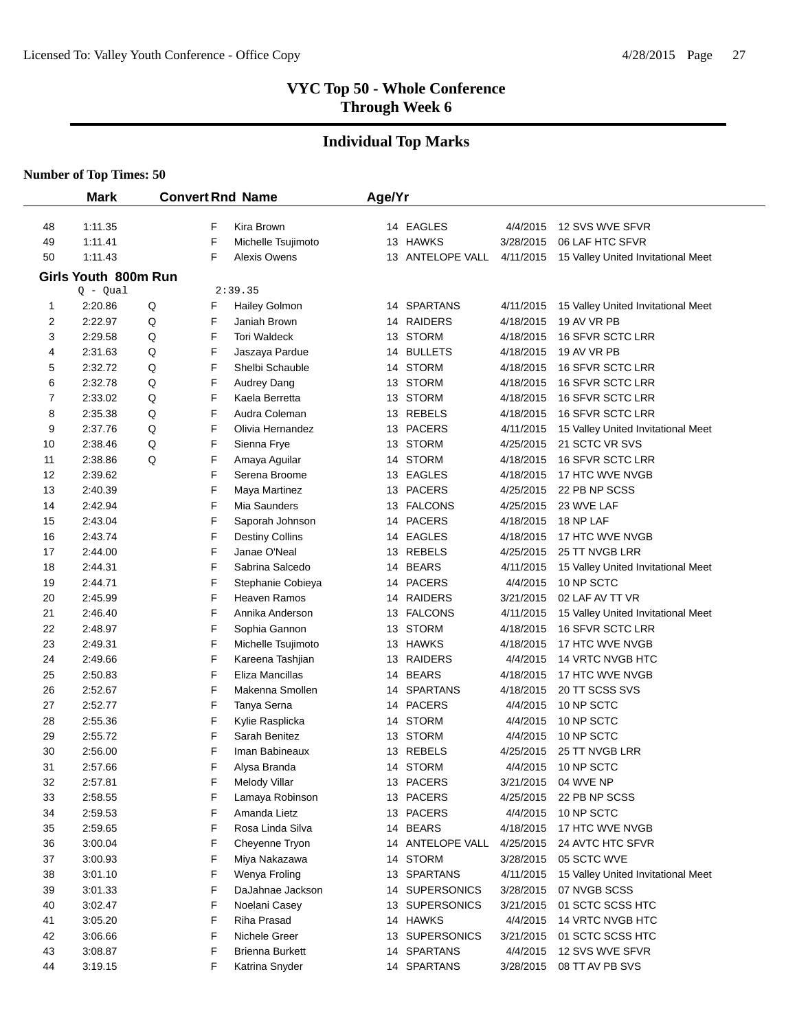# VYC Top 50 - Whole Conference
## Through Week 6

## Individual Top Marks

**Number of Top Times: 50**

| | Mark | Convert | Rnd | Name | Age/Yr | | | |
|---|---|---|---|---|---|---|---|---|
| 48 | 1:11.35 | | F | Kira Brown | 14 | EAGLES | 4/4/2015 | 12 SVS WVE SFVR |
| 49 | 1:11.41 | | F | Michelle Tsujimoto | 13 | HAWKS | 3/28/2015 | 06 LAF HTC SFVR |
| 50 | 1:11.43 | | F | Alexis Owens | 13 | ANTELOPE VALL | 4/11/2015 | 15 Valley United Invitational Meet |

**Girls Youth 800m Run**

Q - Qual 2:39.35

| | Mark | Convert | Rnd | Name | Age/Yr | | | |
|---|---|---|---|---|---|---|---|---|
| 1 | 2:20.86 | Q | F | Hailey Golmon | 14 | SPARTANS | 4/11/2015 | 15 Valley United Invitational Meet |
| 2 | 2:22.97 | Q | F | Janiah Brown | 14 | RAIDERS | 4/18/2015 | 19 AV VR PB |
| 3 | 2:29.58 | Q | F | Tori Waldeck | 13 | STORM | 4/18/2015 | 16 SFVR SCTC LRR |
| 4 | 2:31.63 | Q | F | Jaszaya Pardue | 14 | BULLETS | 4/18/2015 | 19 AV VR PB |
| 5 | 2:32.72 | Q | F | Shelbi Schauble | 14 | STORM | 4/18/2015 | 16 SFVR SCTC LRR |
| 6 | 2:32.78 | Q | F | Audrey Dang | 13 | STORM | 4/18/2015 | 16 SFVR SCTC LRR |
| 7 | 2:33.02 | Q | F | Kaela Berretta | 13 | STORM | 4/18/2015 | 16 SFVR SCTC LRR |
| 8 | 2:35.38 | Q | F | Audra Coleman | 13 | REBELS | 4/18/2015 | 16 SFVR SCTC LRR |
| 9 | 2:37.76 | Q | F | Olivia Hernandez | 13 | PACERS | 4/11/2015 | 15 Valley United Invitational Meet |
| 10 | 2:38.46 | Q | F | Sienna Frye | 13 | STORM | 4/25/2015 | 21 SCTC VR SVS |
| 11 | 2:38.86 | Q | F | Amaya Aguilar | 14 | STORM | 4/18/2015 | 16 SFVR SCTC LRR |
| 12 | 2:39.62 | | F | Serena Broome | 13 | EAGLES | 4/18/2015 | 17 HTC WVE NVGB |
| 13 | 2:40.39 | | F | Maya Martinez | 13 | PACERS | 4/25/2015 | 22 PB NP SCSS |
| 14 | 2:42.94 | | F | Mia Saunders | 13 | FALCONS | 4/25/2015 | 23 WVE LAF |
| 15 | 2:43.04 | | F | Saporah Johnson | 14 | PACERS | 4/18/2015 | 18 NP LAF |
| 16 | 2:43.74 | | F | Destiny Collins | 14 | EAGLES | 4/18/2015 | 17 HTC WVE NVGB |
| 17 | 2:44.00 | | F | Janae O'Neal | 13 | REBELS | 4/25/2015 | 25 TT NVGB LRR |
| 18 | 2:44.31 | | F | Sabrina Salcedo | 14 | BEARS | 4/11/2015 | 15 Valley United Invitational Meet |
| 19 | 2:44.71 | | F | Stephanie Cobieya | 14 | PACERS | 4/4/2015 | 10 NP SCTC |
| 20 | 2:45.99 | | F | Heaven Ramos | 14 | RAIDERS | 3/21/2015 | 02 LAF AV TT VR |
| 21 | 2:46.40 | | F | Annika Anderson | 13 | FALCONS | 4/11/2015 | 15 Valley United Invitational Meet |
| 22 | 2:48.97 | | F | Sophia Gannon | 13 | STORM | 4/18/2015 | 16 SFVR SCTC LRR |
| 23 | 2:49.31 | | F | Michelle Tsujimoto | 13 | HAWKS | 4/18/2015 | 17 HTC WVE NVGB |
| 24 | 2:49.66 | | F | Kareena Tashjian | 13 | RAIDERS | 4/4/2015 | 14 VRTC NVGB HTC |
| 25 | 2:50.83 | | F | Eliza Mancillas | 14 | BEARS | 4/18/2015 | 17 HTC WVE NVGB |
| 26 | 2:52.67 | | F | Makenna Smollen | 14 | SPARTANS | 4/18/2015 | 20 TT SCSS SVS |
| 27 | 2:52.77 | | F | Tanya Serna | 14 | PACERS | 4/4/2015 | 10 NP SCTC |
| 28 | 2:55.36 | | F | Kylie Rasplicka | 14 | STORM | 4/4/2015 | 10 NP SCTC |
| 29 | 2:55.72 | | F | Sarah Benitez | 13 | STORM | 4/4/2015 | 10 NP SCTC |
| 30 | 2:56.00 | | F | Iman Babineaux | 13 | REBELS | 4/25/2015 | 25 TT NVGB LRR |
| 31 | 2:57.66 | | F | Alysa Branda | 14 | STORM | 4/4/2015 | 10 NP SCTC |
| 32 | 2:57.81 | | F | Melody Villar | 13 | PACERS | 3/21/2015 | 04 WVE NP |
| 33 | 2:58.55 | | F | Lamaya Robinson | 13 | PACERS | 4/25/2015 | 22 PB NP SCSS |
| 34 | 2:59.53 | | F | Amanda Lietz | 13 | PACERS | 4/4/2015 | 10 NP SCTC |
| 35 | 2:59.65 | | F | Rosa Linda Silva | 14 | BEARS | 4/18/2015 | 17 HTC WVE NVGB |
| 36 | 3:00.04 | | F | Cheyenne Tryon | 14 | ANTELOPE VALL | 4/25/2015 | 24 AVTC HTC SFVR |
| 37 | 3:00.93 | | F | Miya Nakazawa | 14 | STORM | 3/28/2015 | 05 SCTC WVE |
| 38 | 3:01.10 | | F | Wenya Froling | 13 | SPARTANS | 4/11/2015 | 15 Valley United Invitational Meet |
| 39 | 3:01.33 | | F | DaJahnae Jackson | 14 | SUPERSONICS | 3/28/2015 | 07 NVGB SCSS |
| 40 | 3:02.47 | | F | Noelani Casey | 13 | SUPERSONICS | 3/21/2015 | 01 SCTC SCSS HTC |
| 41 | 3:05.20 | | F | Riha Prasad | 14 | HAWKS | 4/4/2015 | 14 VRTC NVGB HTC |
| 42 | 3:06.66 | | F | Nichele Greer | 13 | SUPERSONICS | 3/21/2015 | 01 SCTC SCSS HTC |
| 43 | 3:08.87 | | F | Brienna Burkett | 14 | SPARTANS | 4/4/2015 | 12 SVS WVE SFVR |
| 44 | 3:19.15 | | F | Katrina Snyder | 14 | SPARTANS | 3/28/2015 | 08 TT AV PB SVS |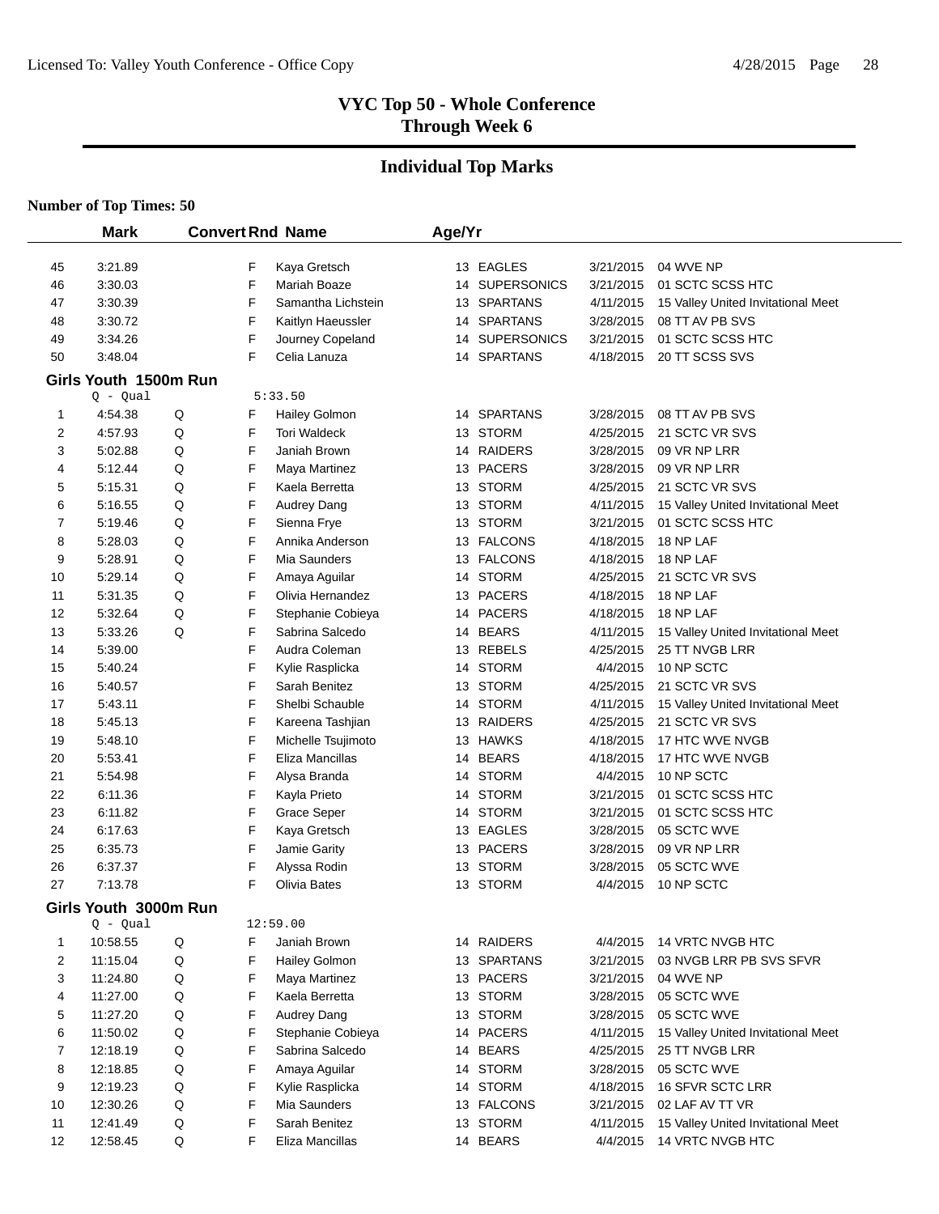# VYC Top 50 - Whole Conference
## Through Week 6

## Individual Top Marks

**Number of Top Times: 50**

| | Mark | Convert | Rnd | Name | Age/Yr | Team | Date | Meet |
|---|---|---|---|---|---|---|---|---|
| 45 | 3:21.89 | | F | Kaya Gretsch | 13 | EAGLES | 3/21/2015 | 04 WVE NP |
| 46 | 3:30.03 | | F | Mariah Boaze | 14 | SUPERSONICS | 3/21/2015 | 01 SCTC SCSS HTC |
| 47 | 3:30.39 | | F | Samantha Lichstein | 13 | SPARTANS | 4/11/2015 | 15 Valley United Invitational Meet |
| 48 | 3:30.72 | | F | Kaitlyn Haeussler | 14 | SPARTANS | 3/28/2015 | 08 TT AV PB SVS |
| 49 | 3:34.26 | | F | Journey Copeland | 14 | SUPERSONICS | 3/21/2015 | 01 SCTC SCSS HTC |
| 50 | 3:48.04 | | F | Celia Lanuza | 14 | SPARTANS | 4/18/2015 | 20 TT SCSS SVS |

### Girls Youth 1500m Run

Q - Qual 5:33.50

| | Mark | Convert | Rnd | Name | Age/Yr | Team | Date | Meet |
|---|---|---|---|---|---|---|---|---|
| 1 | 4:54.38 | Q | F | Hailey Golmon | 14 | SPARTANS | 3/28/2015 | 08 TT AV PB SVS |
| 2 | 4:57.93 | Q | F | Tori Waldeck | 13 | STORM | 4/25/2015 | 21 SCTC VR SVS |
| 3 | 5:02.88 | Q | F | Janiah Brown | 14 | RAIDERS | 3/28/2015 | 09 VR NP LRR |
| 4 | 5:12.44 | Q | F | Maya Martinez | 13 | PACERS | 3/28/2015 | 09 VR NP LRR |
| 5 | 5:15.31 | Q | F | Kaela Berretta | 13 | STORM | 4/25/2015 | 21 SCTC VR SVS |
| 6 | 5:16.55 | Q | F | Audrey Dang | 13 | STORM | 4/11/2015 | 15 Valley United Invitational Meet |
| 7 | 5:19.46 | Q | F | Sienna Frye | 13 | STORM | 3/21/2015 | 01 SCTC SCSS HTC |
| 8 | 5:28.03 | Q | F | Annika Anderson | 13 | FALCONS | 4/18/2015 | 18 NP LAF |
| 9 | 5:28.91 | Q | F | Mia Saunders | 13 | FALCONS | 4/18/2015 | 18 NP LAF |
| 10 | 5:29.14 | Q | F | Amaya Aguilar | 14 | STORM | 4/25/2015 | 21 SCTC VR SVS |
| 11 | 5:31.35 | Q | F | Olivia Hernandez | 13 | PACERS | 4/18/2015 | 18 NP LAF |
| 12 | 5:32.64 | Q | F | Stephanie Cobieya | 14 | PACERS | 4/18/2015 | 18 NP LAF |
| 13 | 5:33.26 | Q | F | Sabrina Salcedo | 14 | BEARS | 4/11/2015 | 15 Valley United Invitational Meet |
| 14 | 5:39.00 | | F | Audra Coleman | 13 | REBELS | 4/25/2015 | 25 TT NVGB LRR |
| 15 | 5:40.24 | | F | Kylie Rasplicka | 14 | STORM | 4/4/2015 | 10 NP SCTC |
| 16 | 5:40.57 | | F | Sarah Benitez | 13 | STORM | 4/25/2015 | 21 SCTC VR SVS |
| 17 | 5:43.11 | | F | Shelbi Schauble | 14 | STORM | 4/11/2015 | 15 Valley United Invitational Meet |
| 18 | 5:45.13 | | F | Kareena Tashjian | 13 | RAIDERS | 4/25/2015 | 21 SCTC VR SVS |
| 19 | 5:48.10 | | F | Michelle Tsujimoto | 13 | HAWKS | 4/18/2015 | 17 HTC WVE NVGB |
| 20 | 5:53.41 | | F | Eliza Mancillas | 14 | BEARS | 4/18/2015 | 17 HTC WVE NVGB |
| 21 | 5:54.98 | | F | Alysa Branda | 14 | STORM | 4/4/2015 | 10 NP SCTC |
| 22 | 6:11.36 | | F | Kayla Prieto | 14 | STORM | 3/21/2015 | 01 SCTC SCSS HTC |
| 23 | 6:11.82 | | F | Grace Seper | 14 | STORM | 3/21/2015 | 01 SCTC SCSS HTC |
| 24 | 6:17.63 | | F | Kaya Gretsch | 13 | EAGLES | 3/28/2015 | 05 SCTC WVE |
| 25 | 6:35.73 | | F | Jamie Garity | 13 | PACERS | 3/28/2015 | 09 VR NP LRR |
| 26 | 6:37.37 | | F | Alyssa Rodin | 13 | STORM | 3/28/2015 | 05 SCTC WVE |
| 27 | 7:13.78 | | F | Olivia Bates | 13 | STORM | 4/4/2015 | 10 NP SCTC |

### Girls Youth 3000m Run

Q - Qual 12:59.00

| | Mark | Convert | Rnd | Name | Age/Yr | Team | Date | Meet |
|---|---|---|---|---|---|---|---|---|
| 1 | 10:58.55 | Q | F | Janiah Brown | 14 | RAIDERS | 4/4/2015 | 14 VRTC NVGB HTC |
| 2 | 11:15.04 | Q | F | Hailey Golmon | 13 | SPARTANS | 3/21/2015 | 03 NVGB LRR PB SVS SFVR |
| 3 | 11:24.80 | Q | F | Maya Martinez | 13 | PACERS | 3/21/2015 | 04 WVE NP |
| 4 | 11:27.00 | Q | F | Kaela Berretta | 13 | STORM | 3/28/2015 | 05 SCTC WVE |
| 5 | 11:27.20 | Q | F | Audrey Dang | 13 | STORM | 3/28/2015 | 05 SCTC WVE |
| 6 | 11:50.02 | Q | F | Stephanie Cobieya | 14 | PACERS | 4/11/2015 | 15 Valley United Invitational Meet |
| 7 | 12:18.19 | Q | F | Sabrina Salcedo | 14 | BEARS | 4/25/2015 | 25 TT NVGB LRR |
| 8 | 12:18.85 | Q | F | Amaya Aguilar | 14 | STORM | 3/28/2015 | 05 SCTC WVE |
| 9 | 12:19.23 | Q | F | Kylie Rasplicka | 14 | STORM | 4/18/2015 | 16 SFVR SCTC LRR |
| 10 | 12:30.26 | Q | F | Mia Saunders | 13 | FALCONS | 3/21/2015 | 02 LAF AV TT VR |
| 11 | 12:41.49 | Q | F | Sarah Benitez | 13 | STORM | 4/11/2015 | 15 Valley United Invitational Meet |
| 12 | 12:58.45 | Q | F | Eliza Mancillas | 14 | BEARS | 4/4/2015 | 14 VRTC NVGB HTC |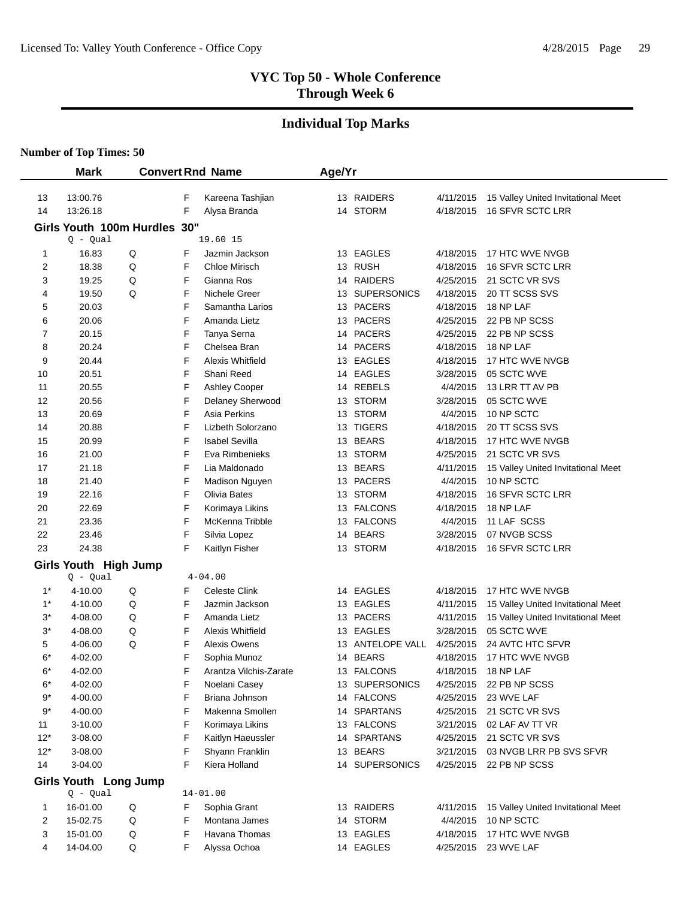## VYC Top 50 - Whole Conference
## Through Week 6

### Individual Top Marks

**Number of Top Times: 50**

| | Mark | Convert | Rnd | Name | Age/Yr | | | |
|---|---|---|---|---|---|---|---|---|
| 13 | 13:00.76 | | F | Kareena Tashjian | 13 | RAIDERS | 4/11/2015 | 15 Valley United Invitational Meet |
| 14 | 13:26.18 | | F | Alysa Branda | 14 | STORM | 4/18/2015 | 16 SFVR SCTC LRR |

**Girls Youth 100m Hurdles 30"**

Q - Qual 19.60 15

| | Mark | Convert | Rnd | Name | Age/Yr | | | |
|---|---|---|---|---|---|---|---|---|
| 1 | 16.83 | Q | F | Jazmin Jackson | 13 | EAGLES | 4/18/2015 | 17 HTC WVE NVGB |
| 2 | 18.38 | Q | F | Chloe Mirisch | 13 | RUSH | 4/18/2015 | 16 SFVR SCTC LRR |
| 3 | 19.25 | Q | F | Gianna Ros | 14 | RAIDERS | 4/25/2015 | 21 SCTC VR SVS |
| 4 | 19.50 | Q | F | Nichele Greer | 13 | SUPERSONICS | 4/18/2015 | 20 TT SCSS SVS |
| 5 | 20.03 | | F | Samantha Larios | 13 | PACERS | 4/18/2015 | 18 NP LAF |
| 6 | 20.06 | | F | Amanda Lietz | 13 | PACERS | 4/25/2015 | 22 PB NP SCSS |
| 7 | 20.15 | | F | Tanya Serna | 14 | PACERS | 4/25/2015 | 22 PB NP SCSS |
| 8 | 20.24 | | F | Chelsea Bran | 14 | PACERS | 4/18/2015 | 18 NP LAF |
| 9 | 20.44 | | F | Alexis Whitfield | 13 | EAGLES | 4/18/2015 | 17 HTC WVE NVGB |
| 10 | 20.51 | | F | Shani Reed | 14 | EAGLES | 3/28/2015 | 05 SCTC WVE |
| 11 | 20.55 | | F | Ashley Cooper | 14 | REBELS | 4/4/2015 | 13 LRR TT AV PB |
| 12 | 20.56 | | F | Delaney Sherwood | 13 | STORM | 3/28/2015 | 05 SCTC WVE |
| 13 | 20.69 | | F | Asia Perkins | 13 | STORM | 4/4/2015 | 10 NP SCTC |
| 14 | 20.88 | | F | Lizbeth Solorzano | 13 | TIGERS | 4/18/2015 | 20 TT SCSS SVS |
| 15 | 20.99 | | F | Isabel Sevilla | 13 | BEARS | 4/18/2015 | 17 HTC WVE NVGB |
| 16 | 21.00 | | F | Eva Rimbenieks | 13 | STORM | 4/25/2015 | 21 SCTC VR SVS |
| 17 | 21.18 | | F | Lia Maldonado | 13 | BEARS | 4/11/2015 | 15 Valley United Invitational Meet |
| 18 | 21.40 | | F | Madison Nguyen | 13 | PACERS | 4/4/2015 | 10 NP SCTC |
| 19 | 22.16 | | F | Olivia Bates | 13 | STORM | 4/18/2015 | 16 SFVR SCTC LRR |
| 20 | 22.69 | | F | Korimaya Likins | 13 | FALCONS | 4/18/2015 | 18 NP LAF |
| 21 | 23.36 | | F | McKenna Tribble | 13 | FALCONS | 4/4/2015 | 11 LAF SCSS |
| 22 | 23.46 | | F | Silvia Lopez | 14 | BEARS | 3/28/2015 | 07 NVGB SCSS |
| 23 | 24.38 | | F | Kaitlyn Fisher | 13 | STORM | 4/18/2015 | 16 SFVR SCTC LRR |

**Girls Youth High Jump**

Q - Qual 4-04.00

| | Mark | Convert | Rnd | Name | Age/Yr | | | |
|---|---|---|---|---|---|---|---|---|
| 1* | 4-10.00 | Q | F | Celeste Clink | 14 | EAGLES | 4/18/2015 | 17 HTC WVE NVGB |
| 1* | 4-10.00 | Q | F | Jazmin Jackson | 13 | EAGLES | 4/11/2015 | 15 Valley United Invitational Meet |
| 3* | 4-08.00 | Q | F | Amanda Lietz | 13 | PACERS | 4/11/2015 | 15 Valley United Invitational Meet |
| 3* | 4-08.00 | Q | F | Alexis Whitfield | 13 | EAGLES | 3/28/2015 | 05 SCTC WVE |
| 5 | 4-06.00 | Q | F | Alexis Owens | 13 | ANTELOPE VALL | 4/25/2015 | 24 AVTC HTC SFVR |
| 6* | 4-02.00 | | F | Sophia Munoz | 14 | BEARS | 4/18/2015 | 17 HTC WVE NVGB |
| 6* | 4-02.00 | | F | Arantza Vilchis-Zarate | 13 | FALCONS | 4/18/2015 | 18 NP LAF |
| 6* | 4-02.00 | | F | Noelani Casey | 13 | SUPERSONICS | 4/25/2015 | 22 PB NP SCSS |
| 9* | 4-00.00 | | F | Briana Johnson | 14 | FALCONS | 4/25/2015 | 23 WVE LAF |
| 9* | 4-00.00 | | F | Makenna Smollen | 14 | SPARTANS | 4/25/2015 | 21 SCTC VR SVS |
| 11 | 3-10.00 | | F | Korimaya Likins | 13 | FALCONS | 3/21/2015 | 02 LAF AV TT VR |
| 12* | 3-08.00 | | F | Kaitlyn Haeussler | 14 | SPARTANS | 4/25/2015 | 21 SCTC VR SVS |
| 12* | 3-08.00 | | F | Shyann Franklin | 13 | BEARS | 3/21/2015 | 03 NVGB LRR PB SVS SFVR |
| 14 | 3-04.00 | | F | Kiera Holland | 14 | SUPERSONICS | 4/25/2015 | 22 PB NP SCSS |

**Girls Youth Long Jump**

Q - Qual 14-01.00

| | Mark | Convert | Rnd | Name | Age/Yr | | | |
|---|---|---|---|---|---|---|---|---|
| 1 | 16-01.00 | Q | F | Sophia Grant | 13 | RAIDERS | 4/11/2015 | 15 Valley United Invitational Meet |
| 2 | 15-02.75 | Q | F | Montana James | 14 | STORM | 4/4/2015 | 10 NP SCTC |
| 3 | 15-01.00 | Q | F | Havana Thomas | 13 | EAGLES | 4/18/2015 | 17 HTC WVE NVGB |
| 4 | 14-04.00 | Q | F | Alyssa Ochoa | 14 | EAGLES | 4/25/2015 | 23 WVE LAF |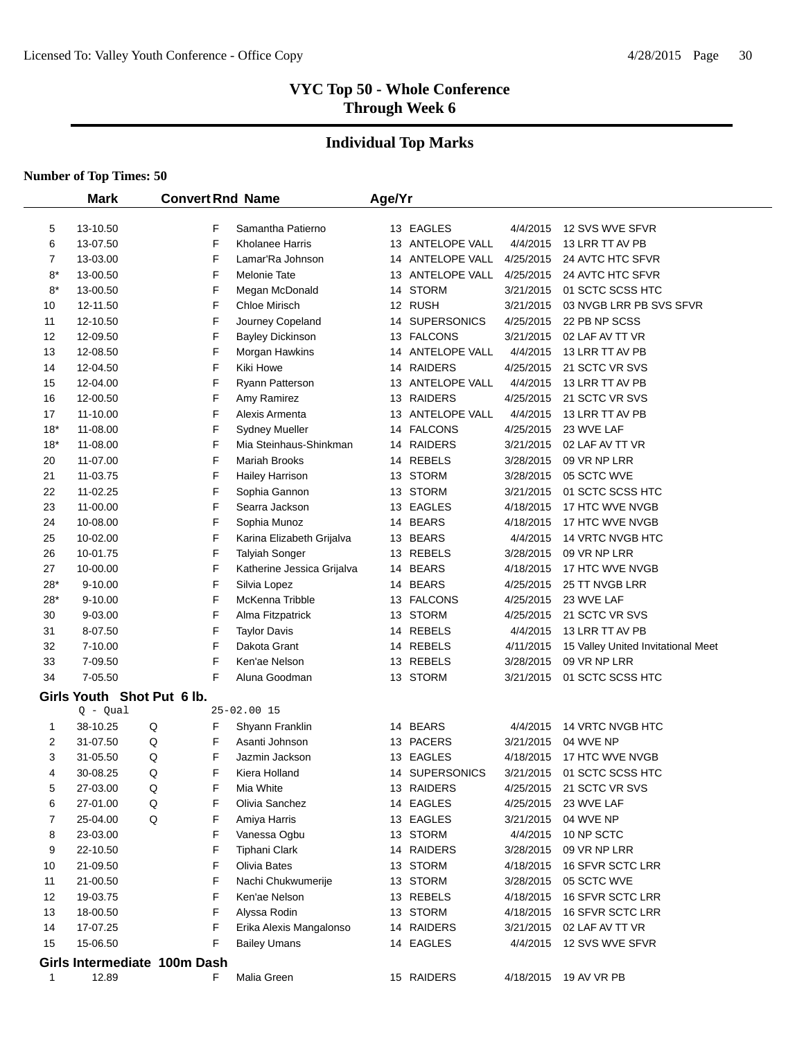# VYC Top 50 - Whole Conference
## Through Week 6

## Individual Top Marks

**Number of Top Times: 50**

| | Mark | Convert | Rnd | Name | Age/Yr | | | |
|---|---|---|---|---|---|---|---|---|
| 5 | 13-10.50 | | F | Samantha Patierno | 13 | EAGLES | 4/4/2015 | 12 SVS WVE SFVR |
| 6 | 13-07.50 | | F | Kholanee Harris | 13 | ANTELOPE VALL | 4/4/2015 | 13 LRR TT AV PB |
| 7 | 13-03.00 | | F | Lamar'Ra Johnson | 14 | ANTELOPE VALL | 4/25/2015 | 24 AVTC HTC SFVR |
| 8* | 13-00.50 | | F | Melonie Tate | 13 | ANTELOPE VALL | 4/25/2015 | 24 AVTC HTC SFVR |
| 8* | 13-00.50 | | F | Megan McDonald | 14 | STORM | 3/21/2015 | 01 SCTC SCSS HTC |
| 10 | 12-11.50 | | F | Chloe Mirisch | 12 | RUSH | 3/21/2015 | 03 NVGB LRR PB SVS SFVR |
| 11 | 12-10.50 | | F | Journey Copeland | 14 | SUPERSONICS | 4/25/2015 | 22 PB NP SCSS |
| 12 | 12-09.50 | | F | Bayley Dickinson | 13 | FALCONS | 3/21/2015 | 02 LAF AV TT VR |
| 13 | 12-08.50 | | F | Morgan Hawkins | 14 | ANTELOPE VALL | 4/4/2015 | 13 LRR TT AV PB |
| 14 | 12-04.50 | | F | Kiki Howe | 14 | RAIDERS | 4/25/2015 | 21 SCTC VR SVS |
| 15 | 12-04.00 | | F | Ryann Patterson | 13 | ANTELOPE VALL | 4/4/2015 | 13 LRR TT AV PB |
| 16 | 12-00.50 | | F | Amy Ramirez | 13 | RAIDERS | 4/25/2015 | 21 SCTC VR SVS |
| 17 | 11-10.00 | | F | Alexis Armenta | 13 | ANTELOPE VALL | 4/4/2015 | 13 LRR TT AV PB |
| 18* | 11-08.00 | | F | Sydney Mueller | 14 | FALCONS | 4/25/2015 | 23 WVE LAF |
| 18* | 11-08.00 | | F | Mia Steinhaus-Shinkman | 14 | RAIDERS | 3/21/2015 | 02 LAF AV TT VR |
| 20 | 11-07.00 | | F | Mariah Brooks | 14 | REBELS | 3/28/2015 | 09 VR NP LRR |
| 21 | 11-03.75 | | F | Hailey Harrison | 13 | STORM | 3/28/2015 | 05 SCTC WVE |
| 22 | 11-02.25 | | F | Sophia Gannon | 13 | STORM | 3/21/2015 | 01 SCTC SCSS HTC |
| 23 | 11-00.00 | | F | Searra Jackson | 13 | EAGLES | 4/18/2015 | 17 HTC WVE NVGB |
| 24 | 10-08.00 | | F | Sophia Munoz | 14 | BEARS | 4/18/2015 | 17 HTC WVE NVGB |
| 25 | 10-02.00 | | F | Karina Elizabeth Grijalva | 13 | BEARS | 4/4/2015 | 14 VRTC NVGB HTC |
| 26 | 10-01.75 | | F | Talyiah Songer | 13 | REBELS | 3/28/2015 | 09 VR NP LRR |
| 27 | 10-00.00 | | F | Katherine Jessica Grijalva | 14 | BEARS | 4/18/2015 | 17 HTC WVE NVGB |
| 28* | 9-10.00 | | F | Silvia Lopez | 14 | BEARS | 4/25/2015 | 25 TT NVGB LRR |
| 28* | 9-10.00 | | F | McKenna Tribble | 13 | FALCONS | 4/25/2015 | 23 WVE LAF |
| 30 | 9-03.00 | | F | Alma Fitzpatrick | 13 | STORM | 4/25/2015 | 21 SCTC VR SVS |
| 31 | 8-07.50 | | F | Taylor Davis | 14 | REBELS | 4/4/2015 | 13 LRR TT AV PB |
| 32 | 7-10.00 | | F | Dakota Grant | 14 | REBELS | 4/11/2015 | 15 Valley United Invitational Meet |
| 33 | 7-09.50 | | F | Ken'ae Nelson | 13 | REBELS | 3/28/2015 | 09 VR NP LRR |
| 34 | 7-05.50 | | F | Aluna Goodman | 13 | STORM | 3/21/2015 | 01 SCTC SCSS HTC |

### Girls Youth Shot Put 6 lb.

Q - Qual 25-02.00 15

| | Mark | Convert | Rnd | Name | Age/Yr | | | |
|---|---|---|---|---|---|---|---|---|
| 1 | 38-10.25 | Q | F | Shyann Franklin | 14 | BEARS | 4/4/2015 | 14 VRTC NVGB HTC |
| 2 | 31-07.50 | Q | F | Asanti Johnson | 13 | PACERS | 3/21/2015 | 04 WVE NP |
| 3 | 31-05.50 | Q | F | Jazmin Jackson | 13 | EAGLES | 4/18/2015 | 17 HTC WVE NVGB |
| 4 | 30-08.25 | Q | F | Kiera Holland | 14 | SUPERSONICS | 3/21/2015 | 01 SCTC SCSS HTC |
| 5 | 27-03.00 | Q | F | Mia White | 13 | RAIDERS | 4/25/2015 | 21 SCTC VR SVS |
| 6 | 27-01.00 | Q | F | Olivia Sanchez | 14 | EAGLES | 4/25/2015 | 23 WVE LAF |
| 7 | 25-04.00 | Q | F | Amiya Harris | 13 | EAGLES | 3/21/2015 | 04 WVE NP |
| 8 | 23-03.00 | | F | Vanessa Ogbu | 13 | STORM | 4/4/2015 | 10 NP SCTC |
| 9 | 22-10.50 | | F | Tiphani Clark | 14 | RAIDERS | 3/28/2015 | 09 VR NP LRR |
| 10 | 21-09.50 | | F | Olivia Bates | 13 | STORM | 4/18/2015 | 16 SFVR SCTC LRR |
| 11 | 21-00.50 | | F | Nachi Chukwumerije | 13 | STORM | 3/28/2015 | 05 SCTC WVE |
| 12 | 19-03.75 | | F | Ken'ae Nelson | 13 | REBELS | 4/18/2015 | 16 SFVR SCTC LRR |
| 13 | 18-00.50 | | F | Alyssa Rodin | 13 | STORM | 4/18/2015 | 16 SFVR SCTC LRR |
| 14 | 17-07.25 | | F | Erika Alexis Mangalonso | 14 | RAIDERS | 3/21/2015 | 02 LAF AV TT VR |
| 15 | 15-06.50 | | F | Bailey Umans | 14 | EAGLES | 4/4/2015 | 12 SVS WVE SFVR |

### Girls Intermediate 100m Dash

| | Mark | Convert | Rnd | Name | Age/Yr | | | |
|---|---|---|---|---|---|---|---|---|
| 1 | 12.89 | | F | Malia Green | 15 | RAIDERS | 4/18/2015 | 19 AV VR PB |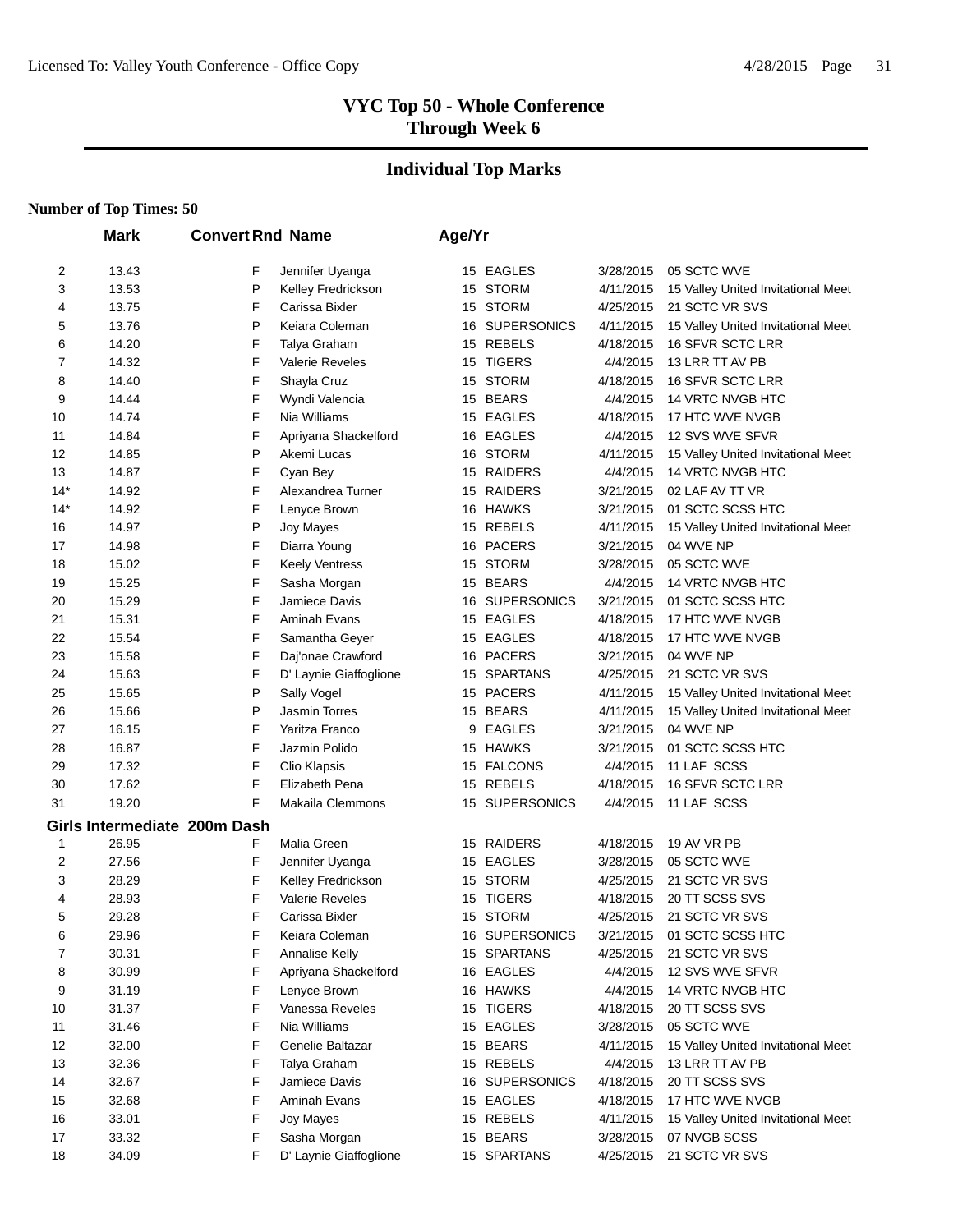# VYC Top 50 - Whole Conference
## Through Week 6

## Individual Top Marks

**Number of Top Times: 50**

| | Mark | Convert | Rnd | Name | Age/Yr | Team | Date | Meet |
|---|---|---|---|---|---|---|---|---|
| 2 | 13.43 | | F | Jennifer Uyanga | 15 | EAGLES | 3/28/2015 | 05 SCTC WVE |
| 3 | 13.53 | | P | Kelley Fredrickson | 15 | STORM | 4/11/2015 | 15 Valley United Invitational Meet |
| 4 | 13.75 | | F | Carissa Bixler | 15 | STORM | 4/25/2015 | 21 SCTC VR SVS |
| 5 | 13.76 | | P | Keiara Coleman | 16 | SUPERSONICS | 4/11/2015 | 15 Valley United Invitational Meet |
| 6 | 14.20 | | F | Talya Graham | 15 | REBELS | 4/18/2015 | 16 SFVR SCTC LRR |
| 7 | 14.32 | | F | Valerie Reveles | 15 | TIGERS | 4/4/2015 | 13 LRR TT AV PB |
| 8 | 14.40 | | F | Shayla Cruz | 15 | STORM | 4/18/2015 | 16 SFVR SCTC LRR |
| 9 | 14.44 | | F | Wyndi Valencia | 15 | BEARS | 4/4/2015 | 14 VRTC NVGB HTC |
| 10 | 14.74 | | F | Nia Williams | 15 | EAGLES | 4/18/2015 | 17 HTC WVE NVGB |
| 11 | 14.84 | | F | Apriyana Shackelford | 16 | EAGLES | 4/4/2015 | 12 SVS WVE SFVR |
| 12 | 14.85 | | P | Akemi Lucas | 16 | STORM | 4/11/2015 | 15 Valley United Invitational Meet |
| 13 | 14.87 | | F | Cyan Bey | 15 | RAIDERS | 4/4/2015 | 14 VRTC NVGB HTC |
| 14* | 14.92 | | F | Alexandrea Turner | 15 | RAIDERS | 3/21/2015 | 02 LAF AV TT VR |
| 14* | 14.92 | | F | Lenyce Brown | 16 | HAWKS | 3/21/2015 | 01 SCTC SCSS HTC |
| 16 | 14.97 | | P | Joy Mayes | 15 | REBELS | 4/11/2015 | 15 Valley United Invitational Meet |
| 17 | 14.98 | | F | Diarra Young | 16 | PACERS | 3/21/2015 | 04 WVE NP |
| 18 | 15.02 | | F | Keely Ventress | 15 | STORM | 3/28/2015 | 05 SCTC WVE |
| 19 | 15.25 | | F | Sasha Morgan | 15 | BEARS | 4/4/2015 | 14 VRTC NVGB HTC |
| 20 | 15.29 | | F | Jamiece Davis | 16 | SUPERSONICS | 3/21/2015 | 01 SCTC SCSS HTC |
| 21 | 15.31 | | F | Aminah Evans | 15 | EAGLES | 4/18/2015 | 17 HTC WVE NVGB |
| 22 | 15.54 | | F | Samantha Geyer | 15 | EAGLES | 4/18/2015 | 17 HTC WVE NVGB |
| 23 | 15.58 | | F | Daj'onae Crawford | 16 | PACERS | 3/21/2015 | 04 WVE NP |
| 24 | 15.63 | | F | D' Laynie Giaffoglione | 15 | SPARTANS | 4/25/2015 | 21 SCTC VR SVS |
| 25 | 15.65 | | P | Sally Vogel | 15 | PACERS | 4/11/2015 | 15 Valley United Invitational Meet |
| 26 | 15.66 | | P | Jasmin Torres | 15 | BEARS | 4/11/2015 | 15 Valley United Invitational Meet |
| 27 | 16.15 | | F | Yaritza Franco | 9 | EAGLES | 3/21/2015 | 04 WVE NP |
| 28 | 16.87 | | F | Jazmin Polido | 15 | HAWKS | 3/21/2015 | 01 SCTC SCSS HTC |
| 29 | 17.32 | | F | Clio Klapsis | 15 | FALCONS | 4/4/2015 | 11 LAF SCSS |
| 30 | 17.62 | | F | Elizabeth Pena | 15 | REBELS | 4/18/2015 | 16 SFVR SCTC LRR |
| 31 | 19.20 | | F | Makaila Clemmons | 15 | SUPERSONICS | 4/4/2015 | 11 LAF SCSS |

**Girls Intermediate 200m Dash**

| | Mark | Convert | Rnd | Name | Age/Yr | Team | Date | Meet |
|---|---|---|---|---|---|---|---|---|
| 1 | 26.95 | | F | Malia Green | 15 | RAIDERS | 4/18/2015 | 19 AV VR PB |
| 2 | 27.56 | | F | Jennifer Uyanga | 15 | EAGLES | 3/28/2015 | 05 SCTC WVE |
| 3 | 28.29 | | F | Kelley Fredrickson | 15 | STORM | 4/25/2015 | 21 SCTC VR SVS |
| 4 | 28.93 | | F | Valerie Reveles | 15 | TIGERS | 4/18/2015 | 20 TT SCSS SVS |
| 5 | 29.28 | | F | Carissa Bixler | 15 | STORM | 4/25/2015 | 21 SCTC VR SVS |
| 6 | 29.96 | | F | Keiara Coleman | 16 | SUPERSONICS | 3/21/2015 | 01 SCTC SCSS HTC |
| 7 | 30.31 | | F | Annalise Kelly | 15 | SPARTANS | 4/25/2015 | 21 SCTC VR SVS |
| 8 | 30.99 | | F | Apriyana Shackelford | 16 | EAGLES | 4/4/2015 | 12 SVS WVE SFVR |
| 9 | 31.19 | | F | Lenyce Brown | 16 | HAWKS | 4/4/2015 | 14 VRTC NVGB HTC |
| 10 | 31.37 | | F | Vanessa Reveles | 15 | TIGERS | 4/18/2015 | 20 TT SCSS SVS |
| 11 | 31.46 | | F | Nia Williams | 15 | EAGLES | 3/28/2015 | 05 SCTC WVE |
| 12 | 32.00 | | F | Genelie Baltazar | 15 | BEARS | 4/11/2015 | 15 Valley United Invitational Meet |
| 13 | 32.36 | | F | Talya Graham | 15 | REBELS | 4/4/2015 | 13 LRR TT AV PB |
| 14 | 32.67 | | F | Jamiece Davis | 16 | SUPERSONICS | 4/18/2015 | 20 TT SCSS SVS |
| 15 | 32.68 | | F | Aminah Evans | 15 | EAGLES | 4/18/2015 | 17 HTC WVE NVGB |
| 16 | 33.01 | | F | Joy Mayes | 15 | REBELS | 4/11/2015 | 15 Valley United Invitational Meet |
| 17 | 33.32 | | F | Sasha Morgan | 15 | BEARS | 3/28/2015 | 07 NVGB SCSS |
| 18 | 34.09 | | F | D' Laynie Giaffoglione | 15 | SPARTANS | 4/25/2015 | 21 SCTC VR SVS |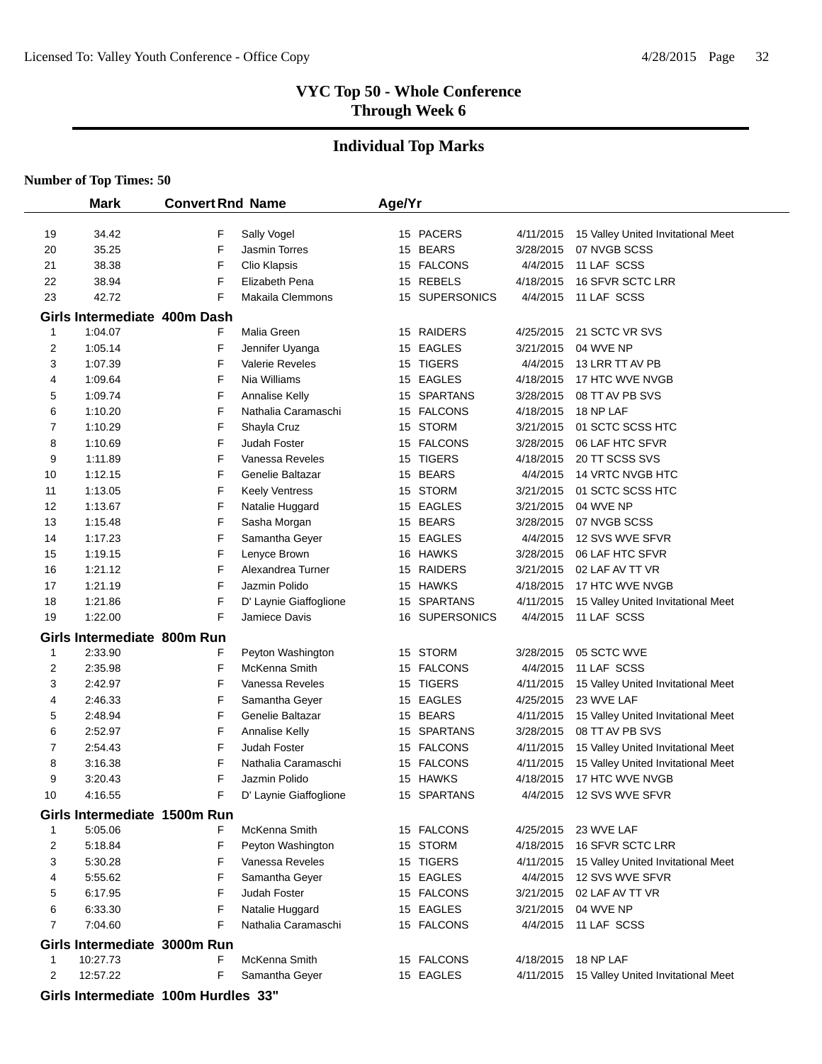# VYC Top 50 - Whole Conference
## Through Week 6

## Individual Top Marks

**Number of Top Times: 50**

| | Mark | Convert | Rnd | Name | Age/Yr | Team | Date | Meet |
|---|---|---|---|---|---|---|---|---|
| 19 | 34.42 | | F | Sally Vogel | 15 | PACERS | 4/11/2015 | 15 Valley United Invitational Meet |
| 20 | 35.25 | | F | Jasmin Torres | 15 | BEARS | 3/28/2015 | 07 NVGB SCSS |
| 21 | 38.38 | | F | Clio Klapsis | 15 | FALCONS | 4/4/2015 | 11 LAF SCSS |
| 22 | 38.94 | | F | Elizabeth Pena | 15 | REBELS | 4/18/2015 | 16 SFVR SCTC LRR |
| 23 | 42.72 | | F | Makaila Clemmons | 15 | SUPERSONICS | 4/4/2015 | 11 LAF SCSS |

**Girls Intermediate 400m Dash**

| | Mark | Convert | Rnd | Name | Age/Yr | Team | Date | Meet |
|---|---|---|---|---|---|---|---|---|
| 1 | 1:04.07 | | F | Malia Green | 15 | RAIDERS | 4/25/2015 | 21 SCTC VR SVS |
| 2 | 1:05.14 | | F | Jennifer Uyanga | 15 | EAGLES | 3/21/2015 | 04 WVE NP |
| 3 | 1:07.39 | | F | Valerie Reveles | 15 | TIGERS | 4/4/2015 | 13 LRR TT AV PB |
| 4 | 1:09.64 | | F | Nia Williams | 15 | EAGLES | 4/18/2015 | 17 HTC WVE NVGB |
| 5 | 1:09.74 | | F | Annalise Kelly | 15 | SPARTANS | 3/28/2015 | 08 TT AV PB SVS |
| 6 | 1:10.20 | | F | Nathalia Caramaschi | 15 | FALCONS | 4/18/2015 | 18 NP LAF |
| 7 | 1:10.29 | | F | Shayla Cruz | 15 | STORM | 3/21/2015 | 01 SCTC SCSS HTC |
| 8 | 1:10.69 | | F | Judah Foster | 15 | FALCONS | 3/28/2015 | 06 LAF HTC SFVR |
| 9 | 1:11.89 | | F | Vanessa Reveles | 15 | TIGERS | 4/18/2015 | 20 TT SCSS SVS |
| 10 | 1:12.15 | | F | Genelie Baltazar | 15 | BEARS | 4/4/2015 | 14 VRTC NVGB HTC |
| 11 | 1:13.05 | | F | Keely Ventress | 15 | STORM | 3/21/2015 | 01 SCTC SCSS HTC |
| 12 | 1:13.67 | | F | Natalie Huggard | 15 | EAGLES | 3/21/2015 | 04 WVE NP |
| 13 | 1:15.48 | | F | Sasha Morgan | 15 | BEARS | 3/28/2015 | 07 NVGB SCSS |
| 14 | 1:17.23 | | F | Samantha Geyer | 15 | EAGLES | 4/4/2015 | 12 SVS WVE SFVR |
| 15 | 1:19.15 | | F | Lenyce Brown | 16 | HAWKS | 3/28/2015 | 06 LAF HTC SFVR |
| 16 | 1:21.12 | | F | Alexandrea Turner | 15 | RAIDERS | 3/21/2015 | 02 LAF AV TT VR |
| 17 | 1:21.19 | | F | Jazmin Polido | 15 | HAWKS | 4/18/2015 | 17 HTC WVE NVGB |
| 18 | 1:21.86 | | F | D' Laynie Giaffoglione | 15 | SPARTANS | 4/11/2015 | 15 Valley United Invitational Meet |
| 19 | 1:22.00 | | F | Jamiece Davis | 16 | SUPERSONICS | 4/4/2015 | 11 LAF SCSS |

**Girls Intermediate 800m Run**

| | Mark | Convert | Rnd | Name | Age/Yr | Team | Date | Meet |
|---|---|---|---|---|---|---|---|---|
| 1 | 2:33.90 | | F | Peyton Washington | 15 | STORM | 3/28/2015 | 05 SCTC WVE |
| 2 | 2:35.98 | | F | McKenna Smith | 15 | FALCONS | 4/4/2015 | 11 LAF SCSS |
| 3 | 2:42.97 | | F | Vanessa Reveles | 15 | TIGERS | 4/11/2015 | 15 Valley United Invitational Meet |
| 4 | 2:46.33 | | F | Samantha Geyer | 15 | EAGLES | 4/25/2015 | 23 WVE LAF |
| 5 | 2:48.94 | | F | Genelie Baltazar | 15 | BEARS | 4/11/2015 | 15 Valley United Invitational Meet |
| 6 | 2:52.97 | | F | Annalise Kelly | 15 | SPARTANS | 3/28/2015 | 08 TT AV PB SVS |
| 7 | 2:54.43 | | F | Judah Foster | 15 | FALCONS | 4/11/2015 | 15 Valley United Invitational Meet |
| 8 | 3:16.38 | | F | Nathalia Caramaschi | 15 | FALCONS | 4/11/2015 | 15 Valley United Invitational Meet |
| 9 | 3:20.43 | | F | Jazmin Polido | 15 | HAWKS | 4/18/2015 | 17 HTC WVE NVGB |
| 10 | 4:16.55 | | F | D' Laynie Giaffoglione | 15 | SPARTANS | 4/4/2015 | 12 SVS WVE SFVR |

**Girls Intermediate 1500m Run**

| | Mark | Convert | Rnd | Name | Age/Yr | Team | Date | Meet |
|---|---|---|---|---|---|---|---|---|
| 1 | 5:05.06 | | F | McKenna Smith | 15 | FALCONS | 4/25/2015 | 23 WVE LAF |
| 2 | 5:18.84 | | F | Peyton Washington | 15 | STORM | 4/18/2015 | 16 SFVR SCTC LRR |
| 3 | 5:30.28 | | F | Vanessa Reveles | 15 | TIGERS | 4/11/2015 | 15 Valley United Invitational Meet |
| 4 | 5:55.62 | | F | Samantha Geyer | 15 | EAGLES | 4/4/2015 | 12 SVS WVE SFVR |
| 5 | 6:17.95 | | F | Judah Foster | 15 | FALCONS | 3/21/2015 | 02 LAF AV TT VR |
| 6 | 6:33.30 | | F | Natalie Huggard | 15 | EAGLES | 3/21/2015 | 04 WVE NP |
| 7 | 7:04.60 | | F | Nathalia Caramaschi | 15 | FALCONS | 4/4/2015 | 11 LAF SCSS |

**Girls Intermediate 3000m Run**

| | Mark | Convert | Rnd | Name | Age/Yr | Team | Date | Meet |
|---|---|---|---|---|---|---|---|---|
| 1 | 10:27.73 | | F | McKenna Smith | 15 | FALCONS | 4/18/2015 | 18 NP LAF |
| 2 | 12:57.22 | | F | Samantha Geyer | 15 | EAGLES | 4/11/2015 | 15 Valley United Invitational Meet |

**Girls Intermediate 100m Hurdles 33"**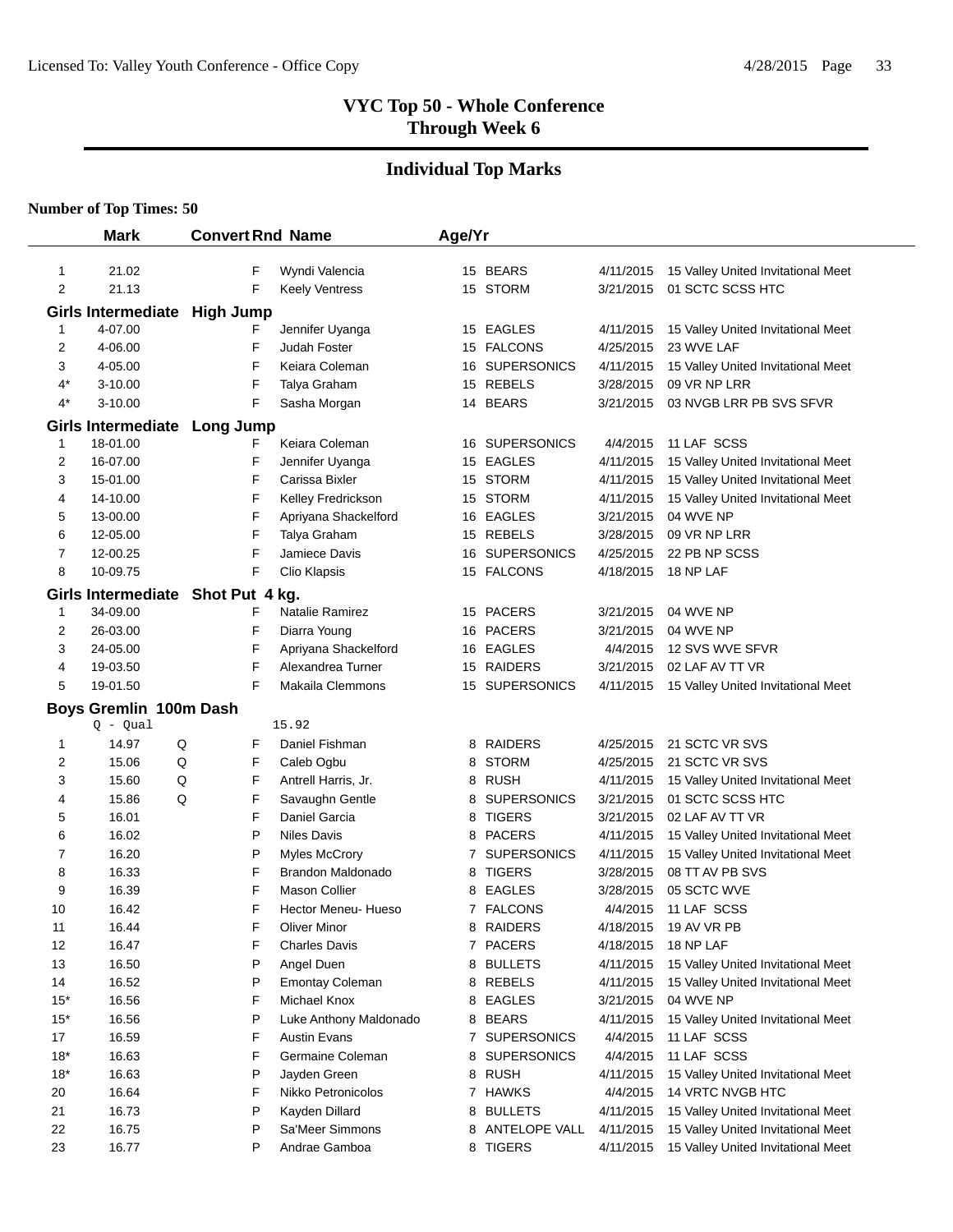# VYC Top 50 - Whole Conference
## Through Week 6

## Individual Top Marks

**Number of Top Times: 50**

| | Mark | Convert | Rnd | Name | Age/Yr | Team | Date | Meet |
|---|---|---|---|---|---|---|---|---|
| 1 | 21.02 | | F | Wyndi Valencia | 15 | BEARS | 4/11/2015 | 15 Valley United Invitational Meet |
| 2 | 21.13 | | F | Keely Ventress | 15 | STORM | 3/21/2015 | 01 SCTC SCSS HTC |

### Girls Intermediate High Jump

| | Mark | Convert | Rnd | Name | Age/Yr | Team | Date | Meet |
|---|---|---|---|---|---|---|---|---|
| 1 | 4-07.00 | | F | Jennifer Uyanga | 15 | EAGLES | 4/11/2015 | 15 Valley United Invitational Meet |
| 2 | 4-06.00 | | F | Judah Foster | 15 | FALCONS | 4/25/2015 | 23 WVE LAF |
| 3 | 4-05.00 | | F | Keiara Coleman | 16 | SUPERSONICS | 4/11/2015 | 15 Valley United Invitational Meet |
| 4* | 3-10.00 | | F | Talya Graham | 15 | REBELS | 3/28/2015 | 09 VR NP LRR |
| 4* | 3-10.00 | | F | Sasha Morgan | 14 | BEARS | 3/21/2015 | 03 NVGB LRR PB SVS SFVR |

### Girls Intermediate Long Jump

| | Mark | Convert | Rnd | Name | Age/Yr | Team | Date | Meet |
|---|---|---|---|---|---|---|---|---|
| 1 | 18-01.00 | | F | Keiara Coleman | 16 | SUPERSONICS | 4/4/2015 | 11 LAF SCSS |
| 2 | 16-07.00 | | F | Jennifer Uyanga | 15 | EAGLES | 4/11/2015 | 15 Valley United Invitational Meet |
| 3 | 15-01.00 | | F | Carissa Bixler | 15 | STORM | 4/11/2015 | 15 Valley United Invitational Meet |
| 4 | 14-10.00 | | F | Kelley Fredrickson | 15 | STORM | 4/11/2015 | 15 Valley United Invitational Meet |
| 5 | 13-00.00 | | F | Apriyana Shackelford | 16 | EAGLES | 3/21/2015 | 04 WVE NP |
| 6 | 12-05.00 | | F | Talya Graham | 15 | REBELS | 3/28/2015 | 09 VR NP LRR |
| 7 | 12-00.25 | | F | Jamiece Davis | 16 | SUPERSONICS | 4/25/2015 | 22 PB NP SCSS |
| 8 | 10-09.75 | | F | Clio Klapsis | 15 | FALCONS | 4/18/2015 | 18 NP LAF |

### Girls Intermediate Shot Put 4 kg.

| | Mark | Convert | Rnd | Name | Age/Yr | Team | Date | Meet |
|---|---|---|---|---|---|---|---|---|
| 1 | 34-09.00 | | F | Natalie Ramirez | 15 | PACERS | 3/21/2015 | 04 WVE NP |
| 2 | 26-03.00 | | F | Diarra Young | 16 | PACERS | 3/21/2015 | 04 WVE NP |
| 3 | 24-05.00 | | F | Apriyana Shackelford | 16 | EAGLES | 4/4/2015 | 12 SVS WVE SFVR |
| 4 | 19-03.50 | | F | Alexandrea Turner | 15 | RAIDERS | 3/21/2015 | 02 LAF AV TT VR |
| 5 | 19-01.50 | | F | Makaila Clemmons | 15 | SUPERSONICS | 4/11/2015 | 15 Valley United Invitational Meet |

### Boys Gremlin 100m Dash

Q - Qual 15.92

| | Mark | Convert | Rnd | Name | Age/Yr | Team | Date | Meet |
|---|---|---|---|---|---|---|---|---|
| 1 | 14.97 | Q | F | Daniel Fishman | 8 | RAIDERS | 4/25/2015 | 21 SCTC VR SVS |
| 2 | 15.06 | Q | F | Caleb Ogbu | 8 | STORM | 4/25/2015 | 21 SCTC VR SVS |
| 3 | 15.60 | Q | F | Antrell Harris, Jr. | 8 | RUSH | 4/11/2015 | 15 Valley United Invitational Meet |
| 4 | 15.86 | Q | F | Savaughn Gentle | 8 | SUPERSONICS | 3/21/2015 | 01 SCTC SCSS HTC |
| 5 | 16.01 | | F | Daniel Garcia | 8 | TIGERS | 3/21/2015 | 02 LAF AV TT VR |
| 6 | 16.02 | | P | Niles Davis | 8 | PACERS | 4/11/2015 | 15 Valley United Invitational Meet |
| 7 | 16.20 | | P | Myles McCrory | 7 | SUPERSONICS | 4/11/2015 | 15 Valley United Invitational Meet |
| 8 | 16.33 | | F | Brandon Maldonado | 8 | TIGERS | 3/28/2015 | 08 TT AV PB SVS |
| 9 | 16.39 | | F | Mason Collier | 8 | EAGLES | 3/28/2015 | 05 SCTC WVE |
| 10 | 16.42 | | F | Hector Meneu- Hueso | 7 | FALCONS | 4/4/2015 | 11 LAF SCSS |
| 11 | 16.44 | | F | Oliver Minor | 8 | RAIDERS | 4/18/2015 | 19 AV VR PB |
| 12 | 16.47 | | F | Charles Davis | 7 | PACERS | 4/18/2015 | 18 NP LAF |
| 13 | 16.50 | | P | Angel Duen | 8 | BULLETS | 4/11/2015 | 15 Valley United Invitational Meet |
| 14 | 16.52 | | P | Emontay Coleman | 8 | REBELS | 4/11/2015 | 15 Valley United Invitational Meet |
| 15* | 16.56 | | F | Michael Knox | 8 | EAGLES | 3/21/2015 | 04 WVE NP |
| 15* | 16.56 | | P | Luke Anthony Maldonado | 8 | BEARS | 4/11/2015 | 15 Valley United Invitational Meet |
| 17 | 16.59 | | F | Austin Evans | 7 | SUPERSONICS | 4/4/2015 | 11 LAF SCSS |
| 18* | 16.63 | | F | Germaine Coleman | 8 | SUPERSONICS | 4/4/2015 | 11 LAF SCSS |
| 18* | 16.63 | | P | Jayden Green | 8 | RUSH | 4/11/2015 | 15 Valley United Invitational Meet |
| 20 | 16.64 | | F | Nikko Petronicolos | 7 | HAWKS | 4/4/2015 | 14 VRTC NVGB HTC |
| 21 | 16.73 | | P | Kayden Dillard | 8 | BULLETS | 4/11/2015 | 15 Valley United Invitational Meet |
| 22 | 16.75 | | P | Sa'Meer Simmons | 8 | ANTELOPE VALL | 4/11/2015 | 15 Valley United Invitational Meet |
| 23 | 16.77 | | P | Andrae Gamboa | 8 | TIGERS | 4/11/2015 | 15 Valley United Invitational Meet |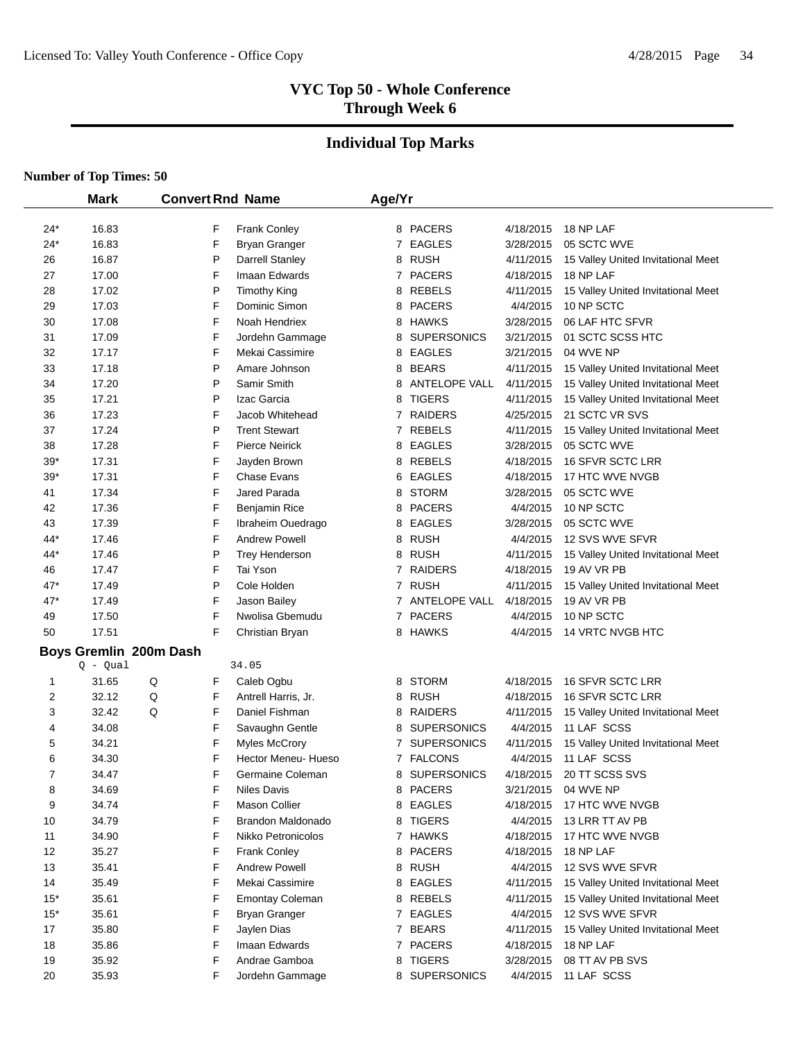# VYC Top 50 - Whole Conference
## Through Week 6

## Individual Top Marks

**Number of Top Times: 50**

| | Mark | Convert | Rnd | Name | Age/Yr | Team | Date | Meet |
|---|---|---|---|---|---|---|---|---|
| 24* | 16.83 | | F | Frank Conley | 8 | PACERS | 4/18/2015 | 18 NP LAF |
| 24* | 16.83 | | F | Bryan Granger | 7 | EAGLES | 3/28/2015 | 05 SCTC WVE |
| 26 | 16.87 | | P | Darrell Stanley | 8 | RUSH | 4/11/2015 | 15 Valley United Invitational Meet |
| 27 | 17.00 | | F | Imaan Edwards | 7 | PACERS | 4/18/2015 | 18 NP LAF |
| 28 | 17.02 | | P | Timothy King | 8 | REBELS | 4/11/2015 | 15 Valley United Invitational Meet |
| 29 | 17.03 | | F | Dominic Simon | 8 | PACERS | 4/4/2015 | 10 NP SCTC |
| 30 | 17.08 | | F | Noah Hendriex | 8 | HAWKS | 3/28/2015 | 06 LAF HTC SFVR |
| 31 | 17.09 | | F | Jordehn Gammage | 8 | SUPERSONICS | 3/21/2015 | 01 SCTC SCSS HTC |
| 32 | 17.17 | | F | Mekai Cassimire | 8 | EAGLES | 3/21/2015 | 04 WVE NP |
| 33 | 17.18 | | P | Amare Johnson | 8 | BEARS | 4/11/2015 | 15 Valley United Invitational Meet |
| 34 | 17.20 | | P | Samir Smith | 8 | ANTELOPE VALL | 4/11/2015 | 15 Valley United Invitational Meet |
| 35 | 17.21 | | P | Izac Garcia | 8 | TIGERS | 4/11/2015 | 15 Valley United Invitational Meet |
| 36 | 17.23 | | F | Jacob Whitehead | 7 | RAIDERS | 4/25/2015 | 21 SCTC VR SVS |
| 37 | 17.24 | | P | Trent Stewart | 7 | REBELS | 4/11/2015 | 15 Valley United Invitational Meet |
| 38 | 17.28 | | F | Pierce Neirick | 8 | EAGLES | 3/28/2015 | 05 SCTC WVE |
| 39* | 17.31 | | F | Jayden Brown | 8 | REBELS | 4/18/2015 | 16 SFVR SCTC LRR |
| 39* | 17.31 | | F | Chase Evans | 6 | EAGLES | 4/18/2015 | 17 HTC WVE NVGB |
| 41 | 17.34 | | F | Jared Parada | 8 | STORM | 3/28/2015 | 05 SCTC WVE |
| 42 | 17.36 | | F | Benjamin Rice | 8 | PACERS | 4/4/2015 | 10 NP SCTC |
| 43 | 17.39 | | F | Ibraheim Ouedrago | 8 | EAGLES | 3/28/2015 | 05 SCTC WVE |
| 44* | 17.46 | | F | Andrew Powell | 8 | RUSH | 4/4/2015 | 12 SVS WVE SFVR |
| 44* | 17.46 | | P | Trey Henderson | 8 | RUSH | 4/11/2015 | 15 Valley United Invitational Meet |
| 46 | 17.47 | | F | Tai Yson | 7 | RAIDERS | 4/18/2015 | 19 AV VR PB |
| 47* | 17.49 | | P | Cole Holden | 7 | RUSH | 4/11/2015 | 15 Valley United Invitational Meet |
| 47* | 17.49 | | F | Jason Bailey | 7 | ANTELOPE VALL | 4/18/2015 | 19 AV VR PB |
| 49 | 17.50 | | F | Nwolisa Gbemudu | 7 | PACERS | 4/4/2015 | 10 NP SCTC |
| 50 | 17.51 | | F | Christian Bryan | 8 | HAWKS | 4/4/2015 | 14 VRTC NVGB HTC |

### Boys Gremlin 200m Dash

Q - Qual 34.05

| | Mark | Convert | Rnd | Name | Age/Yr | Team | Date | Meet |
|---|---|---|---|---|---|---|---|---|
| 1 | 31.65 | Q | F | Caleb Ogbu | 8 | STORM | 4/18/2015 | 16 SFVR SCTC LRR |
| 2 | 32.12 | Q | F | Antrell Harris, Jr. | 8 | RUSH | 4/18/2015 | 16 SFVR SCTC LRR |
| 3 | 32.42 | Q | F | Daniel Fishman | 8 | RAIDERS | 4/11/2015 | 15 Valley United Invitational Meet |
| 4 | 34.08 | | F | Savaughn Gentle | 8 | SUPERSONICS | 4/4/2015 | 11 LAF SCSS |
| 5 | 34.21 | | F | Myles McCrory | 7 | SUPERSONICS | 4/11/2015 | 15 Valley United Invitational Meet |
| 6 | 34.30 | | F | Hector Meneu- Hueso | 7 | FALCONS | 4/4/2015 | 11 LAF SCSS |
| 7 | 34.47 | | F | Germaine Coleman | 8 | SUPERSONICS | 4/18/2015 | 20 TT SCSS SVS |
| 8 | 34.69 | | F | Niles Davis | 8 | PACERS | 3/21/2015 | 04 WVE NP |
| 9 | 34.74 | | F | Mason Collier | 8 | EAGLES | 4/18/2015 | 17 HTC WVE NVGB |
| 10 | 34.79 | | F | Brandon Maldonado | 8 | TIGERS | 4/4/2015 | 13 LRR TT AV PB |
| 11 | 34.90 | | F | Nikko Petronicolos | 7 | HAWKS | 4/18/2015 | 17 HTC WVE NVGB |
| 12 | 35.27 | | F | Frank Conley | 8 | PACERS | 4/18/2015 | 18 NP LAF |
| 13 | 35.41 | | F | Andrew Powell | 8 | RUSH | 4/4/2015 | 12 SVS WVE SFVR |
| 14 | 35.49 | | F | Mekai Cassimire | 8 | EAGLES | 4/11/2015 | 15 Valley United Invitational Meet |
| 15* | 35.61 | | F | Emontay Coleman | 8 | REBELS | 4/11/2015 | 15 Valley United Invitational Meet |
| 15* | 35.61 | | F | Bryan Granger | 7 | EAGLES | 4/4/2015 | 12 SVS WVE SFVR |
| 17 | 35.80 | | F | Jaylen Dias | 7 | BEARS | 4/11/2015 | 15 Valley United Invitational Meet |
| 18 | 35.86 | | F | Imaan Edwards | 7 | PACERS | 4/18/2015 | 18 NP LAF |
| 19 | 35.92 | | F | Andrae Gamboa | 8 | TIGERS | 3/28/2015 | 08 TT AV PB SVS |
| 20 | 35.93 | | F | Jordehn Gammage | 8 | SUPERSONICS | 4/4/2015 | 11 LAF SCSS |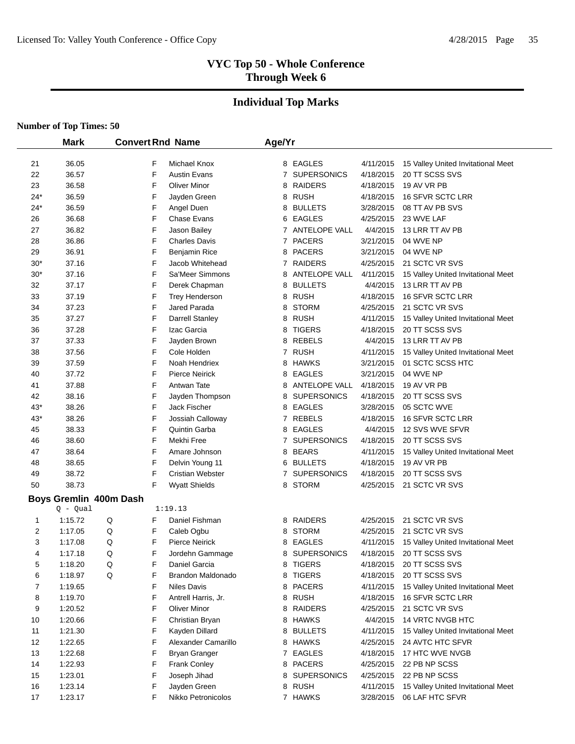# VYC Top 50 - Whole Conference
## Through Week 6

## Individual Top Marks

**Number of Top Times: 50**

| | Mark | Convert | Rnd | Name | Age/Yr | | | |
|---|---|---|---|---|---|---|---|---|
| 21 | 36.05 | | F | Michael Knox | 8 | EAGLES | 4/11/2015 | 15 Valley United Invitational Meet |
| 22 | 36.57 | | F | Austin Evans | 7 | SUPERSONICS | 4/18/2015 | 20 TT SCSS SVS |
| 23 | 36.58 | | F | Oliver Minor | 8 | RAIDERS | 4/18/2015 | 19 AV VR PB |
| 24* | 36.59 | | F | Jayden Green | 8 | RUSH | 4/18/2015 | 16 SFVR SCTC LRR |
| 24* | 36.59 | | F | Angel Duen | 8 | BULLETS | 3/28/2015 | 08 TT AV PB SVS |
| 26 | 36.68 | | F | Chase Evans | 6 | EAGLES | 4/25/2015 | 23 WVE LAF |
| 27 | 36.82 | | F | Jason Bailey | 7 | ANTELOPE VALL | 4/4/2015 | 13 LRR TT AV PB |
| 28 | 36.86 | | F | Charles Davis | 7 | PACERS | 3/21/2015 | 04 WVE NP |
| 29 | 36.91 | | F | Benjamin Rice | 8 | PACERS | 3/21/2015 | 04 WVE NP |
| 30* | 37.16 | | F | Jacob Whitehead | 7 | RAIDERS | 4/25/2015 | 21 SCTC VR SVS |
| 30* | 37.16 | | F | Sa'Meer Simmons | 8 | ANTELOPE VALL | 4/11/2015 | 15 Valley United Invitational Meet |
| 32 | 37.17 | | F | Derek Chapman | 8 | BULLETS | 4/4/2015 | 13 LRR TT AV PB |
| 33 | 37.19 | | F | Trey Henderson | 8 | RUSH | 4/18/2015 | 16 SFVR SCTC LRR |
| 34 | 37.23 | | F | Jared Parada | 8 | STORM | 4/25/2015 | 21 SCTC VR SVS |
| 35 | 37.27 | | F | Darrell Stanley | 8 | RUSH | 4/11/2015 | 15 Valley United Invitational Meet |
| 36 | 37.28 | | F | Izac Garcia | 8 | TIGERS | 4/18/2015 | 20 TT SCSS SVS |
| 37 | 37.33 | | F | Jayden Brown | 8 | REBELS | 4/4/2015 | 13 LRR TT AV PB |
| 38 | 37.56 | | F | Cole Holden | 7 | RUSH | 4/11/2015 | 15 Valley United Invitational Meet |
| 39 | 37.59 | | F | Noah Hendriex | 8 | HAWKS | 3/21/2015 | 01 SCTC SCSS HTC |
| 40 | 37.72 | | F | Pierce Neirick | 8 | EAGLES | 3/21/2015 | 04 WVE NP |
| 41 | 37.88 | | F | Antwan Tate | 8 | ANTELOPE VALL | 4/18/2015 | 19 AV VR PB |
| 42 | 38.16 | | F | Jayden Thompson | 8 | SUPERSONICS | 4/18/2015 | 20 TT SCSS SVS |
| 43* | 38.26 | | F | Jack Fischer | 8 | EAGLES | 3/28/2015 | 05 SCTC WVE |
| 43* | 38.26 | | F | Jossiah Calloway | 7 | REBELS | 4/18/2015 | 16 SFVR SCTC LRR |
| 45 | 38.33 | | F | Quintin Garba | 8 | EAGLES | 4/4/2015 | 12 SVS WVE SFVR |
| 46 | 38.60 | | F | Mekhi Free | 7 | SUPERSONICS | 4/18/2015 | 20 TT SCSS SVS |
| 47 | 38.64 | | F | Amare Johnson | 8 | BEARS | 4/11/2015 | 15 Valley United Invitational Meet |
| 48 | 38.65 | | F | Delvin Young 11 | 6 | BULLETS | 4/18/2015 | 19 AV VR PB |
| 49 | 38.72 | | F | Cristian Webster | 7 | SUPERSONICS | 4/18/2015 | 20 TT SCSS SVS |
| 50 | 38.73 | | F | Wyatt Shields | 8 | STORM | 4/25/2015 | 21 SCTC VR SVS |

### Boys Gremlin 400m Dash

Q - Qual 1:19.13

| | Mark | Convert | Rnd | Name | Age/Yr | | | |
|---|---|---|---|---|---|---|---|---|
| 1 | 1:15.72 | Q | F | Daniel Fishman | 8 | RAIDERS | 4/25/2015 | 21 SCTC VR SVS |
| 2 | 1:17.05 | Q | F | Caleb Ogbu | 8 | STORM | 4/25/2015 | 21 SCTC VR SVS |
| 3 | 1:17.08 | Q | F | Pierce Neirick | 8 | EAGLES | 4/11/2015 | 15 Valley United Invitational Meet |
| 4 | 1:17.18 | Q | F | Jordehn Gammage | 8 | SUPERSONICS | 4/18/2015 | 20 TT SCSS SVS |
| 5 | 1:18.20 | Q | F | Daniel Garcia | 8 | TIGERS | 4/18/2015 | 20 TT SCSS SVS |
| 6 | 1:18.97 | Q | F | Brandon Maldonado | 8 | TIGERS | 4/18/2015 | 20 TT SCSS SVS |
| 7 | 1:19.65 | | F | Niles Davis | 8 | PACERS | 4/11/2015 | 15 Valley United Invitational Meet |
| 8 | 1:19.70 | | F | Antrell Harris, Jr. | 8 | RUSH | 4/18/2015 | 16 SFVR SCTC LRR |
| 9 | 1:20.52 | | F | Oliver Minor | 8 | RAIDERS | 4/25/2015 | 21 SCTC VR SVS |
| 10 | 1:20.66 | | F | Christian Bryan | 8 | HAWKS | 4/4/2015 | 14 VRTC NVGB HTC |
| 11 | 1:21.30 | | F | Kayden Dillard | 8 | BULLETS | 4/11/2015 | 15 Valley United Invitational Meet |
| 12 | 1:22.65 | | F | Alexander Camarillo | 8 | HAWKS | 4/25/2015 | 24 AVTC HTC SFVR |
| 13 | 1:22.68 | | F | Bryan Granger | 7 | EAGLES | 4/18/2015 | 17 HTC WVE NVGB |
| 14 | 1:22.93 | | F | Frank Conley | 8 | PACERS | 4/25/2015 | 22 PB NP SCSS |
| 15 | 1:23.01 | | F | Joseph Jihad | 8 | SUPERSONICS | 4/25/2015 | 22 PB NP SCSS |
| 16 | 1:23.14 | | F | Jayden Green | 8 | RUSH | 4/11/2015 | 15 Valley United Invitational Meet |
| 17 | 1:23.17 | | F | Nikko Petronicolos | 7 | HAWKS | 3/28/2015 | 06 LAF HTC SFVR |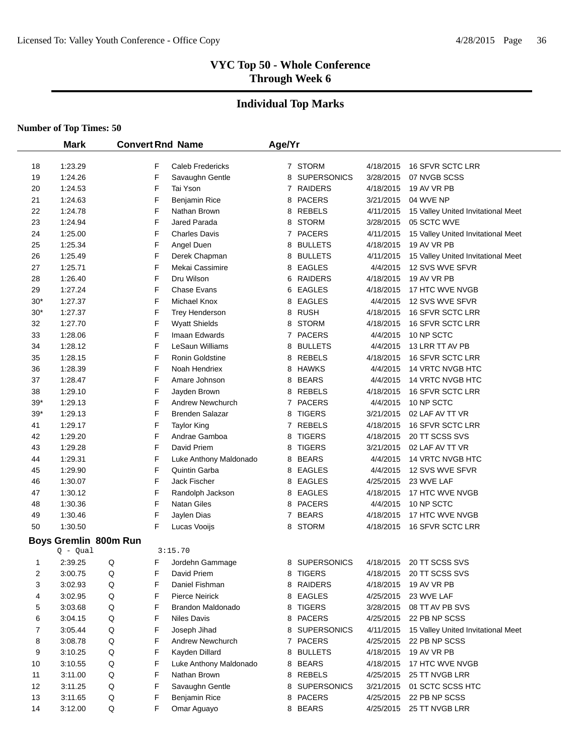**VYC Top 50 - Whole Conference**
**Through Week 6**

## Individual Top Marks

**Number of Top Times: 50**

| | Mark | Convert | Rnd | Name | Age/Yr | Team | Date | Meet |
|---|---|---|---|---|---|---|---|---|
| 18 | 1:23.29 | | F | Caleb Fredericks | 7 | STORM | 4/18/2015 | 16 SFVR SCTC LRR |
| 19 | 1:24.26 | | F | Savaughn Gentle | 8 | SUPERSONICS | 3/28/2015 | 07 NVGB SCSS |
| 20 | 1:24.53 | | F | Tai Yson | 7 | RAIDERS | 4/18/2015 | 19 AV VR PB |
| 21 | 1:24.63 | | F | Benjamin Rice | 8 | PACERS | 3/21/2015 | 04 WVE NP |
| 22 | 1:24.78 | | F | Nathan Brown | 8 | REBELS | 4/11/2015 | 15 Valley United Invitational Meet |
| 23 | 1:24.94 | | F | Jared Parada | 8 | STORM | 3/28/2015 | 05 SCTC WVE |
| 24 | 1:25.00 | | F | Charles Davis | 7 | PACERS | 4/11/2015 | 15 Valley United Invitational Meet |
| 25 | 1:25.34 | | F | Angel Duen | 8 | BULLETS | 4/18/2015 | 19 AV VR PB |
| 26 | 1:25.49 | | F | Derek Chapman | 8 | BULLETS | 4/11/2015 | 15 Valley United Invitational Meet |
| 27 | 1:25.71 | | F | Mekai Cassimire | 8 | EAGLES | 4/4/2015 | 12 SVS WVE SFVR |
| 28 | 1:26.40 | | F | Dru Wilson | 6 | RAIDERS | 4/18/2015 | 19 AV VR PB |
| 29 | 1:27.24 | | F | Chase Evans | 6 | EAGLES | 4/18/2015 | 17 HTC WVE NVGB |
| 30* | 1:27.37 | | F | Michael Knox | 8 | EAGLES | 4/4/2015 | 12 SVS WVE SFVR |
| 30* | 1:27.37 | | F | Trey Henderson | 8 | RUSH | 4/18/2015 | 16 SFVR SCTC LRR |
| 32 | 1:27.70 | | F | Wyatt Shields | 8 | STORM | 4/18/2015 | 16 SFVR SCTC LRR |
| 33 | 1:28.06 | | F | Imaan Edwards | 7 | PACERS | 4/4/2015 | 10 NP SCTC |
| 34 | 1:28.12 | | F | LeSaun Williams | 8 | BULLETS | 4/4/2015 | 13 LRR TT AV PB |
| 35 | 1:28.15 | | F | Ronin Goldstine | 8 | REBELS | 4/18/2015 | 16 SFVR SCTC LRR |
| 36 | 1:28.39 | | F | Noah Hendriex | 8 | HAWKS | 4/4/2015 | 14 VRTC NVGB HTC |
| 37 | 1:28.47 | | F | Amare Johnson | 8 | BEARS | 4/4/2015 | 14 VRTC NVGB HTC |
| 38 | 1:29.10 | | F | Jayden Brown | 8 | REBELS | 4/18/2015 | 16 SFVR SCTC LRR |
| 39* | 1:29.13 | | F | Andrew Newchurch | 7 | PACERS | 4/4/2015 | 10 NP SCTC |
| 39* | 1:29.13 | | F | Brenden Salazar | 8 | TIGERS | 3/21/2015 | 02 LAF AV TT VR |
| 41 | 1:29.17 | | F | Taylor King | 7 | REBELS | 4/18/2015 | 16 SFVR SCTC LRR |
| 42 | 1:29.20 | | F | Andrae Gamboa | 8 | TIGERS | 4/18/2015 | 20 TT SCSS SVS |
| 43 | 1:29.28 | | F | David Priem | 8 | TIGERS | 3/21/2015 | 02 LAF AV TT VR |
| 44 | 1:29.31 | | F | Luke Anthony Maldonado | 8 | BEARS | 4/4/2015 | 14 VRTC NVGB HTC |
| 45 | 1:29.90 | | F | Quintin Garba | 8 | EAGLES | 4/4/2015 | 12 SVS WVE SFVR |
| 46 | 1:30.07 | | F | Jack Fischer | 8 | EAGLES | 4/25/2015 | 23 WVE LAF |
| 47 | 1:30.12 | | F | Randolph Jackson | 8 | EAGLES | 4/18/2015 | 17 HTC WVE NVGB |
| 48 | 1:30.36 | | F | Natan Giles | 8 | PACERS | 4/4/2015 | 10 NP SCTC |
| 49 | 1:30.46 | | F | Jaylen Dias | 7 | BEARS | 4/18/2015 | 17 HTC WVE NVGB |
| 50 | 1:30.50 | | F | Lucas Vooijs | 8 | STORM | 4/18/2015 | 16 SFVR SCTC LRR |

### Boys Gremlin 800m Run

Q - Qual 3:15.70

| | Mark | Convert | Rnd | Name | Age/Yr | Team | Date | Meet |
|---|---|---|---|---|---|---|---|---|
| 1 | 2:39.25 | Q | F | Jordehn Gammage | 8 | SUPERSONICS | 4/18/2015 | 20 TT SCSS SVS |
| 2 | 3:00.75 | Q | F | David Priem | 8 | TIGERS | 4/18/2015 | 20 TT SCSS SVS |
| 3 | 3:02.93 | Q | F | Daniel Fishman | 8 | RAIDERS | 4/18/2015 | 19 AV VR PB |
| 4 | 3:02.95 | Q | F | Pierce Neirick | 8 | EAGLES | 4/25/2015 | 23 WVE LAF |
| 5 | 3:03.68 | Q | F | Brandon Maldonado | 8 | TIGERS | 3/28/2015 | 08 TT AV PB SVS |
| 6 | 3:04.15 | Q | F | Niles Davis | 8 | PACERS | 4/25/2015 | 22 PB NP SCSS |
| 7 | 3:05.44 | Q | F | Joseph Jihad | 8 | SUPERSONICS | 4/11/2015 | 15 Valley United Invitational Meet |
| 8 | 3:08.78 | Q | F | Andrew Newchurch | 7 | PACERS | 4/25/2015 | 22 PB NP SCSS |
| 9 | 3:10.25 | Q | F | Kayden Dillard | 8 | BULLETS | 4/18/2015 | 19 AV VR PB |
| 10 | 3:10.55 | Q | F | Luke Anthony Maldonado | 8 | BEARS | 4/18/2015 | 17 HTC WVE NVGB |
| 11 | 3:11.00 | Q | F | Nathan Brown | 8 | REBELS | 4/25/2015 | 25 TT NVGB LRR |
| 12 | 3:11.25 | Q | F | Savaughn Gentle | 8 | SUPERSONICS | 3/21/2015 | 01 SCTC SCSS HTC |
| 13 | 3:11.65 | Q | F | Benjamin Rice | 8 | PACERS | 4/25/2015 | 22 PB NP SCSS |
| 14 | 3:12.00 | Q | F | Omar Aguayo | 8 | BEARS | 4/25/2015 | 25 TT NVGB LRR |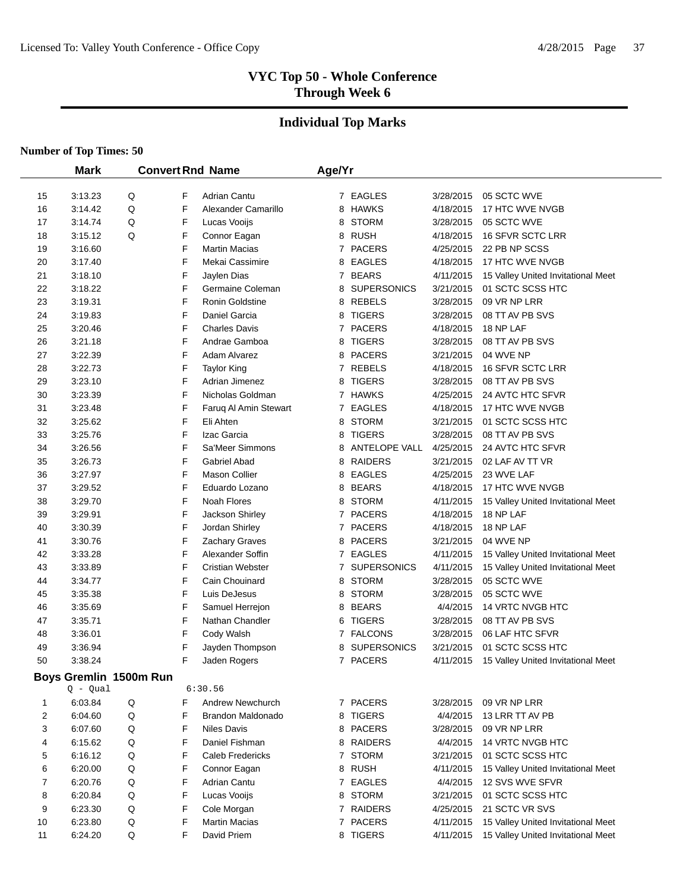# VYC Top 50 - Whole Conference
## Through Week 6

## Individual Top Marks

**Number of Top Times: 50**

| | Mark | Convert | Rnd | Name | Age/Yr | Team | Date | Meet |
|---|---|---|---|---|---|---|---|---|
| 15 | 3:13.23 | Q | F | Adrian Cantu | 7 | EAGLES | 3/28/2015 | 05 SCTC WVE |
| 16 | 3:14.42 | Q | F | Alexander Camarillo | 8 | HAWKS | 4/18/2015 | 17 HTC WVE NVGB |
| 17 | 3:14.74 | Q | F | Lucas Vooijs | 8 | STORM | 3/28/2015 | 05 SCTC WVE |
| 18 | 3:15.12 | Q | F | Connor Eagan | 8 | RUSH | 4/18/2015 | 16 SFVR SCTC LRR |
| 19 | 3:16.60 | | F | Martin Macias | 7 | PACERS | 4/25/2015 | 22 PB NP SCSS |
| 20 | 3:17.40 | | F | Mekai Cassimire | 8 | EAGLES | 4/18/2015 | 17 HTC WVE NVGB |
| 21 | 3:18.10 | | F | Jaylen Dias | 7 | BEARS | 4/11/2015 | 15 Valley United Invitational Meet |
| 22 | 3:18.22 | | F | Germaine Coleman | 8 | SUPERSONICS | 3/21/2015 | 01 SCTC SCSS HTC |
| 23 | 3:19.31 | | F | Ronin Goldstine | 8 | REBELS | 3/28/2015 | 09 VR NP LRR |
| 24 | 3:19.83 | | F | Daniel Garcia | 8 | TIGERS | 3/28/2015 | 08 TT AV PB SVS |
| 25 | 3:20.46 | | F | Charles Davis | 7 | PACERS | 4/18/2015 | 18 NP LAF |
| 26 | 3:21.18 | | F | Andrae Gamboa | 8 | TIGERS | 3/28/2015 | 08 TT AV PB SVS |
| 27 | 3:22.39 | | F | Adam Alvarez | 8 | PACERS | 3/21/2015 | 04 WVE NP |
| 28 | 3:22.73 | | F | Taylor King | 7 | REBELS | 4/18/2015 | 16 SFVR SCTC LRR |
| 29 | 3:23.10 | | F | Adrian Jimenez | 8 | TIGERS | 3/28/2015 | 08 TT AV PB SVS |
| 30 | 3:23.39 | | F | Nicholas Goldman | 7 | HAWKS | 4/25/2015 | 24 AVTC HTC SFVR |
| 31 | 3:23.48 | | F | Faruq Al Amin Stewart | 7 | EAGLES | 4/18/2015 | 17 HTC WVE NVGB |
| 32 | 3:25.62 | | F | Eli Ahten | 8 | STORM | 3/21/2015 | 01 SCTC SCSS HTC |
| 33 | 3:25.76 | | F | Izac Garcia | 8 | TIGERS | 3/28/2015 | 08 TT AV PB SVS |
| 34 | 3:26.56 | | F | Sa'Meer Simmons | 8 | ANTELOPE VALL | 4/25/2015 | 24 AVTC HTC SFVR |
| 35 | 3:26.73 | | F | Gabriel Abad | 8 | RAIDERS | 3/21/2015 | 02 LAF AV TT VR |
| 36 | 3:27.97 | | F | Mason Collier | 8 | EAGLES | 4/25/2015 | 23 WVE LAF |
| 37 | 3:29.52 | | F | Eduardo Lozano | 8 | BEARS | 4/18/2015 | 17 HTC WVE NVGB |
| 38 | 3:29.70 | | F | Noah Flores | 8 | STORM | 4/11/2015 | 15 Valley United Invitational Meet |
| 39 | 3:29.91 | | F | Jackson Shirley | 7 | PACERS | 4/18/2015 | 18 NP LAF |
| 40 | 3:30.39 | | F | Jordan Shirley | 7 | PACERS | 4/18/2015 | 18 NP LAF |
| 41 | 3:30.76 | | F | Zachary Graves | 8 | PACERS | 3/21/2015 | 04 WVE NP |
| 42 | 3:33.28 | | F | Alexander Soffin | 7 | EAGLES | 4/11/2015 | 15 Valley United Invitational Meet |
| 43 | 3:33.89 | | F | Cristian Webster | 7 | SUPERSONICS | 4/11/2015 | 15 Valley United Invitational Meet |
| 44 | 3:34.77 | | F | Cain Chouinard | 8 | STORM | 3/28/2015 | 05 SCTC WVE |
| 45 | 3:35.38 | | F | Luis DeJesus | 8 | STORM | 3/28/2015 | 05 SCTC WVE |
| 46 | 3:35.69 | | F | Samuel Herrejon | 8 | BEARS | 4/4/2015 | 14 VRTC NVGB HTC |
| 47 | 3:35.71 | | F | Nathan Chandler | 6 | TIGERS | 3/28/2015 | 08 TT AV PB SVS |
| 48 | 3:36.01 | | F | Cody Walsh | 7 | FALCONS | 3/28/2015 | 06 LAF HTC SFVR |
| 49 | 3:36.94 | | F | Jayden Thompson | 8 | SUPERSONICS | 3/21/2015 | 01 SCTC SCSS HTC |
| 50 | 3:38.24 | | F | Jaden Rogers | 7 | PACERS | 4/11/2015 | 15 Valley United Invitational Meet |

### Boys Gremlin 1500m Run

Q - Qual 6:30.56

| | Mark | Convert | Rnd | Name | Age/Yr | Team | Date | Meet |
|---|---|---|---|---|---|---|---|---|
| 1 | 6:03.84 | Q | F | Andrew Newchurch | 7 | PACERS | 3/28/2015 | 09 VR NP LRR |
| 2 | 6:04.60 | Q | F | Brandon Maldonado | 8 | TIGERS | 4/4/2015 | 13 LRR TT AV PB |
| 3 | 6:07.60 | Q | F | Niles Davis | 8 | PACERS | 3/28/2015 | 09 VR NP LRR |
| 4 | 6:15.62 | Q | F | Daniel Fishman | 8 | RAIDERS | 4/4/2015 | 14 VRTC NVGB HTC |
| 5 | 6:16.12 | Q | F | Caleb Fredericks | 7 | STORM | 3/21/2015 | 01 SCTC SCSS HTC |
| 6 | 6:20.00 | Q | F | Connor Eagan | 8 | RUSH | 4/11/2015 | 15 Valley United Invitational Meet |
| 7 | 6:20.76 | Q | F | Adrian Cantu | 7 | EAGLES | 4/4/2015 | 12 SVS WVE SFVR |
| 8 | 6:20.84 | Q | F | Lucas Vooijs | 8 | STORM | 3/21/2015 | 01 SCTC SCSS HTC |
| 9 | 6:23.30 | Q | F | Cole Morgan | 7 | RAIDERS | 4/25/2015 | 21 SCTC VR SVS |
| 10 | 6:23.80 | Q | F | Martin Macias | 7 | PACERS | 4/11/2015 | 15 Valley United Invitational Meet |
| 11 | 6:24.20 | Q | F | David Priem | 8 | TIGERS | 4/11/2015 | 15 Valley United Invitational Meet |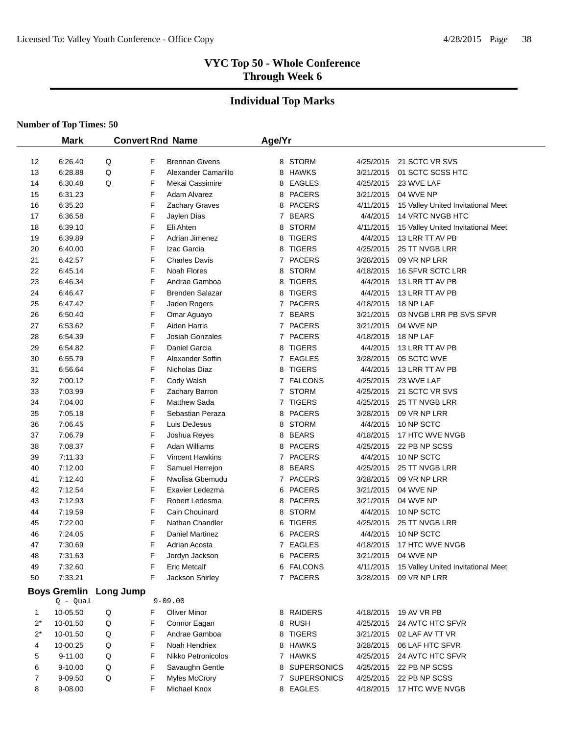# VYC Top 50 - Whole Conference
## Through Week 6

## Individual Top Marks

**Number of Top Times: 50**

| | Mark | Convert | Rnd | Name | Age/Yr | | | |
|---|---|---|---|---|---|---|---|---|
| 12 | 6:26.40 | Q | F | Brennan Givens | 8 | STORM | 4/25/2015 | 21 SCTC VR SVS |
| 13 | 6:28.88 | Q | F | Alexander Camarillo | 8 | HAWKS | 3/21/2015 | 01 SCTC SCSS HTC |
| 14 | 6:30.48 | Q | F | Mekai Cassimire | 8 | EAGLES | 4/25/2015 | 23 WVE LAF |
| 15 | 6:31.23 | | F | Adam Alvarez | 8 | PACERS | 3/21/2015 | 04 WVE NP |
| 16 | 6:35.20 | | F | Zachary Graves | 8 | PACERS | 4/11/2015 | 15 Valley United Invitational Meet |
| 17 | 6:36.58 | | F | Jaylen Dias | 7 | BEARS | 4/4/2015 | 14 VRTC NVGB HTC |
| 18 | 6:39.10 | | F | Eli Ahten | 8 | STORM | 4/11/2015 | 15 Valley United Invitational Meet |
| 19 | 6:39.89 | | F | Adrian Jimenez | 8 | TIGERS | 4/4/2015 | 13 LRR TT AV PB |
| 20 | 6:40.00 | | F | Izac Garcia | 8 | TIGERS | 4/25/2015 | 25 TT NVGB LRR |
| 21 | 6:42.57 | | F | Charles Davis | 7 | PACERS | 3/28/2015 | 09 VR NP LRR |
| 22 | 6:45.14 | | F | Noah Flores | 8 | STORM | 4/18/2015 | 16 SFVR SCTC LRR |
| 23 | 6:46.34 | | F | Andrae Gamboa | 8 | TIGERS | 4/4/2015 | 13 LRR TT AV PB |
| 24 | 6:46.47 | | F | Brenden Salazar | 8 | TIGERS | 4/4/2015 | 13 LRR TT AV PB |
| 25 | 6:47.42 | | F | Jaden Rogers | 7 | PACERS | 4/18/2015 | 18 NP LAF |
| 26 | 6:50.40 | | F | Omar Aguayo | 7 | BEARS | 3/21/2015 | 03 NVGB LRR PB SVS SFVR |
| 27 | 6:53.62 | | F | Aiden Harris | 7 | PACERS | 3/21/2015 | 04 WVE NP |
| 28 | 6:54.39 | | F | Josiah Gonzales | 7 | PACERS | 4/18/2015 | 18 NP LAF |
| 29 | 6:54.82 | | F | Daniel Garcia | 8 | TIGERS | 4/4/2015 | 13 LRR TT AV PB |
| 30 | 6:55.79 | | F | Alexander Soffin | 7 | EAGLES | 3/28/2015 | 05 SCTC WVE |
| 31 | 6:56.64 | | F | Nicholas Diaz | 8 | TIGERS | 4/4/2015 | 13 LRR TT AV PB |
| 32 | 7:00.12 | | F | Cody Walsh | 7 | FALCONS | 4/25/2015 | 23 WVE LAF |
| 33 | 7:03.99 | | F | Zachary Barron | 7 | STORM | 4/25/2015 | 21 SCTC VR SVS |
| 34 | 7:04.00 | | F | Matthew Sada | 7 | TIGERS | 4/25/2015 | 25 TT NVGB LRR |
| 35 | 7:05.18 | | F | Sebastian Peraza | 8 | PACERS | 3/28/2015 | 09 VR NP LRR |
| 36 | 7:06.45 | | F | Luis DeJesus | 8 | STORM | 4/4/2015 | 10 NP SCTC |
| 37 | 7:06.79 | | F | Joshua Reyes | 8 | BEARS | 4/18/2015 | 17 HTC WVE NVGB |
| 38 | 7:08.37 | | F | Adan Williams | 8 | PACERS | 4/25/2015 | 22 PB NP SCSS |
| 39 | 7:11.33 | | F | Vincent Hawkins | 7 | PACERS | 4/4/2015 | 10 NP SCTC |
| 40 | 7:12.00 | | F | Samuel Herrejon | 8 | BEARS | 4/25/2015 | 25 TT NVGB LRR |
| 41 | 7:12.40 | | F | Nwolisa Gbemudu | 7 | PACERS | 3/28/2015 | 09 VR NP LRR |
| 42 | 7:12.54 | | F | Exavier Ledezma | 6 | PACERS | 3/21/2015 | 04 WVE NP |
| 43 | 7:12.93 | | F | Robert Ledesma | 8 | PACERS | 3/21/2015 | 04 WVE NP |
| 44 | 7:19.59 | | F | Cain Chouinard | 8 | STORM | 4/4/2015 | 10 NP SCTC |
| 45 | 7:22.00 | | F | Nathan Chandler | 6 | TIGERS | 4/25/2015 | 25 TT NVGB LRR |
| 46 | 7:24.05 | | F | Daniel Martinez | 6 | PACERS | 4/4/2015 | 10 NP SCTC |
| 47 | 7:30.69 | | F | Adrian Acosta | 7 | EAGLES | 4/18/2015 | 17 HTC WVE NVGB |
| 48 | 7:31.63 | | F | Jordyn Jackson | 6 | PACERS | 3/21/2015 | 04 WVE NP |
| 49 | 7:32.60 | | F | Eric Metcalf | 6 | FALCONS | 4/11/2015 | 15 Valley United Invitational Meet |
| 50 | 7:33.21 | | F | Jackson Shirley | 7 | PACERS | 3/28/2015 | 09 VR NP LRR |

**Boys Gremlin Long Jump**

Q - Qual 9-09.00

| | Mark | Convert | Rnd | Name | Age/Yr | | | |
|---|---|---|---|---|---|---|---|---|
| 1 | 10-05.50 | Q | F | Oliver Minor | 8 | RAIDERS | 4/18/2015 | 19 AV VR PB |
| 2* | 10-01.50 | Q | F | Connor Eagan | 8 | RUSH | 4/25/2015 | 24 AVTC HTC SFVR |
| 2* | 10-01.50 | Q | F | Andrae Gamboa | 8 | TIGERS | 3/21/2015 | 02 LAF AV TT VR |
| 4 | 10-00.25 | Q | F | Noah Hendriex | 8 | HAWKS | 3/28/2015 | 06 LAF HTC SFVR |
| 5 | 9-11.00 | Q | F | Nikko Petronicolos | 7 | HAWKS | 4/25/2015 | 24 AVTC HTC SFVR |
| 6 | 9-10.00 | Q | F | Savaughn Gentle | 8 | SUPERSONICS | 4/25/2015 | 22 PB NP SCSS |
| 7 | 9-09.50 | Q | F | Myles McCrory | 7 | SUPERSONICS | 4/25/2015 | 22 PB NP SCSS |
| 8 | 9-08.00 | | F | Michael Knox | 8 | EAGLES | 4/18/2015 | 17 HTC WVE NVGB |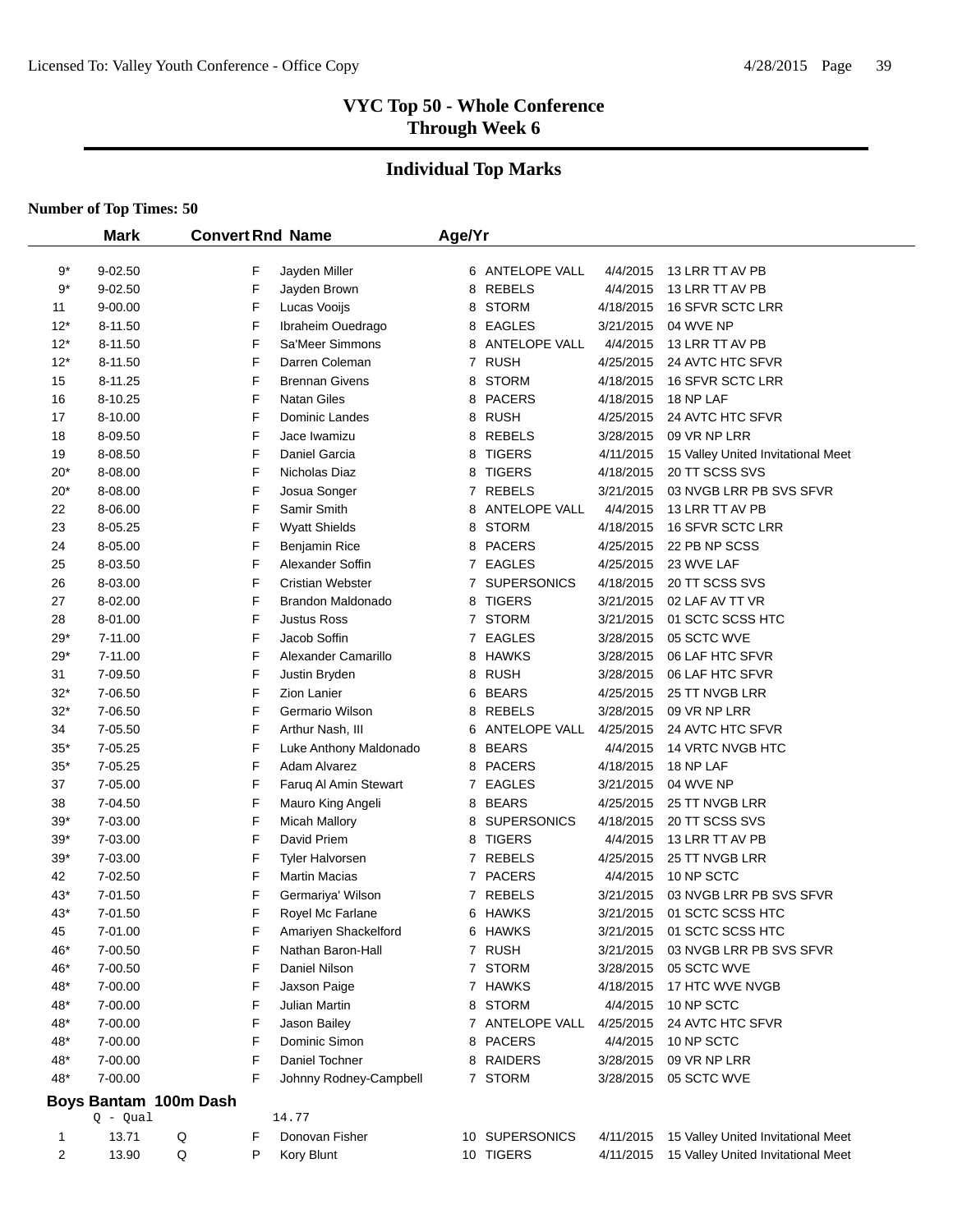# VYC Top 50 - Whole Conference
## Through Week 6

## Individual Top Marks

**Number of Top Times: 50**

| | Mark | Convert | Rnd | Name | Age/Yr | Team | Date | Meet |
|---|---|---|---|---|---|---|---|---|
| 9* | 9-02.50 | | F | Jayden Miller | 6 | ANTELOPE VALL | 4/4/2015 | 13 LRR TT AV PB |
| 9* | 9-02.50 | | F | Jayden Brown | 8 | REBELS | 4/4/2015 | 13 LRR TT AV PB |
| 11 | 9-00.00 | | F | Lucas Vooijs | 8 | STORM | 4/18/2015 | 16 SFVR SCTC LRR |
| 12* | 8-11.50 | | F | Ibraheim Ouedrago | 8 | EAGLES | 3/21/2015 | 04 WVE NP |
| 12* | 8-11.50 | | F | Sa'Meer Simmons | 8 | ANTELOPE VALL | 4/4/2015 | 13 LRR TT AV PB |
| 12* | 8-11.50 | | F | Darren Coleman | 7 | RUSH | 4/25/2015 | 24 AVTC HTC SFVR |
| 15 | 8-11.25 | | F | Brennan Givens | 8 | STORM | 4/18/2015 | 16 SFVR SCTC LRR |
| 16 | 8-10.25 | | F | Natan Giles | 8 | PACERS | 4/18/2015 | 18 NP LAF |
| 17 | 8-10.00 | | F | Dominic Landes | 8 | RUSH | 4/25/2015 | 24 AVTC HTC SFVR |
| 18 | 8-09.50 | | F | Jace Iwamizu | 8 | REBELS | 3/28/2015 | 09 VR NP LRR |
| 19 | 8-08.50 | | F | Daniel Garcia | 8 | TIGERS | 4/11/2015 | 15 Valley United Invitational Meet |
| 20* | 8-08.00 | | F | Nicholas Diaz | 8 | TIGERS | 4/18/2015 | 20 TT SCSS SVS |
| 20* | 8-08.00 | | F | Josua Songer | 7 | REBELS | 3/21/2015 | 03 NVGB LRR PB SVS SFVR |
| 22 | 8-06.00 | | F | Samir Smith | 8 | ANTELOPE VALL | 4/4/2015 | 13 LRR TT AV PB |
| 23 | 8-05.25 | | F | Wyatt Shields | 8 | STORM | 4/18/2015 | 16 SFVR SCTC LRR |
| 24 | 8-05.00 | | F | Benjamin Rice | 8 | PACERS | 4/25/2015 | 22 PB NP SCSS |
| 25 | 8-03.50 | | F | Alexander Soffin | 7 | EAGLES | 4/25/2015 | 23 WVE LAF |
| 26 | 8-03.00 | | F | Cristian Webster | 7 | SUPERSONICS | 4/18/2015 | 20 TT SCSS SVS |
| 27 | 8-02.00 | | F | Brandon Maldonado | 8 | TIGERS | 3/21/2015 | 02 LAF AV TT VR |
| 28 | 8-01.00 | | F | Justus Ross | 7 | STORM | 3/21/2015 | 01 SCTC SCSS HTC |
| 29* | 7-11.00 | | F | Jacob Soffin | 7 | EAGLES | 3/28/2015 | 05 SCTC WVE |
| 29* | 7-11.00 | | F | Alexander Camarillo | 8 | HAWKS | 3/28/2015 | 06 LAF HTC SFVR |
| 31 | 7-09.50 | | F | Justin Bryden | 8 | RUSH | 3/28/2015 | 06 LAF HTC SFVR |
| 32* | 7-06.50 | | F | Zion Lanier | 6 | BEARS | 4/25/2015 | 25 TT NVGB LRR |
| 32* | 7-06.50 | | F | Germario Wilson | 8 | REBELS | 3/28/2015 | 09 VR NP LRR |
| 34 | 7-05.50 | | F | Arthur Nash, III | 6 | ANTELOPE VALL | 4/25/2015 | 24 AVTC HTC SFVR |
| 35* | 7-05.25 | | F | Luke Anthony Maldonado | 8 | BEARS | 4/4/2015 | 14 VRTC NVGB HTC |
| 35* | 7-05.25 | | F | Adam Alvarez | 8 | PACERS | 4/18/2015 | 18 NP LAF |
| 37 | 7-05.00 | | F | Faruq Al Amin Stewart | 7 | EAGLES | 3/21/2015 | 04 WVE NP |
| 38 | 7-04.50 | | F | Mauro King Angeli | 8 | BEARS | 4/25/2015 | 25 TT NVGB LRR |
| 39* | 7-03.00 | | F | Micah Mallory | 8 | SUPERSONICS | 4/18/2015 | 20 TT SCSS SVS |
| 39* | 7-03.00 | | F | David Priem | 8 | TIGERS | 4/4/2015 | 13 LRR TT AV PB |
| 39* | 7-03.00 | | F | Tyler Halvorsen | 7 | REBELS | 4/25/2015 | 25 TT NVGB LRR |
| 42 | 7-02.50 | | F | Martin Macias | 7 | PACERS | 4/4/2015 | 10 NP SCTC |
| 43* | 7-01.50 | | F | Germariya' Wilson | 7 | REBELS | 3/21/2015 | 03 NVGB LRR PB SVS SFVR |
| 43* | 7-01.50 | | F | Royel Mc Farlane | 6 | HAWKS | 3/21/2015 | 01 SCTC SCSS HTC |
| 45 | 7-01.00 | | F | Amariyen Shackelford | 6 | HAWKS | 3/21/2015 | 01 SCTC SCSS HTC |
| 46* | 7-00.50 | | F | Nathan Baron-Hall | 7 | RUSH | 3/21/2015 | 03 NVGB LRR PB SVS SFVR |
| 46* | 7-00.50 | | F | Daniel Nilson | 7 | STORM | 3/28/2015 | 05 SCTC WVE |
| 48* | 7-00.00 | | F | Jaxson Paige | 7 | HAWKS | 4/18/2015 | 17 HTC WVE NVGB |
| 48* | 7-00.00 | | F | Julian Martin | 8 | STORM | 4/4/2015 | 10 NP SCTC |
| 48* | 7-00.00 | | F | Jason Bailey | 7 | ANTELOPE VALL | 4/25/2015 | 24 AVTC HTC SFVR |
| 48* | 7-00.00 | | F | Dominic Simon | 8 | PACERS | 4/4/2015 | 10 NP SCTC |
| 48* | 7-00.00 | | F | Daniel Tochner | 8 | RAIDERS | 3/28/2015 | 09 VR NP LRR |
| 48* | 7-00.00 | | F | Johnny Rodney-Campbell | 7 | STORM | 3/28/2015 | 05 SCTC WVE |

### Boys Bantam 100m Dash

Q - Qual 14.77

| | Mark | Convert | Rnd | Name | Age/Yr | Team | Date | Meet |
|---|---|---|---|---|---|---|---|---|
| 1 | 13.71 | Q | F | Donovan Fisher | 10 | SUPERSONICS | 4/11/2015 | 15 Valley United Invitational Meet |
| 2 | 13.90 | Q | P | Kory Blunt | 10 | TIGERS | 4/11/2015 | 15 Valley United Invitational Meet |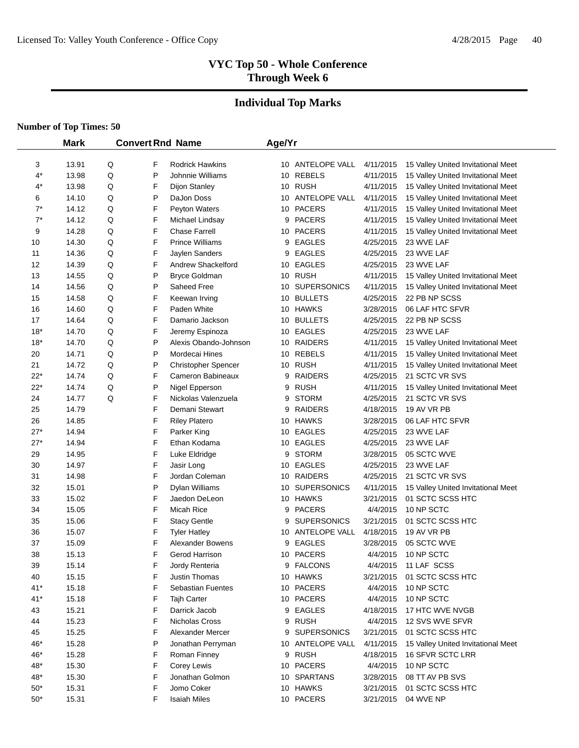# VYC Top 50 - Whole Conference
# Through Week 6

## Individual Top Marks

**Number of Top Times: 50**

| | Mark | Convert | Rnd | Name | Age/Yr | Team | Date | Meet |
|---|---|---|---|---|---|---|---|---|
| 3 | 13.91 | Q | F | Rodrick Hawkins | 10 | ANTELOPE VALL | 4/11/2015 | 15 Valley United Invitational Meet |
| 4* | 13.98 | Q | P | Johnnie Williams | 10 | REBELS | 4/11/2015 | 15 Valley United Invitational Meet |
| 4* | 13.98 | Q | F | Dijon Stanley | 10 | RUSH | 4/11/2015 | 15 Valley United Invitational Meet |
| 6 | 14.10 | Q | P | DaJon Doss | 10 | ANTELOPE VALL | 4/11/2015 | 15 Valley United Invitational Meet |
| 7* | 14.12 | Q | F | Peyton Waters | 10 | PACERS | 4/11/2015 | 15 Valley United Invitational Meet |
| 7* | 14.12 | Q | F | Michael Lindsay | 9 | PACERS | 4/11/2015 | 15 Valley United Invitational Meet |
| 9 | 14.28 | Q | F | Chase Farrell | 10 | PACERS | 4/11/2015 | 15 Valley United Invitational Meet |
| 10 | 14.30 | Q | F | Prince Williams | 9 | EAGLES | 4/25/2015 | 23 WVE LAF |
| 11 | 14.36 | Q | F | Jaylen Sanders | 9 | EAGLES | 4/25/2015 | 23 WVE LAF |
| 12 | 14.39 | Q | F | Andrew Shackelford | 10 | EAGLES | 4/25/2015 | 23 WVE LAF |
| 13 | 14.55 | Q | P | Bryce Goldman | 10 | RUSH | 4/11/2015 | 15 Valley United Invitational Meet |
| 14 | 14.56 | Q | P | Saheed Free | 10 | SUPERSONICS | 4/11/2015 | 15 Valley United Invitational Meet |
| 15 | 14.58 | Q | F | Keewan Irving | 10 | BULLETS | 4/25/2015 | 22 PB NP SCSS |
| 16 | 14.60 | Q | F | Paden White | 10 | HAWKS | 3/28/2015 | 06 LAF HTC SFVR |
| 17 | 14.64 | Q | F | Damario Jackson | 10 | BULLETS | 4/25/2015 | 22 PB NP SCSS |
| 18* | 14.70 | Q | F | Jeremy Espinoza | 10 | EAGLES | 4/25/2015 | 23 WVE LAF |
| 18* | 14.70 | Q | P | Alexis Obando-Johnson | 10 | RAIDERS | 4/11/2015 | 15 Valley United Invitational Meet |
| 20 | 14.71 | Q | P | Mordecai Hines | 10 | REBELS | 4/11/2015 | 15 Valley United Invitational Meet |
| 21 | 14.72 | Q | P | Christopher Spencer | 10 | RUSH | 4/11/2015 | 15 Valley United Invitational Meet |
| 22* | 14.74 | Q | F | Cameron Babineaux | 9 | RAIDERS | 4/25/2015 | 21 SCTC VR SVS |
| 22* | 14.74 | Q | P | Nigel Epperson | 9 | RUSH | 4/11/2015 | 15 Valley United Invitational Meet |
| 24 | 14.77 | Q | F | Nickolas Valenzuela | 9 | STORM | 4/25/2015 | 21 SCTC VR SVS |
| 25 | 14.79 | | F | Demani Stewart | 9 | RAIDERS | 4/18/2015 | 19 AV VR PB |
| 26 | 14.85 | | F | Riley Platero | 10 | HAWKS | 3/28/2015 | 06 LAF HTC SFVR |
| 27* | 14.94 | | F | Parker King | 10 | EAGLES | 4/25/2015 | 23 WVE LAF |
| 27* | 14.94 | | F | Ethan Kodama | 10 | EAGLES | 4/25/2015 | 23 WVE LAF |
| 29 | 14.95 | | F | Luke Eldridge | 9 | STORM | 3/28/2015 | 05 SCTC WVE |
| 30 | 14.97 | | F | Jasir Long | 10 | EAGLES | 4/25/2015 | 23 WVE LAF |
| 31 | 14.98 | | F | Jordan Coleman | 10 | RAIDERS | 4/25/2015 | 21 SCTC VR SVS |
| 32 | 15.01 | | P | Dylan Williams | 10 | SUPERSONICS | 4/11/2015 | 15 Valley United Invitational Meet |
| 33 | 15.02 | | F | Jaedon DeLeon | 10 | HAWKS | 3/21/2015 | 01 SCTC SCSS HTC |
| 34 | 15.05 | | F | Micah Rice | 9 | PACERS | 4/4/2015 | 10 NP SCTC |
| 35 | 15.06 | | F | Stacy Gentle | 9 | SUPERSONICS | 3/21/2015 | 01 SCTC SCSS HTC |
| 36 | 15.07 | | F | Tyler Hatley | 10 | ANTELOPE VALL | 4/18/2015 | 19 AV VR PB |
| 37 | 15.09 | | F | Alexander Bowens | 9 | EAGLES | 3/28/2015 | 05 SCTC WVE |
| 38 | 15.13 | | F | Gerod Harrison | 10 | PACERS | 4/4/2015 | 10 NP SCTC |
| 39 | 15.14 | | F | Jordy Renteria | 9 | FALCONS | 4/4/2015 | 11 LAF SCSS |
| 40 | 15.15 | | F | Justin Thomas | 10 | HAWKS | 3/21/2015 | 01 SCTC SCSS HTC |
| 41* | 15.18 | | F | Sebastian Fuentes | 10 | PACERS | 4/4/2015 | 10 NP SCTC |
| 41* | 15.18 | | F | Tajh Carter | 10 | PACERS | 4/4/2015 | 10 NP SCTC |
| 43 | 15.21 | | F | Darrick Jacob | 9 | EAGLES | 4/18/2015 | 17 HTC WVE NVGB |
| 44 | 15.23 | | F | Nicholas Cross | 9 | RUSH | 4/4/2015 | 12 SVS WVE SFVR |
| 45 | 15.25 | | F | Alexander Mercer | 9 | SUPERSONICS | 3/21/2015 | 01 SCTC SCSS HTC |
| 46* | 15.28 | | P | Jonathan Perryman | 10 | ANTELOPE VALL | 4/11/2015 | 15 Valley United Invitational Meet |
| 46* | 15.28 | | F | Roman Finney | 9 | RUSH | 4/18/2015 | 16 SFVR SCTC LRR |
| 48* | 15.30 | | F | Corey Lewis | 10 | PACERS | 4/4/2015 | 10 NP SCTC |
| 48* | 15.30 | | F | Jonathan Golmon | 10 | SPARTANS | 3/28/2015 | 08 TT AV PB SVS |
| 50* | 15.31 | | F | Jomo Coker | 10 | HAWKS | 3/21/2015 | 01 SCTC SCSS HTC |
| 50* | 15.31 | | F | Isaiah Miles | 10 | PACERS | 3/21/2015 | 04 WVE NP |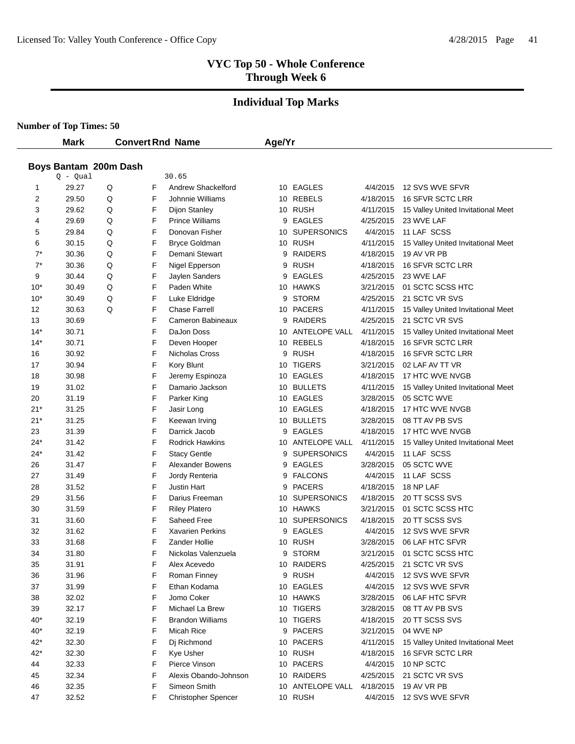# VYC Top 50 - Whole Conference
## Through Week 6

## Individual Top Marks

**Number of Top Times: 50**

### Boys Bantam 200m Dash

Q - Qual 30.65

| | Mark | Convert | Rnd | Name | Age/Yr | Team | Date | Meet |
|---|---|---|---|---|---|---|---|---|
| 1 | 29.27 | Q | F | Andrew Shackelford | 10 | EAGLES | 4/4/2015 | 12 SVS WVE SFVR |
| 2 | 29.50 | Q | F | Johnnie Williams | 10 | REBELS | 4/18/2015 | 16 SFVR SCTC LRR |
| 3 | 29.62 | Q | F | Dijon Stanley | 10 | RUSH | 4/11/2015 | 15 Valley United Invitational Meet |
| 4 | 29.69 | Q | F | Prince Williams | 9 | EAGLES | 4/25/2015 | 23 WVE LAF |
| 5 | 29.84 | Q | F | Donovan Fisher | 10 | SUPERSONICS | 4/4/2015 | 11 LAF SCSS |
| 6 | 30.15 | Q | F | Bryce Goldman | 10 | RUSH | 4/11/2015 | 15 Valley United Invitational Meet |
| 7* | 30.36 | Q | F | Demani Stewart | 9 | RAIDERS | 4/18/2015 | 19 AV VR PB |
| 7* | 30.36 | Q | F | Nigel Epperson | 9 | RUSH | 4/18/2015 | 16 SFVR SCTC LRR |
| 9 | 30.44 | Q | F | Jaylen Sanders | 9 | EAGLES | 4/25/2015 | 23 WVE LAF |
| 10* | 30.49 | Q | F | Paden White | 10 | HAWKS | 3/21/2015 | 01 SCTC SCSS HTC |
| 10* | 30.49 | Q | F | Luke Eldridge | 9 | STORM | 4/25/2015 | 21 SCTC VR SVS |
| 12 | 30.63 | Q | F | Chase Farrell | 10 | PACERS | 4/11/2015 | 15 Valley United Invitational Meet |
| 13 | 30.69 | | F | Cameron Babineaux | 9 | RAIDERS | 4/25/2015 | 21 SCTC VR SVS |
| 14* | 30.71 | | F | DaJon Doss | 10 | ANTELOPE VALL | 4/11/2015 | 15 Valley United Invitational Meet |
| 14* | 30.71 | | F | Deven Hooper | 10 | REBELS | 4/18/2015 | 16 SFVR SCTC LRR |
| 16 | 30.92 | | F | Nicholas Cross | 9 | RUSH | 4/18/2015 | 16 SFVR SCTC LRR |
| 17 | 30.94 | | F | Kory Blunt | 10 | TIGERS | 3/21/2015 | 02 LAF AV TT VR |
| 18 | 30.98 | | F | Jeremy Espinoza | 10 | EAGLES | 4/18/2015 | 17 HTC WVE NVGB |
| 19 | 31.02 | | F | Damario Jackson | 10 | BULLETS | 4/11/2015 | 15 Valley United Invitational Meet |
| 20 | 31.19 | | F | Parker King | 10 | EAGLES | 3/28/2015 | 05 SCTC WVE |
| 21* | 31.25 | | F | Jasir Long | 10 | EAGLES | 4/18/2015 | 17 HTC WVE NVGB |
| 21* | 31.25 | | F | Keewan Irving | 10 | BULLETS | 3/28/2015 | 08 TT AV PB SVS |
| 23 | 31.39 | | F | Darrick Jacob | 9 | EAGLES | 4/18/2015 | 17 HTC WVE NVGB |
| 24* | 31.42 | | F | Rodrick Hawkins | 10 | ANTELOPE VALL | 4/11/2015 | 15 Valley United Invitational Meet |
| 24* | 31.42 | | F | Stacy Gentle | 9 | SUPERSONICS | 4/4/2015 | 11 LAF SCSS |
| 26 | 31.47 | | F | Alexander Bowens | 9 | EAGLES | 3/28/2015 | 05 SCTC WVE |
| 27 | 31.49 | | F | Jordy Renteria | 9 | FALCONS | 4/4/2015 | 11 LAF SCSS |
| 28 | 31.52 | | F | Justin Hart | 9 | PACERS | 4/18/2015 | 18 NP LAF |
| 29 | 31.56 | | F | Darius Freeman | 10 | SUPERSONICS | 4/18/2015 | 20 TT SCSS SVS |
| 30 | 31.59 | | F | Riley Platero | 10 | HAWKS | 3/21/2015 | 01 SCTC SCSS HTC |
| 31 | 31.60 | | F | Saheed Free | 10 | SUPERSONICS | 4/18/2015 | 20 TT SCSS SVS |
| 32 | 31.62 | | F | Xavarien Perkins | 9 | EAGLES | 4/4/2015 | 12 SVS WVE SFVR |
| 33 | 31.68 | | F | Zander Hollie | 10 | RUSH | 3/28/2015 | 06 LAF HTC SFVR |
| 34 | 31.80 | | F | Nickolas Valenzuela | 9 | STORM | 3/21/2015 | 01 SCTC SCSS HTC |
| 35 | 31.91 | | F | Alex Acevedo | 10 | RAIDERS | 4/25/2015 | 21 SCTC VR SVS |
| 36 | 31.96 | | F | Roman Finney | 9 | RUSH | 4/4/2015 | 12 SVS WVE SFVR |
| 37 | 31.99 | | F | Ethan Kodama | 10 | EAGLES | 4/4/2015 | 12 SVS WVE SFVR |
| 38 | 32.02 | | F | Jomo Coker | 10 | HAWKS | 3/28/2015 | 06 LAF HTC SFVR |
| 39 | 32.17 | | F | Michael La Brew | 10 | TIGERS | 3/28/2015 | 08 TT AV PB SVS |
| 40* | 32.19 | | F | Brandon Williams | 10 | TIGERS | 4/18/2015 | 20 TT SCSS SVS |
| 40* | 32.19 | | F | Micah Rice | 9 | PACERS | 3/21/2015 | 04 WVE NP |
| 42* | 32.30 | | F | Dj Richmond | 10 | PACERS | 4/11/2015 | 15 Valley United Invitational Meet |
| 42* | 32.30 | | F | Kye Usher | 10 | RUSH | 4/18/2015 | 16 SFVR SCTC LRR |
| 44 | 32.33 | | F | Pierce Vinson | 10 | PACERS | 4/4/2015 | 10 NP SCTC |
| 45 | 32.34 | | F | Alexis Obando-Johnson | 10 | RAIDERS | 4/25/2015 | 21 SCTC VR SVS |
| 46 | 32.35 | | F | Simeon Smith | 10 | ANTELOPE VALL | 4/18/2015 | 19 AV VR PB |
| 47 | 32.52 | | F | Christopher Spencer | 10 | RUSH | 4/4/2015 | 12 SVS WVE SFVR |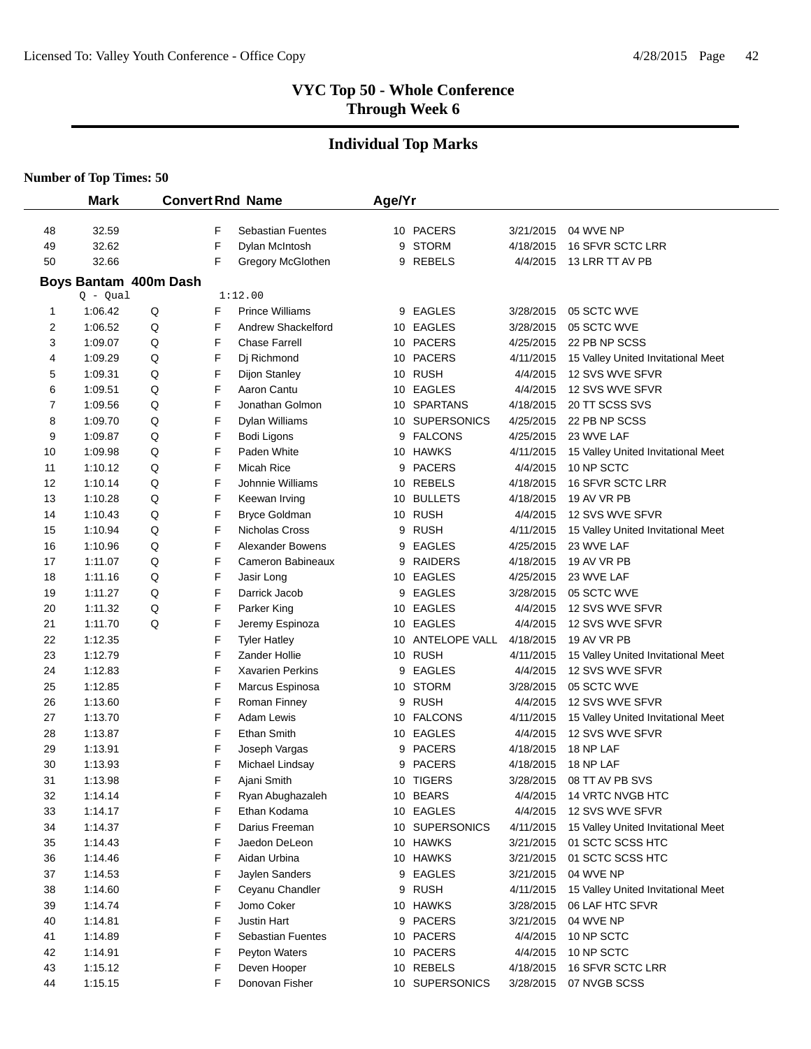# VYC Top 50 - Whole Conference
## Through Week 6

## Individual Top Marks

**Number of Top Times: 50**

| | Mark | Convert | Rnd | Name | Age/Yr | Team | Date | Meet |
|---|---|---|---|---|---|---|---|---|
| 48 | 32.59 | | F | Sebastian Fuentes | 10 | PACERS | 3/21/2015 | 04 WVE NP |
| 49 | 32.62 | | F | Dylan McIntosh | 9 | STORM | 4/18/2015 | 16 SFVR SCTC LRR |
| 50 | 32.66 | | F | Gregory McGlothen | 9 | REBELS | 4/4/2015 | 13 LRR TT AV PB |

**Boys Bantam 400m Dash**

Q - Qual 1:12.00

| | Mark | Convert | Rnd | Name | Age/Yr | Team | Date | Meet |
|---|---|---|---|---|---|---|---|---|
| 1 | 1:06.42 | Q | F | Prince Williams | 9 | EAGLES | 3/28/2015 | 05 SCTC WVE |
| 2 | 1:06.52 | Q | F | Andrew Shackelford | 10 | EAGLES | 3/28/2015 | 05 SCTC WVE |
| 3 | 1:09.07 | Q | F | Chase Farrell | 10 | PACERS | 4/25/2015 | 22 PB NP SCSS |
| 4 | 1:09.29 | Q | F | Dj Richmond | 10 | PACERS | 4/11/2015 | 15 Valley United Invitational Meet |
| 5 | 1:09.31 | Q | F | Dijon Stanley | 10 | RUSH | 4/4/2015 | 12 SVS WVE SFVR |
| 6 | 1:09.51 | Q | F | Aaron Cantu | 10 | EAGLES | 4/4/2015 | 12 SVS WVE SFVR |
| 7 | 1:09.56 | Q | F | Jonathan Golmon | 10 | SPARTANS | 4/18/2015 | 20 TT SCSS SVS |
| 8 | 1:09.70 | Q | F | Dylan Williams | 10 | SUPERSONICS | 4/25/2015 | 22 PB NP SCSS |
| 9 | 1:09.87 | Q | F | Bodi Ligons | 9 | FALCONS | 4/25/2015 | 23 WVE LAF |
| 10 | 1:09.98 | Q | F | Paden White | 10 | HAWKS | 4/11/2015 | 15 Valley United Invitational Meet |
| 11 | 1:10.12 | Q | F | Micah Rice | 9 | PACERS | 4/4/2015 | 10 NP SCTC |
| 12 | 1:10.14 | Q | F | Johnnie Williams | 10 | REBELS | 4/18/2015 | 16 SFVR SCTC LRR |
| 13 | 1:10.28 | Q | F | Keewan Irving | 10 | BULLETS | 4/18/2015 | 19 AV VR PB |
| 14 | 1:10.43 | Q | F | Bryce Goldman | 10 | RUSH | 4/4/2015 | 12 SVS WVE SFVR |
| 15 | 1:10.94 | Q | F | Nicholas Cross | 9 | RUSH | 4/11/2015 | 15 Valley United Invitational Meet |
| 16 | 1:10.96 | Q | F | Alexander Bowens | 9 | EAGLES | 4/25/2015 | 23 WVE LAF |
| 17 | 1:11.07 | Q | F | Cameron Babineaux | 9 | RAIDERS | 4/18/2015 | 19 AV VR PB |
| 18 | 1:11.16 | Q | F | Jasir Long | 10 | EAGLES | 4/25/2015 | 23 WVE LAF |
| 19 | 1:11.27 | Q | F | Darrick Jacob | 9 | EAGLES | 3/28/2015 | 05 SCTC WVE |
| 20 | 1:11.32 | Q | F | Parker King | 10 | EAGLES | 4/4/2015 | 12 SVS WVE SFVR |
| 21 | 1:11.70 | Q | F | Jeremy Espinoza | 10 | EAGLES | 4/4/2015 | 12 SVS WVE SFVR |
| 22 | 1:12.35 | | F | Tyler Hatley | 10 | ANTELOPE VALL | 4/18/2015 | 19 AV VR PB |
| 23 | 1:12.79 | | F | Zander Hollie | 10 | RUSH | 4/11/2015 | 15 Valley United Invitational Meet |
| 24 | 1:12.83 | | F | Xavarien Perkins | 9 | EAGLES | 4/4/2015 | 12 SVS WVE SFVR |
| 25 | 1:12.85 | | F | Marcus Espinosa | 10 | STORM | 3/28/2015 | 05 SCTC WVE |
| 26 | 1:13.60 | | F | Roman Finney | 9 | RUSH | 4/4/2015 | 12 SVS WVE SFVR |
| 27 | 1:13.70 | | F | Adam Lewis | 10 | FALCONS | 4/11/2015 | 15 Valley United Invitational Meet |
| 28 | 1:13.87 | | F | Ethan Smith | 10 | EAGLES | 4/4/2015 | 12 SVS WVE SFVR |
| 29 | 1:13.91 | | F | Joseph Vargas | 9 | PACERS | 4/18/2015 | 18 NP LAF |
| 30 | 1:13.93 | | F | Michael Lindsay | 9 | PACERS | 4/18/2015 | 18 NP LAF |
| 31 | 1:13.98 | | F | Ajani Smith | 10 | TIGERS | 3/28/2015 | 08 TT AV PB SVS |
| 32 | 1:14.14 | | F | Ryan Abughazaleh | 10 | BEARS | 4/4/2015 | 14 VRTC NVGB HTC |
| 33 | 1:14.17 | | F | Ethan Kodama | 10 | EAGLES | 4/4/2015 | 12 SVS WVE SFVR |
| 34 | 1:14.37 | | F | Darius Freeman | 10 | SUPERSONICS | 4/11/2015 | 15 Valley United Invitational Meet |
| 35 | 1:14.43 | | F | Jaedon DeLeon | 10 | HAWKS | 3/21/2015 | 01 SCTC SCSS HTC |
| 36 | 1:14.46 | | F | Aidan Urbina | 10 | HAWKS | 3/21/2015 | 01 SCTC SCSS HTC |
| 37 | 1:14.53 | | F | Jaylen Sanders | 9 | EAGLES | 3/21/2015 | 04 WVE NP |
| 38 | 1:14.60 | | F | Ceyanu Chandler | 9 | RUSH | 4/11/2015 | 15 Valley United Invitational Meet |
| 39 | 1:14.74 | | F | Jomo Coker | 10 | HAWKS | 3/28/2015 | 06 LAF HTC SFVR |
| 40 | 1:14.81 | | F | Justin Hart | 9 | PACERS | 3/21/2015 | 04 WVE NP |
| 41 | 1:14.89 | | F | Sebastian Fuentes | 10 | PACERS | 4/4/2015 | 10 NP SCTC |
| 42 | 1:14.91 | | F | Peyton Waters | 10 | PACERS | 4/4/2015 | 10 NP SCTC |
| 43 | 1:15.12 | | F | Deven Hooper | 10 | REBELS | 4/18/2015 | 16 SFVR SCTC LRR |
| 44 | 1:15.15 | | F | Donovan Fisher | 10 | SUPERSONICS | 3/28/2015 | 07 NVGB SCSS |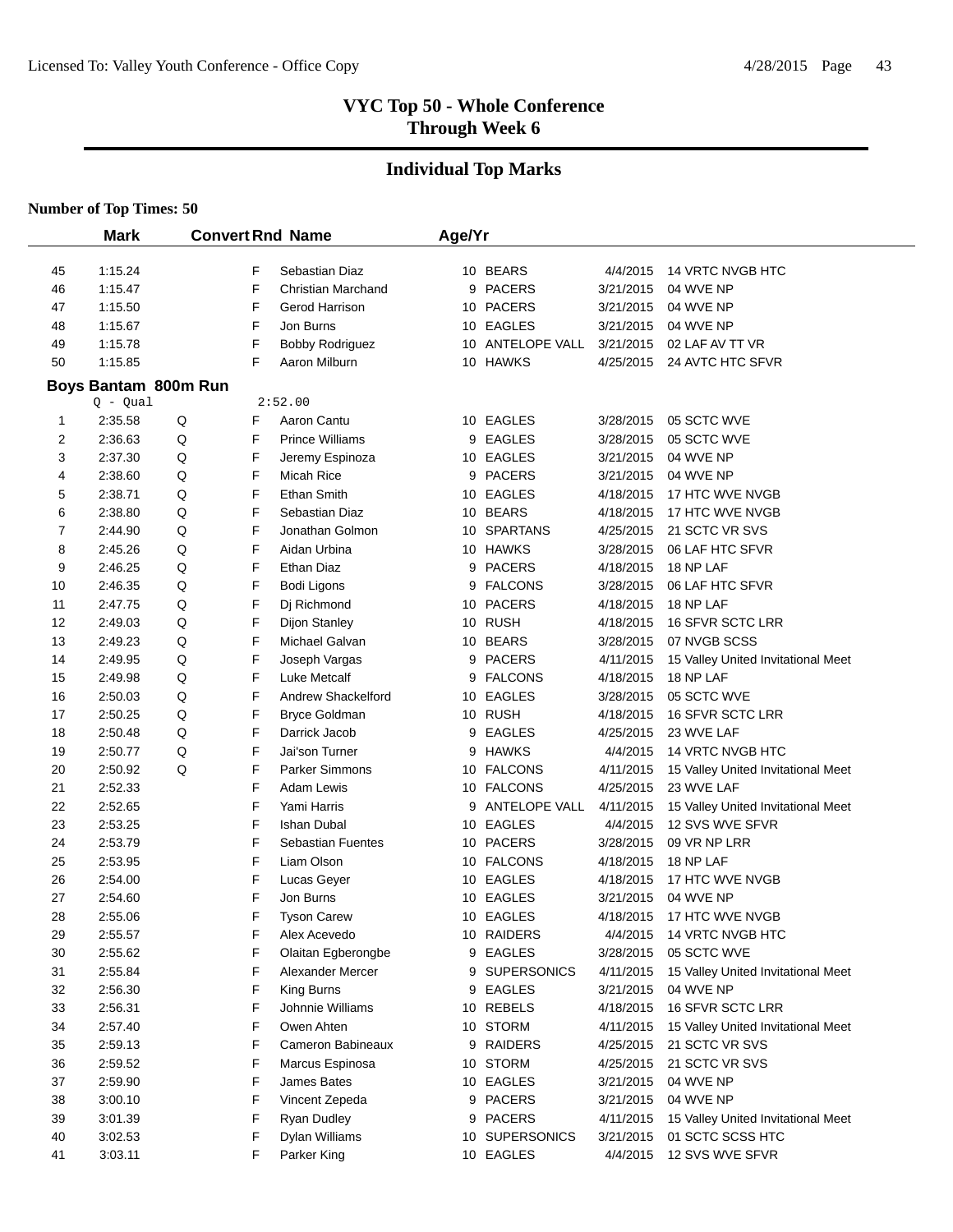# VYC Top 50 - Whole Conference
## Through Week 6

## Individual Top Marks

**Number of Top Times: 50**

| | Mark | Convert | Rnd | Name | Age/Yr | Team | Date | Meet |
|---|---|---|---|---|---|---|---|---|
| 45 | 1:15.24 | | F | Sebastian Diaz | 10 | BEARS | 4/4/2015 | 14 VRTC NVGB HTC |
| 46 | 1:15.47 | | F | Christian Marchand | 9 | PACERS | 3/21/2015 | 04 WVE NP |
| 47 | 1:15.50 | | F | Gerod Harrison | 10 | PACERS | 3/21/2015 | 04 WVE NP |
| 48 | 1:15.67 | | F | Jon Burns | 10 | EAGLES | 3/21/2015 | 04 WVE NP |
| 49 | 1:15.78 | | F | Bobby Rodriguez | 10 | ANTELOPE VALL | 3/21/2015 | 02 LAF AV TT VR |
| 50 | 1:15.85 | | F | Aaron Milburn | 10 | HAWKS | 4/25/2015 | 24 AVTC HTC SFVR |

### Boys Bantam 800m Run

Q - Qual 2:52.00

| | Mark | Convert | Rnd | Name | Age/Yr | Team | Date | Meet |
|---|---|---|---|---|---|---|---|---|
| 1 | 2:35.58 | Q | F | Aaron Cantu | 10 | EAGLES | 3/28/2015 | 05 SCTC WVE |
| 2 | 2:36.63 | Q | F | Prince Williams | 9 | EAGLES | 3/28/2015 | 05 SCTC WVE |
| 3 | 2:37.30 | Q | F | Jeremy Espinoza | 10 | EAGLES | 3/21/2015 | 04 WVE NP |
| 4 | 2:38.60 | Q | F | Micah Rice | 9 | PACERS | 3/21/2015 | 04 WVE NP |
| 5 | 2:38.71 | Q | F | Ethan Smith | 10 | EAGLES | 4/18/2015 | 17 HTC WVE NVGB |
| 6 | 2:38.80 | Q | F | Sebastian Diaz | 10 | BEARS | 4/18/2015 | 17 HTC WVE NVGB |
| 7 | 2:44.90 | Q | F | Jonathan Golmon | 10 | SPARTANS | 4/25/2015 | 21 SCTC VR SVS |
| 8 | 2:45.26 | Q | F | Aidan Urbina | 10 | HAWKS | 3/28/2015 | 06 LAF HTC SFVR |
| 9 | 2:46.25 | Q | F | Ethan Diaz | 9 | PACERS | 4/18/2015 | 18 NP LAF |
| 10 | 2:46.35 | Q | F | Bodi Ligons | 9 | FALCONS | 3/28/2015 | 06 LAF HTC SFVR |
| 11 | 2:47.75 | Q | F | Dj Richmond | 10 | PACERS | 4/18/2015 | 18 NP LAF |
| 12 | 2:49.03 | Q | F | Dijon Stanley | 10 | RUSH | 4/18/2015 | 16 SFVR SCTC LRR |
| 13 | 2:49.23 | Q | F | Michael Galvan | 10 | BEARS | 3/28/2015 | 07 NVGB SCSS |
| 14 | 2:49.95 | Q | F | Joseph Vargas | 9 | PACERS | 4/11/2015 | 15 Valley United Invitational Meet |
| 15 | 2:49.98 | Q | F | Luke Metcalf | 9 | FALCONS | 4/18/2015 | 18 NP LAF |
| 16 | 2:50.03 | Q | F | Andrew Shackelford | 10 | EAGLES | 3/28/2015 | 05 SCTC WVE |
| 17 | 2:50.25 | Q | F | Bryce Goldman | 10 | RUSH | 4/18/2015 | 16 SFVR SCTC LRR |
| 18 | 2:50.48 | Q | F | Darrick Jacob | 9 | EAGLES | 4/25/2015 | 23 WVE LAF |
| 19 | 2:50.77 | Q | F | Jai'son Turner | 9 | HAWKS | 4/4/2015 | 14 VRTC NVGB HTC |
| 20 | 2:50.92 | Q | F | Parker Simmons | 10 | FALCONS | 4/11/2015 | 15 Valley United Invitational Meet |
| 21 | 2:52.33 | | F | Adam Lewis | 10 | FALCONS | 4/25/2015 | 23 WVE LAF |
| 22 | 2:52.65 | | F | Yami Harris | 9 | ANTELOPE VALL | 4/11/2015 | 15 Valley United Invitational Meet |
| 23 | 2:53.25 | | F | Ishan Dubal | 10 | EAGLES | 4/4/2015 | 12 SVS WVE SFVR |
| 24 | 2:53.79 | | F | Sebastian Fuentes | 10 | PACERS | 3/28/2015 | 09 VR NP LRR |
| 25 | 2:53.95 | | F | Liam Olson | 10 | FALCONS | 4/18/2015 | 18 NP LAF |
| 26 | 2:54.00 | | F | Lucas Geyer | 10 | EAGLES | 4/18/2015 | 17 HTC WVE NVGB |
| 27 | 2:54.60 | | F | Jon Burns | 10 | EAGLES | 3/21/2015 | 04 WVE NP |
| 28 | 2:55.06 | | F | Tyson Carew | 10 | EAGLES | 4/18/2015 | 17 HTC WVE NVGB |
| 29 | 2:55.57 | | F | Alex Acevedo | 10 | RAIDERS | 4/4/2015 | 14 VRTC NVGB HTC |
| 30 | 2:55.62 | | F | Olaitan Egberongbe | 9 | EAGLES | 3/28/2015 | 05 SCTC WVE |
| 31 | 2:55.84 | | F | Alexander Mercer | 9 | SUPERSONICS | 4/11/2015 | 15 Valley United Invitational Meet |
| 32 | 2:56.30 | | F | King Burns | 9 | EAGLES | 3/21/2015 | 04 WVE NP |
| 33 | 2:56.31 | | F | Johnnie Williams | 10 | REBELS | 4/18/2015 | 16 SFVR SCTC LRR |
| 34 | 2:57.40 | | F | Owen Ahten | 10 | STORM | 4/11/2015 | 15 Valley United Invitational Meet |
| 35 | 2:59.13 | | F | Cameron Babineaux | 9 | RAIDERS | 4/25/2015 | 21 SCTC VR SVS |
| 36 | 2:59.52 | | F | Marcus Espinosa | 10 | STORM | 4/25/2015 | 21 SCTC VR SVS |
| 37 | 2:59.90 | | F | James Bates | 10 | EAGLES | 3/21/2015 | 04 WVE NP |
| 38 | 3:00.10 | | F | Vincent Zepeda | 9 | PACERS | 3/21/2015 | 04 WVE NP |
| 39 | 3:01.39 | | F | Ryan Dudley | 9 | PACERS | 4/11/2015 | 15 Valley United Invitational Meet |
| 40 | 3:02.53 | | F | Dylan Williams | 10 | SUPERSONICS | 3/21/2015 | 01 SCTC SCSS HTC |
| 41 | 3:03.11 | | F | Parker King | 10 | EAGLES | 4/4/2015 | 12 SVS WVE SFVR |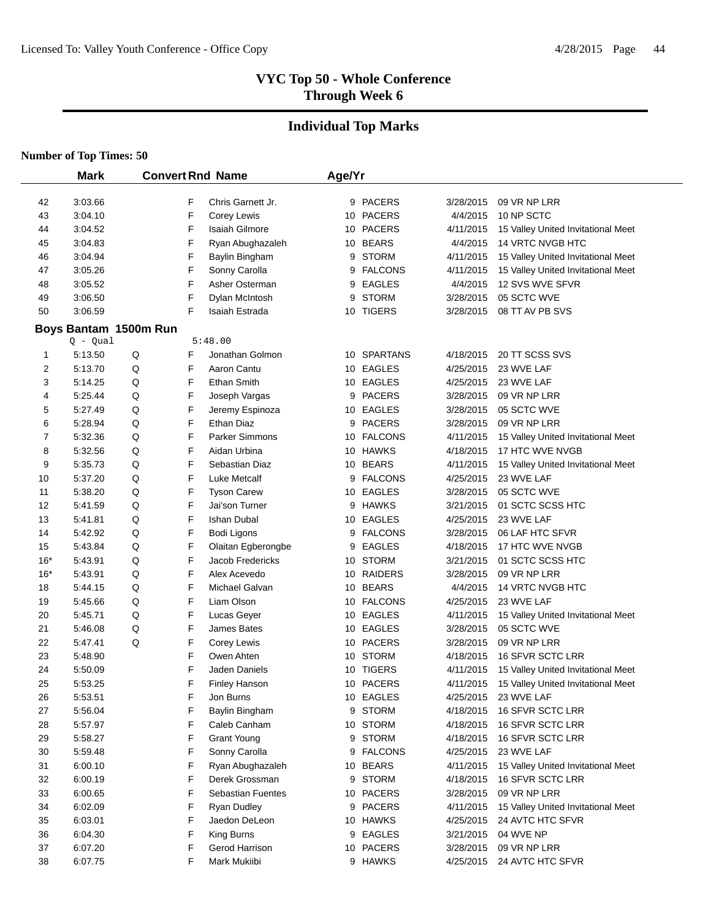# VYC Top 50 - Whole Conference
## Through Week 6

## Individual Top Marks

**Number of Top Times: 50**

| | Mark | Convert | Rnd | Name | Age/Yr | Team | Date | Meet |
|---|---|---|---|---|---|---|---|---|
| 42 | 3:03.66 | | F | Chris Garnett Jr. | 9 | PACERS | 3/28/2015 | 09 VR NP LRR |
| 43 | 3:04.10 | | F | Corey Lewis | 10 | PACERS | 4/4/2015 | 10 NP SCTC |
| 44 | 3:04.52 | | F | Isaiah Gilmore | 10 | PACERS | 4/11/2015 | 15 Valley United Invitational Meet |
| 45 | 3:04.83 | | F | Ryan Abughazaleh | 10 | BEARS | 4/4/2015 | 14 VRTC NVGB HTC |
| 46 | 3:04.94 | | F | Baylin Bingham | 9 | STORM | 4/11/2015 | 15 Valley United Invitational Meet |
| 47 | 3:05.26 | | F | Sonny Carolla | 9 | FALCONS | 4/11/2015 | 15 Valley United Invitational Meet |
| 48 | 3:05.52 | | F | Asher Osterman | 9 | EAGLES | 4/4/2015 | 12 SVS WVE SFVR |
| 49 | 3:06.50 | | F | Dylan McIntosh | 9 | STORM | 3/28/2015 | 05 SCTC WVE |
| 50 | 3:06.59 | | F | Isaiah Estrada | 10 | TIGERS | 3/28/2015 | 08 TT AV PB SVS |

### Boys Bantam 1500m Run

Q - Qual 5:48.00

| | Mark | Convert | Rnd | Name | Age/Yr | Team | Date | Meet |
|---|---|---|---|---|---|---|---|---|
| 1 | 5:13.50 | Q | F | Jonathan Golmon | 10 | SPARTANS | 4/18/2015 | 20 TT SCSS SVS |
| 2 | 5:13.70 | Q | F | Aaron Cantu | 10 | EAGLES | 4/25/2015 | 23 WVE LAF |
| 3 | 5:14.25 | Q | F | Ethan Smith | 10 | EAGLES | 4/25/2015 | 23 WVE LAF |
| 4 | 5:25.44 | Q | F | Joseph Vargas | 9 | PACERS | 3/28/2015 | 09 VR NP LRR |
| 5 | 5:27.49 | Q | F | Jeremy Espinoza | 10 | EAGLES | 3/28/2015 | 05 SCTC WVE |
| 6 | 5:28.94 | Q | F | Ethan Diaz | 9 | PACERS | 3/28/2015 | 09 VR NP LRR |
| 7 | 5:32.36 | Q | F | Parker Simmons | 10 | FALCONS | 4/11/2015 | 15 Valley United Invitational Meet |
| 8 | 5:32.56 | Q | F | Aidan Urbina | 10 | HAWKS | 4/18/2015 | 17 HTC WVE NVGB |
| 9 | 5:35.73 | Q | F | Sebastian Diaz | 10 | BEARS | 4/11/2015 | 15 Valley United Invitational Meet |
| 10 | 5:37.20 | Q | F | Luke Metcalf | 9 | FALCONS | 4/25/2015 | 23 WVE LAF |
| 11 | 5:38.20 | Q | F | Tyson Carew | 10 | EAGLES | 3/28/2015 | 05 SCTC WVE |
| 12 | 5:41.59 | Q | F | Jai'son Turner | 9 | HAWKS | 3/21/2015 | 01 SCTC SCSS HTC |
| 13 | 5:41.81 | Q | F | Ishan Dubal | 10 | EAGLES | 4/25/2015 | 23 WVE LAF |
| 14 | 5:42.92 | Q | F | Bodi Ligons | 9 | FALCONS | 3/28/2015 | 06 LAF HTC SFVR |
| 15 | 5:43.84 | Q | F | Olaitan Egberongbe | 9 | EAGLES | 4/18/2015 | 17 HTC WVE NVGB |
| 16* | 5:43.91 | Q | F | Jacob Fredericks | 10 | STORM | 3/21/2015 | 01 SCTC SCSS HTC |
| 16* | 5:43.91 | Q | F | Alex Acevedo | 10 | RAIDERS | 3/28/2015 | 09 VR NP LRR |
| 18 | 5:44.15 | Q | F | Michael Galvan | 10 | BEARS | 4/4/2015 | 14 VRTC NVGB HTC |
| 19 | 5:45.66 | Q | F | Liam Olson | 10 | FALCONS | 4/25/2015 | 23 WVE LAF |
| 20 | 5:45.71 | Q | F | Lucas Geyer | 10 | EAGLES | 4/11/2015 | 15 Valley United Invitational Meet |
| 21 | 5:46.08 | Q | F | James Bates | 10 | EAGLES | 3/28/2015 | 05 SCTC WVE |
| 22 | 5:47.41 | Q | F | Corey Lewis | 10 | PACERS | 3/28/2015 | 09 VR NP LRR |
| 23 | 5:48.90 | | F | Owen Ahten | 10 | STORM | 4/18/2015 | 16 SFVR SCTC LRR |
| 24 | 5:50.09 | | F | Jaden Daniels | 10 | TIGERS | 4/11/2015 | 15 Valley United Invitational Meet |
| 25 | 5:53.25 | | F | Finley Hanson | 10 | PACERS | 4/11/2015 | 15 Valley United Invitational Meet |
| 26 | 5:53.51 | | F | Jon Burns | 10 | EAGLES | 4/25/2015 | 23 WVE LAF |
| 27 | 5:56.04 | | F | Baylin Bingham | 9 | STORM | 4/18/2015 | 16 SFVR SCTC LRR |
| 28 | 5:57.97 | | F | Caleb Canham | 10 | STORM | 4/18/2015 | 16 SFVR SCTC LRR |
| 29 | 5:58.27 | | F | Grant Young | 9 | STORM | 4/18/2015 | 16 SFVR SCTC LRR |
| 30 | 5:59.48 | | F | Sonny Carolla | 9 | FALCONS | 4/25/2015 | 23 WVE LAF |
| 31 | 6:00.10 | | F | Ryan Abughazaleh | 10 | BEARS | 4/11/2015 | 15 Valley United Invitational Meet |
| 32 | 6:00.19 | | F | Derek Grossman | 9 | STORM | 4/18/2015 | 16 SFVR SCTC LRR |
| 33 | 6:00.65 | | F | Sebastian Fuentes | 10 | PACERS | 3/28/2015 | 09 VR NP LRR |
| 34 | 6:02.09 | | F | Ryan Dudley | 9 | PACERS | 4/11/2015 | 15 Valley United Invitational Meet |
| 35 | 6:03.01 | | F | Jaedon DeLeon | 10 | HAWKS | 4/25/2015 | 24 AVTC HTC SFVR |
| 36 | 6:04.30 | | F | King Burns | 9 | EAGLES | 3/21/2015 | 04 WVE NP |
| 37 | 6:07.20 | | F | Gerod Harrison | 10 | PACERS | 3/28/2015 | 09 VR NP LRR |
| 38 | 6:07.75 | | F | Mark Mukiibi | 9 | HAWKS | 4/25/2015 | 24 AVTC HTC SFVR |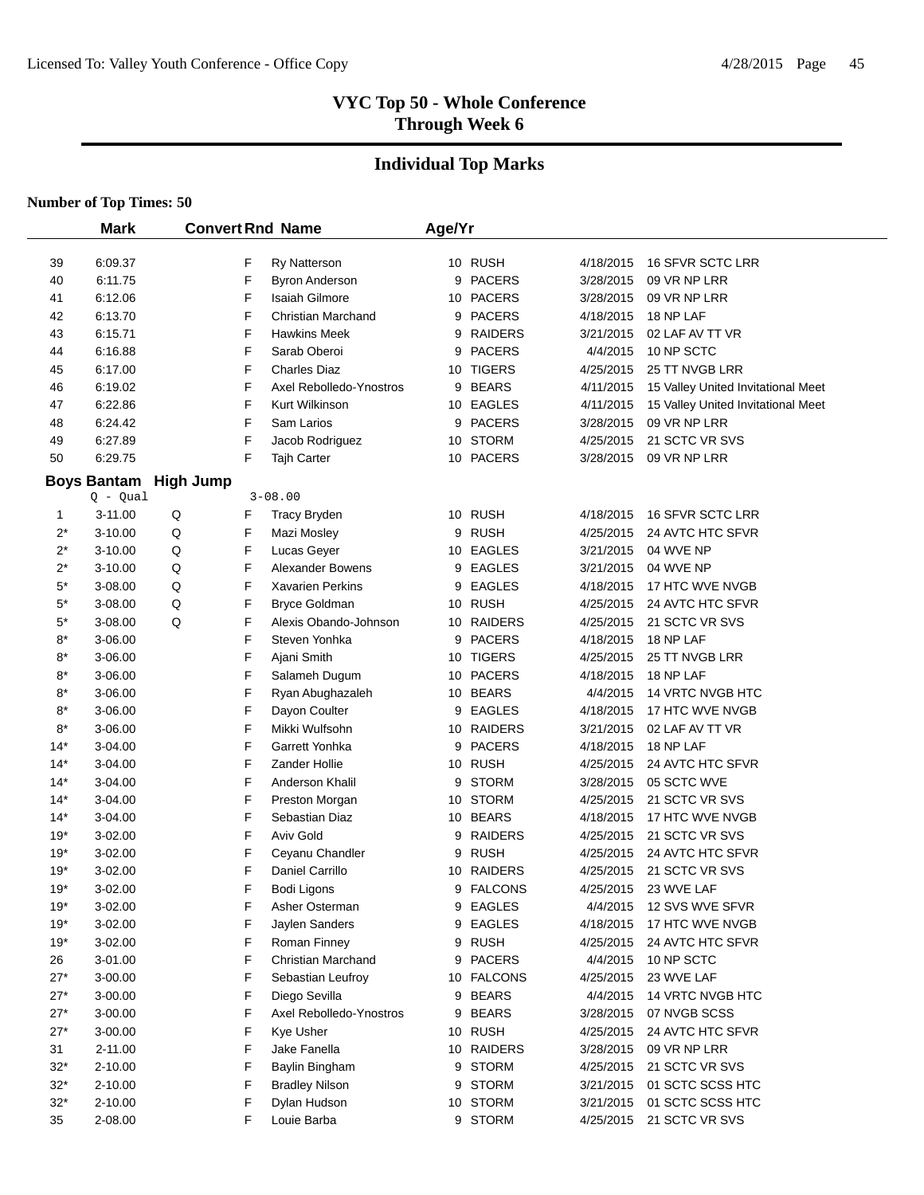# VYC Top 50 - Whole Conference
## Through Week 6

## Individual Top Marks

**Number of Top Times: 50**

| | Mark | Convert | Rnd | Name | Age/Yr | | | |
|---|---|---|---|---|---|---|---|---|
| 39 | 6:09.37 | | F | Ry Natterson | 10 | RUSH | 4/18/2015 | 16 SFVR SCTC LRR |
| 40 | 6:11.75 | | F | Byron Anderson | 9 | PACERS | 3/28/2015 | 09 VR NP LRR |
| 41 | 6:12.06 | | F | Isaiah Gilmore | 10 | PACERS | 3/28/2015 | 09 VR NP LRR |
| 42 | 6:13.70 | | F | Christian Marchand | 9 | PACERS | 4/18/2015 | 18 NP LAF |
| 43 | 6:15.71 | | F | Hawkins Meek | 9 | RAIDERS | 3/21/2015 | 02 LAF AV TT VR |
| 44 | 6:16.88 | | F | Sarab Oberoi | 9 | PACERS | 4/4/2015 | 10 NP SCTC |
| 45 | 6:17.00 | | F | Charles Diaz | 10 | TIGERS | 4/25/2015 | 25 TT NVGB LRR |
| 46 | 6:19.02 | | F | Axel Rebolledo-Ynostros | 9 | BEARS | 4/11/2015 | 15 Valley United Invitational Meet |
| 47 | 6:22.86 | | F | Kurt Wilkinson | 10 | EAGLES | 4/11/2015 | 15 Valley United Invitational Meet |
| 48 | 6:24.42 | | F | Sam Larios | 9 | PACERS | 3/28/2015 | 09 VR NP LRR |
| 49 | 6:27.89 | | F | Jacob Rodriguez | 10 | STORM | 4/25/2015 | 21 SCTC VR SVS |
| 50 | 6:29.75 | | F | Tajh Carter | 10 | PACERS | 3/28/2015 | 09 VR NP LRR |

**Boys Bantam High Jump**

Q - Qual 3-08.00

| | Mark | Convert | Rnd | Name | Age/Yr | | | |
|---|---|---|---|---|---|---|---|---|
| 1 | 3-11.00 | Q | F | Tracy Bryden | 10 | RUSH | 4/18/2015 | 16 SFVR SCTC LRR |
| 2* | 3-10.00 | Q | F | Mazi Mosley | 9 | RUSH | 4/25/2015 | 24 AVTC HTC SFVR |
| 2* | 3-10.00 | Q | F | Lucas Geyer | 10 | EAGLES | 3/21/2015 | 04 WVE NP |
| 2* | 3-10.00 | Q | F | Alexander Bowens | 9 | EAGLES | 3/21/2015 | 04 WVE NP |
| 5* | 3-08.00 | Q | F | Xavarien Perkins | 9 | EAGLES | 4/18/2015 | 17 HTC WVE NVGB |
| 5* | 3-08.00 | Q | F | Bryce Goldman | 10 | RUSH | 4/25/2015 | 24 AVTC HTC SFVR |
| 5* | 3-08.00 | Q | F | Alexis Obando-Johnson | 10 | RAIDERS | 4/25/2015 | 21 SCTC VR SVS |
| 8* | 3-06.00 | | F | Steven Yonhka | 9 | PACERS | 4/18/2015 | 18 NP LAF |
| 8* | 3-06.00 | | F | Ajani Smith | 10 | TIGERS | 4/25/2015 | 25 TT NVGB LRR |
| 8* | 3-06.00 | | F | Salameh Dugum | 10 | PACERS | 4/18/2015 | 18 NP LAF |
| 8* | 3-06.00 | | F | Ryan Abughazaleh | 10 | BEARS | 4/4/2015 | 14 VRTC NVGB HTC |
| 8* | 3-06.00 | | F | Dayon Coulter | 9 | EAGLES | 4/18/2015 | 17 HTC WVE NVGB |
| 8* | 3-06.00 | | F | Mikki Wulfsohn | 10 | RAIDERS | 3/21/2015 | 02 LAF AV TT VR |
| 14* | 3-04.00 | | F | Garrett Yonhka | 9 | PACERS | 4/18/2015 | 18 NP LAF |
| 14* | 3-04.00 | | F | Zander Hollie | 10 | RUSH | 4/25/2015 | 24 AVTC HTC SFVR |
| 14* | 3-04.00 | | F | Anderson Khalil | 9 | STORM | 3/28/2015 | 05 SCTC WVE |
| 14* | 3-04.00 | | F | Preston Morgan | 10 | STORM | 4/25/2015 | 21 SCTC VR SVS |
| 14* | 3-04.00 | | F | Sebastian Diaz | 10 | BEARS | 4/18/2015 | 17 HTC WVE NVGB |
| 19* | 3-02.00 | | F | Aviv Gold | 9 | RAIDERS | 4/25/2015 | 21 SCTC VR SVS |
| 19* | 3-02.00 | | F | Ceyanu Chandler | 9 | RUSH | 4/25/2015 | 24 AVTC HTC SFVR |
| 19* | 3-02.00 | | F | Daniel Carrillo | 10 | RAIDERS | 4/25/2015 | 21 SCTC VR SVS |
| 19* | 3-02.00 | | F | Bodi Ligons | 9 | FALCONS | 4/25/2015 | 23 WVE LAF |
| 19* | 3-02.00 | | F | Asher Osterman | 9 | EAGLES | 4/4/2015 | 12 SVS WVE SFVR |
| 19* | 3-02.00 | | F | Jaylen Sanders | 9 | EAGLES | 4/18/2015 | 17 HTC WVE NVGB |
| 19* | 3-02.00 | | F | Roman Finney | 9 | RUSH | 4/25/2015 | 24 AVTC HTC SFVR |
| 26 | 3-01.00 | | F | Christian Marchand | 9 | PACERS | 4/4/2015 | 10 NP SCTC |
| 27* | 3-00.00 | | F | Sebastian Leufroy | 10 | FALCONS | 4/25/2015 | 23 WVE LAF |
| 27* | 3-00.00 | | F | Diego Sevilla | 9 | BEARS | 4/4/2015 | 14 VRTC NVGB HTC |
| 27* | 3-00.00 | | F | Axel Rebolledo-Ynostros | 9 | BEARS | 3/28/2015 | 07 NVGB SCSS |
| 27* | 3-00.00 | | F | Kye Usher | 10 | RUSH | 4/25/2015 | 24 AVTC HTC SFVR |
| 31 | 2-11.00 | | F | Jake Fanella | 10 | RAIDERS | 3/28/2015 | 09 VR NP LRR |
| 32* | 2-10.00 | | F | Baylin Bingham | 9 | STORM | 4/25/2015 | 21 SCTC VR SVS |
| 32* | 2-10.00 | | F | Bradley Nilson | 9 | STORM | 3/21/2015 | 01 SCTC SCSS HTC |
| 32* | 2-10.00 | | F | Dylan Hudson | 10 | STORM | 3/21/2015 | 01 SCTC SCSS HTC |
| 35 | 2-08.00 | | F | Louie Barba | 9 | STORM | 4/25/2015 | 21 SCTC VR SVS |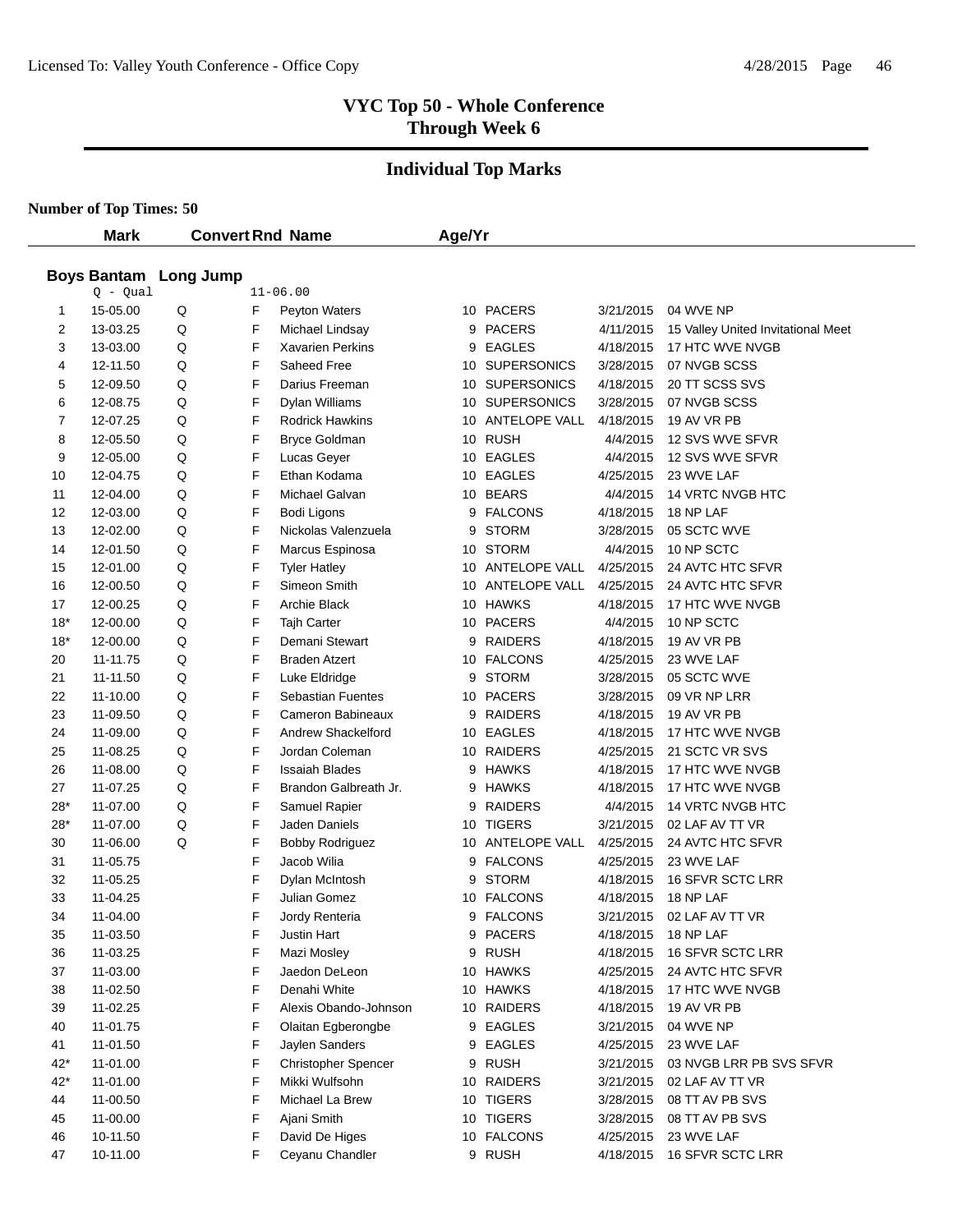# VYC Top 50 - Whole Conference
## Through Week 6

## Individual Top Marks

**Number of Top Times: 50**

### Boys Bantam Long Jump

Q - Qual 11-06.00

| | Mark | Convert | Rnd | Name | Age/Yr | Team | Date | Meet |
|---|---|---|---|---|---|---|---|---|
| 1 | 15-05.00 | Q | F | Peyton Waters | 10 | PACERS | 3/21/2015 | 04 WVE NP |
| 2 | 13-03.25 | Q | F | Michael Lindsay | 9 | PACERS | 4/11/2015 | 15 Valley United Invitational Meet |
| 3 | 13-03.00 | Q | F | Xavarien Perkins | 9 | EAGLES | 4/18/2015 | 17 HTC WVE NVGB |
| 4 | 12-11.50 | Q | F | Saheed Free | 10 | SUPERSONICS | 3/28/2015 | 07 NVGB SCSS |
| 5 | 12-09.50 | Q | F | Darius Freeman | 10 | SUPERSONICS | 4/18/2015 | 20 TT SCSS SVS |
| 6 | 12-08.75 | Q | F | Dylan Williams | 10 | SUPERSONICS | 3/28/2015 | 07 NVGB SCSS |
| 7 | 12-07.25 | Q | F | Rodrick Hawkins | 10 | ANTELOPE VALL | 4/18/2015 | 19 AV VR PB |
| 8 | 12-05.50 | Q | F | Bryce Goldman | 10 | RUSH | 4/4/2015 | 12 SVS WVE SFVR |
| 9 | 12-05.00 | Q | F | Lucas Geyer | 10 | EAGLES | 4/4/2015 | 12 SVS WVE SFVR |
| 10 | 12-04.75 | Q | F | Ethan Kodama | 10 | EAGLES | 4/25/2015 | 23 WVE LAF |
| 11 | 12-04.00 | Q | F | Michael Galvan | 10 | BEARS | 4/4/2015 | 14 VRTC NVGB HTC |
| 12 | 12-03.00 | Q | F | Bodi Ligons | 9 | FALCONS | 4/18/2015 | 18 NP LAF |
| 13 | 12-02.00 | Q | F | Nickolas Valenzuela | 9 | STORM | 3/28/2015 | 05 SCTC WVE |
| 14 | 12-01.50 | Q | F | Marcus Espinosa | 10 | STORM | 4/4/2015 | 10 NP SCTC |
| 15 | 12-01.00 | Q | F | Tyler Hatley | 10 | ANTELOPE VALL | 4/25/2015 | 24 AVTC HTC SFVR |
| 16 | 12-00.50 | Q | F | Simeon Smith | 10 | ANTELOPE VALL | 4/25/2015 | 24 AVTC HTC SFVR |
| 17 | 12-00.25 | Q | F | Archie Black | 10 | HAWKS | 4/18/2015 | 17 HTC WVE NVGB |
| 18* | 12-00.00 | Q | F | Tajh Carter | 10 | PACERS | 4/4/2015 | 10 NP SCTC |
| 18* | 12-00.00 | Q | F | Demani Stewart | 9 | RAIDERS | 4/18/2015 | 19 AV VR PB |
| 20 | 11-11.75 | Q | F | Braden Atzert | 10 | FALCONS | 4/25/2015 | 23 WVE LAF |
| 21 | 11-11.50 | Q | F | Luke Eldridge | 9 | STORM | 3/28/2015 | 05 SCTC WVE |
| 22 | 11-10.00 | Q | F | Sebastian Fuentes | 10 | PACERS | 3/28/2015 | 09 VR NP LRR |
| 23 | 11-09.50 | Q | F | Cameron Babineaux | 9 | RAIDERS | 4/18/2015 | 19 AV VR PB |
| 24 | 11-09.00 | Q | F | Andrew Shackelford | 10 | EAGLES | 4/18/2015 | 17 HTC WVE NVGB |
| 25 | 11-08.25 | Q | F | Jordan Coleman | 10 | RAIDERS | 4/25/2015 | 21 SCTC VR SVS |
| 26 | 11-08.00 | Q | F | Issaiah Blades | 9 | HAWKS | 4/18/2015 | 17 HTC WVE NVGB |
| 27 | 11-07.25 | Q | F | Brandon Galbreath Jr. | 9 | HAWKS | 4/18/2015 | 17 HTC WVE NVGB |
| 28* | 11-07.00 | Q | F | Samuel Rapier | 9 | RAIDERS | 4/4/2015 | 14 VRTC NVGB HTC |
| 28* | 11-07.00 | Q | F | Jaden Daniels | 10 | TIGERS | 3/21/2015 | 02 LAF AV TT VR |
| 30 | 11-06.00 | Q | F | Bobby Rodriguez | 10 | ANTELOPE VALL | 4/25/2015 | 24 AVTC HTC SFVR |
| 31 | 11-05.75 | | F | Jacob Wilia | 9 | FALCONS | 4/25/2015 | 23 WVE LAF |
| 32 | 11-05.25 | | F | Dylan McIntosh | 9 | STORM | 4/18/2015 | 16 SFVR SCTC LRR |
| 33 | 11-04.25 | | F | Julian Gomez | 10 | FALCONS | 4/18/2015 | 18 NP LAF |
| 34 | 11-04.00 | | F | Jordy Renteria | 9 | FALCONS | 3/21/2015 | 02 LAF AV TT VR |
| 35 | 11-03.50 | | F | Justin Hart | 9 | PACERS | 4/18/2015 | 18 NP LAF |
| 36 | 11-03.25 | | F | Mazi Mosley | 9 | RUSH | 4/18/2015 | 16 SFVR SCTC LRR |
| 37 | 11-03.00 | | F | Jaedon DeLeon | 10 | HAWKS | 4/25/2015 | 24 AVTC HTC SFVR |
| 38 | 11-02.50 | | F | Denahi White | 10 | HAWKS | 4/18/2015 | 17 HTC WVE NVGB |
| 39 | 11-02.25 | | F | Alexis Obando-Johnson | 10 | RAIDERS | 4/18/2015 | 19 AV VR PB |
| 40 | 11-01.75 | | F | Olaitan Egberongbe | 9 | EAGLES | 3/21/2015 | 04 WVE NP |
| 41 | 11-01.50 | | F | Jaylen Sanders | 9 | EAGLES | 4/25/2015 | 23 WVE LAF |
| 42* | 11-01.00 | | F | Christopher Spencer | 9 | RUSH | 3/21/2015 | 03 NVGB LRR PB SVS SFVR |
| 42* | 11-01.00 | | F | Mikki Wulfsohn | 10 | RAIDERS | 3/21/2015 | 02 LAF AV TT VR |
| 44 | 11-00.50 | | F | Michael La Brew | 10 | TIGERS | 3/28/2015 | 08 TT AV PB SVS |
| 45 | 11-00.00 | | F | Ajani Smith | 10 | TIGERS | 3/28/2015 | 08 TT AV PB SVS |
| 46 | 10-11.50 | | F | David De Higes | 10 | FALCONS | 4/25/2015 | 23 WVE LAF |
| 47 | 10-11.00 | | F | Ceyanu Chandler | 9 | RUSH | 4/18/2015 | 16 SFVR SCTC LRR |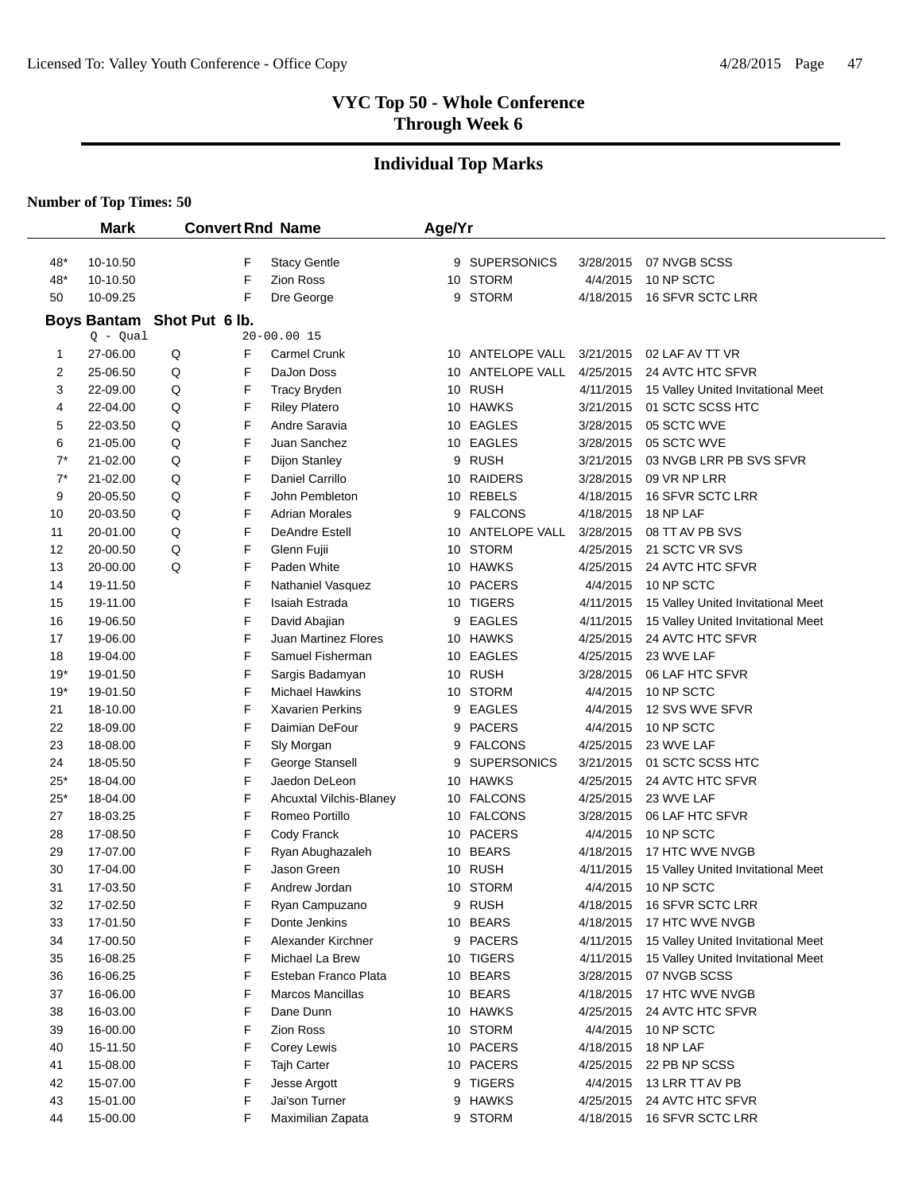# VYC Top 50 - Whole Conference
## Through Week 6

## Individual Top Marks

**Number of Top Times: 50**

| | Mark | Convert | Rnd | Name | Age/Yr | Team | Date | Meet |
|---|---|---|---|---|---|---|---|---|
| 48* | 10-10.50 | | F | Stacy Gentle | 9 | SUPERSONICS | 3/28/2015 | 07 NVGB SCSS |
| 48* | 10-10.50 | | F | Zion Ross | 10 | STORM | 4/4/2015 | 10 NP SCTC |
| 50 | 10-09.25 | | F | Dre George | 9 | STORM | 4/18/2015 | 16 SFVR SCTC LRR |

**Boys Bantam Shot Put 6 lb.**

Q - Qual 20-00.00 15

| | Mark | Convert | Rnd | Name | Age/Yr | Team | Date | Meet |
|---|---|---|---|---|---|---|---|---|
| 1 | 27-06.00 | Q | F | Carmel Crunk | 10 | ANTELOPE VALL | 3/21/2015 | 02 LAF AV TT VR |
| 2 | 25-06.50 | Q | F | DaJon Doss | 10 | ANTELOPE VALL | 4/25/2015 | 24 AVTC HTC SFVR |
| 3 | 22-09.00 | Q | F | Tracy Bryden | 10 | RUSH | 4/11/2015 | 15 Valley United Invitational Meet |
| 4 | 22-04.00 | Q | F | Riley Platero | 10 | HAWKS | 3/21/2015 | 01 SCTC SCSS HTC |
| 5 | 22-03.50 | Q | F | Andre Saravia | 10 | EAGLES | 3/28/2015 | 05 SCTC WVE |
| 6 | 21-05.00 | Q | F | Juan Sanchez | 10 | EAGLES | 3/28/2015 | 05 SCTC WVE |
| 7* | 21-02.00 | Q | F | Dijon Stanley | 9 | RUSH | 3/21/2015 | 03 NVGB LRR PB SVS SFVR |
| 7* | 21-02.00 | Q | F | Daniel Carrillo | 10 | RAIDERS | 3/28/2015 | 09 VR NP LRR |
| 9 | 20-05.50 | Q | F | John Pembleton | 10 | REBELS | 4/18/2015 | 16 SFVR SCTC LRR |
| 10 | 20-03.50 | Q | F | Adrian Morales | 9 | FALCONS | 4/18/2015 | 18 NP LAF |
| 11 | 20-01.00 | Q | F | DeAndre Estell | 10 | ANTELOPE VALL | 3/28/2015 | 08 TT AV PB SVS |
| 12 | 20-00.50 | Q | F | Glenn Fujii | 10 | STORM | 4/25/2015 | 21 SCTC VR SVS |
| 13 | 20-00.00 | Q | F | Paden White | 10 | HAWKS | 4/25/2015 | 24 AVTC HTC SFVR |
| 14 | 19-11.50 | | F | Nathaniel Vasquez | 10 | PACERS | 4/4/2015 | 10 NP SCTC |
| 15 | 19-11.00 | | F | Isaiah Estrada | 10 | TIGERS | 4/11/2015 | 15 Valley United Invitational Meet |
| 16 | 19-06.50 | | F | David Abajian | 9 | EAGLES | 4/11/2015 | 15 Valley United Invitational Meet |
| 17 | 19-06.00 | | F | Juan Martinez Flores | 10 | HAWKS | 4/25/2015 | 24 AVTC HTC SFVR |
| 18 | 19-04.00 | | F | Samuel Fisherman | 10 | EAGLES | 4/25/2015 | 23 WVE LAF |
| 19* | 19-01.50 | | F | Sargis Badamyan | 10 | RUSH | 3/28/2015 | 06 LAF HTC SFVR |
| 19* | 19-01.50 | | F | Michael Hawkins | 10 | STORM | 4/4/2015 | 10 NP SCTC |
| 21 | 18-10.00 | | F | Xavarien Perkins | 9 | EAGLES | 4/4/2015 | 12 SVS WVE SFVR |
| 22 | 18-09.00 | | F | Daimian DeFour | 9 | PACERS | 4/4/2015 | 10 NP SCTC |
| 23 | 18-08.00 | | F | Sly Morgan | 9 | FALCONS | 4/25/2015 | 23 WVE LAF |
| 24 | 18-05.50 | | F | George Stansell | 9 | SUPERSONICS | 3/21/2015 | 01 SCTC SCSS HTC |
| 25* | 18-04.00 | | F | Jaedon DeLeon | 10 | HAWKS | 4/25/2015 | 24 AVTC HTC SFVR |
| 25* | 18-04.00 | | F | Ahcuxtal Vilchis-Blaney | 10 | FALCONS | 4/25/2015 | 23 WVE LAF |
| 27 | 18-03.25 | | F | Romeo Portillo | 10 | FALCONS | 3/28/2015 | 06 LAF HTC SFVR |
| 28 | 17-08.50 | | F | Cody Franck | 10 | PACERS | 4/4/2015 | 10 NP SCTC |
| 29 | 17-07.00 | | F | Ryan Abughazaleh | 10 | BEARS | 4/18/2015 | 17 HTC WVE NVGB |
| 30 | 17-04.00 | | F | Jason Green | 10 | RUSH | 4/11/2015 | 15 Valley United Invitational Meet |
| 31 | 17-03.50 | | F | Andrew Jordan | 10 | STORM | 4/4/2015 | 10 NP SCTC |
| 32 | 17-02.50 | | F | Ryan Campuzano | 9 | RUSH | 4/18/2015 | 16 SFVR SCTC LRR |
| 33 | 17-01.50 | | F | Donte Jenkins | 10 | BEARS | 4/18/2015 | 17 HTC WVE NVGB |
| 34 | 17-00.50 | | F | Alexander Kirchner | 9 | PACERS | 4/11/2015 | 15 Valley United Invitational Meet |
| 35 | 16-08.25 | | F | Michael La Brew | 10 | TIGERS | 4/11/2015 | 15 Valley United Invitational Meet |
| 36 | 16-06.25 | | F | Esteban Franco Plata | 10 | BEARS | 3/28/2015 | 07 NVGB SCSS |
| 37 | 16-06.00 | | F | Marcos Mancillas | 10 | BEARS | 4/18/2015 | 17 HTC WVE NVGB |
| 38 | 16-03.00 | | F | Dane Dunn | 10 | HAWKS | 4/25/2015 | 24 AVTC HTC SFVR |
| 39 | 16-00.00 | | F | Zion Ross | 10 | STORM | 4/4/2015 | 10 NP SCTC |
| 40 | 15-11.50 | | F | Corey Lewis | 10 | PACERS | 4/18/2015 | 18 NP LAF |
| 41 | 15-08.00 | | F | Tajh Carter | 10 | PACERS | 4/25/2015 | 22 PB NP SCSS |
| 42 | 15-07.00 | | F | Jesse Argott | 9 | TIGERS | 4/4/2015 | 13 LRR TT AV PB |
| 43 | 15-01.00 | | F | Jai'son Turner | 9 | HAWKS | 4/25/2015 | 24 AVTC HTC SFVR |
| 44 | 15-00.00 | | F | Maximilian Zapata | 9 | STORM | 4/18/2015 | 16 SFVR SCTC LRR |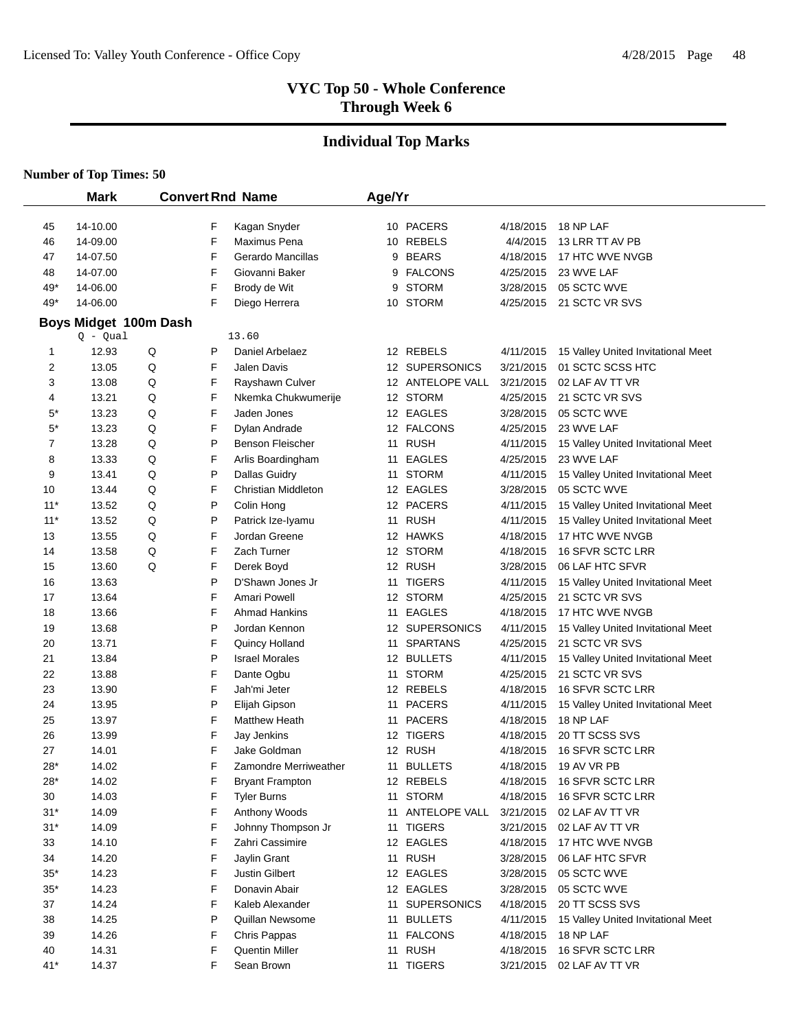## VYC Top 50 - Whole Conference
## Through Week 6

## Individual Top Marks

**Number of Top Times: 50**

| | Mark | Convert | Rnd | Name | Age/Yr | Team | Date | Meet |
|---|---|---|---|---|---|---|---|---|
| 45 | 14-10.00 | | F | Kagan Snyder | 10 | PACERS | 4/18/2015 | 18 NP LAF |
| 46 | 14-09.00 | | F | Maximus Pena | 10 | REBELS | 4/4/2015 | 13 LRR TT AV PB |
| 47 | 14-07.50 | | F | Gerardo Mancillas | 9 | BEARS | 4/18/2015 | 17 HTC WVE NVGB |
| 48 | 14-07.00 | | F | Giovanni Baker | 9 | FALCONS | 4/25/2015 | 23 WVE LAF |
| 49* | 14-06.00 | | F | Brody de Wit | 9 | STORM | 3/28/2015 | 05 SCTC WVE |
| 49* | 14-06.00 | | F | Diego Herrera | 10 | STORM | 4/25/2015 | 21 SCTC VR SVS |

**Boys Midget 100m Dash**

Q - Qual 13.60

| | Mark | Convert | Rnd | Name | Age/Yr | Team | Date | Meet |
|---|---|---|---|---|---|---|---|---|
| 1 | 12.93 | Q | P | Daniel Arbelaez | 12 | REBELS | 4/11/2015 | 15 Valley United Invitational Meet |
| 2 | 13.05 | Q | F | Jalen Davis | 12 | SUPERSONICS | 3/21/2015 | 01 SCTC SCSS HTC |
| 3 | 13.08 | Q | F | Rayshawn Culver | 12 | ANTELOPE VALL | 3/21/2015 | 02 LAF AV TT VR |
| 4 | 13.21 | Q | F | Nkemka Chukwumerije | 12 | STORM | 4/25/2015 | 21 SCTC VR SVS |
| 5* | 13.23 | Q | F | Jaden Jones | 12 | EAGLES | 3/28/2015 | 05 SCTC WVE |
| 5* | 13.23 | Q | F | Dylan Andrade | 12 | FALCONS | 4/25/2015 | 23 WVE LAF |
| 7 | 13.28 | Q | P | Benson Fleischer | 11 | RUSH | 4/11/2015 | 15 Valley United Invitational Meet |
| 8 | 13.33 | Q | F | Arlis Boardingham | 11 | EAGLES | 4/25/2015 | 23 WVE LAF |
| 9 | 13.41 | Q | P | Dallas Guidry | 11 | STORM | 4/11/2015 | 15 Valley United Invitational Meet |
| 10 | 13.44 | Q | F | Christian Middleton | 12 | EAGLES | 3/28/2015 | 05 SCTC WVE |
| 11* | 13.52 | Q | P | Colin Hong | 12 | PACERS | 4/11/2015 | 15 Valley United Invitational Meet |
| 11* | 13.52 | Q | P | Patrick Ize-Iyamu | 11 | RUSH | 4/11/2015 | 15 Valley United Invitational Meet |
| 13 | 13.55 | Q | F | Jordan Greene | 12 | HAWKS | 4/18/2015 | 17 HTC WVE NVGB |
| 14 | 13.58 | Q | F | Zach Turner | 12 | STORM | 4/18/2015 | 16 SFVR SCTC LRR |
| 15 | 13.60 | Q | F | Derek Boyd | 12 | RUSH | 3/28/2015 | 06 LAF HTC SFVR |
| 16 | 13.63 | | P | D'Shawn Jones Jr | 11 | TIGERS | 4/11/2015 | 15 Valley United Invitational Meet |
| 17 | 13.64 | | F | Amari Powell | 12 | STORM | 4/25/2015 | 21 SCTC VR SVS |
| 18 | 13.66 | | F | Ahmad Hankins | 11 | EAGLES | 4/18/2015 | 17 HTC WVE NVGB |
| 19 | 13.68 | | P | Jordan Kennon | 12 | SUPERSONICS | 4/11/2015 | 15 Valley United Invitational Meet |
| 20 | 13.71 | | F | Quincy Holland | 11 | SPARTANS | 4/25/2015 | 21 SCTC VR SVS |
| 21 | 13.84 | | P | Israel Morales | 12 | BULLETS | 4/11/2015 | 15 Valley United Invitational Meet |
| 22 | 13.88 | | F | Dante Ogbu | 11 | STORM | 4/25/2015 | 21 SCTC VR SVS |
| 23 | 13.90 | | F | Jah'mi Jeter | 12 | REBELS | 4/18/2015 | 16 SFVR SCTC LRR |
| 24 | 13.95 | | P | Elijah Gipson | 11 | PACERS | 4/11/2015 | 15 Valley United Invitational Meet |
| 25 | 13.97 | | F | Matthew Heath | 11 | PACERS | 4/18/2015 | 18 NP LAF |
| 26 | 13.99 | | F | Jay Jenkins | 12 | TIGERS | 4/18/2015 | 20 TT SCSS SVS |
| 27 | 14.01 | | F | Jake Goldman | 12 | RUSH | 4/18/2015 | 16 SFVR SCTC LRR |
| 28* | 14.02 | | F | Zamondre Merriweather | 11 | BULLETS | 4/18/2015 | 19 AV VR PB |
| 28* | 14.02 | | F | Bryant Frampton | 12 | REBELS | 4/18/2015 | 16 SFVR SCTC LRR |
| 30 | 14.03 | | F | Tyler Burns | 11 | STORM | 4/18/2015 | 16 SFVR SCTC LRR |
| 31* | 14.09 | | F | Anthony Woods | 11 | ANTELOPE VALL | 3/21/2015 | 02 LAF AV TT VR |
| 31* | 14.09 | | F | Johnny Thompson Jr | 11 | TIGERS | 3/21/2015 | 02 LAF AV TT VR |
| 33 | 14.10 | | F | Zahri Cassimire | 12 | EAGLES | 4/18/2015 | 17 HTC WVE NVGB |
| 34 | 14.20 | | F | Jaylin Grant | 11 | RUSH | 3/28/2015 | 06 LAF HTC SFVR |
| 35* | 14.23 | | F | Justin Gilbert | 12 | EAGLES | 3/28/2015 | 05 SCTC WVE |
| 35* | 14.23 | | F | Donavin Abair | 12 | EAGLES | 3/28/2015 | 05 SCTC WVE |
| 37 | 14.24 | | F | Kaleb Alexander | 11 | SUPERSONICS | 4/18/2015 | 20 TT SCSS SVS |
| 38 | 14.25 | | P | Quillan Newsome | 11 | BULLETS | 4/11/2015 | 15 Valley United Invitational Meet |
| 39 | 14.26 | | F | Chris Pappas | 11 | FALCONS | 4/18/2015 | 18 NP LAF |
| 40 | 14.31 | | F | Quentin Miller | 11 | RUSH | 4/18/2015 | 16 SFVR SCTC LRR |
| 41* | 14.37 | | F | Sean Brown | 11 | TIGERS | 3/21/2015 | 02 LAF AV TT VR |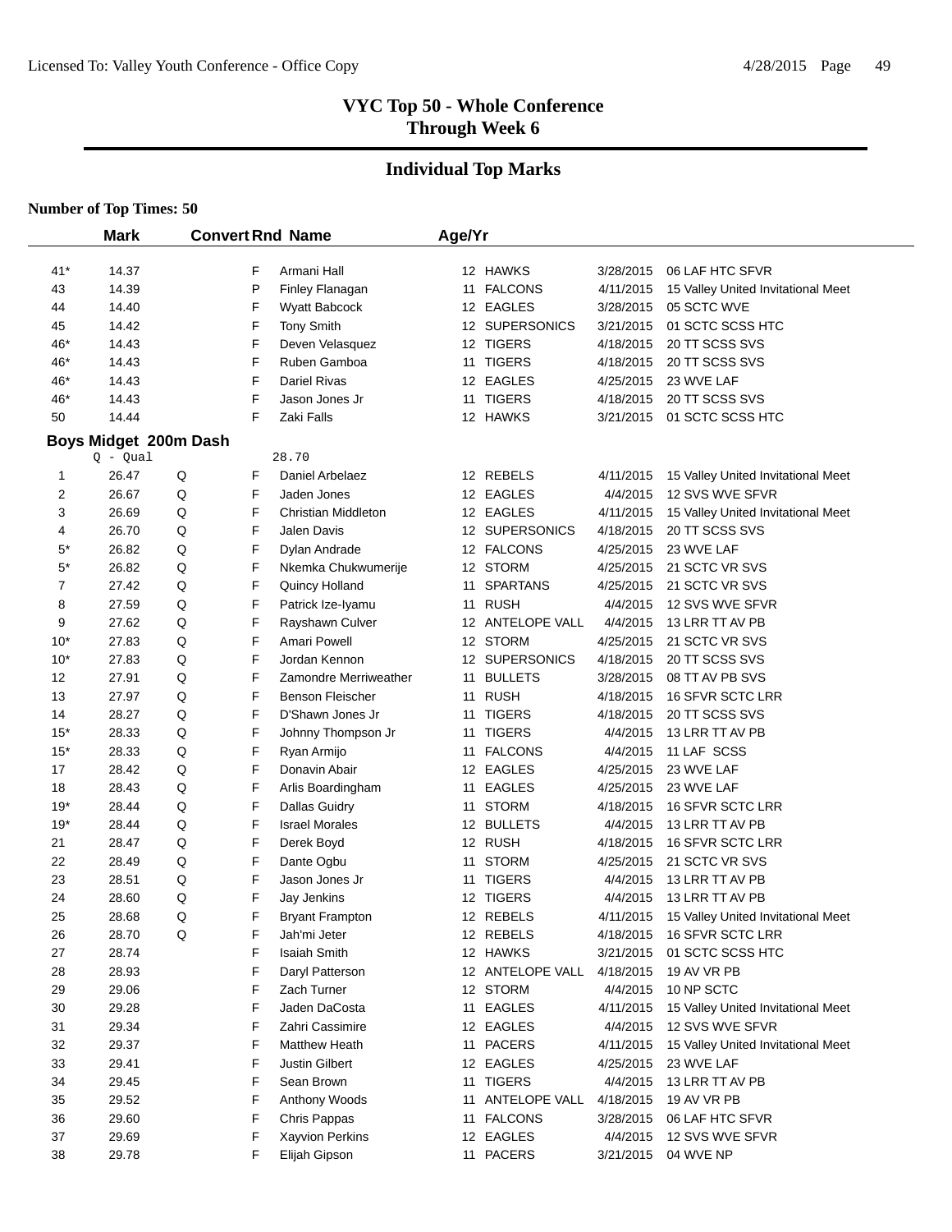**VYC Top 50 - Whole Conference**
**Through Week 6**

## Individual Top Marks

**Number of Top Times: 50**

| | Mark | Convert | Rnd | Name | Age/Yr | Team | Date | Meet |
|---|---|---|---|---|---|---|---|---|
| 41* | 14.37 | | F | Armani Hall | 12 | HAWKS | 3/28/2015 | 06 LAF HTC SFVR |
| 43 | 14.39 | | P | Finley Flanagan | 11 | FALCONS | 4/11/2015 | 15 Valley United Invitational Meet |
| 44 | 14.40 | | F | Wyatt Babcock | 12 | EAGLES | 3/28/2015 | 05 SCTC WVE |
| 45 | 14.42 | | F | Tony Smith | 12 | SUPERSONICS | 3/21/2015 | 01 SCTC SCSS HTC |
| 46* | 14.43 | | F | Deven Velasquez | 12 | TIGERS | 4/18/2015 | 20 TT SCSS SVS |
| 46* | 14.43 | | F | Ruben Gamboa | 11 | TIGERS | 4/18/2015 | 20 TT SCSS SVS |
| 46* | 14.43 | | F | Dariel Rivas | 12 | EAGLES | 4/25/2015 | 23 WVE LAF |
| 46* | 14.43 | | F | Jason Jones Jr | 11 | TIGERS | 4/18/2015 | 20 TT SCSS SVS |
| 50 | 14.44 | | F | Zaki Falls | 12 | HAWKS | 3/21/2015 | 01 SCTC SCSS HTC |

### Boys Midget 200m Dash

Q - Qual 28.70

| | Mark | Convert | Rnd | Name | Age/Yr | Team | Date | Meet |
|---|---|---|---|---|---|---|---|---|
| 1 | 26.47 | Q | F | Daniel Arbelaez | 12 | REBELS | 4/11/2015 | 15 Valley United Invitational Meet |
| 2 | 26.67 | Q | F | Jaden Jones | 12 | EAGLES | 4/4/2015 | 12 SVS WVE SFVR |
| 3 | 26.69 | Q | F | Christian Middleton | 12 | EAGLES | 4/11/2015 | 15 Valley United Invitational Meet |
| 4 | 26.70 | Q | F | Jalen Davis | 12 | SUPERSONICS | 4/18/2015 | 20 TT SCSS SVS |
| 5* | 26.82 | Q | F | Dylan Andrade | 12 | FALCONS | 4/25/2015 | 23 WVE LAF |
| 5* | 26.82 | Q | F | Nkemka Chukwumerije | 12 | STORM | 4/25/2015 | 21 SCTC VR SVS |
| 7 | 27.42 | Q | F | Quincy Holland | 11 | SPARTANS | 4/25/2015 | 21 SCTC VR SVS |
| 8 | 27.59 | Q | F | Patrick Ize-Iyamu | 11 | RUSH | 4/4/2015 | 12 SVS WVE SFVR |
| 9 | 27.62 | Q | F | Rayshawn Culver | 12 | ANTELOPE VALL | 4/4/2015 | 13 LRR TT AV PB |
| 10* | 27.83 | Q | F | Amari Powell | 12 | STORM | 4/25/2015 | 21 SCTC VR SVS |
| 10* | 27.83 | Q | F | Jordan Kennon | 12 | SUPERSONICS | 4/18/2015 | 20 TT SCSS SVS |
| 12 | 27.91 | Q | F | Zamondre Merriweather | 11 | BULLETS | 3/28/2015 | 08 TT AV PB SVS |
| 13 | 27.97 | Q | F | Benson Fleischer | 11 | RUSH | 4/18/2015 | 16 SFVR SCTC LRR |
| 14 | 28.27 | Q | F | D'Shawn Jones Jr | 11 | TIGERS | 4/18/2015 | 20 TT SCSS SVS |
| 15* | 28.33 | Q | F | Johnny Thompson Jr | 11 | TIGERS | 4/4/2015 | 13 LRR TT AV PB |
| 15* | 28.33 | Q | F | Ryan Armijo | 11 | FALCONS | 4/4/2015 | 11 LAF SCSS |
| 17 | 28.42 | Q | F | Donavin Abair | 12 | EAGLES | 4/25/2015 | 23 WVE LAF |
| 18 | 28.43 | Q | F | Arlis Boardingham | 11 | EAGLES | 4/25/2015 | 23 WVE LAF |
| 19* | 28.44 | Q | F | Dallas Guidry | 11 | STORM | 4/18/2015 | 16 SFVR SCTC LRR |
| 19* | 28.44 | Q | F | Israel Morales | 12 | BULLETS | 4/4/2015 | 13 LRR TT AV PB |
| 21 | 28.47 | Q | F | Derek Boyd | 12 | RUSH | 4/18/2015 | 16 SFVR SCTC LRR |
| 22 | 28.49 | Q | F | Dante Ogbu | 11 | STORM | 4/25/2015 | 21 SCTC VR SVS |
| 23 | 28.51 | Q | F | Jason Jones Jr | 11 | TIGERS | 4/4/2015 | 13 LRR TT AV PB |
| 24 | 28.60 | Q | F | Jay Jenkins | 12 | TIGERS | 4/4/2015 | 13 LRR TT AV PB |
| 25 | 28.68 | Q | F | Bryant Frampton | 12 | REBELS | 4/11/2015 | 15 Valley United Invitational Meet |
| 26 | 28.70 | Q | F | Jah'mi Jeter | 12 | REBELS | 4/18/2015 | 16 SFVR SCTC LRR |
| 27 | 28.74 | | F | Isaiah Smith | 12 | HAWKS | 3/21/2015 | 01 SCTC SCSS HTC |
| 28 | 28.93 | | F | Daryl Patterson | 12 | ANTELOPE VALL | 4/18/2015 | 19 AV VR PB |
| 29 | 29.06 | | F | Zach Turner | 12 | STORM | 4/4/2015 | 10 NP SCTC |
| 30 | 29.28 | | F | Jaden DaCosta | 11 | EAGLES | 4/11/2015 | 15 Valley United Invitational Meet |
| 31 | 29.34 | | F | Zahri Cassimire | 12 | EAGLES | 4/4/2015 | 12 SVS WVE SFVR |
| 32 | 29.37 | | F | Matthew Heath | 11 | PACERS | 4/11/2015 | 15 Valley United Invitational Meet |
| 33 | 29.41 | | F | Justin Gilbert | 12 | EAGLES | 4/25/2015 | 23 WVE LAF |
| 34 | 29.45 | | F | Sean Brown | 11 | TIGERS | 4/4/2015 | 13 LRR TT AV PB |
| 35 | 29.52 | | F | Anthony Woods | 11 | ANTELOPE VALL | 4/18/2015 | 19 AV VR PB |
| 36 | 29.60 | | F | Chris Pappas | 11 | FALCONS | 3/28/2015 | 06 LAF HTC SFVR |
| 37 | 29.69 | | F | Xayvion Perkins | 12 | EAGLES | 4/4/2015 | 12 SVS WVE SFVR |
| 38 | 29.78 | | F | Elijah Gipson | 11 | PACERS | 3/21/2015 | 04 WVE NP |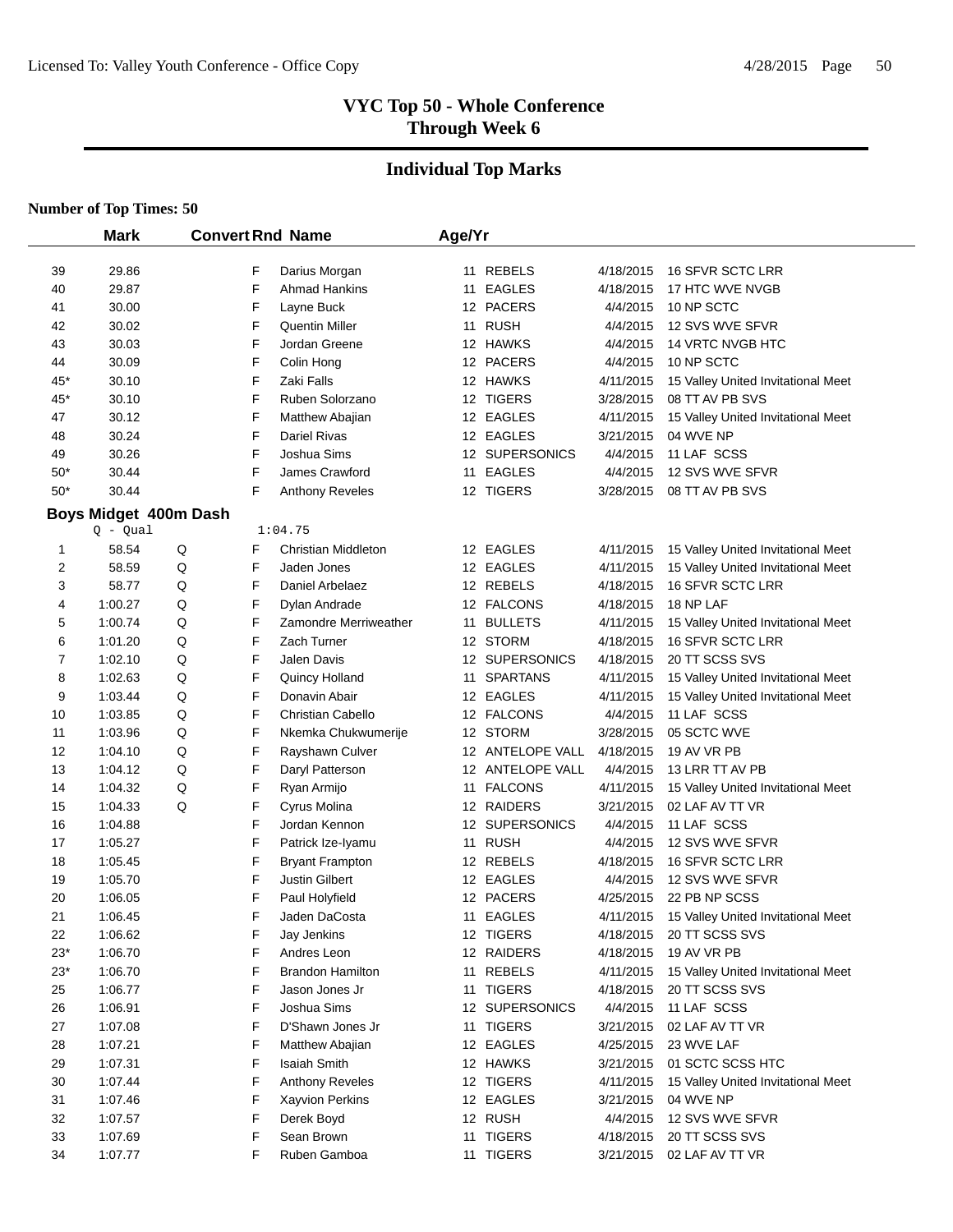# VYC Top 50 - Whole Conference
# Through Week 6

## Individual Top Marks

**Number of Top Times: 50**

| | Mark | Convert | Rnd | Name | Age/Yr | Team | Date | Meet |
|---|---|---|---|---|---|---|---|---|
| 39 | 29.86 | | F | Darius Morgan | 11 | REBELS | 4/18/2015 | 16 SFVR SCTC LRR |
| 40 | 29.87 | | F | Ahmad Hankins | 11 | EAGLES | 4/18/2015 | 17 HTC WVE NVGB |
| 41 | 30.00 | | F | Layne Buck | 12 | PACERS | 4/4/2015 | 10 NP SCTC |
| 42 | 30.02 | | F | Quentin Miller | 11 | RUSH | 4/4/2015 | 12 SVS WVE SFVR |
| 43 | 30.03 | | F | Jordan Greene | 12 | HAWKS | 4/4/2015 | 14 VRTC NVGB HTC |
| 44 | 30.09 | | F | Colin Hong | 12 | PACERS | 4/4/2015 | 10 NP SCTC |
| 45* | 30.10 | | F | Zaki Falls | 12 | HAWKS | 4/11/2015 | 15 Valley United Invitational Meet |
| 45* | 30.10 | | F | Ruben Solorzano | 12 | TIGERS | 3/28/2015 | 08 TT AV PB SVS |
| 47 | 30.12 | | F | Matthew Abajian | 12 | EAGLES | 4/11/2015 | 15 Valley United Invitational Meet |
| 48 | 30.24 | | F | Dariel Rivas | 12 | EAGLES | 3/21/2015 | 04 WVE NP |
| 49 | 30.26 | | F | Joshua Sims | 12 | SUPERSONICS | 4/4/2015 | 11 LAF SCSS |
| 50* | 30.44 | | F | James Crawford | 11 | EAGLES | 4/4/2015 | 12 SVS WVE SFVR |
| 50* | 30.44 | | F | Anthony Reveles | 12 | TIGERS | 3/28/2015 | 08 TT AV PB SVS |

### Boys Midget 400m Dash

Q - Qual 1:04.75

| | Mark | Convert | Rnd | Name | Age/Yr | Team | Date | Meet |
|---|---|---|---|---|---|---|---|---|
| 1 | 58.54 | Q | F | Christian Middleton | 12 | EAGLES | 4/11/2015 | 15 Valley United Invitational Meet |
| 2 | 58.59 | Q | F | Jaden Jones | 12 | EAGLES | 4/11/2015 | 15 Valley United Invitational Meet |
| 3 | 58.77 | Q | F | Daniel Arbelaez | 12 | REBELS | 4/18/2015 | 16 SFVR SCTC LRR |
| 4 | 1:00.27 | Q | F | Dylan Andrade | 12 | FALCONS | 4/18/2015 | 18 NP LAF |
| 5 | 1:00.74 | Q | F | Zamondre Merriweather | 11 | BULLETS | 4/11/2015 | 15 Valley United Invitational Meet |
| 6 | 1:01.20 | Q | F | Zach Turner | 12 | STORM | 4/18/2015 | 16 SFVR SCTC LRR |
| 7 | 1:02.10 | Q | F | Jalen Davis | 12 | SUPERSONICS | 4/18/2015 | 20 TT SCSS SVS |
| 8 | 1:02.63 | Q | F | Quincy Holland | 11 | SPARTANS | 4/11/2015 | 15 Valley United Invitational Meet |
| 9 | 1:03.44 | Q | F | Donavin Abair | 12 | EAGLES | 4/11/2015 | 15 Valley United Invitational Meet |
| 10 | 1:03.85 | Q | F | Christian Cabello | 12 | FALCONS | 4/4/2015 | 11 LAF SCSS |
| 11 | 1:03.96 | Q | F | Nkemka Chukwumerije | 12 | STORM | 3/28/2015 | 05 SCTC WVE |
| 12 | 1:04.10 | Q | F | Rayshawn Culver | 12 | ANTELOPE VALL | 4/18/2015 | 19 AV VR PB |
| 13 | 1:04.12 | Q | F | Daryl Patterson | 12 | ANTELOPE VALL | 4/4/2015 | 13 LRR TT AV PB |
| 14 | 1:04.32 | Q | F | Ryan Armijo | 11 | FALCONS | 4/11/2015 | 15 Valley United Invitational Meet |
| 15 | 1:04.33 | Q | F | Cyrus Molina | 12 | RAIDERS | 3/21/2015 | 02 LAF AV TT VR |
| 16 | 1:04.88 | | F | Jordan Kennon | 12 | SUPERSONICS | 4/4/2015 | 11 LAF SCSS |
| 17 | 1:05.27 | | F | Patrick Ize-Iyamu | 11 | RUSH | 4/4/2015 | 12 SVS WVE SFVR |
| 18 | 1:05.45 | | F | Bryant Frampton | 12 | REBELS | 4/18/2015 | 16 SFVR SCTC LRR |
| 19 | 1:05.70 | | F | Justin Gilbert | 12 | EAGLES | 4/4/2015 | 12 SVS WVE SFVR |
| 20 | 1:06.05 | | F | Paul Holyfield | 12 | PACERS | 4/25/2015 | 22 PB NP SCSS |
| 21 | 1:06.45 | | F | Jaden DaCosta | 11 | EAGLES | 4/11/2015 | 15 Valley United Invitational Meet |
| 22 | 1:06.62 | | F | Jay Jenkins | 12 | TIGERS | 4/18/2015 | 20 TT SCSS SVS |
| 23* | 1:06.70 | | F | Andres Leon | 12 | RAIDERS | 4/18/2015 | 19 AV VR PB |
| 23* | 1:06.70 | | F | Brandon Hamilton | 11 | REBELS | 4/11/2015 | 15 Valley United Invitational Meet |
| 25 | 1:06.77 | | F | Jason Jones Jr | 11 | TIGERS | 4/18/2015 | 20 TT SCSS SVS |
| 26 | 1:06.91 | | F | Joshua Sims | 12 | SUPERSONICS | 4/4/2015 | 11 LAF SCSS |
| 27 | 1:07.08 | | F | D'Shawn Jones Jr | 11 | TIGERS | 3/21/2015 | 02 LAF AV TT VR |
| 28 | 1:07.21 | | F | Matthew Abajian | 12 | EAGLES | 4/25/2015 | 23 WVE LAF |
| 29 | 1:07.31 | | F | Isaiah Smith | 12 | HAWKS | 3/21/2015 | 01 SCTC SCSS HTC |
| 30 | 1:07.44 | | F | Anthony Reveles | 12 | TIGERS | 4/11/2015 | 15 Valley United Invitational Meet |
| 31 | 1:07.46 | | F | Xayvion Perkins | 12 | EAGLES | 3/21/2015 | 04 WVE NP |
| 32 | 1:07.57 | | F | Derek Boyd | 12 | RUSH | 4/4/2015 | 12 SVS WVE SFVR |
| 33 | 1:07.69 | | F | Sean Brown | 11 | TIGERS | 4/18/2015 | 20 TT SCSS SVS |
| 34 | 1:07.77 | | F | Ruben Gamboa | 11 | TIGERS | 3/21/2015 | 02 LAF AV TT VR |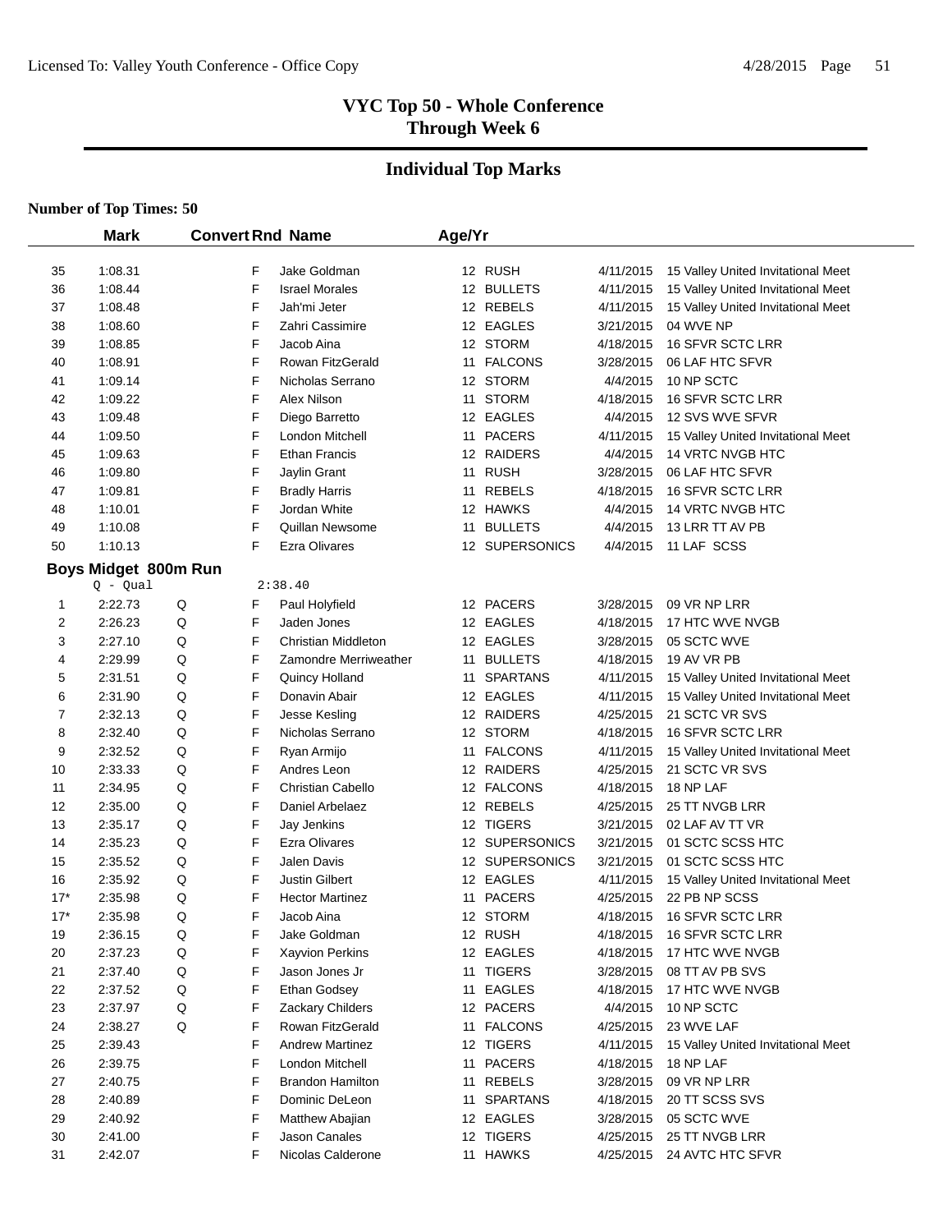# VYC Top 50 - Whole Conference
# Through Week 6

## Individual Top Marks

**Number of Top Times: 50**

| | Mark | Convert | Rnd | Name | Age/Yr | Team | Date | Meet |
|---|---|---|---|---|---|---|---|---|
| 35 | 1:08.31 | | F | Jake Goldman | 12 | RUSH | 4/11/2015 | 15 Valley United Invitational Meet |
| 36 | 1:08.44 | | F | Israel Morales | 12 | BULLETS | 4/11/2015 | 15 Valley United Invitational Meet |
| 37 | 1:08.48 | | F | Jah'mi Jeter | 12 | REBELS | 4/11/2015 | 15 Valley United Invitational Meet |
| 38 | 1:08.60 | | F | Zahri Cassimire | 12 | EAGLES | 3/21/2015 | 04 WVE NP |
| 39 | 1:08.85 | | F | Jacob Aina | 12 | STORM | 4/18/2015 | 16 SFVR SCTC LRR |
| 40 | 1:08.91 | | F | Rowan FitzGerald | 11 | FALCONS | 3/28/2015 | 06 LAF HTC SFVR |
| 41 | 1:09.14 | | F | Nicholas Serrano | 12 | STORM | 4/4/2015 | 10 NP SCTC |
| 42 | 1:09.22 | | F | Alex Nilson | 11 | STORM | 4/18/2015 | 16 SFVR SCTC LRR |
| 43 | 1:09.48 | | F | Diego Barretto | 12 | EAGLES | 4/4/2015 | 12 SVS WVE SFVR |
| 44 | 1:09.50 | | F | London Mitchell | 11 | PACERS | 4/11/2015 | 15 Valley United Invitational Meet |
| 45 | 1:09.63 | | F | Ethan Francis | 12 | RAIDERS | 4/4/2015 | 14 VRTC NVGB HTC |
| 46 | 1:09.80 | | F | Jaylin Grant | 11 | RUSH | 3/28/2015 | 06 LAF HTC SFVR |
| 47 | 1:09.81 | | F | Bradly Harris | 11 | REBELS | 4/18/2015 | 16 SFVR SCTC LRR |
| 48 | 1:10.01 | | F | Jordan White | 12 | HAWKS | 4/4/2015 | 14 VRTC NVGB HTC |
| 49 | 1:10.08 | | F | Quillan Newsome | 11 | BULLETS | 4/4/2015 | 13 LRR TT AV PB |
| 50 | 1:10.13 | | F | Ezra Olivares | 12 | SUPERSONICS | 4/4/2015 | 11 LAF SCSS |

### Boys Midget 800m Run

Q - Qual 2:38.40

| | Mark | Convert | Rnd | Name | Age/Yr | Team | Date | Meet |
|---|---|---|---|---|---|---|---|---|
| 1 | 2:22.73 | Q | F | Paul Holyfield | 12 | PACERS | 3/28/2015 | 09 VR NP LRR |
| 2 | 2:26.23 | Q | F | Jaden Jones | 12 | EAGLES | 4/18/2015 | 17 HTC WVE NVGB |
| 3 | 2:27.10 | Q | F | Christian Middleton | 12 | EAGLES | 3/28/2015 | 05 SCTC WVE |
| 4 | 2:29.99 | Q | F | Zamondre Merriweather | 11 | BULLETS | 4/18/2015 | 19 AV VR PB |
| 5 | 2:31.51 | Q | F | Quincy Holland | 11 | SPARTANS | 4/11/2015 | 15 Valley United Invitational Meet |
| 6 | 2:31.90 | Q | F | Donavin Abair | 12 | EAGLES | 4/11/2015 | 15 Valley United Invitational Meet |
| 7 | 2:32.13 | Q | F | Jesse Kesling | 12 | RAIDERS | 4/25/2015 | 21 SCTC VR SVS |
| 8 | 2:32.40 | Q | F | Nicholas Serrano | 12 | STORM | 4/18/2015 | 16 SFVR SCTC LRR |
| 9 | 2:32.52 | Q | F | Ryan Armijo | 11 | FALCONS | 4/11/2015 | 15 Valley United Invitational Meet |
| 10 | 2:33.33 | Q | F | Andres Leon | 12 | RAIDERS | 4/25/2015 | 21 SCTC VR SVS |
| 11 | 2:34.95 | Q | F | Christian Cabello | 12 | FALCONS | 4/18/2015 | 18 NP LAF |
| 12 | 2:35.00 | Q | F | Daniel Arbelaez | 12 | REBELS | 4/25/2015 | 25 TT NVGB LRR |
| 13 | 2:35.17 | Q | F | Jay Jenkins | 12 | TIGERS | 3/21/2015 | 02 LAF AV TT VR |
| 14 | 2:35.23 | Q | F | Ezra Olivares | 12 | SUPERSONICS | 3/21/2015 | 01 SCTC SCSS HTC |
| 15 | 2:35.52 | Q | F | Jalen Davis | 12 | SUPERSONICS | 3/21/2015 | 01 SCTC SCSS HTC |
| 16 | 2:35.92 | Q | F | Justin Gilbert | 12 | EAGLES | 4/11/2015 | 15 Valley United Invitational Meet |
| 17* | 2:35.98 | Q | F | Hector Martinez | 11 | PACERS | 4/25/2015 | 22 PB NP SCSS |
| 17* | 2:35.98 | Q | F | Jacob Aina | 12 | STORM | 4/18/2015 | 16 SFVR SCTC LRR |
| 19 | 2:36.15 | Q | F | Jake Goldman | 12 | RUSH | 4/18/2015 | 16 SFVR SCTC LRR |
| 20 | 2:37.23 | Q | F | Xayvion Perkins | 12 | EAGLES | 4/18/2015 | 17 HTC WVE NVGB |
| 21 | 2:37.40 | Q | F | Jason Jones Jr | 11 | TIGERS | 3/28/2015 | 08 TT AV PB SVS |
| 22 | 2:37.52 | Q | F | Ethan Godsey | 11 | EAGLES | 4/18/2015 | 17 HTC WVE NVGB |
| 23 | 2:37.97 | Q | F | Zackary Childers | 12 | PACERS | 4/4/2015 | 10 NP SCTC |
| 24 | 2:38.27 | Q | F | Rowan FitzGerald | 11 | FALCONS | 4/25/2015 | 23 WVE LAF |
| 25 | 2:39.43 | | F | Andrew Martinez | 12 | TIGERS | 4/11/2015 | 15 Valley United Invitational Meet |
| 26 | 2:39.75 | | F | London Mitchell | 11 | PACERS | 4/18/2015 | 18 NP LAF |
| 27 | 2:40.75 | | F | Brandon Hamilton | 11 | REBELS | 3/28/2015 | 09 VR NP LRR |
| 28 | 2:40.89 | | F | Dominic DeLeon | 11 | SPARTANS | 4/18/2015 | 20 TT SCSS SVS |
| 29 | 2:40.92 | | F | Matthew Abajian | 12 | EAGLES | 3/28/2015 | 05 SCTC WVE |
| 30 | 2:41.00 | | F | Jason Canales | 12 | TIGERS | 4/25/2015 | 25 TT NVGB LRR |
| 31 | 2:42.07 | | F | Nicolas Calderone | 11 | HAWKS | 4/25/2015 | 24 AVTC HTC SFVR |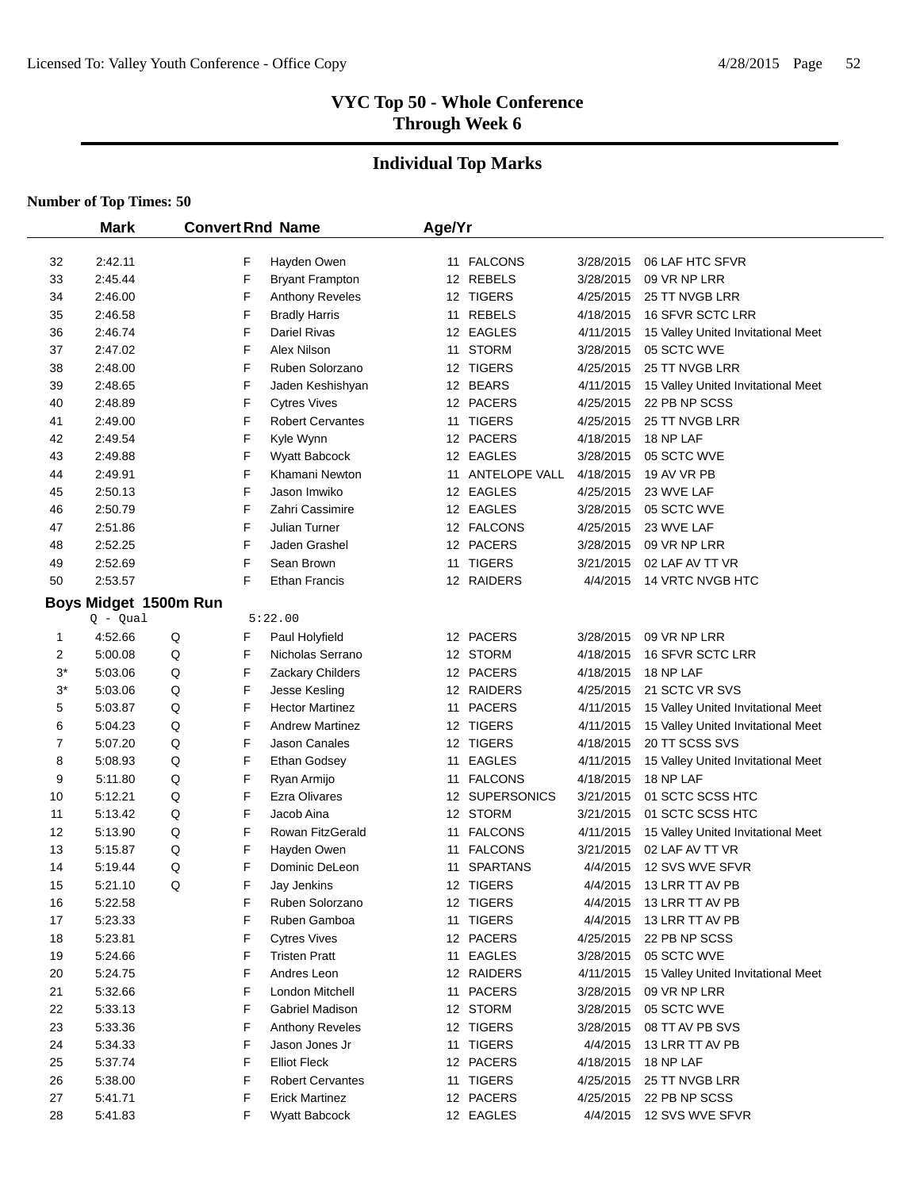# VYC Top 50 - Whole Conference
## Through Week 6

## Individual Top Marks

**Number of Top Times: 50**

| | Mark | Convert | Rnd | Name | Age/Yr | Team | Date | Meet |
|---|---|---|---|---|---|---|---|---|
| 32 | 2:42.11 | | F | Hayden Owen | 11 | FALCONS | 3/28/2015 | 06 LAF HTC SFVR |
| 33 | 2:45.44 | | F | Bryant Frampton | 12 | REBELS | 3/28/2015 | 09 VR NP LRR |
| 34 | 2:46.00 | | F | Anthony Reveles | 12 | TIGERS | 4/25/2015 | 25 TT NVGB LRR |
| 35 | 2:46.58 | | F | Bradly Harris | 11 | REBELS | 4/18/2015 | 16 SFVR SCTC LRR |
| 36 | 2:46.74 | | F | Dariel Rivas | 12 | EAGLES | 4/11/2015 | 15 Valley United Invitational Meet |
| 37 | 2:47.02 | | F | Alex Nilson | 11 | STORM | 3/28/2015 | 05 SCTC WVE |
| 38 | 2:48.00 | | F | Ruben Solorzano | 12 | TIGERS | 4/25/2015 | 25 TT NVGB LRR |
| 39 | 2:48.65 | | F | Jaden Keshishyan | 12 | BEARS | 4/11/2015 | 15 Valley United Invitational Meet |
| 40 | 2:48.89 | | F | Cytres Vives | 12 | PACERS | 4/25/2015 | 22 PB NP SCSS |
| 41 | 2:49.00 | | F | Robert Cervantes | 11 | TIGERS | 4/25/2015 | 25 TT NVGB LRR |
| 42 | 2:49.54 | | F | Kyle Wynn | 12 | PACERS | 4/18/2015 | 18 NP LAF |
| 43 | 2:49.88 | | F | Wyatt Babcock | 12 | EAGLES | 3/28/2015 | 05 SCTC WVE |
| 44 | 2:49.91 | | F | Khamani Newton | 11 | ANTELOPE VALL | 4/18/2015 | 19 AV VR PB |
| 45 | 2:50.13 | | F | Jason Imwiko | 12 | EAGLES | 4/25/2015 | 23 WVE LAF |
| 46 | 2:50.79 | | F | Zahri Cassimire | 12 | EAGLES | 3/28/2015 | 05 SCTC WVE |
| 47 | 2:51.86 | | F | Julian Turner | 12 | FALCONS | 4/25/2015 | 23 WVE LAF |
| 48 | 2:52.25 | | F | Jaden Grashel | 12 | PACERS | 3/28/2015 | 09 VR NP LRR |
| 49 | 2:52.69 | | F | Sean Brown | 11 | TIGERS | 3/21/2015 | 02 LAF AV TT VR |
| 50 | 2:53.57 | | F | Ethan Francis | 12 | RAIDERS | 4/4/2015 | 14 VRTC NVGB HTC |

### Boys Midget 1500m Run

Q - Qual 5:22.00

| | Mark | Convert | Rnd | Name | Age/Yr | Team | Date | Meet |
|---|---|---|---|---|---|---|---|---|
| 1 | 4:52.66 | Q | F | Paul Holyfield | 12 | PACERS | 3/28/2015 | 09 VR NP LRR |
| 2 | 5:00.08 | Q | F | Nicholas Serrano | 12 | STORM | 4/18/2015 | 16 SFVR SCTC LRR |
| 3* | 5:03.06 | Q | F | Zackary Childers | 12 | PACERS | 4/18/2015 | 18 NP LAF |
| 3* | 5:03.06 | Q | F | Jesse Kesling | 12 | RAIDERS | 4/25/2015 | 21 SCTC VR SVS |
| 5 | 5:03.87 | Q | F | Hector Martinez | 11 | PACERS | 4/11/2015 | 15 Valley United Invitational Meet |
| 6 | 5:04.23 | Q | F | Andrew Martinez | 12 | TIGERS | 4/11/2015 | 15 Valley United Invitational Meet |
| 7 | 5:07.20 | Q | F | Jason Canales | 12 | TIGERS | 4/18/2015 | 20 TT SCSS SVS |
| 8 | 5:08.93 | Q | F | Ethan Godsey | 11 | EAGLES | 4/11/2015 | 15 Valley United Invitational Meet |
| 9 | 5:11.80 | Q | F | Ryan Armijo | 11 | FALCONS | 4/18/2015 | 18 NP LAF |
| 10 | 5:12.21 | Q | F | Ezra Olivares | 12 | SUPERSONICS | 3/21/2015 | 01 SCTC SCSS HTC |
| 11 | 5:13.42 | Q | F | Jacob Aina | 12 | STORM | 3/21/2015 | 01 SCTC SCSS HTC |
| 12 | 5:13.90 | Q | F | Rowan FitzGerald | 11 | FALCONS | 4/11/2015 | 15 Valley United Invitational Meet |
| 13 | 5:15.87 | Q | F | Hayden Owen | 11 | FALCONS | 3/21/2015 | 02 LAF AV TT VR |
| 14 | 5:19.44 | Q | F | Dominic DeLeon | 11 | SPARTANS | 4/4/2015 | 12 SVS WVE SFVR |
| 15 | 5:21.10 | Q | F | Jay Jenkins | 12 | TIGERS | 4/4/2015 | 13 LRR TT AV PB |
| 16 | 5:22.58 | | F | Ruben Solorzano | 12 | TIGERS | 4/4/2015 | 13 LRR TT AV PB |
| 17 | 5:23.33 | | F | Ruben Gamboa | 11 | TIGERS | 4/4/2015 | 13 LRR TT AV PB |
| 18 | 5:23.81 | | F | Cytres Vives | 12 | PACERS | 4/25/2015 | 22 PB NP SCSS |
| 19 | 5:24.66 | | F | Tristen Pratt | 11 | EAGLES | 3/28/2015 | 05 SCTC WVE |
| 20 | 5:24.75 | | F | Andres Leon | 12 | RAIDERS | 4/11/2015 | 15 Valley United Invitational Meet |
| 21 | 5:32.66 | | F | London Mitchell | 11 | PACERS | 3/28/2015 | 09 VR NP LRR |
| 22 | 5:33.13 | | F | Gabriel Madison | 12 | STORM | 3/28/2015 | 05 SCTC WVE |
| 23 | 5:33.36 | | F | Anthony Reveles | 12 | TIGERS | 3/28/2015 | 08 TT AV PB SVS |
| 24 | 5:34.33 | | F | Jason Jones Jr | 11 | TIGERS | 4/4/2015 | 13 LRR TT AV PB |
| 25 | 5:37.74 | | F | Elliot Fleck | 12 | PACERS | 4/18/2015 | 18 NP LAF |
| 26 | 5:38.00 | | F | Robert Cervantes | 11 | TIGERS | 4/25/2015 | 25 TT NVGB LRR |
| 27 | 5:41.71 | | F | Erick Martinez | 12 | PACERS | 4/25/2015 | 22 PB NP SCSS |
| 28 | 5:41.83 | | F | Wyatt Babcock | 12 | EAGLES | 4/4/2015 | 12 SVS WVE SFVR |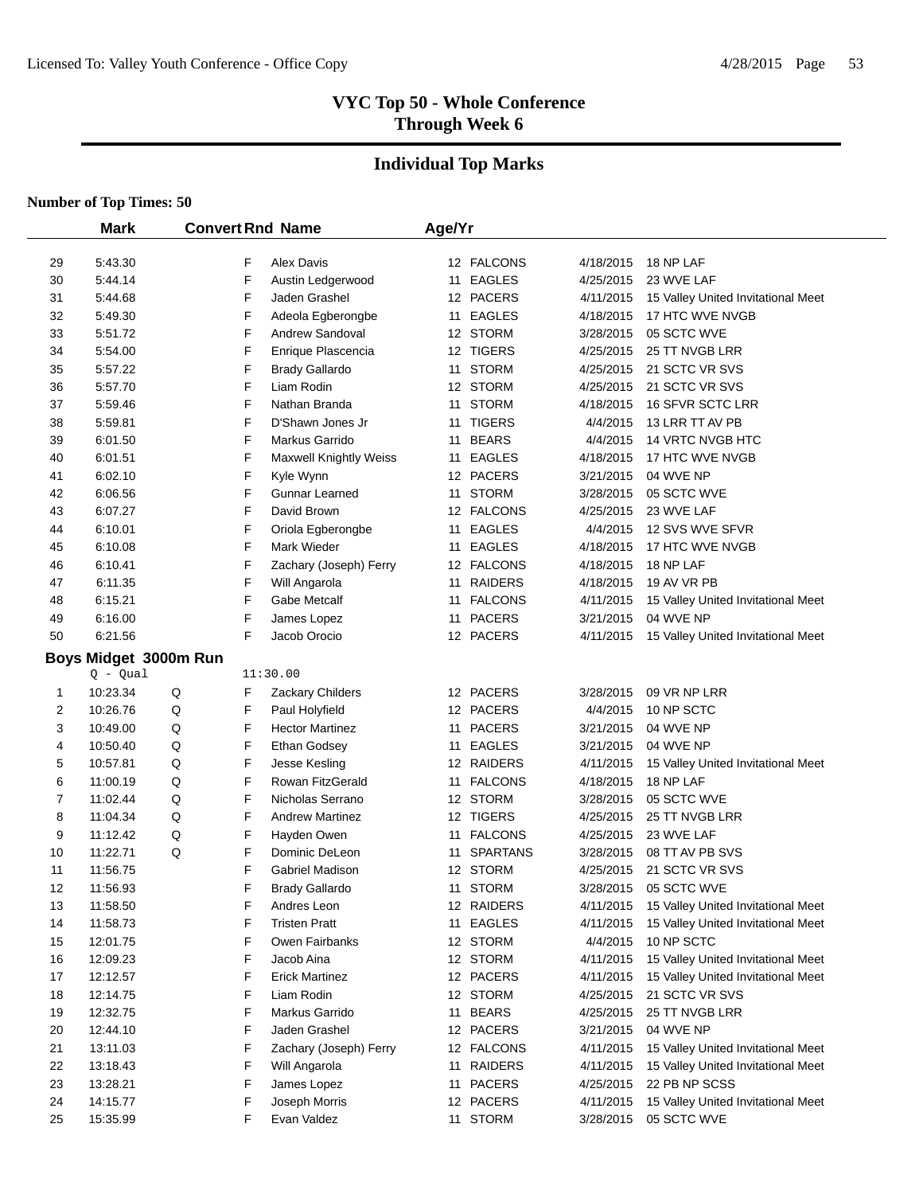# VYC Top 50 - Whole Conference
## Through Week 6

## Individual Top Marks

**Number of Top Times: 50**

| | Mark | Convert | Rnd | Name | Age/Yr | | | |
|---|---|---|---|---|---|---|---|---|
| 29 | 5:43.30 | | F | Alex Davis | 12 | FALCONS | 4/18/2015 | 18 NP LAF |
| 30 | 5:44.14 | | F | Austin Ledgerwood | 11 | EAGLES | 4/25/2015 | 23 WVE LAF |
| 31 | 5:44.68 | | F | Jaden Grashel | 12 | PACERS | 4/11/2015 | 15 Valley United Invitational Meet |
| 32 | 5:49.30 | | F | Adeola Egberongbe | 11 | EAGLES | 4/18/2015 | 17 HTC WVE NVGB |
| 33 | 5:51.72 | | F | Andrew Sandoval | 12 | STORM | 3/28/2015 | 05 SCTC WVE |
| 34 | 5:54.00 | | F | Enrique Plascencia | 12 | TIGERS | 4/25/2015 | 25 TT NVGB LRR |
| 35 | 5:57.22 | | F | Brady Gallardo | 11 | STORM | 4/25/2015 | 21 SCTC VR SVS |
| 36 | 5:57.70 | | F | Liam Rodin | 12 | STORM | 4/25/2015 | 21 SCTC VR SVS |
| 37 | 5:59.46 | | F | Nathan Branda | 11 | STORM | 4/18/2015 | 16 SFVR SCTC LRR |
| 38 | 5:59.81 | | F | D'Shawn Jones Jr | 11 | TIGERS | 4/4/2015 | 13 LRR TT AV PB |
| 39 | 6:01.50 | | F | Markus Garrido | 11 | BEARS | 4/4/2015 | 14 VRTC NVGB HTC |
| 40 | 6:01.51 | | F | Maxwell Knightly Weiss | 11 | EAGLES | 4/18/2015 | 17 HTC WVE NVGB |
| 41 | 6:02.10 | | F | Kyle Wynn | 12 | PACERS | 3/21/2015 | 04 WVE NP |
| 42 | 6:06.56 | | F | Gunnar Learned | 11 | STORM | 3/28/2015 | 05 SCTC WVE |
| 43 | 6:07.27 | | F | David Brown | 12 | FALCONS | 4/25/2015 | 23 WVE LAF |
| 44 | 6:10.01 | | F | Oriola Egberongbe | 11 | EAGLES | 4/4/2015 | 12 SVS WVE SFVR |
| 45 | 6:10.08 | | F | Mark Wieder | 11 | EAGLES | 4/18/2015 | 17 HTC WVE NVGB |
| 46 | 6:10.41 | | F | Zachary (Joseph) Ferry | 12 | FALCONS | 4/18/2015 | 18 NP LAF |
| 47 | 6:11.35 | | F | Will Angarola | 11 | RAIDERS | 4/18/2015 | 19 AV VR PB |
| 48 | 6:15.21 | | F | Gabe Metcalf | 11 | FALCONS | 4/11/2015 | 15 Valley United Invitational Meet |
| 49 | 6:16.00 | | F | James Lopez | 11 | PACERS | 3/21/2015 | 04 WVE NP |
| 50 | 6:21.56 | | F | Jacob Orocio | 12 | PACERS | 4/11/2015 | 15 Valley United Invitational Meet |

### Boys Midget 3000m Run

Q - Qual 11:30.00

| | Mark | Convert | Rnd | Name | Age/Yr | | | |
|---|---|---|---|---|---|---|---|---|
| 1 | 10:23.34 | Q | F | Zackary Childers | 12 | PACERS | 3/28/2015 | 09 VR NP LRR |
| 2 | 10:26.76 | Q | F | Paul Holyfield | 12 | PACERS | 4/4/2015 | 10 NP SCTC |
| 3 | 10:49.00 | Q | F | Hector Martinez | 11 | PACERS | 3/21/2015 | 04 WVE NP |
| 4 | 10:50.40 | Q | F | Ethan Godsey | 11 | EAGLES | 3/21/2015 | 04 WVE NP |
| 5 | 10:57.81 | Q | F | Jesse Kesling | 12 | RAIDERS | 4/11/2015 | 15 Valley United Invitational Meet |
| 6 | 11:00.19 | Q | F | Rowan FitzGerald | 11 | FALCONS | 4/18/2015 | 18 NP LAF |
| 7 | 11:02.44 | Q | F | Nicholas Serrano | 12 | STORM | 3/28/2015 | 05 SCTC WVE |
| 8 | 11:04.34 | Q | F | Andrew Martinez | 12 | TIGERS | 4/25/2015 | 25 TT NVGB LRR |
| 9 | 11:12.42 | Q | F | Hayden Owen | 11 | FALCONS | 4/25/2015 | 23 WVE LAF |
| 10 | 11:22.71 | Q | F | Dominic DeLeon | 11 | SPARTANS | 3/28/2015 | 08 TT AV PB SVS |
| 11 | 11:56.75 | | F | Gabriel Madison | 12 | STORM | 4/25/2015 | 21 SCTC VR SVS |
| 12 | 11:56.93 | | F | Brady Gallardo | 11 | STORM | 3/28/2015 | 05 SCTC WVE |
| 13 | 11:58.50 | | F | Andres Leon | 12 | RAIDERS | 4/11/2015 | 15 Valley United Invitational Meet |
| 14 | 11:58.73 | | F | Tristen Pratt | 11 | EAGLES | 4/11/2015 | 15 Valley United Invitational Meet |
| 15 | 12:01.75 | | F | Owen Fairbanks | 12 | STORM | 4/4/2015 | 10 NP SCTC |
| 16 | 12:09.23 | | F | Jacob Aina | 12 | STORM | 4/11/2015 | 15 Valley United Invitational Meet |
| 17 | 12:12.57 | | F | Erick Martinez | 12 | PACERS | 4/11/2015 | 15 Valley United Invitational Meet |
| 18 | 12:14.75 | | F | Liam Rodin | 12 | STORM | 4/25/2015 | 21 SCTC VR SVS |
| 19 | 12:32.75 | | F | Markus Garrido | 11 | BEARS | 4/25/2015 | 25 TT NVGB LRR |
| 20 | 12:44.10 | | F | Jaden Grashel | 12 | PACERS | 3/21/2015 | 04 WVE NP |
| 21 | 13:11.03 | | F | Zachary (Joseph) Ferry | 12 | FALCONS | 4/11/2015 | 15 Valley United Invitational Meet |
| 22 | 13:18.43 | | F | Will Angarola | 11 | RAIDERS | 4/11/2015 | 15 Valley United Invitational Meet |
| 23 | 13:28.21 | | F | James Lopez | 11 | PACERS | 4/25/2015 | 22 PB NP SCSS |
| 24 | 14:15.77 | | F | Joseph Morris | 12 | PACERS | 4/11/2015 | 15 Valley United Invitational Meet |
| 25 | 15:35.99 | | F | Evan Valdez | 11 | STORM | 3/28/2015 | 05 SCTC WVE |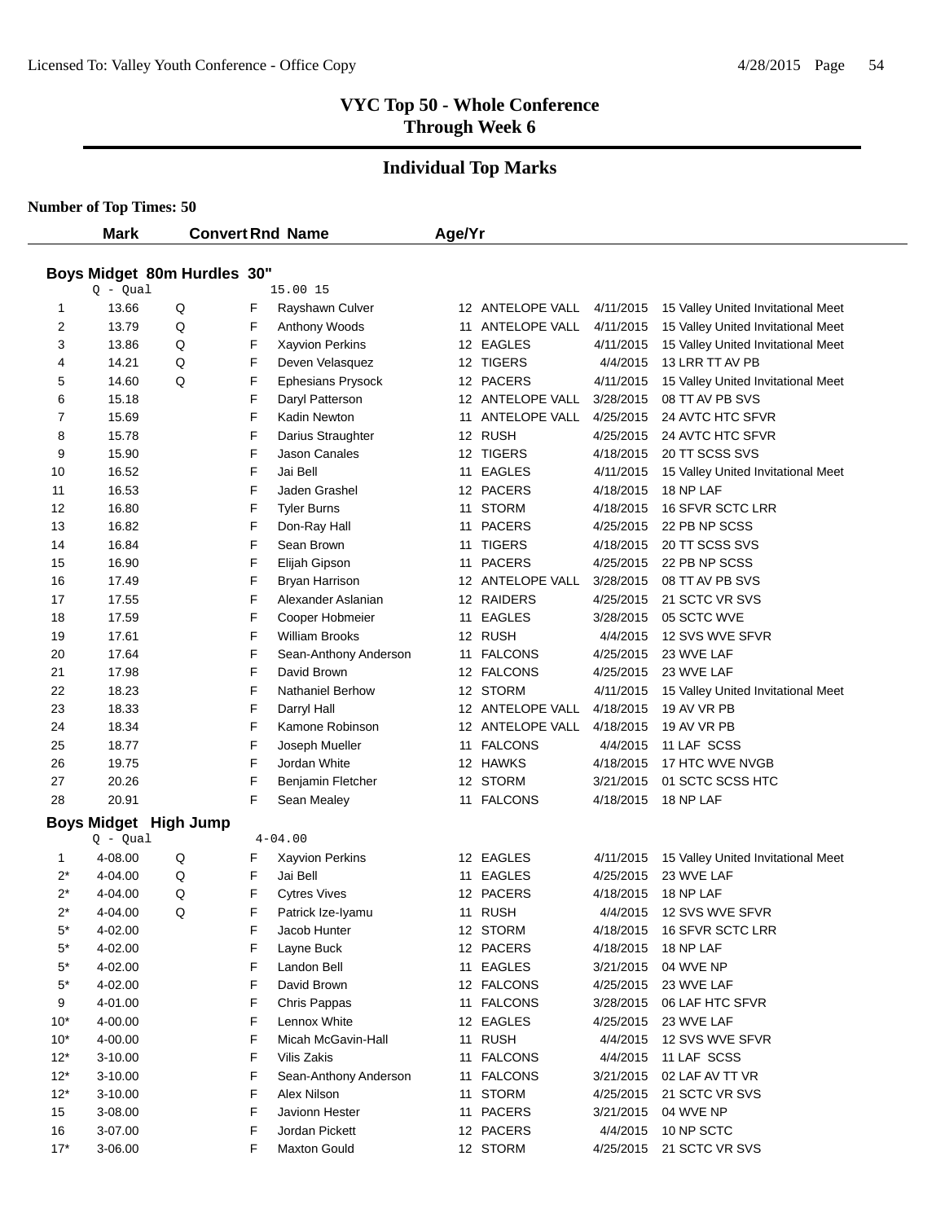# VYC Top 50 - Whole Conference
## Through Week 6

## Individual Top Marks

**Number of Top Times: 50**

### Boys Midget 80m Hurdles 30"

Q - Qual 15.00 15

| | Mark | Convert | Rnd | Name | Age/Yr | Team | Date | Meet |
|---|---|---|---|---|---|---|---|---|
| 1 | 13.66 | Q | F | Rayshawn Culver | 12 | ANTELOPE VALL | 4/11/2015 | 15 Valley United Invitational Meet |
| 2 | 13.79 | Q | F | Anthony Woods | 11 | ANTELOPE VALL | 4/11/2015 | 15 Valley United Invitational Meet |
| 3 | 13.86 | Q | F | Xayvion Perkins | 12 | EAGLES | 4/11/2015 | 15 Valley United Invitational Meet |
| 4 | 14.21 | Q | F | Deven Velasquez | 12 | TIGERS | 4/4/2015 | 13 LRR TT AV PB |
| 5 | 14.60 | Q | F | Ephesians Prysock | 12 | PACERS | 4/11/2015 | 15 Valley United Invitational Meet |
| 6 | 15.18 | | F | Daryl Patterson | 12 | ANTELOPE VALL | 3/28/2015 | 08 TT AV PB SVS |
| 7 | 15.69 | | F | Kadin Newton | 11 | ANTELOPE VALL | 4/25/2015 | 24 AVTC HTC SFVR |
| 8 | 15.78 | | F | Darius Straughter | 12 | RUSH | 4/25/2015 | 24 AVTC HTC SFVR |
| 9 | 15.90 | | F | Jason Canales | 12 | TIGERS | 4/18/2015 | 20 TT SCSS SVS |
| 10 | 16.52 | | F | Jai Bell | 11 | EAGLES | 4/11/2015 | 15 Valley United Invitational Meet |
| 11 | 16.53 | | F | Jaden Grashel | 12 | PACERS | 4/18/2015 | 18 NP LAF |
| 12 | 16.80 | | F | Tyler Burns | 11 | STORM | 4/18/2015 | 16 SFVR SCTC LRR |
| 13 | 16.82 | | F | Don-Ray Hall | 11 | PACERS | 4/25/2015 | 22 PB NP SCSS |
| 14 | 16.84 | | F | Sean Brown | 11 | TIGERS | 4/18/2015 | 20 TT SCSS SVS |
| 15 | 16.90 | | F | Elijah Gipson | 11 | PACERS | 4/25/2015 | 22 PB NP SCSS |
| 16 | 17.49 | | F | Bryan Harrison | 12 | ANTELOPE VALL | 3/28/2015 | 08 TT AV PB SVS |
| 17 | 17.55 | | F | Alexander Aslanian | 12 | RAIDERS | 4/25/2015 | 21 SCTC VR SVS |
| 18 | 17.59 | | F | Cooper Hobmeier | 11 | EAGLES | 3/28/2015 | 05 SCTC WVE |
| 19 | 17.61 | | F | William Brooks | 12 | RUSH | 4/4/2015 | 12 SVS WVE SFVR |
| 20 | 17.64 | | F | Sean-Anthony Anderson | 11 | FALCONS | 4/25/2015 | 23 WVE LAF |
| 21 | 17.98 | | F | David Brown | 12 | FALCONS | 4/25/2015 | 23 WVE LAF |
| 22 | 18.23 | | F | Nathaniel Berhow | 12 | STORM | 4/11/2015 | 15 Valley United Invitational Meet |
| 23 | 18.33 | | F | Darryl Hall | 12 | ANTELOPE VALL | 4/18/2015 | 19 AV VR PB |
| 24 | 18.34 | | F | Kamone Robinson | 12 | ANTELOPE VALL | 4/18/2015 | 19 AV VR PB |
| 25 | 18.77 | | F | Joseph Mueller | 11 | FALCONS | 4/4/2015 | 11 LAF SCSS |
| 26 | 19.75 | | F | Jordan White | 12 | HAWKS | 4/18/2015 | 17 HTC WVE NVGB |
| 27 | 20.26 | | F | Benjamin Fletcher | 12 | STORM | 3/21/2015 | 01 SCTC SCSS HTC |
| 28 | 20.91 | | F | Sean Mealey | 11 | FALCONS | 4/18/2015 | 18 NP LAF |

### Boys Midget High Jump

Q - Qual 4-04.00

| | Mark | Convert | Rnd | Name | Age/Yr | Team | Date | Meet |
|---|---|---|---|---|---|---|---|---|
| 1 | 4-08.00 | Q | F | Xayvion Perkins | 12 | EAGLES | 4/11/2015 | 15 Valley United Invitational Meet |
| 2* | 4-04.00 | Q | F | Jai Bell | 11 | EAGLES | 4/25/2015 | 23 WVE LAF |
| 2* | 4-04.00 | Q | F | Cytres Vives | 12 | PACERS | 4/18/2015 | 18 NP LAF |
| 2* | 4-04.00 | Q | F | Patrick Ize-Iyamu | 11 | RUSH | 4/4/2015 | 12 SVS WVE SFVR |
| 5* | 4-02.00 | | F | Jacob Hunter | 12 | STORM | 4/18/2015 | 16 SFVR SCTC LRR |
| 5* | 4-02.00 | | F | Layne Buck | 12 | PACERS | 4/18/2015 | 18 NP LAF |
| 5* | 4-02.00 | | F | Landon Bell | 11 | EAGLES | 3/21/2015 | 04 WVE NP |
| 5* | 4-02.00 | | F | David Brown | 12 | FALCONS | 4/25/2015 | 23 WVE LAF |
| 9 | 4-01.00 | | F | Chris Pappas | 11 | FALCONS | 3/28/2015 | 06 LAF HTC SFVR |
| 10* | 4-00.00 | | F | Lennox White | 12 | EAGLES | 4/25/2015 | 23 WVE LAF |
| 10* | 4-00.00 | | F | Micah McGavin-Hall | 11 | RUSH | 4/4/2015 | 12 SVS WVE SFVR |
| 12* | 3-10.00 | | F | Vilis Zakis | 11 | FALCONS | 4/4/2015 | 11 LAF SCSS |
| 12* | 3-10.00 | | F | Sean-Anthony Anderson | 11 | FALCONS | 3/21/2015 | 02 LAF AV TT VR |
| 12* | 3-10.00 | | F | Alex Nilson | 11 | STORM | 4/25/2015 | 21 SCTC VR SVS |
| 15 | 3-08.00 | | F | Javionn Hester | 11 | PACERS | 3/21/2015 | 04 WVE NP |
| 16 | 3-07.00 | | F | Jordan Pickett | 12 | PACERS | 4/4/2015 | 10 NP SCTC |
| 17* | 3-06.00 | | F | Maxton Gould | 12 | STORM | 4/25/2015 | 21 SCTC VR SVS |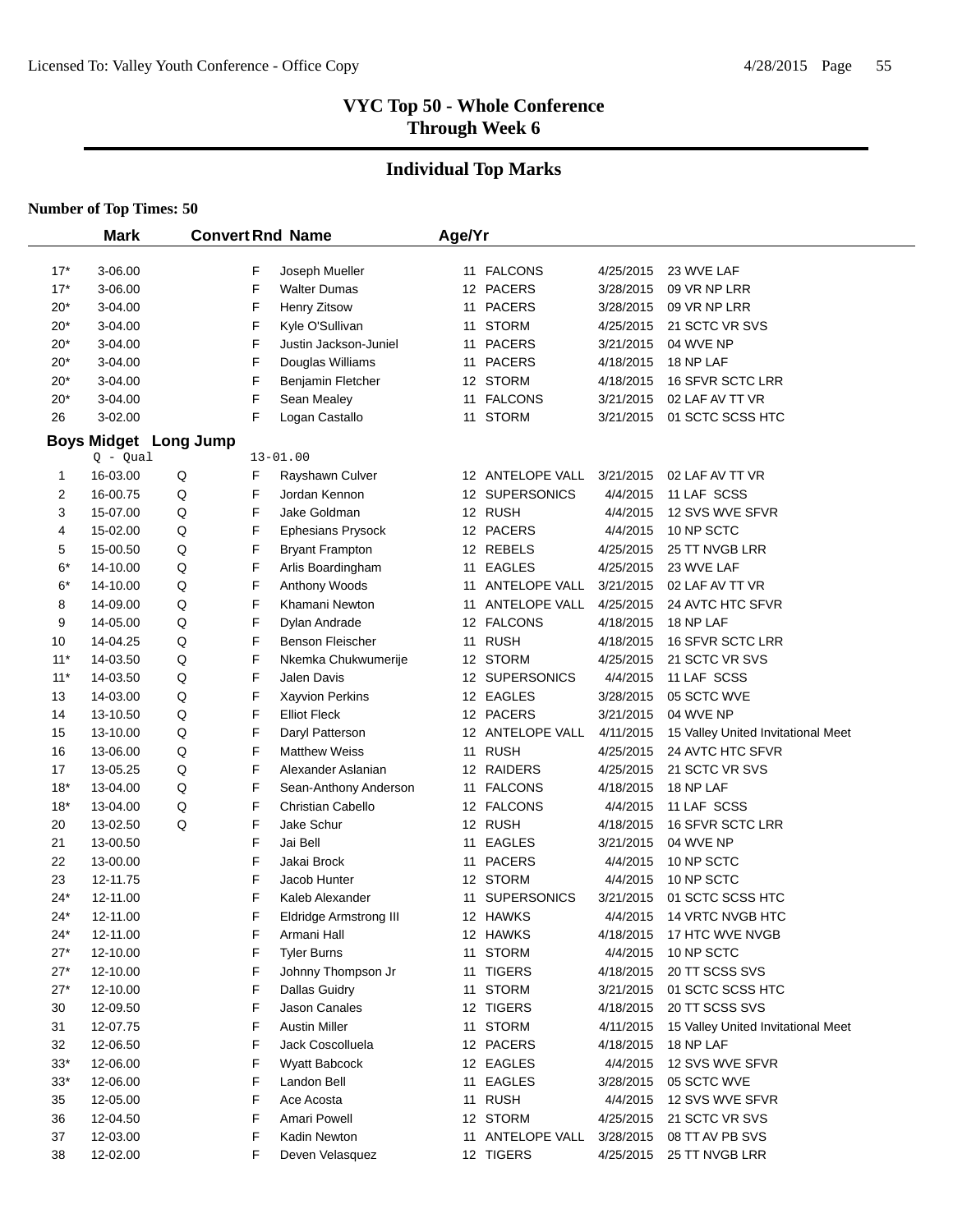## VYC Top 50 - Whole Conference
## Through Week 6

## Individual Top Marks

**Number of Top Times: 50**

| | Mark | Convert | Rnd | Name | Age/Yr | | | |
|---|---|---|---|---|---|---|---|---|
| 17* | 3-06.00 | | F | Joseph Mueller | 11 | FALCONS | 4/25/2015 | 23 WVE LAF |
| 17* | 3-06.00 | | F | Walter Dumas | 12 | PACERS | 3/28/2015 | 09 VR NP LRR |
| 20* | 3-04.00 | | F | Henry Zitsow | 11 | PACERS | 3/28/2015 | 09 VR NP LRR |
| 20* | 3-04.00 | | F | Kyle O'Sullivan | 11 | STORM | 4/25/2015 | 21 SCTC VR SVS |
| 20* | 3-04.00 | | F | Justin Jackson-Juniel | 11 | PACERS | 3/21/2015 | 04 WVE NP |
| 20* | 3-04.00 | | F | Douglas Williams | 11 | PACERS | 4/18/2015 | 18 NP LAF |
| 20* | 3-04.00 | | F | Benjamin Fletcher | 12 | STORM | 4/18/2015 | 16 SFVR SCTC LRR |
| 20* | 3-04.00 | | F | Sean Mealey | 11 | FALCONS | 3/21/2015 | 02 LAF AV TT VR |
| 26 | 3-02.00 | | F | Logan Castallo | 11 | STORM | 3/21/2015 | 01 SCTC SCSS HTC |

### Boys Midget Long Jump

Q - Qual 13-01.00

| | Mark | Convert | Rnd | Name | Age/Yr | | | |
|---|---|---|---|---|---|---|---|---|
| 1 | 16-03.00 | Q | F | Rayshawn Culver | 12 | ANTELOPE VALL | 3/21/2015 | 02 LAF AV TT VR |
| 2 | 16-00.75 | Q | F | Jordan Kennon | 12 | SUPERSONICS | 4/4/2015 | 11 LAF SCSS |
| 3 | 15-07.00 | Q | F | Jake Goldman | 12 | RUSH | 4/4/2015 | 12 SVS WVE SFVR |
| 4 | 15-02.00 | Q | F | Ephesians Prysock | 12 | PACERS | 4/4/2015 | 10 NP SCTC |
| 5 | 15-00.50 | Q | F | Bryant Frampton | 12 | REBELS | 4/25/2015 | 25 TT NVGB LRR |
| 6* | 14-10.00 | Q | F | Arlis Boardingham | 11 | EAGLES | 4/25/2015 | 23 WVE LAF |
| 6* | 14-10.00 | Q | F | Anthony Woods | 11 | ANTELOPE VALL | 3/21/2015 | 02 LAF AV TT VR |
| 8 | 14-09.00 | Q | F | Khamani Newton | 11 | ANTELOPE VALL | 4/25/2015 | 24 AVTC HTC SFVR |
| 9 | 14-05.00 | Q | F | Dylan Andrade | 12 | FALCONS | 4/18/2015 | 18 NP LAF |
| 10 | 14-04.25 | Q | F | Benson Fleischer | 11 | RUSH | 4/18/2015 | 16 SFVR SCTC LRR |
| 11* | 14-03.50 | Q | F | Nkemka Chukwumerije | 12 | STORM | 4/25/2015 | 21 SCTC VR SVS |
| 11* | 14-03.50 | Q | F | Jalen Davis | 12 | SUPERSONICS | 4/4/2015 | 11 LAF SCSS |
| 13 | 14-03.00 | Q | F | Xayvion Perkins | 12 | EAGLES | 3/28/2015 | 05 SCTC WVE |
| 14 | 13-10.50 | Q | F | Elliot Fleck | 12 | PACERS | 3/21/2015 | 04 WVE NP |
| 15 | 13-10.00 | Q | F | Daryl Patterson | 12 | ANTELOPE VALL | 4/11/2015 | 15 Valley United Invitational Meet |
| 16 | 13-06.00 | Q | F | Matthew Weiss | 11 | RUSH | 4/25/2015 | 24 AVTC HTC SFVR |
| 17 | 13-05.25 | Q | F | Alexander Aslanian | 12 | RAIDERS | 4/25/2015 | 21 SCTC VR SVS |
| 18* | 13-04.00 | Q | F | Sean-Anthony Anderson | 11 | FALCONS | 4/18/2015 | 18 NP LAF |
| 18* | 13-04.00 | Q | F | Christian Cabello | 12 | FALCONS | 4/4/2015 | 11 LAF SCSS |
| 20 | 13-02.50 | Q | F | Jake Schur | 12 | RUSH | 4/18/2015 | 16 SFVR SCTC LRR |
| 21 | 13-00.50 | | F | Jai Bell | 11 | EAGLES | 3/21/2015 | 04 WVE NP |
| 22 | 13-00.00 | | F | Jakai Brock | 11 | PACERS | 4/4/2015 | 10 NP SCTC |
| 23 | 12-11.75 | | F | Jacob Hunter | 12 | STORM | 4/4/2015 | 10 NP SCTC |
| 24* | 12-11.00 | | F | Kaleb Alexander | 11 | SUPERSONICS | 3/21/2015 | 01 SCTC SCSS HTC |
| 24* | 12-11.00 | | F | Eldridge Armstrong III | 12 | HAWKS | 4/4/2015 | 14 VRTC NVGB HTC |
| 24* | 12-11.00 | | F | Armani Hall | 12 | HAWKS | 4/18/2015 | 17 HTC WVE NVGB |
| 27* | 12-10.00 | | F | Tyler Burns | 11 | STORM | 4/4/2015 | 10 NP SCTC |
| 27* | 12-10.00 | | F | Johnny Thompson Jr | 11 | TIGERS | 4/18/2015 | 20 TT SCSS SVS |
| 27* | 12-10.00 | | F | Dallas Guidry | 11 | STORM | 3/21/2015 | 01 SCTC SCSS HTC |
| 30 | 12-09.50 | | F | Jason Canales | 12 | TIGERS | 4/18/2015 | 20 TT SCSS SVS |
| 31 | 12-07.75 | | F | Austin Miller | 11 | STORM | 4/11/2015 | 15 Valley United Invitational Meet |
| 32 | 12-06.50 | | F | Jack Coscolluela | 12 | PACERS | 4/18/2015 | 18 NP LAF |
| 33* | 12-06.00 | | F | Wyatt Babcock | 12 | EAGLES | 4/4/2015 | 12 SVS WVE SFVR |
| 33* | 12-06.00 | | F | Landon Bell | 11 | EAGLES | 3/28/2015 | 05 SCTC WVE |
| 35 | 12-05.00 | | F | Ace Acosta | 11 | RUSH | 4/4/2015 | 12 SVS WVE SFVR |
| 36 | 12-04.50 | | F | Amari Powell | 12 | STORM | 4/25/2015 | 21 SCTC VR SVS |
| 37 | 12-03.00 | | F | Kadin Newton | 11 | ANTELOPE VALL | 3/28/2015 | 08 TT AV PB SVS |
| 38 | 12-02.00 | | F | Deven Velasquez | 12 | TIGERS | 4/25/2015 | 25 TT NVGB LRR |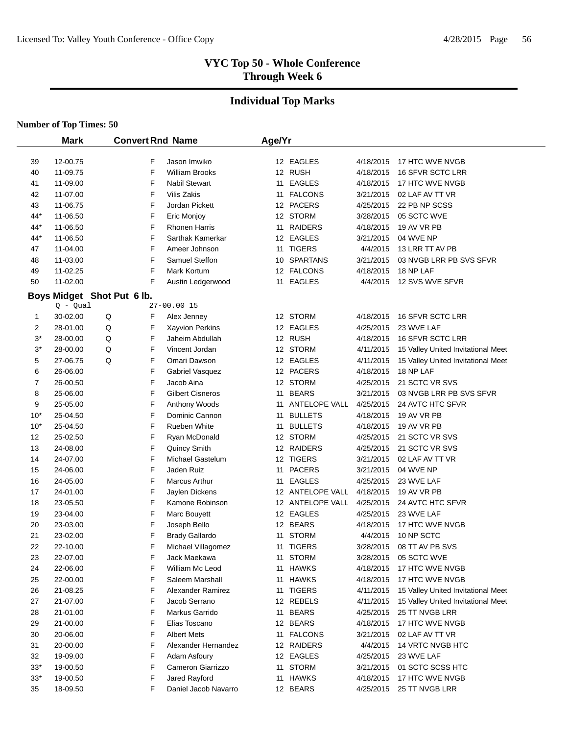# VYC Top 50 - Whole Conference
## Through Week 6

## Individual Top Marks

**Number of Top Times: 50**

| | Mark | Convert | Rnd | Name | Age/Yr | | Date | Meet |
|---|---|---|---|---|---|---|---|---|
| 39 | 12-00.75 | | F | Jason Imwiko | 12 | EAGLES | 4/18/2015 | 17 HTC WVE NVGB |
| 40 | 11-09.75 | | F | William Brooks | 12 | RUSH | 4/18/2015 | 16 SFVR SCTC LRR |
| 41 | 11-09.00 | | F | Nabil Stewart | 11 | EAGLES | 4/18/2015 | 17 HTC WVE NVGB |
| 42 | 11-07.00 | | F | Vilis Zakis | 11 | FALCONS | 3/21/2015 | 02 LAF AV TT VR |
| 43 | 11-06.75 | | F | Jordan Pickett | 12 | PACERS | 4/25/2015 | 22 PB NP SCSS |
| 44* | 11-06.50 | | F | Eric Monjoy | 12 | STORM | 3/28/2015 | 05 SCTC WVE |
| 44* | 11-06.50 | | F | Rhonen Harris | 11 | RAIDERS | 4/18/2015 | 19 AV VR PB |
| 44* | 11-06.50 | | F | Sarthak Kamerkar | 12 | EAGLES | 3/21/2015 | 04 WVE NP |
| 47 | 11-04.00 | | F | Ameer Johnson | 11 | TIGERS | 4/4/2015 | 13 LRR TT AV PB |
| 48 | 11-03.00 | | F | Samuel Steffon | 10 | SPARTANS | 3/21/2015 | 03 NVGB LRR PB SVS SFVR |
| 49 | 11-02.25 | | F | Mark Kortum | 12 | FALCONS | 4/18/2015 | 18 NP LAF |
| 50 | 11-02.00 | | F | Austin Ledgerwood | 11 | EAGLES | 4/4/2015 | 12 SVS WVE SFVR |

### Boys Midget Shot Put 6 lb.

Q - Qual 27-00.00 15

| | Mark | Convert | Rnd | Name | Age/Yr | | Date | Meet |
|---|---|---|---|---|---|---|---|---|
| 1 | 30-02.00 | Q | F | Alex Jenney | 12 | STORM | 4/18/2015 | 16 SFVR SCTC LRR |
| 2 | 28-01.00 | Q | F | Xayvion Perkins | 12 | EAGLES | 4/25/2015 | 23 WVE LAF |
| 3* | 28-00.00 | Q | F | Jaheim Abdullah | 12 | RUSH | 4/18/2015 | 16 SFVR SCTC LRR |
| 3* | 28-00.00 | Q | F | Vincent Jordan | 12 | STORM | 4/11/2015 | 15 Valley United Invitational Meet |
| 5 | 27-06.75 | Q | F | Omari Dawson | 12 | EAGLES | 4/11/2015 | 15 Valley United Invitational Meet |
| 6 | 26-06.00 | | F | Gabriel Vasquez | 12 | PACERS | 4/18/2015 | 18 NP LAF |
| 7 | 26-00.50 | | F | Jacob Aina | 12 | STORM | 4/25/2015 | 21 SCTC VR SVS |
| 8 | 25-06.00 | | F | Gilbert Cisneros | 11 | BEARS | 3/21/2015 | 03 NVGB LRR PB SVS SFVR |
| 9 | 25-05.00 | | F | Anthony Woods | 11 | ANTELOPE VALL | 4/25/2015 | 24 AVTC HTC SFVR |
| 10* | 25-04.50 | | F | Dominic Cannon | 11 | BULLETS | 4/18/2015 | 19 AV VR PB |
| 10* | 25-04.50 | | F | Rueben White | 11 | BULLETS | 4/18/2015 | 19 AV VR PB |
| 12 | 25-02.50 | | F | Ryan McDonald | 12 | STORM | 4/25/2015 | 21 SCTC VR SVS |
| 13 | 24-08.00 | | F | Quincy Smith | 12 | RAIDERS | 4/25/2015 | 21 SCTC VR SVS |
| 14 | 24-07.00 | | F | Michael Gastelum | 12 | TIGERS | 3/21/2015 | 02 LAF AV TT VR |
| 15 | 24-06.00 | | F | Jaden Ruiz | 11 | PACERS | 3/21/2015 | 04 WVE NP |
| 16 | 24-05.00 | | F | Marcus Arthur | 11 | EAGLES | 4/25/2015 | 23 WVE LAF |
| 17 | 24-01.00 | | F | Jaylen Dickens | 12 | ANTELOPE VALL | 4/18/2015 | 19 AV VR PB |
| 18 | 23-05.50 | | F | Kamone Robinson | 12 | ANTELOPE VALL | 4/25/2015 | 24 AVTC HTC SFVR |
| 19 | 23-04.00 | | F | Marc Bouyett | 12 | EAGLES | 4/25/2015 | 23 WVE LAF |
| 20 | 23-03.00 | | F | Joseph Bello | 12 | BEARS | 4/18/2015 | 17 HTC WVE NVGB |
| 21 | 23-02.00 | | F | Brady Gallardo | 11 | STORM | 4/4/2015 | 10 NP SCTC |
| 22 | 22-10.00 | | F | Michael Villagomez | 11 | TIGERS | 3/28/2015 | 08 TT AV PB SVS |
| 23 | 22-07.00 | | F | Jack Maekawa | 11 | STORM | 3/28/2015 | 05 SCTC WVE |
| 24 | 22-06.00 | | F | William Mc Leod | 11 | HAWKS | 4/18/2015 | 17 HTC WVE NVGB |
| 25 | 22-00.00 | | F | Saleem Marshall | 11 | HAWKS | 4/18/2015 | 17 HTC WVE NVGB |
| 26 | 21-08.25 | | F | Alexander Ramirez | 11 | TIGERS | 4/11/2015 | 15 Valley United Invitational Meet |
| 27 | 21-07.00 | | F | Jacob Serrano | 12 | REBELS | 4/11/2015 | 15 Valley United Invitational Meet |
| 28 | 21-01.00 | | F | Markus Garrido | 11 | BEARS | 4/25/2015 | 25 TT NVGB LRR |
| 29 | 21-00.00 | | F | Elias Toscano | 12 | BEARS | 4/18/2015 | 17 HTC WVE NVGB |
| 30 | 20-06.00 | | F | Albert Mets | 11 | FALCONS | 3/21/2015 | 02 LAF AV TT VR |
| 31 | 20-00.00 | | F | Alexander Hernandez | 12 | RAIDERS | 4/4/2015 | 14 VRTC NVGB HTC |
| 32 | 19-09.00 | | F | Adam Asfoury | 12 | EAGLES | 4/25/2015 | 23 WVE LAF |
| 33* | 19-00.50 | | F | Cameron Giarrizzo | 11 | STORM | 3/21/2015 | 01 SCTC SCSS HTC |
| 33* | 19-00.50 | | F | Jared Rayford | 11 | HAWKS | 4/18/2015 | 17 HTC WVE NVGB |
| 35 | 18-09.50 | | F | Daniel Jacob Navarro | 12 | BEARS | 4/25/2015 | 25 TT NVGB LRR |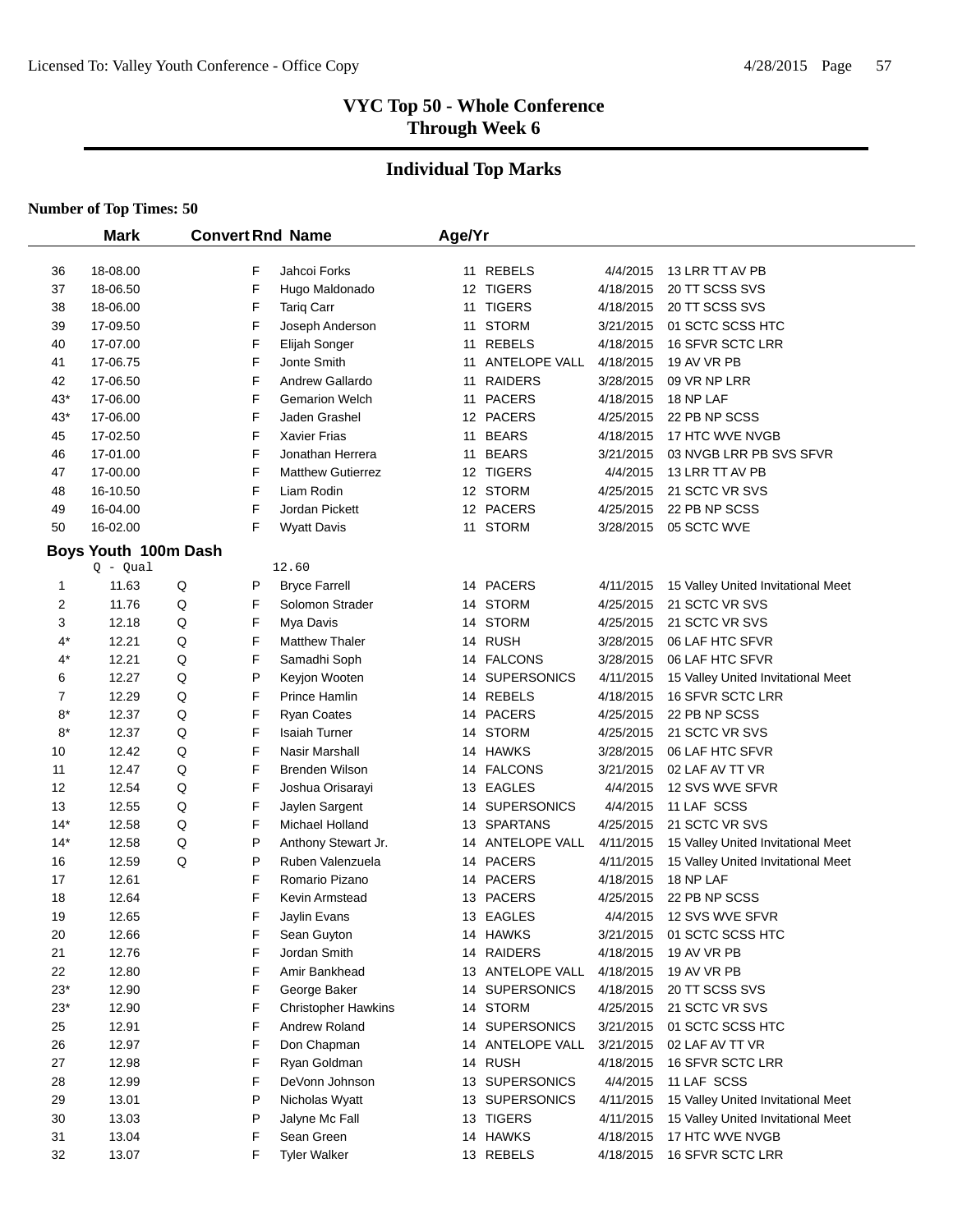## VYC Top 50 - Whole Conference
## Through Week 6

## Individual Top Marks

**Number of Top Times: 50**

| | Mark | Convert | Rnd | Name | Age/Yr | Team | Date | Meet |
|---|---|---|---|---|---|---|---|---|
| 36 | 18-08.00 | | F | Jahcoi Forks | 11 | REBELS | 4/4/2015 | 13 LRR TT AV PB |
| 37 | 18-06.50 | | F | Hugo Maldonado | 12 | TIGERS | 4/18/2015 | 20 TT SCSS SVS |
| 38 | 18-06.00 | | F | Tariq Carr | 11 | TIGERS | 4/18/2015 | 20 TT SCSS SVS |
| 39 | 17-09.50 | | F | Joseph Anderson | 11 | STORM | 3/21/2015 | 01 SCTC SCSS HTC |
| 40 | 17-07.00 | | F | Elijah Songer | 11 | REBELS | 4/18/2015 | 16 SFVR SCTC LRR |
| 41 | 17-06.75 | | F | Jonte Smith | 11 | ANTELOPE VALL | 4/18/2015 | 19 AV VR PB |
| 42 | 17-06.50 | | F | Andrew Gallardo | 11 | RAIDERS | 3/28/2015 | 09 VR NP LRR |
| 43* | 17-06.00 | | F | Gemarion Welch | 11 | PACERS | 4/18/2015 | 18 NP LAF |
| 43* | 17-06.00 | | F | Jaden Grashel | 12 | PACERS | 4/25/2015 | 22 PB NP SCSS |
| 45 | 17-02.50 | | F | Xavier Frias | 11 | BEARS | 4/18/2015 | 17 HTC WVE NVGB |
| 46 | 17-01.00 | | F | Jonathan Herrera | 11 | BEARS | 3/21/2015 | 03 NVGB LRR PB SVS SFVR |
| 47 | 17-00.00 | | F | Matthew Gutierrez | 12 | TIGERS | 4/4/2015 | 13 LRR TT AV PB |
| 48 | 16-10.50 | | F | Liam Rodin | 12 | STORM | 4/25/2015 | 21 SCTC VR SVS |
| 49 | 16-04.00 | | F | Jordan Pickett | 12 | PACERS | 4/25/2015 | 22 PB NP SCSS |
| 50 | 16-02.00 | | F | Wyatt Davis | 11 | STORM | 3/28/2015 | 05 SCTC WVE |

### Boys Youth 100m Dash

Q - Qual 12.60

| | Mark | Convert | Rnd | Name | Age/Yr | Team | Date | Meet |
|---|---|---|---|---|---|---|---|---|
| 1 | 11.63 | Q | P | Bryce Farrell | 14 | PACERS | 4/11/2015 | 15 Valley United Invitational Meet |
| 2 | 11.76 | Q | F | Solomon Strader | 14 | STORM | 4/25/2015 | 21 SCTC VR SVS |
| 3 | 12.18 | Q | F | Mya Davis | 14 | STORM | 4/25/2015 | 21 SCTC VR SVS |
| 4* | 12.21 | Q | F | Matthew Thaler | 14 | RUSH | 3/28/2015 | 06 LAF HTC SFVR |
| 4* | 12.21 | Q | F | Samadhi Soph | 14 | FALCONS | 3/28/2015 | 06 LAF HTC SFVR |
| 6 | 12.27 | Q | P | Keyjon Wooten | 14 | SUPERSONICS | 4/11/2015 | 15 Valley United Invitational Meet |
| 7 | 12.29 | Q | F | Prince Hamlin | 14 | REBELS | 4/18/2015 | 16 SFVR SCTC LRR |
| 8* | 12.37 | Q | F | Ryan Coates | 14 | PACERS | 4/25/2015 | 22 PB NP SCSS |
| 8* | 12.37 | Q | F | Isaiah Turner | 14 | STORM | 4/25/2015 | 21 SCTC VR SVS |
| 10 | 12.42 | Q | F | Nasir Marshall | 14 | HAWKS | 3/28/2015 | 06 LAF HTC SFVR |
| 11 | 12.47 | Q | F | Brenden Wilson | 14 | FALCONS | 3/21/2015 | 02 LAF AV TT VR |
| 12 | 12.54 | Q | F | Joshua Orisarayi | 13 | EAGLES | 4/4/2015 | 12 SVS WVE SFVR |
| 13 | 12.55 | Q | F | Jaylen Sargent | 14 | SUPERSONICS | 4/4/2015 | 11 LAF SCSS |
| 14* | 12.58 | Q | F | Michael Holland | 13 | SPARTANS | 4/25/2015 | 21 SCTC VR SVS |
| 14* | 12.58 | Q | P | Anthony Stewart Jr. | 14 | ANTELOPE VALL | 4/11/2015 | 15 Valley United Invitational Meet |
| 16 | 12.59 | Q | P | Ruben Valenzuela | 14 | PACERS | 4/11/2015 | 15 Valley United Invitational Meet |
| 17 | 12.61 | | F | Romario Pizano | 14 | PACERS | 4/18/2015 | 18 NP LAF |
| 18 | 12.64 | | F | Kevin Armstead | 13 | PACERS | 4/25/2015 | 22 PB NP SCSS |
| 19 | 12.65 | | F | Jaylin Evans | 13 | EAGLES | 4/4/2015 | 12 SVS WVE SFVR |
| 20 | 12.66 | | F | Sean Guyton | 14 | HAWKS | 3/21/2015 | 01 SCTC SCSS HTC |
| 21 | 12.76 | | F | Jordan Smith | 14 | RAIDERS | 4/18/2015 | 19 AV VR PB |
| 22 | 12.80 | | F | Amir Bankhead | 13 | ANTELOPE VALL | 4/18/2015 | 19 AV VR PB |
| 23* | 12.90 | | F | George Baker | 14 | SUPERSONICS | 4/18/2015 | 20 TT SCSS SVS |
| 23* | 12.90 | | F | Christopher Hawkins | 14 | STORM | 4/25/2015 | 21 SCTC VR SVS |
| 25 | 12.91 | | F | Andrew Roland | 14 | SUPERSONICS | 3/21/2015 | 01 SCTC SCSS HTC |
| 26 | 12.97 | | F | Don Chapman | 14 | ANTELOPE VALL | 3/21/2015 | 02 LAF AV TT VR |
| 27 | 12.98 | | F | Ryan Goldman | 14 | RUSH | 4/18/2015 | 16 SFVR SCTC LRR |
| 28 | 12.99 | | F | DeVonn Johnson | 13 | SUPERSONICS | 4/4/2015 | 11 LAF SCSS |
| 29 | 13.01 | | P | Nicholas Wyatt | 13 | SUPERSONICS | 4/11/2015 | 15 Valley United Invitational Meet |
| 30 | 13.03 | | P | Jalyne Mc Fall | 13 | TIGERS | 4/11/2015 | 15 Valley United Invitational Meet |
| 31 | 13.04 | | F | Sean Green | 14 | HAWKS | 4/18/2015 | 17 HTC WVE NVGB |
| 32 | 13.07 | | F | Tyler Walker | 13 | REBELS | 4/18/2015 | 16 SFVR SCTC LRR |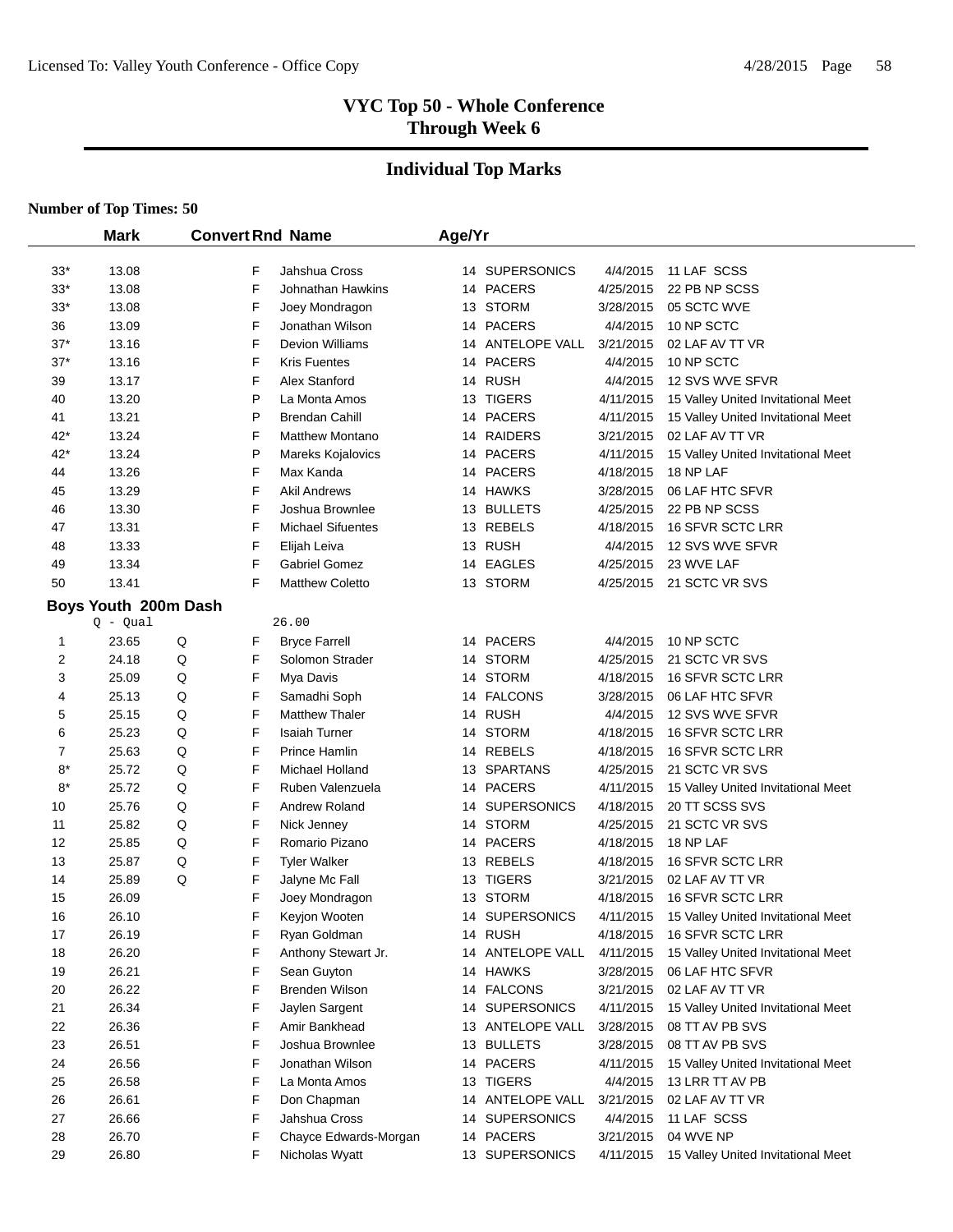# VYC Top 50 - Whole Conference
## Through Week 6

## Individual Top Marks

**Number of Top Times: 50**

| | Mark | Convert | Rnd | Name | Age/Yr | Team | Date | Meet |
|---|---|---|---|---|---|---|---|---|
| 33* | 13.08 | | F | Jahshua Cross | 14 | SUPERSONICS | 4/4/2015 | 11 LAF SCSS |
| 33* | 13.08 | | F | Johnathan Hawkins | 14 | PACERS | 4/25/2015 | 22 PB NP SCSS |
| 33* | 13.08 | | F | Joey Mondragon | 13 | STORM | 3/28/2015 | 05 SCTC WVE |
| 36 | 13.09 | | F | Jonathan Wilson | 14 | PACERS | 4/4/2015 | 10 NP SCTC |
| 37* | 13.16 | | F | Devion Williams | 14 | ANTELOPE VALL | 3/21/2015 | 02 LAF AV TT VR |
| 37* | 13.16 | | F | Kris Fuentes | 14 | PACERS | 4/4/2015 | 10 NP SCTC |
| 39 | 13.17 | | F | Alex Stanford | 14 | RUSH | 4/4/2015 | 12 SVS WVE SFVR |
| 40 | 13.20 | | P | La Monta Amos | 13 | TIGERS | 4/11/2015 | 15 Valley United Invitational Meet |
| 41 | 13.21 | | P | Brendan Cahill | 14 | PACERS | 4/11/2015 | 15 Valley United Invitational Meet |
| 42* | 13.24 | | F | Matthew Montano | 14 | RAIDERS | 3/21/2015 | 02 LAF AV TT VR |
| 42* | 13.24 | | P | Mareks Kojalovics | 14 | PACERS | 4/11/2015 | 15 Valley United Invitational Meet |
| 44 | 13.26 | | F | Max Kanda | 14 | PACERS | 4/18/2015 | 18 NP LAF |
| 45 | 13.29 | | F | Akil Andrews | 14 | HAWKS | 3/28/2015 | 06 LAF HTC SFVR |
| 46 | 13.30 | | F | Joshua Brownlee | 13 | BULLETS | 4/25/2015 | 22 PB NP SCSS |
| 47 | 13.31 | | F | Michael Sifuentes | 13 | REBELS | 4/18/2015 | 16 SFVR SCTC LRR |
| 48 | 13.33 | | F | Elijah Leiva | 13 | RUSH | 4/4/2015 | 12 SVS WVE SFVR |
| 49 | 13.34 | | F | Gabriel Gomez | 14 | EAGLES | 4/25/2015 | 23 WVE LAF |
| 50 | 13.41 | | F | Matthew Coletto | 13 | STORM | 4/25/2015 | 21 SCTC VR SVS |

### Boys Youth 200m Dash

Q - Qual 26.00

| | Mark | Convert | Rnd | Name | Age/Yr | Team | Date | Meet |
|---|---|---|---|---|---|---|---|---|
| 1 | 23.65 | Q | F | Bryce Farrell | 14 | PACERS | 4/4/2015 | 10 NP SCTC |
| 2 | 24.18 | Q | F | Solomon Strader | 14 | STORM | 4/25/2015 | 21 SCTC VR SVS |
| 3 | 25.09 | Q | F | Mya Davis | 14 | STORM | 4/18/2015 | 16 SFVR SCTC LRR |
| 4 | 25.13 | Q | F | Samadhi Soph | 14 | FALCONS | 3/28/2015 | 06 LAF HTC SFVR |
| 5 | 25.15 | Q | F | Matthew Thaler | 14 | RUSH | 4/4/2015 | 12 SVS WVE SFVR |
| 6 | 25.23 | Q | F | Isaiah Turner | 14 | STORM | 4/18/2015 | 16 SFVR SCTC LRR |
| 7 | 25.63 | Q | F | Prince Hamlin | 14 | REBELS | 4/18/2015 | 16 SFVR SCTC LRR |
| 8* | 25.72 | Q | F | Michael Holland | 13 | SPARTANS | 4/25/2015 | 21 SCTC VR SVS |
| 8* | 25.72 | Q | F | Ruben Valenzuela | 14 | PACERS | 4/11/2015 | 15 Valley United Invitational Meet |
| 10 | 25.76 | Q | F | Andrew Roland | 14 | SUPERSONICS | 4/18/2015 | 20 TT SCSS SVS |
| 11 | 25.82 | Q | F | Nick Jenney | 14 | STORM | 4/25/2015 | 21 SCTC VR SVS |
| 12 | 25.85 | Q | F | Romario Pizano | 14 | PACERS | 4/18/2015 | 18 NP LAF |
| 13 | 25.87 | Q | F | Tyler Walker | 13 | REBELS | 4/18/2015 | 16 SFVR SCTC LRR |
| 14 | 25.89 | Q | F | Jalyne Mc Fall | 13 | TIGERS | 3/21/2015 | 02 LAF AV TT VR |
| 15 | 26.09 | | F | Joey Mondragon | 13 | STORM | 4/18/2015 | 16 SFVR SCTC LRR |
| 16 | 26.10 | | F | Keyjon Wooten | 14 | SUPERSONICS | 4/11/2015 | 15 Valley United Invitational Meet |
| 17 | 26.19 | | F | Ryan Goldman | 14 | RUSH | 4/18/2015 | 16 SFVR SCTC LRR |
| 18 | 26.20 | | F | Anthony Stewart Jr. | 14 | ANTELOPE VALL | 4/11/2015 | 15 Valley United Invitational Meet |
| 19 | 26.21 | | F | Sean Guyton | 14 | HAWKS | 3/28/2015 | 06 LAF HTC SFVR |
| 20 | 26.22 | | F | Brenden Wilson | 14 | FALCONS | 3/21/2015 | 02 LAF AV TT VR |
| 21 | 26.34 | | F | Jaylen Sargent | 14 | SUPERSONICS | 4/11/2015 | 15 Valley United Invitational Meet |
| 22 | 26.36 | | F | Amir Bankhead | 13 | ANTELOPE VALL | 3/28/2015 | 08 TT AV PB SVS |
| 23 | 26.51 | | F | Joshua Brownlee | 13 | BULLETS | 3/28/2015 | 08 TT AV PB SVS |
| 24 | 26.56 | | F | Jonathan Wilson | 14 | PACERS | 4/11/2015 | 15 Valley United Invitational Meet |
| 25 | 26.58 | | F | La Monta Amos | 13 | TIGERS | 4/4/2015 | 13 LRR TT AV PB |
| 26 | 26.61 | | F | Don Chapman | 14 | ANTELOPE VALL | 3/21/2015 | 02 LAF AV TT VR |
| 27 | 26.66 | | F | Jahshua Cross | 14 | SUPERSONICS | 4/4/2015 | 11 LAF SCSS |
| 28 | 26.70 | | F | Chayce Edwards-Morgan | 14 | PACERS | 3/21/2015 | 04 WVE NP |
| 29 | 26.80 | | F | Nicholas Wyatt | 13 | SUPERSONICS | 4/11/2015 | 15 Valley United Invitational Meet |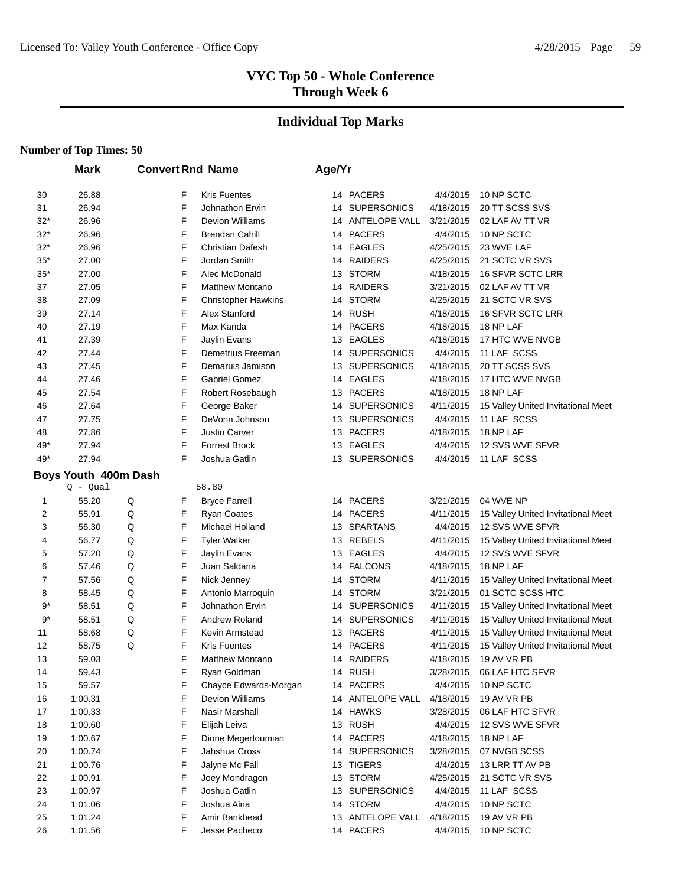# VYC Top 50 - Whole Conference
## Through Week 6

## Individual Top Marks

**Number of Top Times: 50**

| | Mark | Convert | Rnd | Name | Age/Yr | Team | Date | Meet |
|---|---|---|---|---|---|---|---|---|
| 30 | 26.88 | | F | Kris Fuentes | 14 | PACERS | 4/4/2015 | 10 NP SCTC |
| 31 | 26.94 | | F | Johnathon Ervin | 14 | SUPERSONICS | 4/18/2015 | 20 TT SCSS SVS |
| 32* | 26.96 | | F | Devion Williams | 14 | ANTELOPE VALL | 3/21/2015 | 02 LAF AV TT VR |
| 32* | 26.96 | | F | Brendan Cahill | 14 | PACERS | 4/4/2015 | 10 NP SCTC |
| 32* | 26.96 | | F | Christian Dafesh | 14 | EAGLES | 4/25/2015 | 23 WVE LAF |
| 35* | 27.00 | | F | Jordan Smith | 14 | RAIDERS | 4/25/2015 | 21 SCTC VR SVS |
| 35* | 27.00 | | F | Alec McDonald | 13 | STORM | 4/18/2015 | 16 SFVR SCTC LRR |
| 37 | 27.05 | | F | Matthew Montano | 14 | RAIDERS | 3/21/2015 | 02 LAF AV TT VR |
| 38 | 27.09 | | F | Christopher Hawkins | 14 | STORM | 4/25/2015 | 21 SCTC VR SVS |
| 39 | 27.14 | | F | Alex Stanford | 14 | RUSH | 4/18/2015 | 16 SFVR SCTC LRR |
| 40 | 27.19 | | F | Max Kanda | 14 | PACERS | 4/18/2015 | 18 NP LAF |
| 41 | 27.39 | | F | Jaylin Evans | 13 | EAGLES | 4/18/2015 | 17 HTC WVE NVGB |
| 42 | 27.44 | | F | Demetrius Freeman | 14 | SUPERSONICS | 4/4/2015 | 11 LAF SCSS |
| 43 | 27.45 | | F | Demaruis Jamison | 13 | SUPERSONICS | 4/18/2015 | 20 TT SCSS SVS |
| 44 | 27.46 | | F | Gabriel Gomez | 14 | EAGLES | 4/18/2015 | 17 HTC WVE NVGB |
| 45 | 27.54 | | F | Robert Rosebaugh | 13 | PACERS | 4/18/2015 | 18 NP LAF |
| 46 | 27.64 | | F | George Baker | 14 | SUPERSONICS | 4/11/2015 | 15 Valley United Invitational Meet |
| 47 | 27.75 | | F | DeVonn Johnson | 13 | SUPERSONICS | 4/4/2015 | 11 LAF SCSS |
| 48 | 27.86 | | F | Justin Carver | 13 | PACERS | 4/18/2015 | 18 NP LAF |
| 49* | 27.94 | | F | Forrest Brock | 13 | EAGLES | 4/4/2015 | 12 SVS WVE SFVR |
| 49* | 27.94 | | F | Joshua Gatlin | 13 | SUPERSONICS | 4/4/2015 | 11 LAF SCSS |

### Boys Youth 400m Dash

Q - Qual 58.80

| | Mark | Convert | Rnd | Name | Age/Yr | Team | Date | Meet |
|---|---|---|---|---|---|---|---|---|
| 1 | 55.20 | Q | F | Bryce Farrell | 14 | PACERS | 3/21/2015 | 04 WVE NP |
| 2 | 55.91 | Q | F | Ryan Coates | 14 | PACERS | 4/11/2015 | 15 Valley United Invitational Meet |
| 3 | 56.30 | Q | F | Michael Holland | 13 | SPARTANS | 4/4/2015 | 12 SVS WVE SFVR |
| 4 | 56.77 | Q | F | Tyler Walker | 13 | REBELS | 4/11/2015 | 15 Valley United Invitational Meet |
| 5 | 57.20 | Q | F | Jaylin Evans | 13 | EAGLES | 4/4/2015 | 12 SVS WVE SFVR |
| 6 | 57.46 | Q | F | Juan Saldana | 14 | FALCONS | 4/18/2015 | 18 NP LAF |
| 7 | 57.56 | Q | F | Nick Jenney | 14 | STORM | 4/11/2015 | 15 Valley United Invitational Meet |
| 8 | 58.45 | Q | F | Antonio Marroquin | 14 | STORM | 3/21/2015 | 01 SCTC SCSS HTC |
| 9* | 58.51 | Q | F | Johnathon Ervin | 14 | SUPERSONICS | 4/11/2015 | 15 Valley United Invitational Meet |
| 9* | 58.51 | Q | F | Andrew Roland | 14 | SUPERSONICS | 4/11/2015 | 15 Valley United Invitational Meet |
| 11 | 58.68 | Q | F | Kevin Armstead | 13 | PACERS | 4/11/2015 | 15 Valley United Invitational Meet |
| 12 | 58.75 | Q | F | Kris Fuentes | 14 | PACERS | 4/11/2015 | 15 Valley United Invitational Meet |
| 13 | 59.03 | | F | Matthew Montano | 14 | RAIDERS | 4/18/2015 | 19 AV VR PB |
| 14 | 59.43 | | F | Ryan Goldman | 14 | RUSH | 3/28/2015 | 06 LAF HTC SFVR |
| 15 | 59.57 | | F | Chayce Edwards-Morgan | 14 | PACERS | 4/4/2015 | 10 NP SCTC |
| 16 | 1:00.31 | | F | Devion Williams | 14 | ANTELOPE VALL | 4/18/2015 | 19 AV VR PB |
| 17 | 1:00.33 | | F | Nasir Marshall | 14 | HAWKS | 3/28/2015 | 06 LAF HTC SFVR |
| 18 | 1:00.60 | | F | Elijah Leiva | 13 | RUSH | 4/4/2015 | 12 SVS WVE SFVR |
| 19 | 1:00.67 | | F | Dione Megertoumian | 14 | PACERS | 4/18/2015 | 18 NP LAF |
| 20 | 1:00.74 | | F | Jahshua Cross | 14 | SUPERSONICS | 3/28/2015 | 07 NVGB SCSS |
| 21 | 1:00.76 | | F | Jalyne Mc Fall | 13 | TIGERS | 4/4/2015 | 13 LRR TT AV PB |
| 22 | 1:00.91 | | F | Joey Mondragon | 13 | STORM | 4/25/2015 | 21 SCTC VR SVS |
| 23 | 1:00.97 | | F | Joshua Gatlin | 13 | SUPERSONICS | 4/4/2015 | 11 LAF SCSS |
| 24 | 1:01.06 | | F | Joshua Aina | 14 | STORM | 4/4/2015 | 10 NP SCTC |
| 25 | 1:01.24 | | F | Amir Bankhead | 13 | ANTELOPE VALL | 4/18/2015 | 19 AV VR PB |
| 26 | 1:01.56 | | F | Jesse Pacheco | 14 | PACERS | 4/4/2015 | 10 NP SCTC |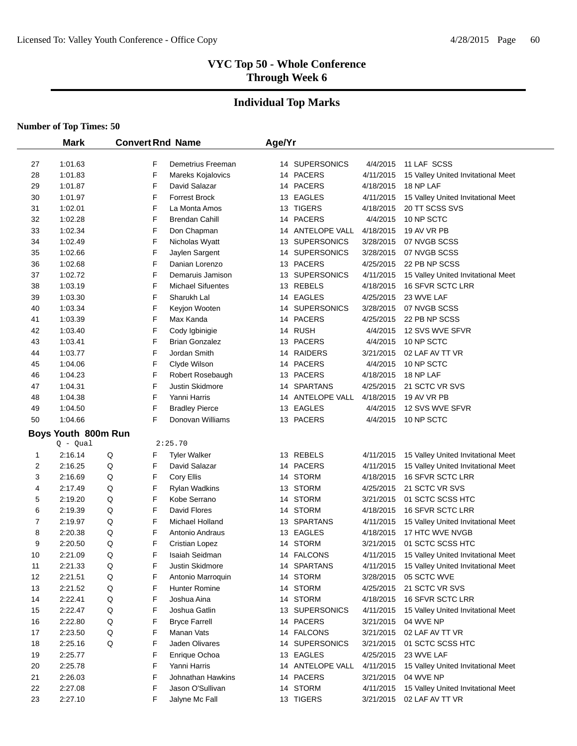# VYC Top 50 - Whole Conference
## Through Week 6

## Individual Top Marks

**Number of Top Times: 50**

| | Mark | Convert | Rnd | Name | Age/Yr | | | |
|---|---|---|---|---|---|---|---|---|
| 27 | 1:01.63 | | F | Demetrius Freeman | 14 | SUPERSONICS | 4/4/2015 | 11 LAF SCSS |
| 28 | 1:01.83 | | F | Mareks Kojalovics | 14 | PACERS | 4/11/2015 | 15 Valley United Invitational Meet |
| 29 | 1:01.87 | | F | David Salazar | 14 | PACERS | 4/18/2015 | 18 NP LAF |
| 30 | 1:01.97 | | F | Forrest Brock | 13 | EAGLES | 4/11/2015 | 15 Valley United Invitational Meet |
| 31 | 1:02.01 | | F | La Monta Amos | 13 | TIGERS | 4/18/2015 | 20 TT SCSS SVS |
| 32 | 1:02.28 | | F | Brendan Cahill | 14 | PACERS | 4/4/2015 | 10 NP SCTC |
| 33 | 1:02.34 | | F | Don Chapman | 14 | ANTELOPE VALL | 4/18/2015 | 19 AV VR PB |
| 34 | 1:02.49 | | F | Nicholas Wyatt | 13 | SUPERSONICS | 3/28/2015 | 07 NVGB SCSS |
| 35 | 1:02.66 | | F | Jaylen Sargent | 14 | SUPERSONICS | 3/28/2015 | 07 NVGB SCSS |
| 36 | 1:02.68 | | F | Danian Lorenzo | 13 | PACERS | 4/25/2015 | 22 PB NP SCSS |
| 37 | 1:02.72 | | F | Demaruis Jamison | 13 | SUPERSONICS | 4/11/2015 | 15 Valley United Invitational Meet |
| 38 | 1:03.19 | | F | Michael Sifuentes | 13 | REBELS | 4/18/2015 | 16 SFVR SCTC LRR |
| 39 | 1:03.30 | | F | Sharukh Lal | 14 | EAGLES | 4/25/2015 | 23 WVE LAF |
| 40 | 1:03.34 | | F | Keyjon Wooten | 14 | SUPERSONICS | 3/28/2015 | 07 NVGB SCSS |
| 41 | 1:03.39 | | F | Max Kanda | 14 | PACERS | 4/25/2015 | 22 PB NP SCSS |
| 42 | 1:03.40 | | F | Cody Igbinigie | 14 | RUSH | 4/4/2015 | 12 SVS WVE SFVR |
| 43 | 1:03.41 | | F | Brian Gonzalez | 13 | PACERS | 4/4/2015 | 10 NP SCTC |
| 44 | 1:03.77 | | F | Jordan Smith | 14 | RAIDERS | 3/21/2015 | 02 LAF AV TT VR |
| 45 | 1:04.06 | | F | Clyde Wilson | 14 | PACERS | 4/4/2015 | 10 NP SCTC |
| 46 | 1:04.23 | | F | Robert Rosebaugh | 13 | PACERS | 4/18/2015 | 18 NP LAF |
| 47 | 1:04.31 | | F | Justin Skidmore | 14 | SPARTANS | 4/25/2015 | 21 SCTC VR SVS |
| 48 | 1:04.38 | | F | Yanni Harris | 14 | ANTELOPE VALL | 4/18/2015 | 19 AV VR PB |
| 49 | 1:04.50 | | F | Bradley Pierce | 13 | EAGLES | 4/4/2015 | 12 SVS WVE SFVR |
| 50 | 1:04.66 | | F | Donovan Williams | 13 | PACERS | 4/4/2015 | 10 NP SCTC |

### Boys Youth 800m Run

Q - Qual 2:25.70

| | Mark | Convert | Rnd | Name | Age/Yr | | | |
|---|---|---|---|---|---|---|---|---|
| 1 | 2:16.14 | Q | F | Tyler Walker | 13 | REBELS | 4/11/2015 | 15 Valley United Invitational Meet |
| 2 | 2:16.25 | Q | F | David Salazar | 14 | PACERS | 4/11/2015 | 15 Valley United Invitational Meet |
| 3 | 2:16.69 | Q | F | Cory Ellis | 14 | STORM | 4/18/2015 | 16 SFVR SCTC LRR |
| 4 | 2:17.49 | Q | F | Rylan Wadkins | 13 | STORM | 4/25/2015 | 21 SCTC VR SVS |
| 5 | 2:19.20 | Q | F | Kobe Serrano | 14 | STORM | 3/21/2015 | 01 SCTC SCSS HTC |
| 6 | 2:19.39 | Q | F | David Flores | 14 | STORM | 4/18/2015 | 16 SFVR SCTC LRR |
| 7 | 2:19.97 | Q | F | Michael Holland | 13 | SPARTANS | 4/11/2015 | 15 Valley United Invitational Meet |
| 8 | 2:20.38 | Q | F | Antonio Andraus | 13 | EAGLES | 4/18/2015 | 17 HTC WVE NVGB |
| 9 | 2:20.50 | Q | F | Cristian Lopez | 14 | STORM | 3/21/2015 | 01 SCTC SCSS HTC |
| 10 | 2:21.09 | Q | F | Isaiah Seidman | 14 | FALCONS | 4/11/2015 | 15 Valley United Invitational Meet |
| 11 | 2:21.33 | Q | F | Justin Skidmore | 14 | SPARTANS | 4/11/2015 | 15 Valley United Invitational Meet |
| 12 | 2:21.51 | Q | F | Antonio Marroquin | 14 | STORM | 3/28/2015 | 05 SCTC WVE |
| 13 | 2:21.52 | Q | F | Hunter Romine | 14 | STORM | 4/25/2015 | 21 SCTC VR SVS |
| 14 | 2:22.41 | Q | F | Joshua Aina | 14 | STORM | 4/18/2015 | 16 SFVR SCTC LRR |
| 15 | 2:22.47 | Q | F | Joshua Gatlin | 13 | SUPERSONICS | 4/11/2015 | 15 Valley United Invitational Meet |
| 16 | 2:22.80 | Q | F | Bryce Farrell | 14 | PACERS | 3/21/2015 | 04 WVE NP |
| 17 | 2:23.50 | Q | F | Manan Vats | 14 | FALCONS | 3/21/2015 | 02 LAF AV TT VR |
| 18 | 2:25.16 | Q | F | Jaden Olivares | 14 | SUPERSONICS | 3/21/2015 | 01 SCTC SCSS HTC |
| 19 | 2:25.77 | | F | Enrique Ochoa | 13 | EAGLES | 4/25/2015 | 23 WVE LAF |
| 20 | 2:25.78 | | F | Yanni Harris | 14 | ANTELOPE VALL | 4/11/2015 | 15 Valley United Invitational Meet |
| 21 | 2:26.03 | | F | Johnathan Hawkins | 14 | PACERS | 3/21/2015 | 04 WVE NP |
| 22 | 2:27.08 | | F | Jason O'Sullivan | 14 | STORM | 4/11/2015 | 15 Valley United Invitational Meet |
| 23 | 2:27.10 | | F | Jalyne Mc Fall | 13 | TIGERS | 3/21/2015 | 02 LAF AV TT VR |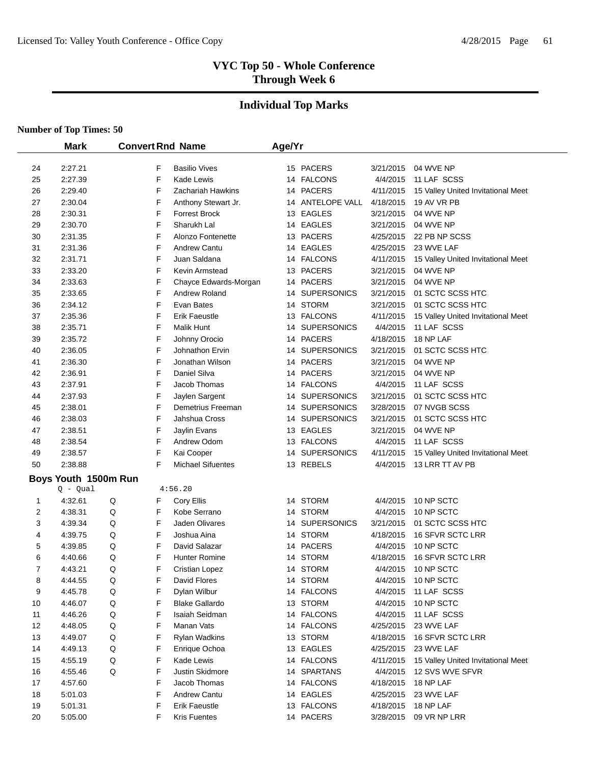# VYC Top 50 - Whole Conference
# Through Week 6

## Individual Top Marks

**Number of Top Times: 50**

| | Mark | Convert | Rnd | Name | Age/Yr | Team | Date | Meet |
|---|---|---|---|---|---|---|---|---|
| 24 | 2:27.21 | | F | Basilio Vives | 15 | PACERS | 3/21/2015 | 04 WVE NP |
| 25 | 2:27.39 | | F | Kade Lewis | 14 | FALCONS | 4/4/2015 | 11 LAF SCSS |
| 26 | 2:29.40 | | F | Zachariah Hawkins | 14 | PACERS | 4/11/2015 | 15 Valley United Invitational Meet |
| 27 | 2:30.04 | | F | Anthony Stewart Jr. | 14 | ANTELOPE VALL | 4/18/2015 | 19 AV VR PB |
| 28 | 2:30.31 | | F | Forrest Brock | 13 | EAGLES | 3/21/2015 | 04 WVE NP |
| 29 | 2:30.70 | | F | Sharukh Lal | 14 | EAGLES | 3/21/2015 | 04 WVE NP |
| 30 | 2:31.35 | | F | Alonzo Fontenette | 13 | PACERS | 4/25/2015 | 22 PB NP SCSS |
| 31 | 2:31.36 | | F | Andrew Cantu | 14 | EAGLES | 4/25/2015 | 23 WVE LAF |
| 32 | 2:31.71 | | F | Juan Saldana | 14 | FALCONS | 4/11/2015 | 15 Valley United Invitational Meet |
| 33 | 2:33.20 | | F | Kevin Armstead | 13 | PACERS | 3/21/2015 | 04 WVE NP |
| 34 | 2:33.63 | | F | Chayce Edwards-Morgan | 14 | PACERS | 3/21/2015 | 04 WVE NP |
| 35 | 2:33.65 | | F | Andrew Roland | 14 | SUPERSONICS | 3/21/2015 | 01 SCTC SCSS HTC |
| 36 | 2:34.12 | | F | Evan Bates | 14 | STORM | 3/21/2015 | 01 SCTC SCSS HTC |
| 37 | 2:35.36 | | F | Erik Faeustle | 13 | FALCONS | 4/11/2015 | 15 Valley United Invitational Meet |
| 38 | 2:35.71 | | F | Malik Hunt | 14 | SUPERSONICS | 4/4/2015 | 11 LAF SCSS |
| 39 | 2:35.72 | | F | Johnny Orocio | 14 | PACERS | 4/18/2015 | 18 NP LAF |
| 40 | 2:36.05 | | F | Johnathon Ervin | 14 | SUPERSONICS | 3/21/2015 | 01 SCTC SCSS HTC |
| 41 | 2:36.30 | | F | Jonathan Wilson | 14 | PACERS | 3/21/2015 | 04 WVE NP |
| 42 | 2:36.91 | | F | Daniel Silva | 14 | PACERS | 3/21/2015 | 04 WVE NP |
| 43 | 2:37.91 | | F | Jacob Thomas | 14 | FALCONS | 4/4/2015 | 11 LAF SCSS |
| 44 | 2:37.93 | | F | Jaylen Sargent | 14 | SUPERSONICS | 3/21/2015 | 01 SCTC SCSS HTC |
| 45 | 2:38.01 | | F | Demetrius Freeman | 14 | SUPERSONICS | 3/28/2015 | 07 NVGB SCSS |
| 46 | 2:38.03 | | F | Jahshua Cross | 14 | SUPERSONICS | 3/21/2015 | 01 SCTC SCSS HTC |
| 47 | 2:38.51 | | F | Jaylin Evans | 13 | EAGLES | 3/21/2015 | 04 WVE NP |
| 48 | 2:38.54 | | F | Andrew Odom | 13 | FALCONS | 4/4/2015 | 11 LAF SCSS |
| 49 | 2:38.57 | | F | Kai Cooper | 14 | SUPERSONICS | 4/11/2015 | 15 Valley United Invitational Meet |
| 50 | 2:38.88 | | F | Michael Sifuentes | 13 | REBELS | 4/4/2015 | 13 LRR TT AV PB |

### Boys Youth 1500m Run

Q - Qual 4:56.20

| | Mark | Convert | Rnd | Name | Age/Yr | Team | Date | Meet |
|---|---|---|---|---|---|---|---|---|
| 1 | 4:32.61 | Q | F | Cory Ellis | 14 | STORM | 4/4/2015 | 10 NP SCTC |
| 2 | 4:38.31 | Q | F | Kobe Serrano | 14 | STORM | 4/4/2015 | 10 NP SCTC |
| 3 | 4:39.34 | Q | F | Jaden Olivares | 14 | SUPERSONICS | 3/21/2015 | 01 SCTC SCSS HTC |
| 4 | 4:39.75 | Q | F | Joshua Aina | 14 | STORM | 4/18/2015 | 16 SFVR SCTC LRR |
| 5 | 4:39.85 | Q | F | David Salazar | 14 | PACERS | 4/4/2015 | 10 NP SCTC |
| 6 | 4:40.66 | Q | F | Hunter Romine | 14 | STORM | 4/18/2015 | 16 SFVR SCTC LRR |
| 7 | 4:43.21 | Q | F | Cristian Lopez | 14 | STORM | 4/4/2015 | 10 NP SCTC |
| 8 | 4:44.55 | Q | F | David Flores | 14 | STORM | 4/4/2015 | 10 NP SCTC |
| 9 | 4:45.78 | Q | F | Dylan Wilbur | 14 | FALCONS | 4/4/2015 | 11 LAF SCSS |
| 10 | 4:46.07 | Q | F | Blake Gallardo | 13 | STORM | 4/4/2015 | 10 NP SCTC |
| 11 | 4:46.26 | Q | F | Isaiah Seidman | 14 | FALCONS | 4/4/2015 | 11 LAF SCSS |
| 12 | 4:48.05 | Q | F | Manan Vats | 14 | FALCONS | 4/25/2015 | 23 WVE LAF |
| 13 | 4:49.07 | Q | F | Rylan Wadkins | 13 | STORM | 4/18/2015 | 16 SFVR SCTC LRR |
| 14 | 4:49.13 | Q | F | Enrique Ochoa | 13 | EAGLES | 4/25/2015 | 23 WVE LAF |
| 15 | 4:55.19 | Q | F | Kade Lewis | 14 | FALCONS | 4/11/2015 | 15 Valley United Invitational Meet |
| 16 | 4:55.46 | Q | F | Justin Skidmore | 14 | SPARTANS | 4/4/2015 | 12 SVS WVE SFVR |
| 17 | 4:57.60 | | F | Jacob Thomas | 14 | FALCONS | 4/18/2015 | 18 NP LAF |
| 18 | 5:01.03 | | F | Andrew Cantu | 14 | EAGLES | 4/25/2015 | 23 WVE LAF |
| 19 | 5:01.31 | | F | Erik Faeustle | 13 | FALCONS | 4/18/2015 | 18 NP LAF |
| 20 | 5:05.00 | | F | Kris Fuentes | 14 | PACERS | 3/28/2015 | 09 VR NP LRR |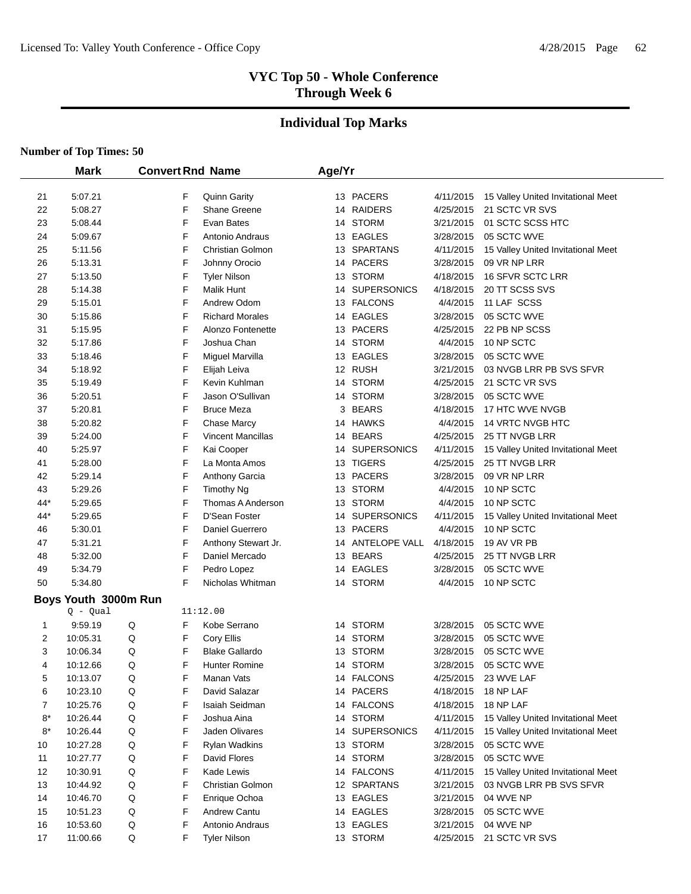# VYC Top 50 - Whole Conference
## Through Week 6

## Individual Top Marks

**Number of Top Times: 50**

| | Mark | Convert | Rnd | Name | Age/Yr | Team | Date | Meet |
|---|---|---|---|---|---|---|---|---|
| 21 | 5:07.21 | | F | Quinn Garity | 13 | PACERS | 4/11/2015 | 15 Valley United Invitational Meet |
| 22 | 5:08.27 | | F | Shane Greene | 14 | RAIDERS | 4/25/2015 | 21 SCTC VR SVS |
| 23 | 5:08.44 | | F | Evan Bates | 14 | STORM | 3/21/2015 | 01 SCTC SCSS HTC |
| 24 | 5:09.67 | | F | Antonio Andraus | 13 | EAGLES | 3/28/2015 | 05 SCTC WVE |
| 25 | 5:11.56 | | F | Christian Golmon | 13 | SPARTANS | 4/11/2015 | 15 Valley United Invitational Meet |
| 26 | 5:13.31 | | F | Johnny Orocio | 14 | PACERS | 3/28/2015 | 09 VR NP LRR |
| 27 | 5:13.50 | | F | Tyler Nilson | 13 | STORM | 4/18/2015 | 16 SFVR SCTC LRR |
| 28 | 5:14.38 | | F | Malik Hunt | 14 | SUPERSONICS | 4/18/2015 | 20 TT SCSS SVS |
| 29 | 5:15.01 | | F | Andrew Odom | 13 | FALCONS | 4/4/2015 | 11 LAF SCSS |
| 30 | 5:15.86 | | F | Richard Morales | 14 | EAGLES | 3/28/2015 | 05 SCTC WVE |
| 31 | 5:15.95 | | F | Alonzo Fontenette | 13 | PACERS | 4/25/2015 | 22 PB NP SCSS |
| 32 | 5:17.86 | | F | Joshua Chan | 14 | STORM | 4/4/2015 | 10 NP SCTC |
| 33 | 5:18.46 | | F | Miguel Marvilla | 13 | EAGLES | 3/28/2015 | 05 SCTC WVE |
| 34 | 5:18.92 | | F | Elijah Leiva | 12 | RUSH | 3/21/2015 | 03 NVGB LRR PB SVS SFVR |
| 35 | 5:19.49 | | F | Kevin Kuhlman | 14 | STORM | 4/25/2015 | 21 SCTC VR SVS |
| 36 | 5:20.51 | | F | Jason O'Sullivan | 14 | STORM | 3/28/2015 | 05 SCTC WVE |
| 37 | 5:20.81 | | F | Bruce Meza | 3 | BEARS | 4/18/2015 | 17 HTC WVE NVGB |
| 38 | 5:20.82 | | F | Chase Marcy | 14 | HAWKS | 4/4/2015 | 14 VRTC NVGB HTC |
| 39 | 5:24.00 | | F | Vincent Mancillas | 14 | BEARS | 4/25/2015 | 25 TT NVGB LRR |
| 40 | 5:25.97 | | F | Kai Cooper | 14 | SUPERSONICS | 4/11/2015 | 15 Valley United Invitational Meet |
| 41 | 5:28.00 | | F | La Monta Amos | 13 | TIGERS | 4/25/2015 | 25 TT NVGB LRR |
| 42 | 5:29.14 | | F | Anthony Garcia | 13 | PACERS | 3/28/2015 | 09 VR NP LRR |
| 43 | 5:29.26 | | F | Timothy Ng | 13 | STORM | 4/4/2015 | 10 NP SCTC |
| 44* | 5:29.65 | | F | Thomas A Anderson | 13 | STORM | 4/4/2015 | 10 NP SCTC |
| 44* | 5:29.65 | | F | D'Sean Foster | 14 | SUPERSONICS | 4/11/2015 | 15 Valley United Invitational Meet |
| 46 | 5:30.01 | | F | Daniel Guerrero | 13 | PACERS | 4/4/2015 | 10 NP SCTC |
| 47 | 5:31.21 | | F | Anthony Stewart Jr. | 14 | ANTELOPE VALL | 4/18/2015 | 19 AV VR PB |
| 48 | 5:32.00 | | F | Daniel Mercado | 13 | BEARS | 4/25/2015 | 25 TT NVGB LRR |
| 49 | 5:34.79 | | F | Pedro Lopez | 14 | EAGLES | 3/28/2015 | 05 SCTC WVE |
| 50 | 5:34.80 | | F | Nicholas Whitman | 14 | STORM | 4/4/2015 | 10 NP SCTC |

### Boys Youth 3000m Run

Q - Qual 11:12.00

| | Mark | Convert | Rnd | Name | Age/Yr | Team | Date | Meet |
|---|---|---|---|---|---|---|---|---|
| 1 | 9:59.19 | Q | F | Kobe Serrano | 14 | STORM | 3/28/2015 | 05 SCTC WVE |
| 2 | 10:05.31 | Q | F | Cory Ellis | 14 | STORM | 3/28/2015 | 05 SCTC WVE |
| 3 | 10:06.34 | Q | F | Blake Gallardo | 13 | STORM | 3/28/2015 | 05 SCTC WVE |
| 4 | 10:12.66 | Q | F | Hunter Romine | 14 | STORM | 3/28/2015 | 05 SCTC WVE |
| 5 | 10:13.07 | Q | F | Manan Vats | 14 | FALCONS | 4/25/2015 | 23 WVE LAF |
| 6 | 10:23.10 | Q | F | David Salazar | 14 | PACERS | 4/18/2015 | 18 NP LAF |
| 7 | 10:25.76 | Q | F | Isaiah Seidman | 14 | FALCONS | 4/18/2015 | 18 NP LAF |
| 8* | 10:26.44 | Q | F | Joshua Aina | 14 | STORM | 4/11/2015 | 15 Valley United Invitational Meet |
| 8* | 10:26.44 | Q | F | Jaden Olivares | 14 | SUPERSONICS | 4/11/2015 | 15 Valley United Invitational Meet |
| 10 | 10:27.28 | Q | F | Rylan Wadkins | 13 | STORM | 3/28/2015 | 05 SCTC WVE |
| 11 | 10:27.77 | Q | F | David Flores | 14 | STORM | 3/28/2015 | 05 SCTC WVE |
| 12 | 10:30.91 | Q | F | Kade Lewis | 14 | FALCONS | 4/11/2015 | 15 Valley United Invitational Meet |
| 13 | 10:44.92 | Q | F | Christian Golmon | 12 | SPARTANS | 3/21/2015 | 03 NVGB LRR PB SVS SFVR |
| 14 | 10:46.70 | Q | F | Enrique Ochoa | 13 | EAGLES | 3/21/2015 | 04 WVE NP |
| 15 | 10:51.23 | Q | F | Andrew Cantu | 14 | EAGLES | 3/28/2015 | 05 SCTC WVE |
| 16 | 10:53.60 | Q | F | Antonio Andraus | 13 | EAGLES | 3/21/2015 | 04 WVE NP |
| 17 | 11:00.66 | Q | F | Tyler Nilson | 13 | STORM | 4/25/2015 | 21 SCTC VR SVS |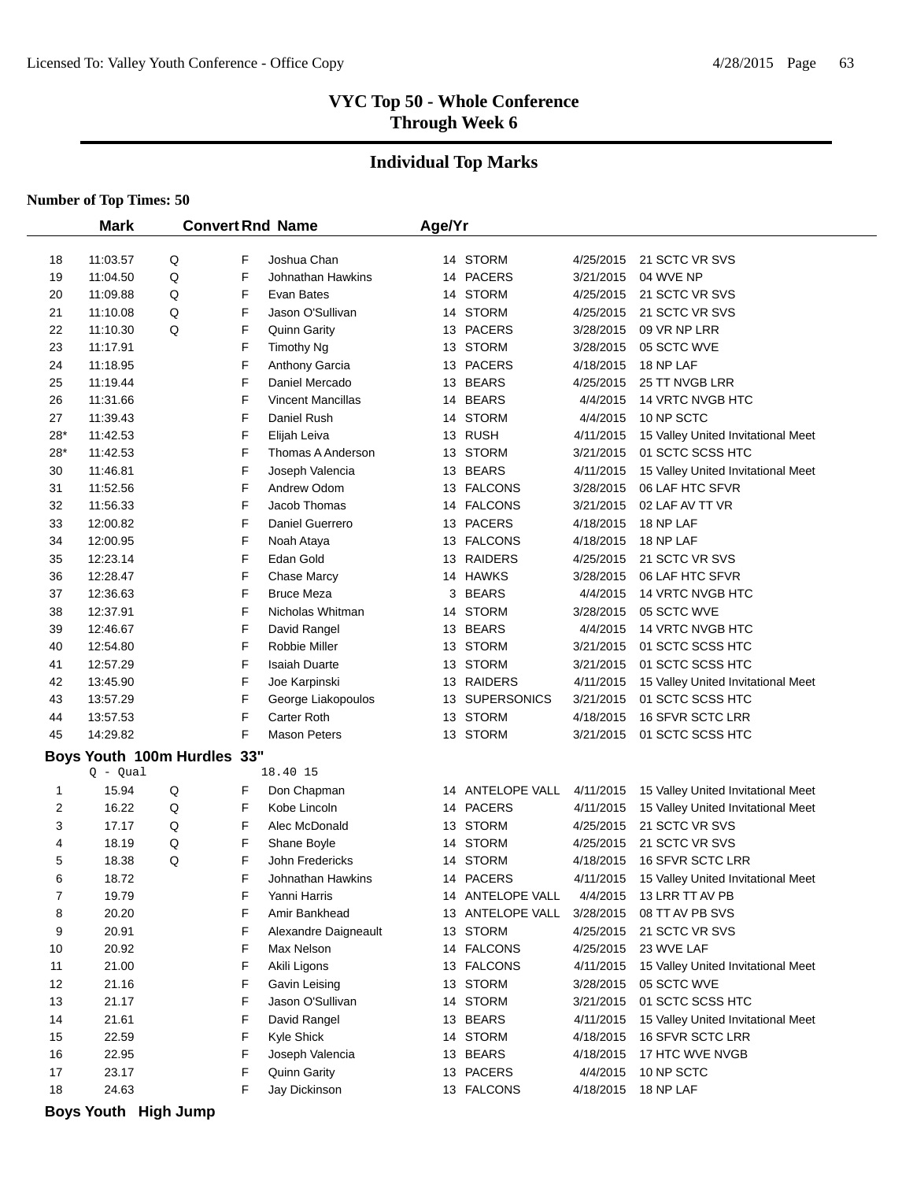# VYC Top 50 - Whole Conference
## Through Week 6

## Individual Top Marks

**Number of Top Times: 50**

| | Mark | Convert | Rnd | Name | Age/Yr | Team | Date | Meet |
|---|---|---|---|---|---|---|---|---|
| 18 | 11:03.57 | Q | F | Joshua Chan | 14 | STORM | 4/25/2015 | 21 SCTC VR SVS |
| 19 | 11:04.50 | Q | F | Johnathan Hawkins | 14 | PACERS | 3/21/2015 | 04 WVE NP |
| 20 | 11:09.88 | Q | F | Evan Bates | 14 | STORM | 4/25/2015 | 21 SCTC VR SVS |
| 21 | 11:10.08 | Q | F | Jason O'Sullivan | 14 | STORM | 4/25/2015 | 21 SCTC VR SVS |
| 22 | 11:10.30 | Q | F | Quinn Garity | 13 | PACERS | 3/28/2015 | 09 VR NP LRR |
| 23 | 11:17.91 | | F | Timothy Ng | 13 | STORM | 3/28/2015 | 05 SCTC WVE |
| 24 | 11:18.95 | | F | Anthony Garcia | 13 | PACERS | 4/18/2015 | 18 NP LAF |
| 25 | 11:19.44 | | F | Daniel Mercado | 13 | BEARS | 4/25/2015 | 25 TT NVGB LRR |
| 26 | 11:31.66 | | F | Vincent Mancillas | 14 | BEARS | 4/4/2015 | 14 VRTC NVGB HTC |
| 27 | 11:39.43 | | F | Daniel Rush | 14 | STORM | 4/4/2015 | 10 NP SCTC |
| 28* | 11:42.53 | | F | Elijah Leiva | 13 | RUSH | 4/11/2015 | 15 Valley United Invitational Meet |
| 28* | 11:42.53 | | F | Thomas A Anderson | 13 | STORM | 3/21/2015 | 01 SCTC SCSS HTC |
| 30 | 11:46.81 | | F | Joseph Valencia | 13 | BEARS | 4/11/2015 | 15 Valley United Invitational Meet |
| 31 | 11:52.56 | | F | Andrew Odom | 13 | FALCONS | 3/28/2015 | 06 LAF HTC SFVR |
| 32 | 11:56.33 | | F | Jacob Thomas | 14 | FALCONS | 3/21/2015 | 02 LAF AV TT VR |
| 33 | 12:00.82 | | F | Daniel Guerrero | 13 | PACERS | 4/18/2015 | 18 NP LAF |
| 34 | 12:00.95 | | F | Noah Ataya | 13 | FALCONS | 4/18/2015 | 18 NP LAF |
| 35 | 12:23.14 | | F | Edan Gold | 13 | RAIDERS | 4/25/2015 | 21 SCTC VR SVS |
| 36 | 12:28.47 | | F | Chase Marcy | 14 | HAWKS | 3/28/2015 | 06 LAF HTC SFVR |
| 37 | 12:36.63 | | F | Bruce Meza | 3 | BEARS | 4/4/2015 | 14 VRTC NVGB HTC |
| 38 | 12:37.91 | | F | Nicholas Whitman | 14 | STORM | 3/28/2015 | 05 SCTC WVE |
| 39 | 12:46.67 | | F | David Rangel | 13 | BEARS | 4/4/2015 | 14 VRTC NVGB HTC |
| 40 | 12:54.80 | | F | Robbie Miller | 13 | STORM | 3/21/2015 | 01 SCTC SCSS HTC |
| 41 | 12:57.29 | | F | Isaiah Duarte | 13 | STORM | 3/21/2015 | 01 SCTC SCSS HTC |
| 42 | 13:45.90 | | F | Joe Karpinski | 13 | RAIDERS | 4/11/2015 | 15 Valley United Invitational Meet |
| 43 | 13:57.29 | | F | George Liakopoulos | 13 | SUPERSONICS | 3/21/2015 | 01 SCTC SCSS HTC |
| 44 | 13:57.53 | | F | Carter Roth | 13 | STORM | 4/18/2015 | 16 SFVR SCTC LRR |
| 45 | 14:29.82 | | F | Mason Peters | 13 | STORM | 3/21/2015 | 01 SCTC SCSS HTC |

**Boys Youth 100m Hurdles 33"**

Q - Qual 18.40 15

| | Mark | Convert | Rnd | Name | Age/Yr | Team | Date | Meet |
|---|---|---|---|---|---|---|---|---|
| 1 | 15.94 | Q | F | Don Chapman | 14 | ANTELOPE VALL | 4/11/2015 | 15 Valley United Invitational Meet |
| 2 | 16.22 | Q | F | Kobe Lincoln | 14 | PACERS | 4/11/2015 | 15 Valley United Invitational Meet |
| 3 | 17.17 | Q | F | Alec McDonald | 13 | STORM | 4/25/2015 | 21 SCTC VR SVS |
| 4 | 18.19 | Q | F | Shane Boyle | 14 | STORM | 4/25/2015 | 21 SCTC VR SVS |
| 5 | 18.38 | Q | F | John Fredericks | 14 | STORM | 4/18/2015 | 16 SFVR SCTC LRR |
| 6 | 18.72 | | F | Johnathan Hawkins | 14 | PACERS | 4/11/2015 | 15 Valley United Invitational Meet |
| 7 | 19.79 | | F | Yanni Harris | 14 | ANTELOPE VALL | 4/4/2015 | 13 LRR TT AV PB |
| 8 | 20.20 | | F | Amir Bankhead | 13 | ANTELOPE VALL | 3/28/2015 | 08 TT AV PB SVS |
| 9 | 20.91 | | F | Alexandre Daigneault | 13 | STORM | 4/25/2015 | 21 SCTC VR SVS |
| 10 | 20.92 | | F | Max Nelson | 14 | FALCONS | 4/25/2015 | 23 WVE LAF |
| 11 | 21.00 | | F | Akili Ligons | 13 | FALCONS | 4/11/2015 | 15 Valley United Invitational Meet |
| 12 | 21.16 | | F | Gavin Leising | 13 | STORM | 3/28/2015 | 05 SCTC WVE |
| 13 | 21.17 | | F | Jason O'Sullivan | 14 | STORM | 3/21/2015 | 01 SCTC SCSS HTC |
| 14 | 21.61 | | F | David Rangel | 13 | BEARS | 4/11/2015 | 15 Valley United Invitational Meet |
| 15 | 22.59 | | F | Kyle Shick | 14 | STORM | 4/18/2015 | 16 SFVR SCTC LRR |
| 16 | 22.95 | | F | Joseph Valencia | 13 | BEARS | 4/18/2015 | 17 HTC WVE NVGB |
| 17 | 23.17 | | F | Quinn Garity | 13 | PACERS | 4/4/2015 | 10 NP SCTC |
| 18 | 24.63 | | F | Jay Dickinson | 13 | FALCONS | 4/18/2015 | 18 NP LAF |

**Boys Youth High Jump**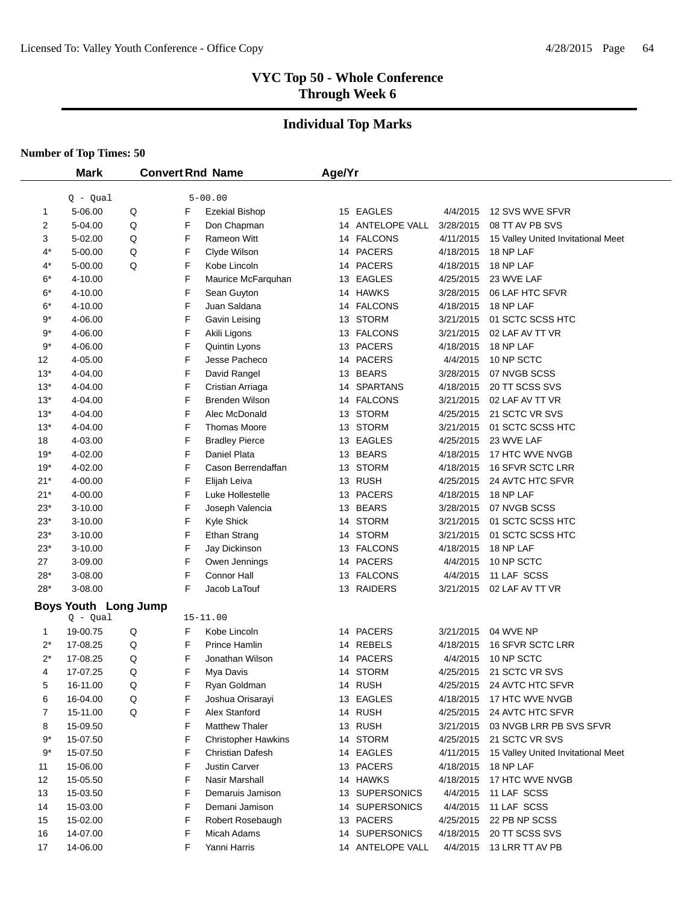# VYC Top 50 - Whole Conference
## Through Week 6

## Individual Top Marks

**Number of Top Times: 50**

| | Mark | Convert | Rnd | Name | Age/Yr | Team | Date | Meet |
|---|---|---|---|---|---|---|---|---|
| | Q - Qual | | | 5-00.00 | | | | |
| 1 | 5-06.00 | Q | F | Ezekial Bishop | 15 | EAGLES | 4/4/2015 | 12 SVS WVE SFVR |
| 2 | 5-04.00 | Q | F | Don Chapman | 14 | ANTELOPE VALL | 3/28/2015 | 08 TT AV PB SVS |
| 3 | 5-02.00 | Q | F | Rameon Witt | 14 | FALCONS | 4/11/2015 | 15 Valley United Invitational Meet |
| 4* | 5-00.00 | Q | F | Clyde Wilson | 14 | PACERS | 4/18/2015 | 18 NP LAF |
| 4* | 5-00.00 | Q | F | Kobe Lincoln | 14 | PACERS | 4/18/2015 | 18 NP LAF |
| 6* | 4-10.00 | | F | Maurice McFarquhan | 13 | EAGLES | 4/25/2015 | 23 WVE LAF |
| 6* | 4-10.00 | | F | Sean Guyton | 14 | HAWKS | 3/28/2015 | 06 LAF HTC SFVR |
| 6* | 4-10.00 | | F | Juan Saldana | 14 | FALCONS | 4/18/2015 | 18 NP LAF |
| 9* | 4-06.00 | | F | Gavin Leising | 13 | STORM | 3/21/2015 | 01 SCTC SCSS HTC |
| 9* | 4-06.00 | | F | Akili Ligons | 13 | FALCONS | 3/21/2015 | 02 LAF AV TT VR |
| 9* | 4-06.00 | | F | Quintin Lyons | 13 | PACERS | 4/18/2015 | 18 NP LAF |
| 12 | 4-05.00 | | F | Jesse Pacheco | 14 | PACERS | 4/4/2015 | 10 NP SCTC |
| 13* | 4-04.00 | | F | David Rangel | 13 | BEARS | 3/28/2015 | 07 NVGB SCSS |
| 13* | 4-04.00 | | F | Cristian Arriaga | 14 | SPARTANS | 4/18/2015 | 20 TT SCSS SVS |
| 13* | 4-04.00 | | F | Brenden Wilson | 14 | FALCONS | 3/21/2015 | 02 LAF AV TT VR |
| 13* | 4-04.00 | | F | Alec McDonald | 13 | STORM | 4/25/2015 | 21 SCTC VR SVS |
| 13* | 4-04.00 | | F | Thomas Moore | 13 | STORM | 3/21/2015 | 01 SCTC SCSS HTC |
| 18 | 4-03.00 | | F | Bradley Pierce | 13 | EAGLES | 4/25/2015 | 23 WVE LAF |
| 19* | 4-02.00 | | F | Daniel Plata | 13 | BEARS | 4/18/2015 | 17 HTC WVE NVGB |
| 19* | 4-02.00 | | F | Cason Berrendaffan | 13 | STORM | 4/18/2015 | 16 SFVR SCTC LRR |
| 21* | 4-00.00 | | F | Elijah Leiva | 13 | RUSH | 4/25/2015 | 24 AVTC HTC SFVR |
| 21* | 4-00.00 | | F | Luke Hollestelle | 13 | PACERS | 4/18/2015 | 18 NP LAF |
| 23* | 3-10.00 | | F | Joseph Valencia | 13 | BEARS | 3/28/2015 | 07 NVGB SCSS |
| 23* | 3-10.00 | | F | Kyle Shick | 14 | STORM | 3/21/2015 | 01 SCTC SCSS HTC |
| 23* | 3-10.00 | | F | Ethan Strang | 14 | STORM | 3/21/2015 | 01 SCTC SCSS HTC |
| 23* | 3-10.00 | | F | Jay Dickinson | 13 | FALCONS | 4/18/2015 | 18 NP LAF |
| 27 | 3-09.00 | | F | Owen Jennings | 14 | PACERS | 4/4/2015 | 10 NP SCTC |
| 28* | 3-08.00 | | F | Connor Hall | 13 | FALCONS | 4/4/2015 | 11 LAF SCSS |
| 28* | 3-08.00 | | F | Jacob LaTouf | 13 | RAIDERS | 3/21/2015 | 02 LAF AV TT VR |

### Boys Youth Long Jump

| | Mark | Convert | Rnd | Name | Age/Yr | Team | Date | Meet |
|---|---|---|---|---|---|---|---|---|
| | Q - Qual | | | 15-11.00 | | | | |
| 1 | 19-00.75 | Q | F | Kobe Lincoln | 14 | PACERS | 3/21/2015 | 04 WVE NP |
| 2* | 17-08.25 | Q | F | Prince Hamlin | 14 | REBELS | 4/18/2015 | 16 SFVR SCTC LRR |
| 2* | 17-08.25 | Q | F | Jonathan Wilson | 14 | PACERS | 4/4/2015 | 10 NP SCTC |
| 4 | 17-07.25 | Q | F | Mya Davis | 14 | STORM | 4/25/2015 | 21 SCTC VR SVS |
| 5 | 16-11.00 | Q | F | Ryan Goldman | 14 | RUSH | 4/25/2015 | 24 AVTC HTC SFVR |
| 6 | 16-04.00 | Q | F | Joshua Orisarayi | 13 | EAGLES | 4/18/2015 | 17 HTC WVE NVGB |
| 7 | 15-11.00 | Q | F | Alex Stanford | 14 | RUSH | 4/25/2015 | 24 AVTC HTC SFVR |
| 8 | 15-09.50 | | F | Matthew Thaler | 13 | RUSH | 3/21/2015 | 03 NVGB LRR PB SVS SFVR |
| 9* | 15-07.50 | | F | Christopher Hawkins | 14 | STORM | 4/25/2015 | 21 SCTC VR SVS |
| 9* | 15-07.50 | | F | Christian Dafesh | 14 | EAGLES | 4/11/2015 | 15 Valley United Invitational Meet |
| 11 | 15-06.00 | | F | Justin Carver | 13 | PACERS | 4/18/2015 | 18 NP LAF |
| 12 | 15-05.50 | | F | Nasir Marshall | 14 | HAWKS | 4/18/2015 | 17 HTC WVE NVGB |
| 13 | 15-03.50 | | F | Demaruis Jamison | 13 | SUPERSONICS | 4/4/2015 | 11 LAF SCSS |
| 14 | 15-03.00 | | F | Demani Jamison | 14 | SUPERSONICS | 4/4/2015 | 11 LAF SCSS |
| 15 | 15-02.00 | | F | Robert Rosebaugh | 13 | PACERS | 4/25/2015 | 22 PB NP SCSS |
| 16 | 14-07.00 | | F | Micah Adams | 14 | SUPERSONICS | 4/18/2015 | 20 TT SCSS SVS |
| 17 | 14-06.00 | | F | Yanni Harris | 14 | ANTELOPE VALL | 4/4/2015 | 13 LRR TT AV PB |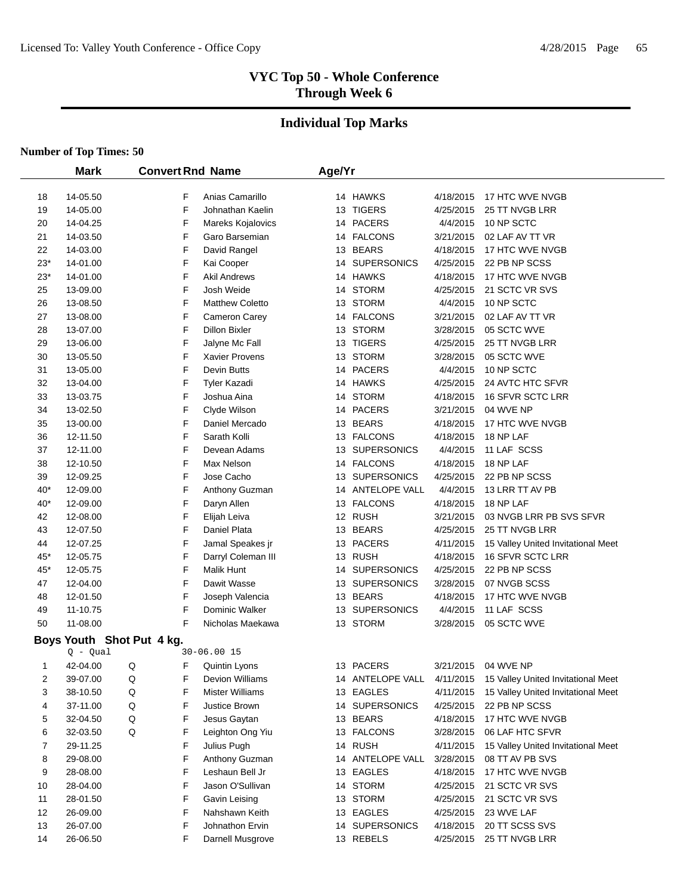# VYC Top 50 - Whole Conference
## Through Week 6

## Individual Top Marks

**Number of Top Times: 50**

| | Mark | Convert | Rnd | Name | Age/Yr | Team | Date | Meet |
|---|---|---|---|---|---|---|---|---|
| 18 | 14-05.50 | | F | Anias Camarillo | 14 | HAWKS | 4/18/2015 | 17 HTC WVE NVGB |
| 19 | 14-05.00 | | F | Johnathan Kaelin | 13 | TIGERS | 4/25/2015 | 25 TT NVGB LRR |
| 20 | 14-04.25 | | F | Mareks Kojalovics | 14 | PACERS | 4/4/2015 | 10 NP SCTC |
| 21 | 14-03.50 | | F | Garo Barsemian | 14 | FALCONS | 3/21/2015 | 02 LAF AV TT VR |
| 22 | 14-03.00 | | F | David Rangel | 13 | BEARS | 4/18/2015 | 17 HTC WVE NVGB |
| 23* | 14-01.00 | | F | Kai Cooper | 14 | SUPERSONICS | 4/25/2015 | 22 PB NP SCSS |
| 23* | 14-01.00 | | F | Akil Andrews | 14 | HAWKS | 4/18/2015 | 17 HTC WVE NVGB |
| 25 | 13-09.00 | | F | Josh Weide | 14 | STORM | 4/25/2015 | 21 SCTC VR SVS |
| 26 | 13-08.50 | | F | Matthew Coletto | 13 | STORM | 4/4/2015 | 10 NP SCTC |
| 27 | 13-08.00 | | F | Cameron Carey | 14 | FALCONS | 3/21/2015 | 02 LAF AV TT VR |
| 28 | 13-07.00 | | F | Dillon Bixler | 13 | STORM | 3/28/2015 | 05 SCTC WVE |
| 29 | 13-06.00 | | F | Jalyne Mc Fall | 13 | TIGERS | 4/25/2015 | 25 TT NVGB LRR |
| 30 | 13-05.50 | | F | Xavier Provens | 13 | STORM | 3/28/2015 | 05 SCTC WVE |
| 31 | 13-05.00 | | F | Devin Butts | 14 | PACERS | 4/4/2015 | 10 NP SCTC |
| 32 | 13-04.00 | | F | Tyler Kazadi | 14 | HAWKS | 4/25/2015 | 24 AVTC HTC SFVR |
| 33 | 13-03.75 | | F | Joshua Aina | 14 | STORM | 4/18/2015 | 16 SFVR SCTC LRR |
| 34 | 13-02.50 | | F | Clyde Wilson | 14 | PACERS | 3/21/2015 | 04 WVE NP |
| 35 | 13-00.00 | | F | Daniel Mercado | 13 | BEARS | 4/18/2015 | 17 HTC WVE NVGB |
| 36 | 12-11.50 | | F | Sarath Kolli | 13 | FALCONS | 4/18/2015 | 18 NP LAF |
| 37 | 12-11.00 | | F | Devean Adams | 13 | SUPERSONICS | 4/4/2015 | 11 LAF SCSS |
| 38 | 12-10.50 | | F | Max Nelson | 14 | FALCONS | 4/18/2015 | 18 NP LAF |
| 39 | 12-09.25 | | F | Jose Cacho | 13 | SUPERSONICS | 4/25/2015 | 22 PB NP SCSS |
| 40* | 12-09.00 | | F | Anthony Guzman | 14 | ANTELOPE VALL | 4/4/2015 | 13 LRR TT AV PB |
| 40* | 12-09.00 | | F | Daryn Allen | 13 | FALCONS | 4/18/2015 | 18 NP LAF |
| 42 | 12-08.00 | | F | Elijah Leiva | 12 | RUSH | 3/21/2015 | 03 NVGB LRR PB SVS SFVR |
| 43 | 12-07.50 | | F | Daniel Plata | 13 | BEARS | 4/25/2015 | 25 TT NVGB LRR |
| 44 | 12-07.25 | | F | Jamal Speakes jr | 13 | PACERS | 4/11/2015 | 15 Valley United Invitational Meet |
| 45* | 12-05.75 | | F | Darryl Coleman III | 13 | RUSH | 4/18/2015 | 16 SFVR SCTC LRR |
| 45* | 12-05.75 | | F | Malik Hunt | 14 | SUPERSONICS | 4/25/2015 | 22 PB NP SCSS |
| 47 | 12-04.00 | | F | Dawit Wasse | 13 | SUPERSONICS | 3/28/2015 | 07 NVGB SCSS |
| 48 | 12-01.50 | | F | Joseph Valencia | 13 | BEARS | 4/18/2015 | 17 HTC WVE NVGB |
| 49 | 11-10.75 | | F | Dominic Walker | 13 | SUPERSONICS | 4/4/2015 | 11 LAF SCSS |
| 50 | 11-08.00 | | F | Nicholas Maekawa | 13 | STORM | 3/28/2015 | 05 SCTC WVE |

**Boys Youth Shot Put 4 kg.**

Q - Qual 30-06.00 15

| | Mark | Convert | Rnd | Name | Age/Yr | Team | Date | Meet |
|---|---|---|---|---|---|---|---|---|
| 1 | 42-04.00 | Q | F | Quintin Lyons | 13 | PACERS | 3/21/2015 | 04 WVE NP |
| 2 | 39-07.00 | Q | F | Devion Williams | 14 | ANTELOPE VALL | 4/11/2015 | 15 Valley United Invitational Meet |
| 3 | 38-10.50 | Q | F | Mister Williams | 13 | EAGLES | 4/11/2015 | 15 Valley United Invitational Meet |
| 4 | 37-11.00 | Q | F | Justice Brown | 14 | SUPERSONICS | 4/25/2015 | 22 PB NP SCSS |
| 5 | 32-04.50 | Q | F | Jesus Gaytan | 13 | BEARS | 4/18/2015 | 17 HTC WVE NVGB |
| 6 | 32-03.50 | Q | F | Leighton Ong Yiu | 13 | FALCONS | 3/28/2015 | 06 LAF HTC SFVR |
| 7 | 29-11.25 | | F | Julius Pugh | 14 | RUSH | 4/11/2015 | 15 Valley United Invitational Meet |
| 8 | 29-08.00 | | F | Anthony Guzman | 14 | ANTELOPE VALL | 3/28/2015 | 08 TT AV PB SVS |
| 9 | 28-08.00 | | F | Leshaun Bell Jr | 13 | EAGLES | 4/18/2015 | 17 HTC WVE NVGB |
| 10 | 28-04.00 | | F | Jason O'Sullivan | 14 | STORM | 4/25/2015 | 21 SCTC VR SVS |
| 11 | 28-01.50 | | F | Gavin Leising | 13 | STORM | 4/25/2015 | 21 SCTC VR SVS |
| 12 | 26-09.00 | | F | Nahshawn Keith | 13 | EAGLES | 4/25/2015 | 23 WVE LAF |
| 13 | 26-07.00 | | F | Johnathon Ervin | 14 | SUPERSONICS | 4/18/2015 | 20 TT SCSS SVS |
| 14 | 26-06.50 | | F | Darnell Musgrove | 13 | REBELS | 4/25/2015 | 25 TT NVGB LRR |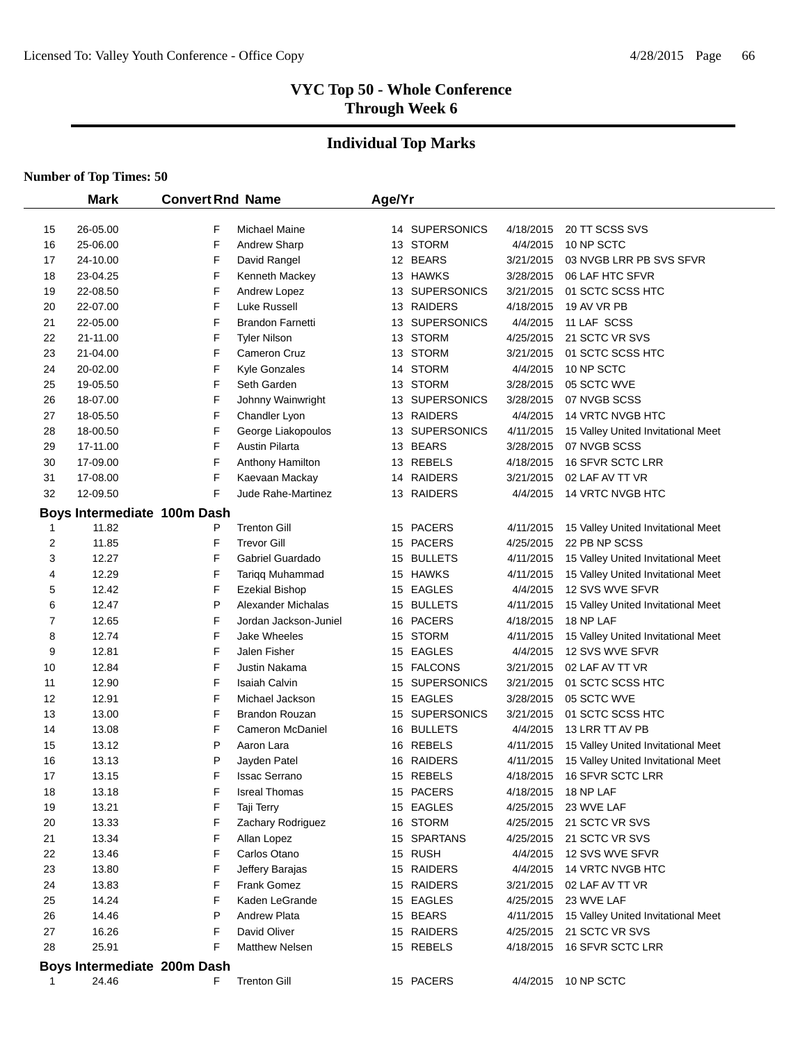# VYC Top 50 - Whole Conference
## Through Week 6

## Individual Top Marks

**Number of Top Times: 50**

| | Mark | Convert | Rnd | Name | Age/Yr | Team | Date | Meet |
|---|---|---|---|---|---|---|---|---|
| 15 | 26-05.00 | | F | Michael Maine | 14 | SUPERSONICS | 4/18/2015 | 20 TT SCSS SVS |
| 16 | 25-06.00 | | F | Andrew Sharp | 13 | STORM | 4/4/2015 | 10 NP SCTC |
| 17 | 24-10.00 | | F | David Rangel | 12 | BEARS | 3/21/2015 | 03 NVGB LRR PB SVS SFVR |
| 18 | 23-04.25 | | F | Kenneth Mackey | 13 | HAWKS | 3/28/2015 | 06 LAF HTC SFVR |
| 19 | 22-08.50 | | F | Andrew Lopez | 13 | SUPERSONICS | 3/21/2015 | 01 SCTC SCSS HTC |
| 20 | 22-07.00 | | F | Luke Russell | 13 | RAIDERS | 4/18/2015 | 19 AV VR PB |
| 21 | 22-05.00 | | F | Brandon Farnetti | 13 | SUPERSONICS | 4/4/2015 | 11 LAF SCSS |
| 22 | 21-11.00 | | F | Tyler Nilson | 13 | STORM | 4/25/2015 | 21 SCTC VR SVS |
| 23 | 21-04.00 | | F | Cameron Cruz | 13 | STORM | 3/21/2015 | 01 SCTC SCSS HTC |
| 24 | 20-02.00 | | F | Kyle Gonzales | 14 | STORM | 4/4/2015 | 10 NP SCTC |
| 25 | 19-05.50 | | F | Seth Garden | 13 | STORM | 3/28/2015 | 05 SCTC WVE |
| 26 | 18-07.00 | | F | Johnny Wainwright | 13 | SUPERSONICS | 3/28/2015 | 07 NVGB SCSS |
| 27 | 18-05.50 | | F | Chandler Lyon | 13 | RAIDERS | 4/4/2015 | 14 VRTC NVGB HTC |
| 28 | 18-00.50 | | F | George Liakopoulos | 13 | SUPERSONICS | 4/11/2015 | 15 Valley United Invitational Meet |
| 29 | 17-11.00 | | F | Austin Pilarta | 13 | BEARS | 3/28/2015 | 07 NVGB SCSS |
| 30 | 17-09.00 | | F | Anthony Hamilton | 13 | REBELS | 4/18/2015 | 16 SFVR SCTC LRR |
| 31 | 17-08.00 | | F | Kaevaan Mackay | 14 | RAIDERS | 3/21/2015 | 02 LAF AV TT VR |
| 32 | 12-09.50 | | F | Jude Rahe-Martinez | 13 | RAIDERS | 4/4/2015 | 14 VRTC NVGB HTC |
| **Boys Intermediate 100m Dash** | | | | | | | | |
| 1 | 11.82 | | P | Trenton Gill | 15 | PACERS | 4/11/2015 | 15 Valley United Invitational Meet |
| 2 | 11.85 | | F | Trevor Gill | 15 | PACERS | 4/25/2015 | 22 PB NP SCSS |
| 3 | 12.27 | | F | Gabriel Guardado | 15 | BULLETS | 4/11/2015 | 15 Valley United Invitational Meet |
| 4 | 12.29 | | F | Tariqq Muhammad | 15 | HAWKS | 4/11/2015 | 15 Valley United Invitational Meet |
| 5 | 12.42 | | F | Ezekial Bishop | 15 | EAGLES | 4/4/2015 | 12 SVS WVE SFVR |
| 6 | 12.47 | | P | Alexander Michalas | 15 | BULLETS | 4/11/2015 | 15 Valley United Invitational Meet |
| 7 | 12.65 | | F | Jordan Jackson-Juniel | 16 | PACERS | 4/18/2015 | 18 NP LAF |
| 8 | 12.74 | | F | Jake Wheeles | 15 | STORM | 4/11/2015 | 15 Valley United Invitational Meet |
| 9 | 12.81 | | F | Jalen Fisher | 15 | EAGLES | 4/4/2015 | 12 SVS WVE SFVR |
| 10 | 12.84 | | F | Justin Nakama | 15 | FALCONS | 3/21/2015 | 02 LAF AV TT VR |
| 11 | 12.90 | | F | Isaiah Calvin | 15 | SUPERSONICS | 3/21/2015 | 01 SCTC SCSS HTC |
| 12 | 12.91 | | F | Michael Jackson | 15 | EAGLES | 3/28/2015 | 05 SCTC WVE |
| 13 | 13.00 | | F | Brandon Rouzan | 15 | SUPERSONICS | 3/21/2015 | 01 SCTC SCSS HTC |
| 14 | 13.08 | | F | Cameron McDaniel | 16 | BULLETS | 4/4/2015 | 13 LRR TT AV PB |
| 15 | 13.12 | | P | Aaron Lara | 16 | REBELS | 4/11/2015 | 15 Valley United Invitational Meet |
| 16 | 13.13 | | P | Jayden Patel | 16 | RAIDERS | 4/11/2015 | 15 Valley United Invitational Meet |
| 17 | 13.15 | | F | Issac Serrano | 15 | REBELS | 4/18/2015 | 16 SFVR SCTC LRR |
| 18 | 13.18 | | F | Isreal Thomas | 15 | PACERS | 4/18/2015 | 18 NP LAF |
| 19 | 13.21 | | F | Taji Terry | 15 | EAGLES | 4/25/2015 | 23 WVE LAF |
| 20 | 13.33 | | F | Zachary Rodriguez | 16 | STORM | 4/25/2015 | 21 SCTC VR SVS |
| 21 | 13.34 | | F | Allan Lopez | 15 | SPARTANS | 4/25/2015 | 21 SCTC VR SVS |
| 22 | 13.46 | | F | Carlos Otano | 15 | RUSH | 4/4/2015 | 12 SVS WVE SFVR |
| 23 | 13.80 | | F | Jeffery Barajas | 15 | RAIDERS | 4/4/2015 | 14 VRTC NVGB HTC |
| 24 | 13.83 | | F | Frank Gomez | 15 | RAIDERS | 3/21/2015 | 02 LAF AV TT VR |
| 25 | 14.24 | | F | Kaden LeGrande | 15 | EAGLES | 4/25/2015 | 23 WVE LAF |
| 26 | 14.46 | | P | Andrew Plata | 15 | BEARS | 4/11/2015 | 15 Valley United Invitational Meet |
| 27 | 16.26 | | F | David Oliver | 15 | RAIDERS | 4/25/2015 | 21 SCTC VR SVS |
| 28 | 25.91 | | F | Matthew Nelsen | 15 | REBELS | 4/18/2015 | 16 SFVR SCTC LRR |
| **Boys Intermediate 200m Dash** | | | | | | | | |
| 1 | 24.46 | | F | Trenton Gill | 15 | PACERS | 4/4/2015 | 10 NP SCTC |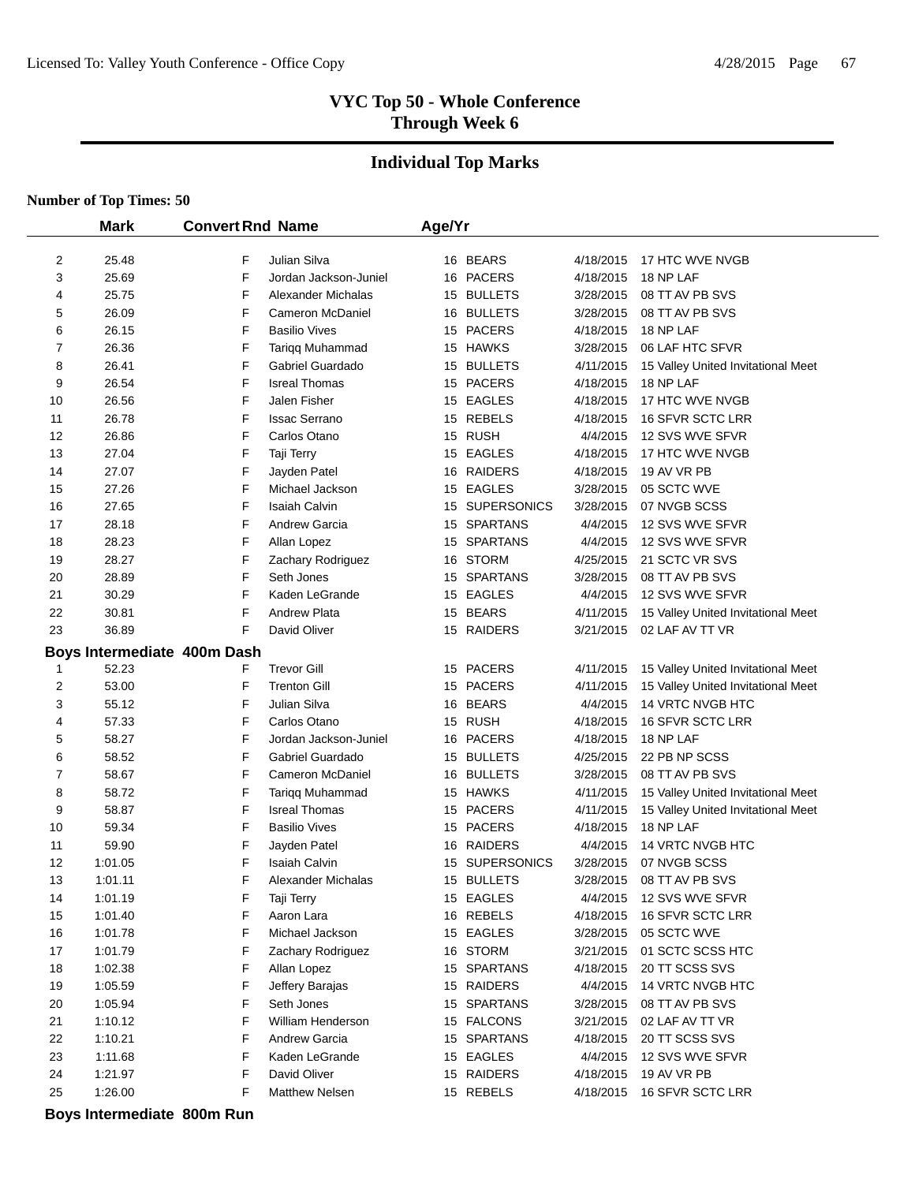# VYC Top 50 - Whole Conference
## Through Week 6

## Individual Top Marks

**Number of Top Times: 50**

| | Mark | Convert | Rnd | Name | Age/Yr | | | |
|---|---|---|---|---|---|---|---|---|
| 2 | 25.48 | | F | Julian Silva | 16 | BEARS | 4/18/2015 | 17 HTC WVE NVGB |
| 3 | 25.69 | | F | Jordan Jackson-Juniel | 16 | PACERS | 4/18/2015 | 18 NP LAF |
| 4 | 25.75 | | F | Alexander Michalas | 15 | BULLETS | 3/28/2015 | 08 TT AV PB SVS |
| 5 | 26.09 | | F | Cameron McDaniel | 16 | BULLETS | 3/28/2015 | 08 TT AV PB SVS |
| 6 | 26.15 | | F | Basilio Vives | 15 | PACERS | 4/18/2015 | 18 NP LAF |
| 7 | 26.36 | | F | Tariqq Muhammad | 15 | HAWKS | 3/28/2015 | 06 LAF HTC SFVR |
| 8 | 26.41 | | F | Gabriel Guardado | 15 | BULLETS | 4/11/2015 | 15 Valley United Invitational Meet |
| 9 | 26.54 | | F | Isreal Thomas | 15 | PACERS | 4/18/2015 | 18 NP LAF |
| 10 | 26.56 | | F | Jalen Fisher | 15 | EAGLES | 4/18/2015 | 17 HTC WVE NVGB |
| 11 | 26.78 | | F | Issac Serrano | 15 | REBELS | 4/18/2015 | 16 SFVR SCTC LRR |
| 12 | 26.86 | | F | Carlos Otano | 15 | RUSH | 4/4/2015 | 12 SVS WVE SFVR |
| 13 | 27.04 | | F | Taji Terry | 15 | EAGLES | 4/18/2015 | 17 HTC WVE NVGB |
| 14 | 27.07 | | F | Jayden Patel | 16 | RAIDERS | 4/18/2015 | 19 AV VR PB |
| 15 | 27.26 | | F | Michael Jackson | 15 | EAGLES | 3/28/2015 | 05 SCTC WVE |
| 16 | 27.65 | | F | Isaiah Calvin | 15 | SUPERSONICS | 3/28/2015 | 07 NVGB SCSS |
| 17 | 28.18 | | F | Andrew Garcia | 15 | SPARTANS | 4/4/2015 | 12 SVS WVE SFVR |
| 18 | 28.23 | | F | Allan Lopez | 15 | SPARTANS | 4/4/2015 | 12 SVS WVE SFVR |
| 19 | 28.27 | | F | Zachary Rodriguez | 16 | STORM | 4/25/2015 | 21 SCTC VR SVS |
| 20 | 28.89 | | F | Seth Jones | 15 | SPARTANS | 3/28/2015 | 08 TT AV PB SVS |
| 21 | 30.29 | | F | Kaden LeGrande | 15 | EAGLES | 4/4/2015 | 12 SVS WVE SFVR |
| 22 | 30.81 | | F | Andrew Plata | 15 | BEARS | 4/11/2015 | 15 Valley United Invitational Meet |
| 23 | 36.89 | | F | David Oliver | 15 | RAIDERS | 3/21/2015 | 02 LAF AV TT VR |

**Boys Intermediate 400m Dash**

| | Mark | Convert | Rnd | Name | Age/Yr | | | |
|---|---|---|---|---|---|---|---|---|
| 1 | 52.23 | | F | Trevor Gill | 15 | PACERS | 4/11/2015 | 15 Valley United Invitational Meet |
| 2 | 53.00 | | F | Trenton Gill | 15 | PACERS | 4/11/2015 | 15 Valley United Invitational Meet |
| 3 | 55.12 | | F | Julian Silva | 16 | BEARS | 4/4/2015 | 14 VRTC NVGB HTC |
| 4 | 57.33 | | F | Carlos Otano | 15 | RUSH | 4/18/2015 | 16 SFVR SCTC LRR |
| 5 | 58.27 | | F | Jordan Jackson-Juniel | 16 | PACERS | 4/18/2015 | 18 NP LAF |
| 6 | 58.52 | | F | Gabriel Guardado | 15 | BULLETS | 4/25/2015 | 22 PB NP SCSS |
| 7 | 58.67 | | F | Cameron McDaniel | 16 | BULLETS | 3/28/2015 | 08 TT AV PB SVS |
| 8 | 58.72 | | F | Tariqq Muhammad | 15 | HAWKS | 4/11/2015 | 15 Valley United Invitational Meet |
| 9 | 58.87 | | F | Isreal Thomas | 15 | PACERS | 4/11/2015 | 15 Valley United Invitational Meet |
| 10 | 59.34 | | F | Basilio Vives | 15 | PACERS | 4/18/2015 | 18 NP LAF |
| 11 | 59.90 | | F | Jayden Patel | 16 | RAIDERS | 4/4/2015 | 14 VRTC NVGB HTC |
| 12 | 1:01.05 | | F | Isaiah Calvin | 15 | SUPERSONICS | 3/28/2015 | 07 NVGB SCSS |
| 13 | 1:01.11 | | F | Alexander Michalas | 15 | BULLETS | 3/28/2015 | 08 TT AV PB SVS |
| 14 | 1:01.19 | | F | Taji Terry | 15 | EAGLES | 4/4/2015 | 12 SVS WVE SFVR |
| 15 | 1:01.40 | | F | Aaron Lara | 16 | REBELS | 4/18/2015 | 16 SFVR SCTC LRR |
| 16 | 1:01.78 | | F | Michael Jackson | 15 | EAGLES | 3/28/2015 | 05 SCTC WVE |
| 17 | 1:01.79 | | F | Zachary Rodriguez | 16 | STORM | 3/21/2015 | 01 SCTC SCSS HTC |
| 18 | 1:02.38 | | F | Allan Lopez | 15 | SPARTANS | 4/18/2015 | 20 TT SCSS SVS |
| 19 | 1:05.59 | | F | Jeffery Barajas | 15 | RAIDERS | 4/4/2015 | 14 VRTC NVGB HTC |
| 20 | 1:05.94 | | F | Seth Jones | 15 | SPARTANS | 3/28/2015 | 08 TT AV PB SVS |
| 21 | 1:10.12 | | F | William Henderson | 15 | FALCONS | 3/21/2015 | 02 LAF AV TT VR |
| 22 | 1:10.21 | | F | Andrew Garcia | 15 | SPARTANS | 4/18/2015 | 20 TT SCSS SVS |
| 23 | 1:11.68 | | F | Kaden LeGrande | 15 | EAGLES | 4/4/2015 | 12 SVS WVE SFVR |
| 24 | 1:21.97 | | F | David Oliver | 15 | RAIDERS | 4/18/2015 | 19 AV VR PB |
| 25 | 1:26.00 | | F | Matthew Nelsen | 15 | REBELS | 4/18/2015 | 16 SFVR SCTC LRR |

**Boys Intermediate 800m Run**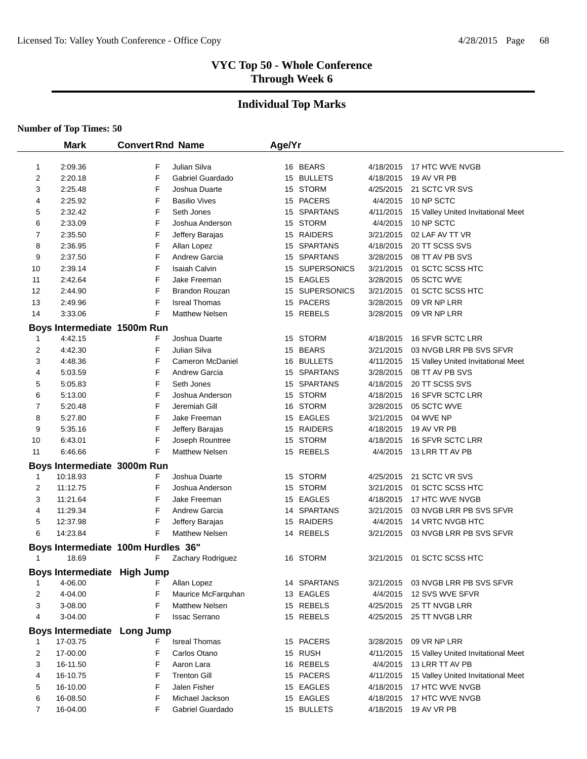# VYC Top 50 - Whole Conference
## Through Week 6

## Individual Top Marks

**Number of Top Times: 50**

| | Mark | Convert | Rnd | Name | Age/Yr | Team | Date | Meet |
|---|---|---|---|---|---|---|---|---|
| 1 | 2:09.36 | | F | Julian Silva | 16 | BEARS | 4/18/2015 | 17 HTC WVE NVGB |
| 2 | 2:20.18 | | F | Gabriel Guardado | 15 | BULLETS | 4/18/2015 | 19 AV VR PB |
| 3 | 2:25.48 | | F | Joshua Duarte | 15 | STORM | 4/25/2015 | 21 SCTC VR SVS |
| 4 | 2:25.92 | | F | Basilio Vives | 15 | PACERS | 4/4/2015 | 10 NP SCTC |
| 5 | 2:32.42 | | F | Seth Jones | 15 | SPARTANS | 4/11/2015 | 15 Valley United Invitational Meet |
| 6 | 2:33.09 | | F | Joshua Anderson | 15 | STORM | 4/4/2015 | 10 NP SCTC |
| 7 | 2:35.50 | | F | Jeffery Barajas | 15 | RAIDERS | 3/21/2015 | 02 LAF AV TT VR |
| 8 | 2:36.95 | | F | Allan Lopez | 15 | SPARTANS | 4/18/2015 | 20 TT SCSS SVS |
| 9 | 2:37.50 | | F | Andrew Garcia | 15 | SPARTANS | 3/28/2015 | 08 TT AV PB SVS |
| 10 | 2:39.14 | | F | Isaiah Calvin | 15 | SUPERSONICS | 3/21/2015 | 01 SCTC SCSS HTC |
| 11 | 2:42.64 | | F | Jake Freeman | 15 | EAGLES | 3/28/2015 | 05 SCTC WVE |
| 12 | 2:44.90 | | F | Brandon Rouzan | 15 | SUPERSONICS | 3/21/2015 | 01 SCTC SCSS HTC |
| 13 | 2:49.96 | | F | Isreal Thomas | 15 | PACERS | 3/28/2015 | 09 VR NP LRR |
| 14 | 3:33.06 | | F | Matthew Nelsen | 15 | REBELS | 3/28/2015 | 09 VR NP LRR |

### Boys Intermediate 1500m Run

| | Mark | Convert | Rnd | Name | Age/Yr | Team | Date | Meet |
|---|---|---|---|---|---|---|---|---|
| 1 | 4:42.15 | | F | Joshua Duarte | 15 | STORM | 4/18/2015 | 16 SFVR SCTC LRR |
| 2 | 4:42.30 | | F | Julian Silva | 15 | BEARS | 3/21/2015 | 03 NVGB LRR PB SVS SFVR |
| 3 | 4:48.36 | | F | Cameron McDaniel | 16 | BULLETS | 4/11/2015 | 15 Valley United Invitational Meet |
| 4 | 5:03.59 | | F | Andrew Garcia | 15 | SPARTANS | 3/28/2015 | 08 TT AV PB SVS |
| 5 | 5:05.83 | | F | Seth Jones | 15 | SPARTANS | 4/18/2015 | 20 TT SCSS SVS |
| 6 | 5:13.00 | | F | Joshua Anderson | 15 | STORM | 4/18/2015 | 16 SFVR SCTC LRR |
| 7 | 5:20.48 | | F | Jeremiah Gill | 16 | STORM | 3/28/2015 | 05 SCTC WVE |
| 8 | 5:27.80 | | F | Jake Freeman | 15 | EAGLES | 3/21/2015 | 04 WVE NP |
| 9 | 5:35.16 | | F | Jeffery Barajas | 15 | RAIDERS | 4/18/2015 | 19 AV VR PB |
| 10 | 6:43.01 | | F | Joseph Rountree | 15 | STORM | 4/18/2015 | 16 SFVR SCTC LRR |
| 11 | 6:46.66 | | F | Matthew Nelsen | 15 | REBELS | 4/4/2015 | 13 LRR TT AV PB |

### Boys Intermediate 3000m Run

| | Mark | Convert | Rnd | Name | Age/Yr | Team | Date | Meet |
|---|---|---|---|---|---|---|---|---|
| 1 | 10:18.93 | | F | Joshua Duarte | 15 | STORM | 4/25/2015 | 21 SCTC VR SVS |
| 2 | 11:12.75 | | F | Joshua Anderson | 15 | STORM | 3/21/2015 | 01 SCTC SCSS HTC |
| 3 | 11:21.64 | | F | Jake Freeman | 15 | EAGLES | 4/18/2015 | 17 HTC WVE NVGB |
| 4 | 11:29.34 | | F | Andrew Garcia | 14 | SPARTANS | 3/21/2015 | 03 NVGB LRR PB SVS SFVR |
| 5 | 12:37.98 | | F | Jeffery Barajas | 15 | RAIDERS | 4/4/2015 | 14 VRTC NVGB HTC |
| 6 | 14:23.84 | | F | Matthew Nelsen | 14 | REBELS | 3/21/2015 | 03 NVGB LRR PB SVS SFVR |

### Boys Intermediate 100m Hurdles 36"

| | Mark | Convert | Rnd | Name | Age/Yr | Team | Date | Meet |
|---|---|---|---|---|---|---|---|---|
| 1 | 18.69 | | F | Zachary Rodriguez | 16 | STORM | 3/21/2015 | 01 SCTC SCSS HTC |

### Boys Intermediate High Jump

| | Mark | Convert | Rnd | Name | Age/Yr | Team | Date | Meet |
|---|---|---|---|---|---|---|---|---|
| 1 | 4-06.00 | | F | Allan Lopez | 14 | SPARTANS | 3/21/2015 | 03 NVGB LRR PB SVS SFVR |
| 2 | 4-04.00 | | F | Maurice McFarquhan | 13 | EAGLES | 4/4/2015 | 12 SVS WVE SFVR |
| 3 | 3-08.00 | | F | Matthew Nelsen | 15 | REBELS | 4/25/2015 | 25 TT NVGB LRR |
| 4 | 3-04.00 | | F | Issac Serrano | 15 | REBELS | 4/25/2015 | 25 TT NVGB LRR |

### Boys Intermediate Long Jump

| | Mark | Convert | Rnd | Name | Age/Yr | Team | Date | Meet |
|---|---|---|---|---|---|---|---|---|
| 1 | 17-03.75 | | F | Isreal Thomas | 15 | PACERS | 3/28/2015 | 09 VR NP LRR |
| 2 | 17-00.00 | | F | Carlos Otano | 15 | RUSH | 4/11/2015 | 15 Valley United Invitational Meet |
| 3 | 16-11.50 | | F | Aaron Lara | 16 | REBELS | 4/4/2015 | 13 LRR TT AV PB |
| 4 | 16-10.75 | | F | Trenton Gill | 15 | PACERS | 4/11/2015 | 15 Valley United Invitational Meet |
| 5 | 16-10.00 | | F | Jalen Fisher | 15 | EAGLES | 4/18/2015 | 17 HTC WVE NVGB |
| 6 | 16-08.50 | | F | Michael Jackson | 15 | EAGLES | 4/18/2015 | 17 HTC WVE NVGB |
| 7 | 16-04.00 | | F | Gabriel Guardado | 15 | BULLETS | 4/18/2015 | 19 AV VR PB |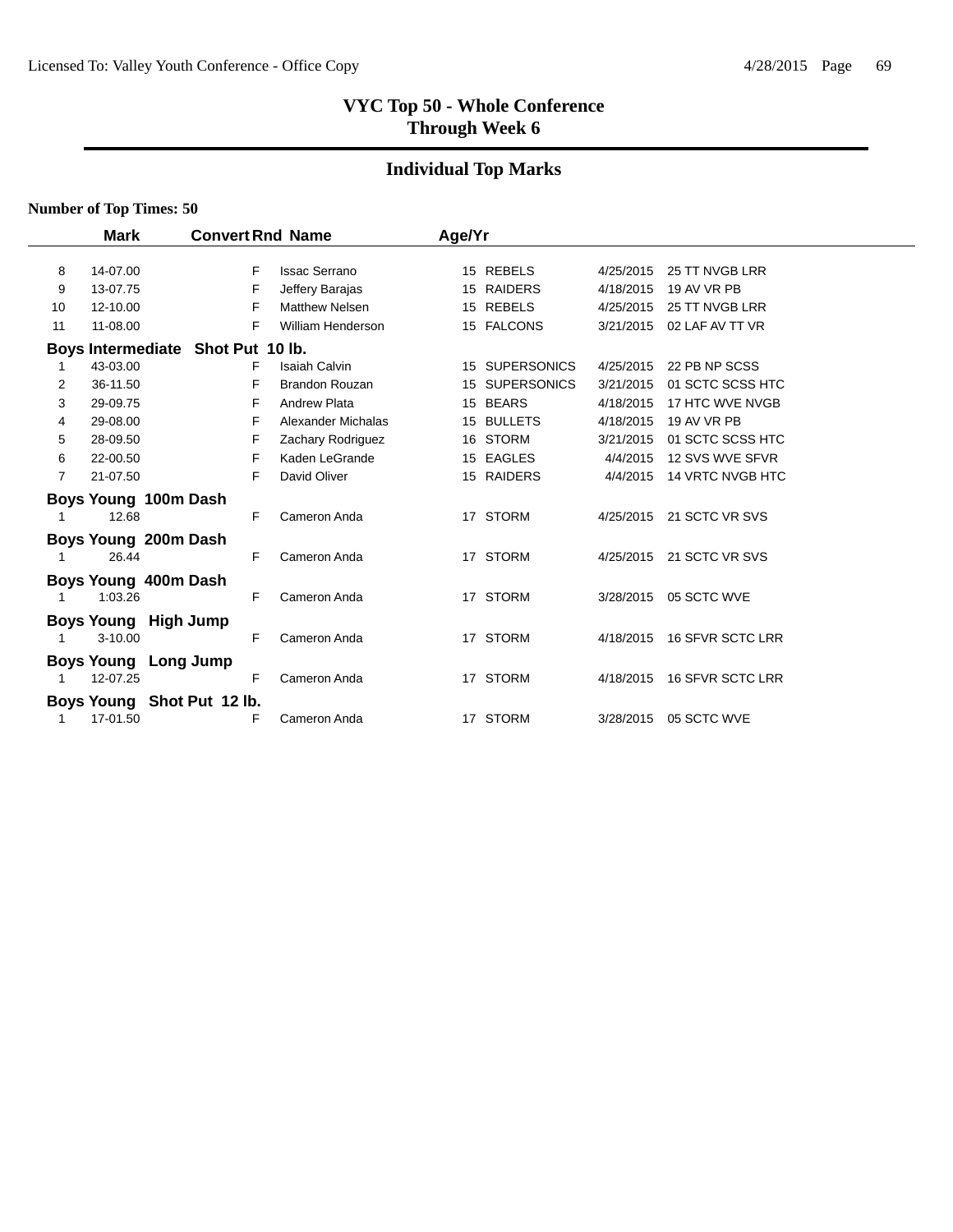# VYC Top 50 - Whole Conference
# Through Week 6

## Individual Top Marks

**Number of Top Times: 50**

| | Mark | Convert | Rnd | Name | Age/Yr | | | |
|---|---|---|---|---|---|---|---|---|
| 8 | 14-07.00 | | F | Issac Serrano | 15 | REBELS | 4/25/2015 | 25 TT NVGB LRR |
| 9 | 13-07.75 | | F | Jeffery Barajas | 15 | RAIDERS | 4/18/2015 | 19 AV VR PB |
| 10 | 12-10.00 | | F | Matthew Nelsen | 15 | REBELS | 4/25/2015 | 25 TT NVGB LRR |
| 11 | 11-08.00 | | F | William Henderson | 15 | FALCONS | 3/21/2015 | 02 LAF AV TT VR |

**Boys Intermediate Shot Put 10 lb.**

| | Mark | Convert | Rnd | Name | Age/Yr | | | |
|---|---|---|---|---|---|---|---|---|
| 1 | 43-03.00 | | F | Isaiah Calvin | 15 | SUPERSONICS | 4/25/2015 | 22 PB NP SCSS |
| 2 | 36-11.50 | | F | Brandon Rouzan | 15 | SUPERSONICS | 3/21/2015 | 01 SCTC SCSS HTC |
| 3 | 29-09.75 | | F | Andrew Plata | 15 | BEARS | 4/18/2015 | 17 HTC WVE NVGB |
| 4 | 29-08.00 | | F | Alexander Michalas | 15 | BULLETS | 4/18/2015 | 19 AV VR PB |
| 5 | 28-09.50 | | F | Zachary Rodriguez | 16 | STORM | 3/21/2015 | 01 SCTC SCSS HTC |
| 6 | 22-00.50 | | F | Kaden LeGrande | 15 | EAGLES | 4/4/2015 | 12 SVS WVE SFVR |
| 7 | 21-07.50 | | F | David Oliver | 15 | RAIDERS | 4/4/2015 | 14 VRTC NVGB HTC |

**Boys Young 100m Dash**

| | Mark | Convert | Rnd | Name | Age/Yr | | | |
|---|---|---|---|---|---|---|---|---|
| 1 | 12.68 | | F | Cameron Anda | 17 | STORM | 4/25/2015 | 21 SCTC VR SVS |

**Boys Young 200m Dash**

| | Mark | Convert | Rnd | Name | Age/Yr | | | |
|---|---|---|---|---|---|---|---|---|
| 1 | 26.44 | | F | Cameron Anda | 17 | STORM | 4/25/2015 | 21 SCTC VR SVS |

**Boys Young 400m Dash**

| | Mark | Convert | Rnd | Name | Age/Yr | | | |
|---|---|---|---|---|---|---|---|---|
| 1 | 1:03.26 | | F | Cameron Anda | 17 | STORM | 3/28/2015 | 05 SCTC WVE |

**Boys Young High Jump**

| | Mark | Convert | Rnd | Name | Age/Yr | | | |
|---|---|---|---|---|---|---|---|---|
| 1 | 3-10.00 | | F | Cameron Anda | 17 | STORM | 4/18/2015 | 16 SFVR SCTC LRR |

**Boys Young Long Jump**

| | Mark | Convert | Rnd | Name | Age/Yr | | | |
|---|---|---|---|---|---|---|---|---|
| 1 | 12-07.25 | | F | Cameron Anda | 17 | STORM | 4/18/2015 | 16 SFVR SCTC LRR |

**Boys Young Shot Put 12 lb.**

| | Mark | Convert | Rnd | Name | Age/Yr | | | |
|---|---|---|---|---|---|---|---|---|
| 1 | 17-01.50 | | F | Cameron Anda | 17 | STORM | 3/28/2015 | 05 SCTC WVE |